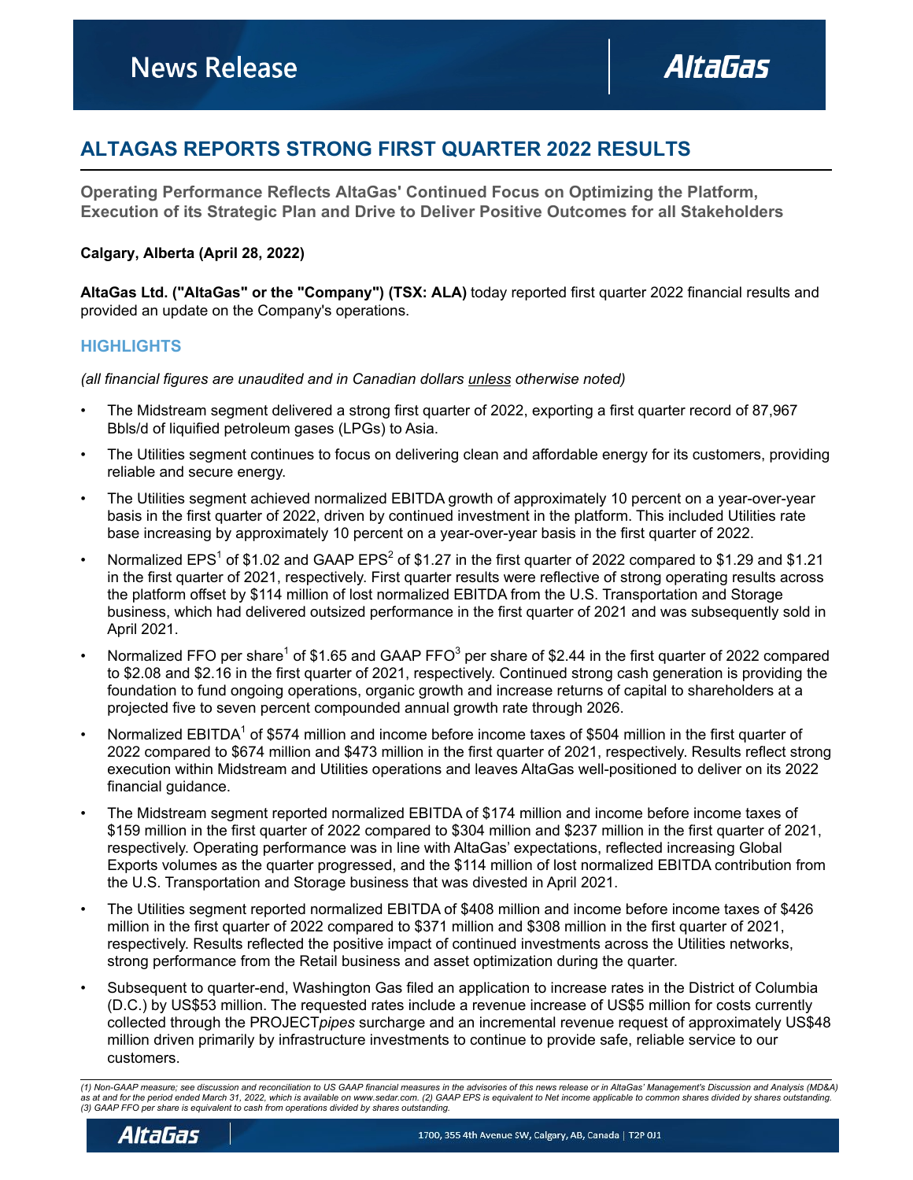# ALTAGAS REPORTS STRONG FIRST QUARTER 2022 RESULTS

**Operating Performance Reflects AltaGas' Continued Focus on Optimizing the Platform, Execution of its Strategic Plan and Drive to Deliver Positive Outcomes for all Stakeholders**

**Calgary, Alberta (April 28, 2022)**

**AltaGas Ltd. ("AltaGas" or the "Company") (TSX: ALA)** today reported first quarter 2022 financial results and provided an update on the Company's operations.

## HIGHLIGHTS

*(all financial figures are unaudited and in Canadian dollars unless otherwise noted)*

- The Midstream segment delivered a strong first quarter of 2022, exporting a first quarter record of 87,967 Bbls/d of liquified petroleum gases (LPGs) to Asia.
- The Utilities segment continues to focus on delivering clean and affordable energy for its customers, providing reliable and secure energy.
- The Utilities segment achieved normalized EBITDA growth of approximately 10 percent on a year-over-year basis in the first quarter of 2022, driven by continued investment in the platform. This included Utilities rate base increasing by approximately 10 percent on a year-over-year basis in the first quarter of 2022.
- Normalized EPS[1] of $1.02 and GAAP EPS[2] of $1.27 in the first quarter of 2022 compared to $1.29 and $1.21 in the first quarter of 2021, respectively. First quarter results were reflective of strong operating results across the platform offset by $114 million of lost normalized EBITDA from the U.S. Transportation and Storage business, which had delivered outsized performance in the first quarter of 2021 and was subsequently sold in April 2021.
- Normalized FFO per share[1] of $1.65 and GAAP FFO[3] per share of $2.44 in the first quarter of 2022 compared to $2.08 and $2.16 in the first quarter of 2021, respectively. Continued strong cash generation is providing the foundation to fund ongoing operations, organic growth and increase returns of capital to shareholders at a projected five to seven percent compounded annual growth rate through 2026.
- Normalized EBITDA[1] of $574 million and income before income taxes of $504 million in the first quarter of 2022 compared to $674 million and $473 million in the first quarter of 2021, respectively. Results reflect strong execution within Midstream and Utilities operations and leaves AltaGas well-positioned to deliver on its 2022 financial guidance.
- The Midstream segment reported normalized EBITDA of $174 million and income before income taxes of $159 million in the first quarter of 2022 compared to $304 million and $237 million in the first quarter of 2021, respectively. Operating performance was in line with AltaGas' expectations, reflected increasing Global Exports volumes as the quarter progressed, and the $114 million of lost normalized EBITDA contribution from the U.S. Transportation and Storage business that was divested in April 2021.
- The Utilities segment reported normalized EBITDA of $408 million and income before income taxes of $426 million in the first quarter of 2022 compared to $371 million and $308 million in the first quarter of 2021, respectively. Results reflected the positive impact of continued investments across the Utilities networks, strong performance from the Retail business and asset optimization during the quarter.
- Subsequent to quarter-end, Washington Gas filed an application to increase rates in the District of Columbia (D.C.) by US$53 million. The requested rates include a revenue increase of US$5 million for costs currently collected through the PROJECT*pipes* surcharge and an incremental revenue request of approximately US$48 million driven primarily by infrastructure investments to continue to provide safe, reliable service to our customers.

*(1) Non-GAAP measure; see discussion and reconciliation to US GAAP financial measures in the advisories of this news release or in AltaGas' Management's Discussion and Analysis (MD&A) as at and for the period ended March 31, 2022, which is available on www.sedar.com. (2) GAAP EPS is equivalent to Net income applicable to common shares divided by shares outstanding. (3) GAAP FFO per share is equivalent to cash from operations divided by shares outstanding.*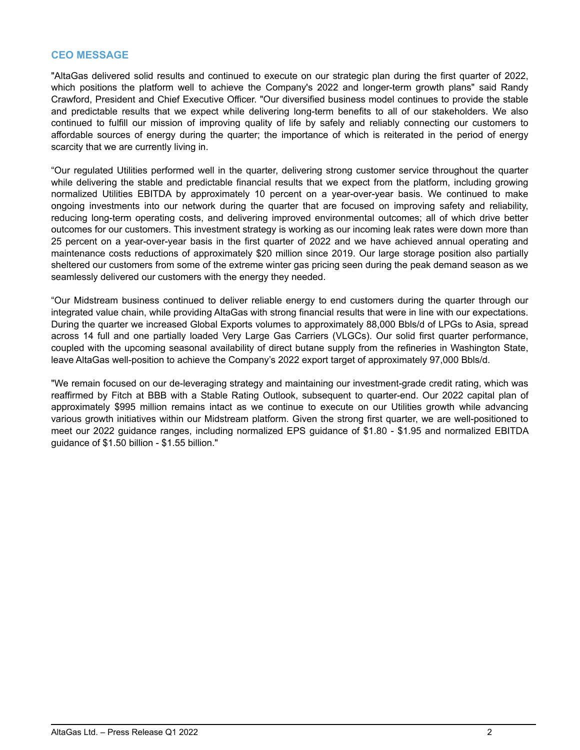## CEO MESSAGE

"AltaGas delivered solid results and continued to execute on our strategic plan during the first quarter of 2022, which positions the platform well to achieve the Company's 2022 and longer-term growth plans" said Randy Crawford, President and Chief Executive Officer. "Our diversified business model continues to provide the stable and predictable results that we expect while delivering long-term benefits to all of our stakeholders. We also continued to fulfill our mission of improving quality of life by safely and reliably connecting our customers to affordable sources of energy during the quarter; the importance of which is reiterated in the period of energy scarcity that we are currently living in.

"Our regulated Utilities performed well in the quarter, delivering strong customer service throughout the quarter while delivering the stable and predictable financial results that we expect from the platform, including growing normalized Utilities EBITDA by approximately 10 percent on a year-over-year basis. We continued to make ongoing investments into our network during the quarter that are focused on improving safety and reliability, reducing long-term operating costs, and delivering improved environmental outcomes; all of which drive better outcomes for our customers. This investment strategy is working as our incoming leak rates were down more than 25 percent on a year-over-year basis in the first quarter of 2022 and we have achieved annual operating and maintenance costs reductions of approximately $20 million since 2019. Our large storage position also partially sheltered our customers from some of the extreme winter gas pricing seen during the peak demand season as we seamlessly delivered our customers with the energy they needed.

"Our Midstream business continued to deliver reliable energy to end customers during the quarter through our integrated value chain, while providing AltaGas with strong financial results that were in line with our expectations. During the quarter we increased Global Exports volumes to approximately 88,000 Bbls/d of LPGs to Asia, spread across 14 full and one partially loaded Very Large Gas Carriers (VLGCs). Our solid first quarter performance, coupled with the upcoming seasonal availability of direct butane supply from the refineries in Washington State, leave AltaGas well-position to achieve the Company's 2022 export target of approximately 97,000 Bbls/d.

"We remain focused on our de-leveraging strategy and maintaining our investment-grade credit rating, which was reaffirmed by Fitch at BBB with a Stable Rating Outlook, subsequent to quarter-end. Our 2022 capital plan of approximately $995 million remains intact as we continue to execute on our Utilities growth while advancing various growth initiatives within our Midstream platform. Given the strong first quarter, we are well-positioned to meet our 2022 guidance ranges, including normalized EPS guidance of $1.80 - $1.95 and normalized EBITDA guidance of $1.50 billion - $1.55 billion."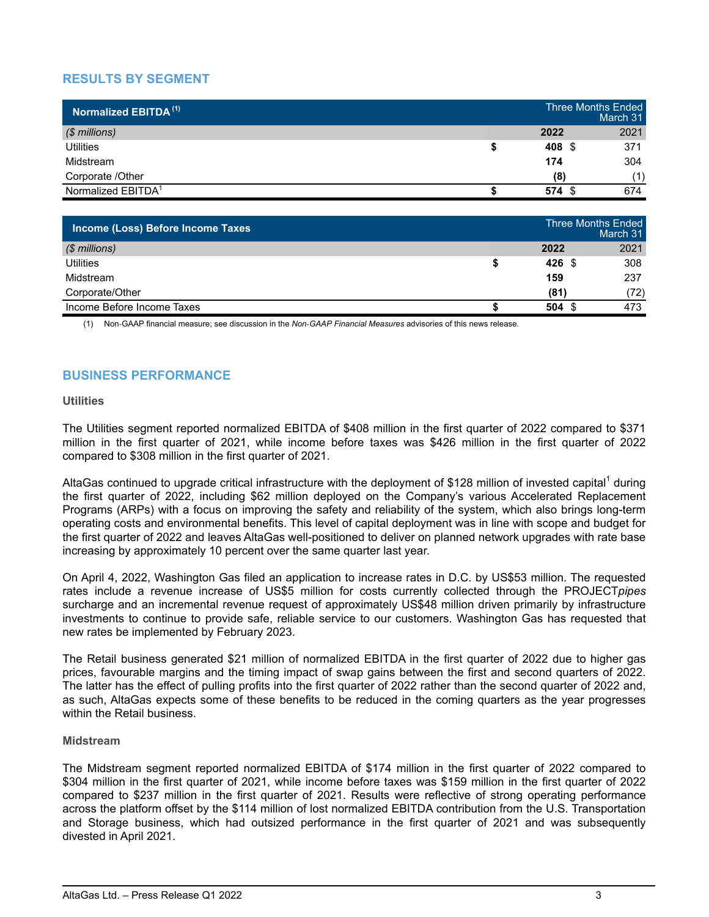## RESULTS BY SEGMENT

| Normalized EBITDA [(1)] | Three Months Ended March 31 | |
|---|---|---|
| *($ millions)* | **2022** | 2021 |
| Utilities | **$ 408** | $ 371 |
| Midstream | **174** | 304 |
| Corporate /Other | **(8)** | (1) |
| Normalized EBITDA[1] | **$ 574** | $ 674 |

| Income (Loss) Before Income Taxes | Three Months Ended March 31 | |
|---|---|---|
| *($ millions)* | **2022** | 2021 |
| Utilities | **$ 426** | $ 308 |
| Midstream | **159** | 237 |
| Corporate/Other | **(81)** | (72) |
| Income Before Income Taxes | **$ 504** | $ 473 |

(1) Non-GAAP financial measure; see discussion in the *Non-GAAP Financial Measures* advisories of this news release.

## BUSINESS PERFORMANCE

### Utilities

The Utilities segment reported normalized EBITDA of $408 million in the first quarter of 2022 compared to $371 million in the first quarter of 2021, while income before taxes was $426 million in the first quarter of 2022 compared to $308 million in the first quarter of 2021.

AltaGas continued to upgrade critical infrastructure with the deployment of $128 million of invested capital[1] during the first quarter of 2022, including $62 million deployed on the Company's various Accelerated Replacement Programs (ARPs) with a focus on improving the safety and reliability of the system, which also brings long-term operating costs and environmental benefits. This level of capital deployment was in line with scope and budget for the first quarter of 2022 and leaves AltaGas well-positioned to deliver on planned network upgrades with rate base increasing by approximately 10 percent over the same quarter last year.

On April 4, 2022, Washington Gas filed an application to increase rates in D.C. by US$53 million. The requested rates include a revenue increase of US$5 million for costs currently collected through the PROJECT*pipes* surcharge and an incremental revenue request of approximately US$48 million driven primarily by infrastructure investments to continue to provide safe, reliable service to our customers. Washington Gas has requested that new rates be implemented by February 2023.

The Retail business generated $21 million of normalized EBITDA in the first quarter of 2022 due to higher gas prices, favourable margins and the timing impact of swap gains between the first and second quarters of 2022. The latter has the effect of pulling profits into the first quarter of 2022 rather than the second quarter of 2022 and, as such, AltaGas expects some of these benefits to be reduced in the coming quarters as the year progresses within the Retail business.

### Midstream

The Midstream segment reported normalized EBITDA of $174 million in the first quarter of 2022 compared to $304 million in the first quarter of 2021, while income before taxes was $159 million in the first quarter of 2022 compared to $237 million in the first quarter of 2021. Results were reflective of strong operating performance across the platform offset by the $114 million of lost normalized EBITDA contribution from the U.S. Transportation and Storage business, which had outsized performance in the first quarter of 2021 and was subsequently divested in April 2021.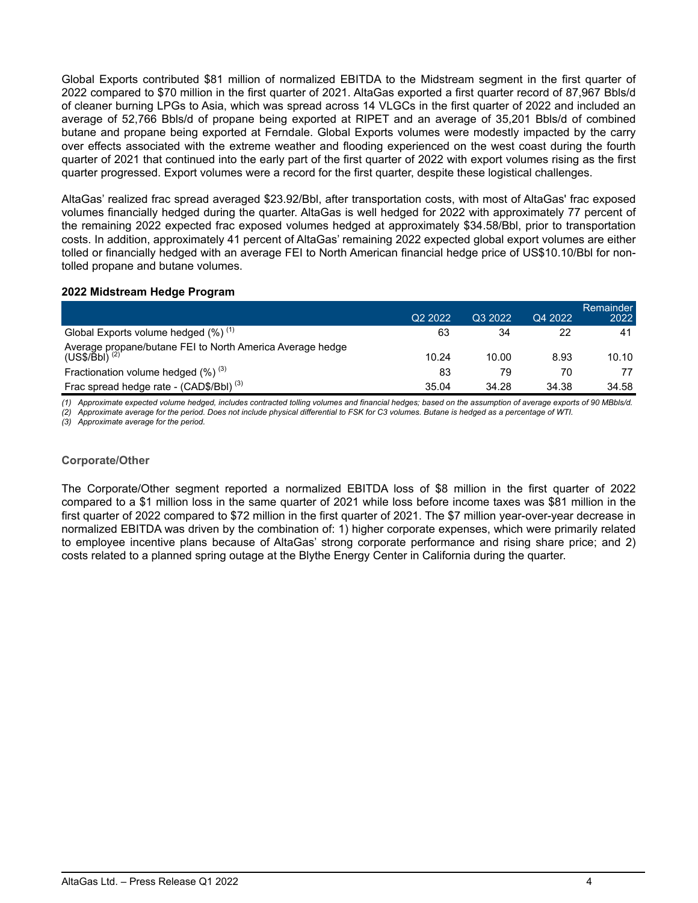Global Exports contributed $81 million of normalized EBITDA to the Midstream segment in the first quarter of 2022 compared to $70 million in the first quarter of 2021. AltaGas exported a first quarter record of 87,967 Bbls/d of cleaner burning LPGs to Asia, which was spread across 14 VLGCs in the first quarter of 2022 and included an average of 52,766 Bbls/d of propane being exported at RIPET and an average of 35,201 Bbls/d of combined butane and propane being exported at Ferndale. Global Exports volumes were modestly impacted by the carry over effects associated with the extreme weather and flooding experienced on the west coast during the fourth quarter of 2021 that continued into the early part of the first quarter of 2022 with export volumes rising as the first quarter progressed. Export volumes were a record for the first quarter, despite these logistical challenges.

AltaGas' realized frac spread averaged $23.92/Bbl, after transportation costs, with most of AltaGas' frac exposed volumes financially hedged during the quarter. AltaGas is well hedged for 2022 with approximately 77 percent of the remaining 2022 expected frac exposed volumes hedged at approximately $34.58/Bbl, prior to transportation costs. In addition, approximately 41 percent of AltaGas' remaining 2022 expected global export volumes are either tolled or financially hedged with an average FEI to North American financial hedge price of US$10.10/Bbl for non-tolled propane and butane volumes.

**2022 Midstream Hedge Program**

| | Q2 2022 | Q3 2022 | Q4 2022 | Remainder 2022 |
|---|---|---|---|---|
| Global Exports volume hedged (%) (1) | 63 | 34 | 22 | 41 |
| Average propane/butane FEI to North America Average hedge (US$/Bbl) (2) | 10.24 | 10.00 | 8.93 | 10.10 |
| Fractionation volume hedged (%) (3) | 83 | 79 | 70 | 77 |
| Frac spread hedge rate - (CAD$/Bbl) (3) | 35.04 | 34.28 | 34.38 | 34.58 |

*(1) Approximate expected volume hedged, includes contracted tolling volumes and financial hedges; based on the assumption of average exports of 90 MBbls/d.*
*(2) Approximate average for the period. Does not include physical differential to FSK for C3 volumes. Butane is hedged as a percentage of WTI.*
*(3) Approximate average for the period.*

### Corporate/Other

The Corporate/Other segment reported a normalized EBITDA loss of $8 million in the first quarter of 2022 compared to a $1 million loss in the same quarter of 2021 while loss before income taxes was $81 million in the first quarter of 2022 compared to $72 million in the first quarter of 2021. The $7 million year-over-year decrease in normalized EBITDA was driven by the combination of: 1) higher corporate expenses, which were primarily related to employee incentive plans because of AltaGas' strong corporate performance and rising share price; and 2) costs related to a planned spring outage at the Blythe Energy Center in California during the quarter.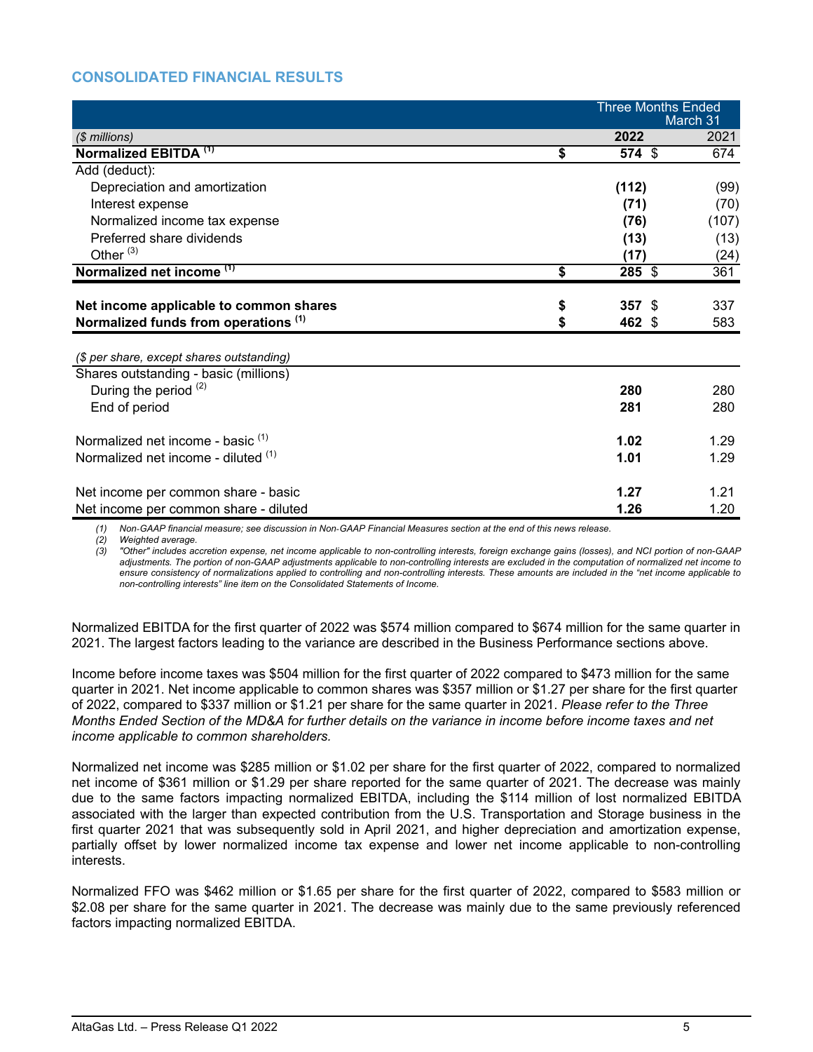## CONSOLIDATED FINANCIAL RESULTS

| | Three Months Ended March 31 | |
|---|---|---|
| *($ millions)* | **2022** | 2021 |
| **Normalized EBITDA [1]** | **$ 574** | $ 674 |
| Add (deduct): | | |
| Depreciation and amortization | **(112)** | (99) |
| Interest expense | **(71)** | (70) |
| Normalized income tax expense | **(76)** | (107) |
| Preferred share dividends | **(13)** | (13) |
| Other [3] | **(17)** | (24) |
| **Normalized net income [1]** | **$ 285** | $ 361 |
| | | |
| **Net income applicable to common shares** | **$ 357** | $ 337 |
| **Normalized funds from operations [1]** | **$ 462** | $ 583 |
| | | |
| *($ per share, except shares outstanding)* | | |
| Shares outstanding - basic (millions) | | |
| During the period [2] | **280** | 280 |
| End of period | **281** | 280 |
| | | |
| Normalized net income - basic [1] | **1.02** | 1.29 |
| Normalized net income - diluted [1] | **1.01** | 1.29 |
| | | |
| Net income per common share - basic | **1.27** | 1.21 |
| Net income per common share - diluted | **1.26** | 1.20 |

*(1) Non-GAAP financial measure; see discussion in Non-GAAP Financial Measures section at the end of this news release.*
*(2) Weighted average.*
*(3) "Other" includes accretion expense, net income applicable to non-controlling interests, foreign exchange gains (losses), and NCI portion of non-GAAP adjustments. The portion of non-GAAP adjustments applicable to non-controlling interests are excluded in the computation of normalized net income to ensure consistency of normalizations applied to controlling and non-controlling interests. These amounts are included in the "net income applicable to non-controlling interests" line item on the Consolidated Statements of Income.*

Normalized EBITDA for the first quarter of 2022 was $574 million compared to $674 million for the same quarter in 2021. The largest factors leading to the variance are described in the Business Performance sections above.

Income before income taxes was $504 million for the first quarter of 2022 compared to $473 million for the same quarter in 2021. Net income applicable to common shares was $357 million or $1.27 per share for the first quarter of 2022, compared to $337 million or $1.21 per share for the same quarter in 2021. *Please refer to the Three Months Ended Section of the MD&A for further details on the variance in income before income taxes and net income applicable to common shareholders.*

Normalized net income was $285 million or $1.02 per share for the first quarter of 2022, compared to normalized net income of $361 million or $1.29 per share reported for the same quarter of 2021. The decrease was mainly due to the same factors impacting normalized EBITDA, including the $114 million of lost normalized EBITDA associated with the larger than expected contribution from the U.S. Transportation and Storage business in the first quarter 2021 that was subsequently sold in April 2021, and higher depreciation and amortization expense, partially offset by lower normalized income tax expense and lower net income applicable to non-controlling interests.

Normalized FFO was $462 million or $1.65 per share for the first quarter of 2022, compared to $583 million or $2.08 per share for the same quarter in 2021. The decrease was mainly due to the same previously referenced factors impacting normalized EBITDA.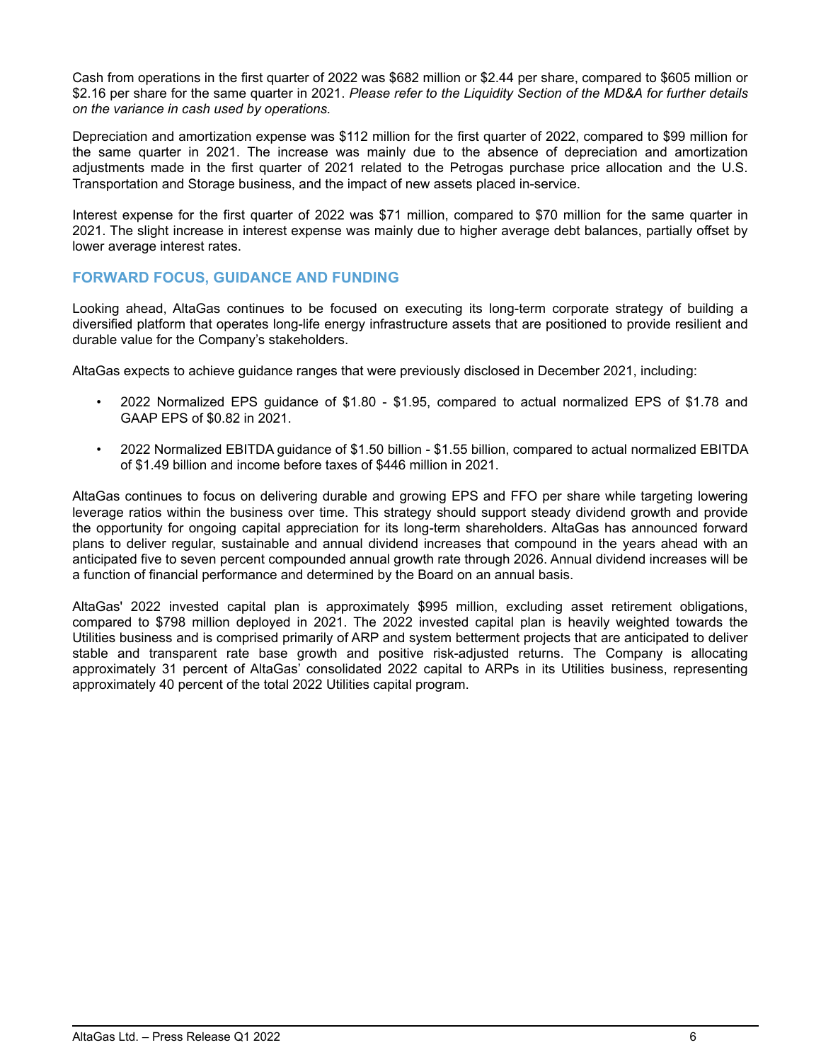Cash from operations in the first quarter of 2022 was $682 million or $2.44 per share, compared to $605 million or $2.16 per share for the same quarter in 2021. *Please refer to the Liquidity Section of the MD&A for further details on the variance in cash used by operations.*

Depreciation and amortization expense was $112 million for the first quarter of 2022, compared to $99 million for the same quarter in 2021. The increase was mainly due to the absence of depreciation and amortization adjustments made in the first quarter of 2021 related to the Petrogas purchase price allocation and the U.S. Transportation and Storage business, and the impact of new assets placed in-service.

Interest expense for the first quarter of 2022 was $71 million, compared to $70 million for the same quarter in 2021. The slight increase in interest expense was mainly due to higher average debt balances, partially offset by lower average interest rates.

## FORWARD FOCUS, GUIDANCE AND FUNDING

Looking ahead, AltaGas continues to be focused on executing its long-term corporate strategy of building a diversified platform that operates long-life energy infrastructure assets that are positioned to provide resilient and durable value for the Company's stakeholders.

AltaGas expects to achieve guidance ranges that were previously disclosed in December 2021, including:

- 2022 Normalized EPS guidance of $1.80 - $1.95, compared to actual normalized EPS of $1.78 and GAAP EPS of $0.82 in 2021.
- 2022 Normalized EBITDA guidance of $1.50 billion - $1.55 billion, compared to actual normalized EBITDA of $1.49 billion and income before taxes of $446 million in 2021.

AltaGas continues to focus on delivering durable and growing EPS and FFO per share while targeting lowering leverage ratios within the business over time. This strategy should support steady dividend growth and provide the opportunity for ongoing capital appreciation for its long-term shareholders. AltaGas has announced forward plans to deliver regular, sustainable and annual dividend increases that compound in the years ahead with an anticipated five to seven percent compounded annual growth rate through 2026. Annual dividend increases will be a function of financial performance and determined by the Board on an annual basis.

AltaGas' 2022 invested capital plan is approximately $995 million, excluding asset retirement obligations, compared to $798 million deployed in 2021. The 2022 invested capital plan is heavily weighted towards the Utilities business and is comprised primarily of ARP and system betterment projects that are anticipated to deliver stable and transparent rate base growth and positive risk-adjusted returns. The Company is allocating approximately 31 percent of AltaGas' consolidated 2022 capital to ARPs in its Utilities business, representing approximately 40 percent of the total 2022 Utilities capital program.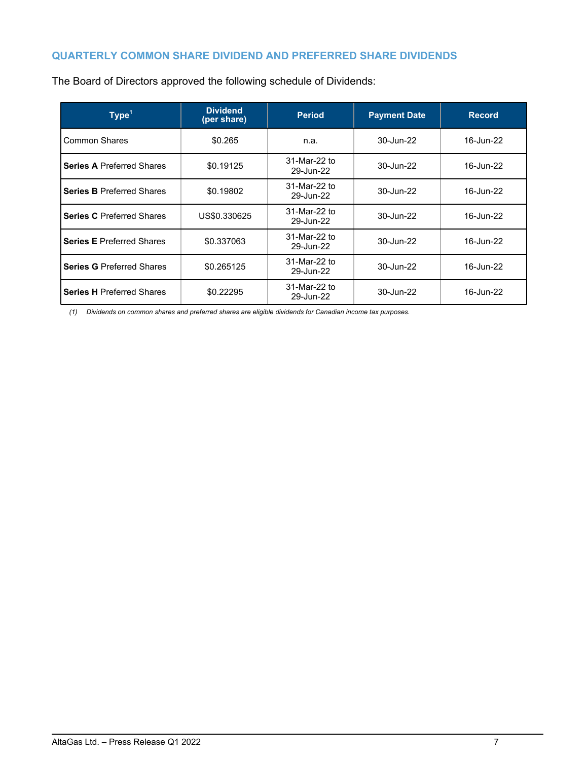## QUARTERLY COMMON SHARE DIVIDEND AND PREFERRED SHARE DIVIDENDS

The Board of Directors approved the following schedule of Dividends:

| Type[1] | Dividend (per share) | Period | Payment Date | Record |
|---|---|---|---|---|
| Common Shares | $0.265 | n.a. | 30-Jun-22 | 16-Jun-22 |
| **Series A** Preferred Shares | $0.19125 | 31-Mar-22 to 29-Jun-22 | 30-Jun-22 | 16-Jun-22 |
| **Series B** Preferred Shares | $0.19802 | 31-Mar-22 to 29-Jun-22 | 30-Jun-22 | 16-Jun-22 |
| **Series C** Preferred Shares | US$0.330625 | 31-Mar-22 to 29-Jun-22 | 30-Jun-22 | 16-Jun-22 |
| **Series E** Preferred Shares | $0.337063 | 31-Mar-22 to 29-Jun-22 | 30-Jun-22 | 16-Jun-22 |
| **Series G** Preferred Shares | $0.265125 | 31-Mar-22 to 29-Jun-22 | 30-Jun-22 | 16-Jun-22 |
| **Series H** Preferred Shares | $0.22295 | 31-Mar-22 to 29-Jun-22 | 30-Jun-22 | 16-Jun-22 |

*(1) Dividends on common shares and preferred shares are eligible dividends for Canadian income tax purposes.*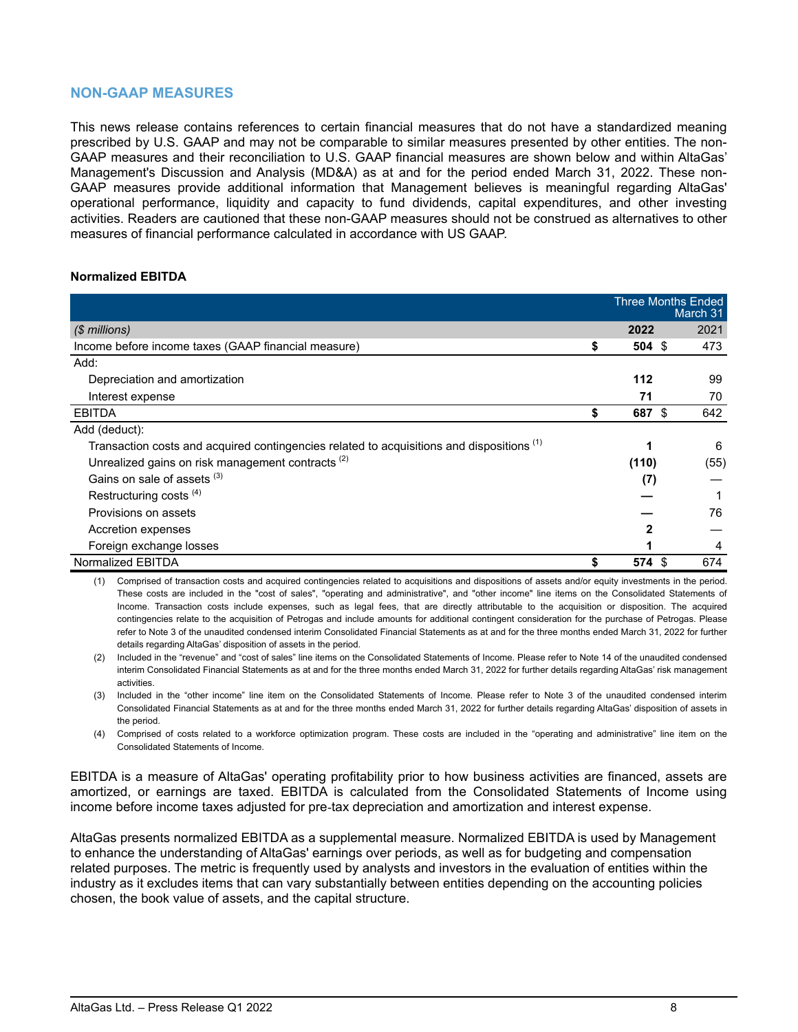## NON-GAAP MEASURES

This news release contains references to certain financial measures that do not have a standardized meaning prescribed by U.S. GAAP and may not be comparable to similar measures presented by other entities. The non-GAAP measures and their reconciliation to U.S. GAAP financial measures are shown below and within AltaGas' Management's Discussion and Analysis (MD&A) as at and for the period ended March 31, 2022. These non-GAAP measures provide additional information that Management believes is meaningful regarding AltaGas' operational performance, liquidity and capacity to fund dividends, capital expenditures, and other investing activities. Readers are cautioned that these non-GAAP measures should not be construed as alternatives to other measures of financial performance calculated in accordance with US GAAP.

**Normalized EBITDA**

| | Three Months Ended March 31 | |
|---|---|---|
| *($ millions)* | **2022** | 2021 |
| Income before income taxes (GAAP financial measure) | **$ 504** | $ 473 |
| Add: | | |
| Depreciation and amortization | **112** | 99 |
| Interest expense | **71** | 70 |
| EBITDA | **$ 687** | $ 642 |
| Add (deduct): | | |
| Transaction costs and acquired contingencies related to acquisitions and dispositions [1] | **1** | 6 |
| Unrealized gains on risk management contracts [2] | **(110)** | (55) |
| Gains on sale of assets [3] | **(7)** | — |
| Restructuring costs [4] | **—** | 1 |
| Provisions on assets | **—** | 76 |
| Accretion expenses | **2** | — |
| Foreign exchange losses | **1** | 4 |
| Normalized EBITDA | **$ 574** | $ 674 |

(1) Comprised of transaction costs and acquired contingencies related to acquisitions and dispositions of assets and/or equity investments in the period. These costs are included in the "cost of sales", "operating and administrative", and "other income" line items on the Consolidated Statements of Income. Transaction costs include expenses, such as legal fees, that are directly attributable to the acquisition or disposition. The acquired contingencies relate to the acquisition of Petrogas and include amounts for additional contingent consideration for the purchase of Petrogas. Please refer to Note 3 of the unaudited condensed interim Consolidated Financial Statements as at and for the three months ended March 31, 2022 for further details regarding AltaGas' disposition of assets in the period.

(2) Included in the "revenue" and "cost of sales" line items on the Consolidated Statements of Income. Please refer to Note 14 of the unaudited condensed interim Consolidated Financial Statements as at and for the three months ended March 31, 2022 for further details regarding AltaGas' risk management activities.

(3) Included in the "other income" line item on the Consolidated Statements of Income. Please refer to Note 3 of the unaudited condensed interim Consolidated Financial Statements as at and for the three months ended March 31, 2022 for further details regarding AltaGas' disposition of assets in the period.

(4) Comprised of costs related to a workforce optimization program. These costs are included in the "operating and administrative" line item on the Consolidated Statements of Income.

EBITDA is a measure of AltaGas' operating profitability prior to how business activities are financed, assets are amortized, or earnings are taxed. EBITDA is calculated from the Consolidated Statements of Income using income before income taxes adjusted for pre-tax depreciation and amortization and interest expense.

AltaGas presents normalized EBITDA as a supplemental measure. Normalized EBITDA is used by Management to enhance the understanding of AltaGas' earnings over periods, as well as for budgeting and compensation related purposes. The metric is frequently used by analysts and investors in the evaluation of entities within the industry as it excludes items that can vary substantially between entities depending on the accounting policies chosen, the book value of assets, and the capital structure.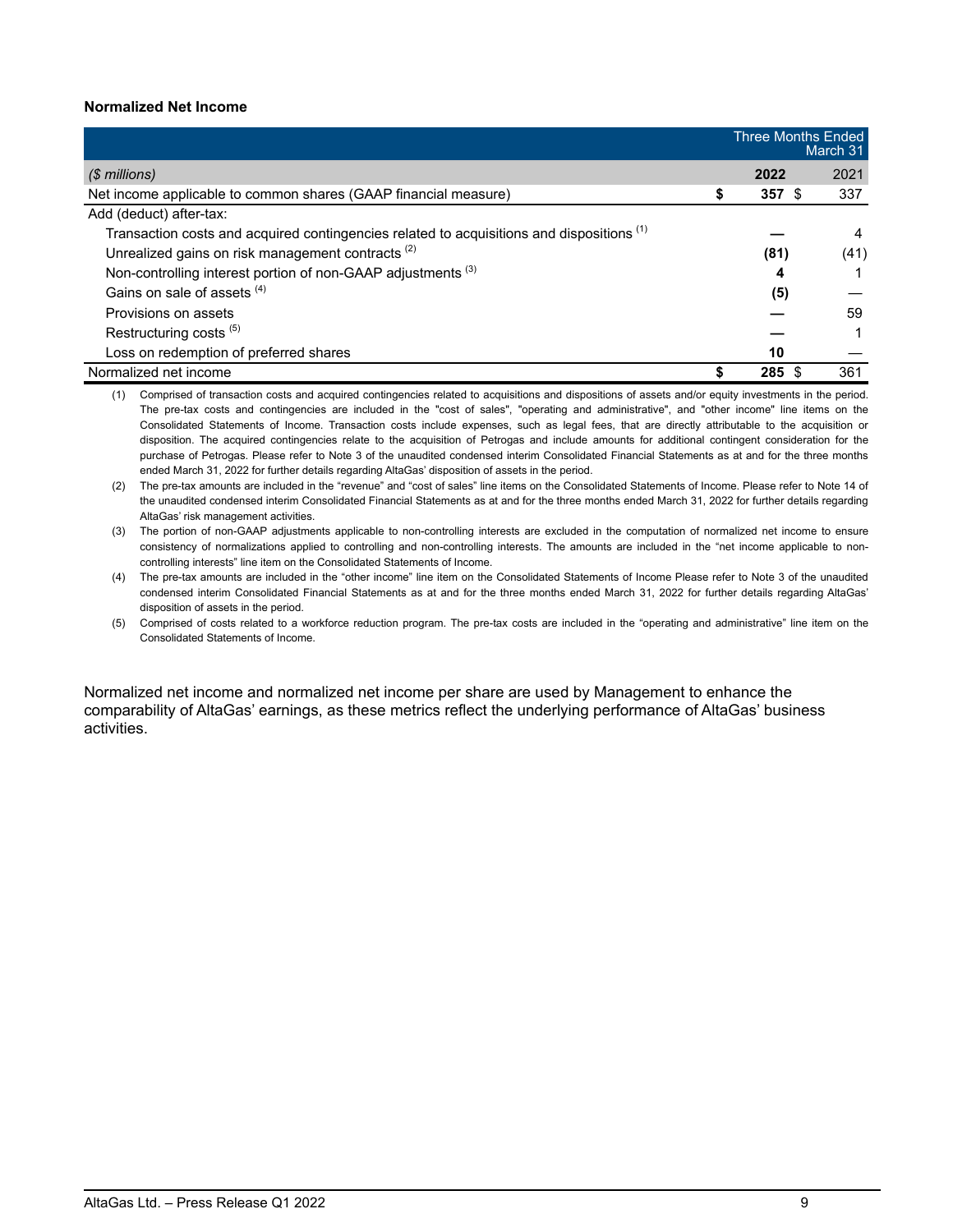**Normalized Net Income**

| | Three Months Ended March 31 | |
|---|---|---|
| *($ millions)* | **2022** | 2021 |
| Net income applicable to common shares (GAAP financial measure) | **$ 357** | $ 337 |
| Add (deduct) after-tax: | | |
| Transaction costs and acquired contingencies related to acquisitions and dispositions [(1)] | **—** | 4 |
| Unrealized gains on risk management contracts [(2)] | **(81)** | (41) |
| Non-controlling interest portion of non-GAAP adjustments [(3)] | **4** | 1 |
| Gains on sale of assets [(4)] | **(5)** | — |
| Provisions on assets | **—** | 59 |
| Restructuring costs [(5)] | **—** | 1 |
| Loss on redemption of preferred shares | **10** | — |
| Normalized net income | **$ 285** | $ 361 |

(1) Comprised of transaction costs and acquired contingencies related to acquisitions and dispositions of assets and/or equity investments in the period. The pre-tax costs and contingencies are included in the "cost of sales", "operating and administrative", and "other income" line items on the Consolidated Statements of Income. Transaction costs include expenses, such as legal fees, that are directly attributable to the acquisition or disposition. The acquired contingencies relate to the acquisition of Petrogas and include amounts for additional contingent consideration for the purchase of Petrogas. Please refer to Note 3 of the unaudited condensed interim Consolidated Financial Statements as at and for the three months ended March 31, 2022 for further details regarding AltaGas' disposition of assets in the period.

(2) The pre-tax amounts are included in the "revenue" and "cost of sales" line items on the Consolidated Statements of Income. Please refer to Note 14 of the unaudited condensed interim Consolidated Financial Statements as at and for the three months ended March 31, 2022 for further details regarding AltaGas' risk management activities.

(3) The portion of non-GAAP adjustments applicable to non-controlling interests are excluded in the computation of normalized net income to ensure consistency of normalizations applied to controlling and non-controlling interests. The amounts are included in the "net income applicable to non-controlling interests" line item on the Consolidated Statements of Income.

(4) The pre-tax amounts are included in the "other income" line item on the Consolidated Statements of Income Please refer to Note 3 of the unaudited condensed interim Consolidated Financial Statements as at and for the three months ended March 31, 2022 for further details regarding AltaGas' disposition of assets in the period.

(5) Comprised of costs related to a workforce reduction program. The pre-tax costs are included in the "operating and administrative" line item on the Consolidated Statements of Income.

Normalized net income and normalized net income per share are used by Management to enhance the comparability of AltaGas' earnings, as these metrics reflect the underlying performance of AltaGas' business activities.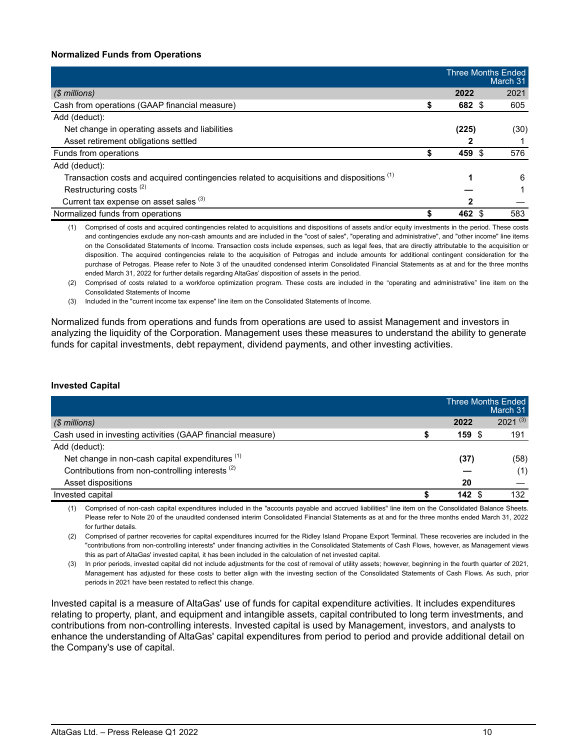**Normalized Funds from Operations**

| | Three Months Ended March 31 | |
|---|---|---|
| *($ millions)* | **2022** | 2021 |
| Cash from operations (GAAP financial measure) | **$ 682** | $ 605 |
| Add (deduct): | | |
| Net change in operating assets and liabilities | **(225)** | (30) |
| Asset retirement obligations settled | **2** | 1 |
| Funds from operations | **$ 459** | $ 576 |
| Add (deduct): | | |
| Transaction costs and acquired contingencies related to acquisitions and dispositions [1] | **1** | 6 |
| Restructuring costs [2] | **—** | 1 |
| Current tax expense on asset sales [3] | **2** | — |
| Normalized funds from operations | **$ 462** | $ 583 |

(1) Comprised of costs and acquired contingencies related to acquisitions and dispositions of assets and/or equity investments in the period. These costs and contingencies exclude any non-cash amounts and are included in the "cost of sales", "operating and administrative", and "other income" line items on the Consolidated Statements of Income. Transaction costs include expenses, such as legal fees, that are directly attributable to the acquisition or disposition. The acquired contingencies relate to the acquisition of Petrogas and include amounts for additional contingent consideration for the purchase of Petrogas. Please refer to Note 3 of the unaudited condensed interim Consolidated Financial Statements as at and for the three months ended March 31, 2022 for further details regarding AltaGas' disposition of assets in the period.

(2) Comprised of costs related to a workforce optimization program. These costs are included in the "operating and administrative" line item on the Consolidated Statements of Income

(3) Included in the "current income tax expense" line item on the Consolidated Statements of Income.

Normalized funds from operations and funds from operations are used to assist Management and investors in analyzing the liquidity of the Corporation. Management uses these measures to understand the ability to generate funds for capital investments, debt repayment, dividend payments, and other investing activities.

**Invested Capital**

| | Three Months Ended March 31 | |
|---|---|---|
| *($ millions)* | **2022** | 2021 [3] |
| Cash used in investing activities (GAAP financial measure) | **$ 159** | $ 191 |
| Add (deduct): | | |
| Net change in non-cash capital expenditures [1] | **(37)** | (58) |
| Contributions from non-controlling interests [2] | **—** | (1) |
| Asset dispositions | **20** | — |
| Invested capital | **$ 142** | $ 132 |

(1) Comprised of non-cash capital expenditures included in the "accounts payable and accrued liabilities" line item on the Consolidated Balance Sheets. Please refer to Note 20 of the unaudited condensed interim Consolidated Financial Statements as at and for the three months ended March 31, 2022 for further details.

(2) Comprised of partner recoveries for capital expenditures incurred for the Ridley Island Propane Export Terminal. These recoveries are included in the "contributions from non-controlling interests" under financing activities in the Consolidated Statements of Cash Flows, however, as Management views this as part of AltaGas' invested capital, it has been included in the calculation of net invested capital.

(3) In prior periods, invested capital did not include adjustments for the cost of removal of utility assets; however, beginning in the fourth quarter of 2021, Management has adjusted for these costs to better align with the investing section of the Consolidated Statements of Cash Flows. As such, prior periods in 2021 have been restated to reflect this change.

Invested capital is a measure of AltaGas' use of funds for capital expenditure activities. It includes expenditures relating to property, plant, and equipment and intangible assets, capital contributed to long term investments, and contributions from non-controlling interests. Invested capital is used by Management, investors, and analysts to enhance the understanding of AltaGas' capital expenditures from period to period and provide additional detail on the Company's use of capital.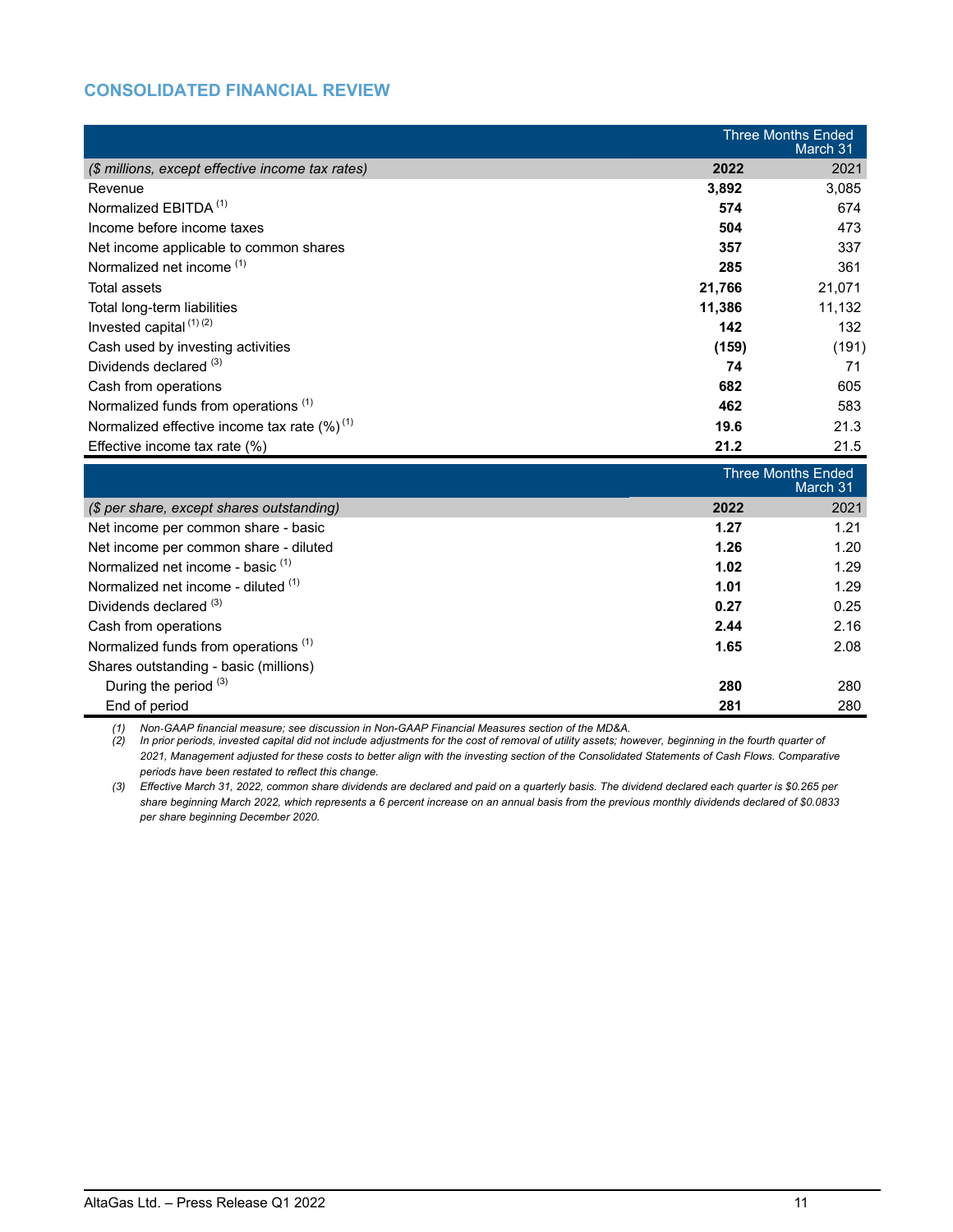## CONSOLIDATED FINANCIAL REVIEW

| | Three Months Ended March 31 | |
|---|---|---|
| *($ millions, except effective income tax rates)* | **2022** | 2021 |
| Revenue | **3,892** | 3,085 |
| Normalized EBITDA [(1)] | **574** | 674 |
| Income before income taxes | **504** | 473 |
| Net income applicable to common shares | **357** | 337 |
| Normalized net income [(1)] | **285** | 361 |
| Total assets | **21,766** | 21,071 |
| Total long-term liabilities | **11,386** | 11,132 |
| Invested capital [(1) (2)] | **142** | 132 |
| Cash used by investing activities | **(159)** | (191) |
| Dividends declared [(3)] | **74** | 71 |
| Cash from operations | **682** | 605 |
| Normalized funds from operations [(1)] | **462** | 583 |
| Normalized effective income tax rate (%) [(1)] | **19.6** | 21.3 |
| Effective income tax rate (%) | **21.2** | 21.5 |

| | Three Months Ended March 31 | |
|---|---|---|
| *($ per share, except shares outstanding)* | **2022** | 2021 |
| Net income per common share - basic | **1.27** | 1.21 |
| Net income per common share - diluted | **1.26** | 1.20 |
| Normalized net income - basic [(1)] | **1.02** | 1.29 |
| Normalized net income - diluted [(1)] | **1.01** | 1.29 |
| Dividends declared [(3)] | **0.27** | 0.25 |
| Cash from operations | **2.44** | 2.16 |
| Normalized funds from operations [(1)] | **1.65** | 2.08 |
| Shares outstanding - basic (millions) | | |
| During the period [(3)] | **280** | 280 |
| End of period | **281** | 280 |

*(1) Non-GAAP financial measure; see discussion in Non-GAAP Financial Measures section of the MD&A.*

*(2) In prior periods, invested capital did not include adjustments for the cost of removal of utility assets; however, beginning in the fourth quarter of 2021, Management adjusted for these costs to better align with the investing section of the Consolidated Statements of Cash Flows. Comparative periods have been restated to reflect this change.*

*(3) Effective March 31, 2022, common share dividends are declared and paid on a quarterly basis. The dividend declared each quarter is $0.265 per share beginning March 2022, which represents a 6 percent increase on an annual basis from the previous monthly dividends declared of $0.0833 per share beginning December 2020.*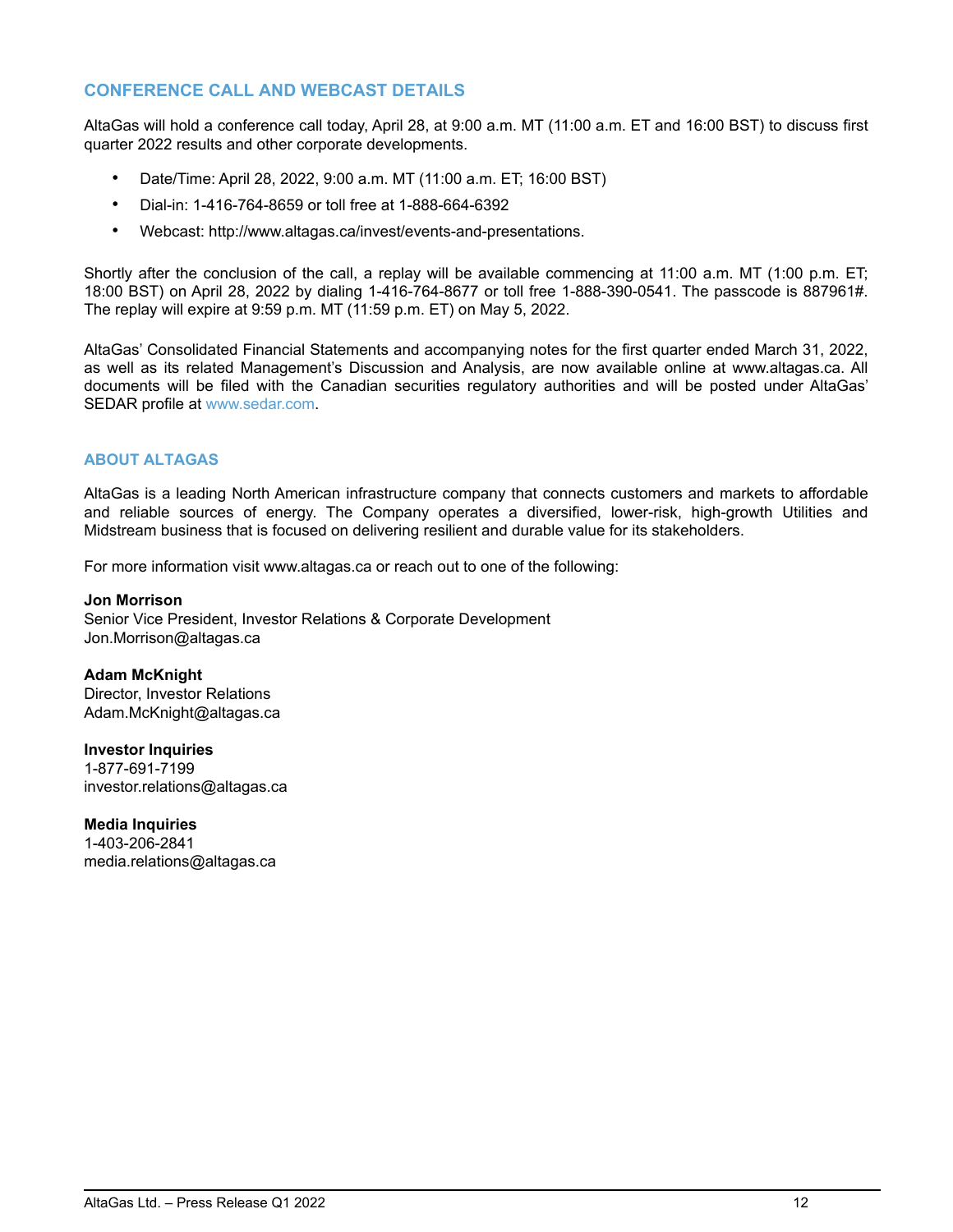## CONFERENCE CALL AND WEBCAST DETAILS

AltaGas will hold a conference call today, April 28, at 9:00 a.m. MT (11:00 a.m. ET and 16:00 BST) to discuss first quarter 2022 results and other corporate developments.

- Date/Time: April 28, 2022, 9:00 a.m. MT (11:00 a.m. ET; 16:00 BST)
- Dial-in: 1-416-764-8659 or toll free at 1-888-664-6392
- Webcast: http://www.altagas.ca/invest/events-and-presentations.

Shortly after the conclusion of the call, a replay will be available commencing at 11:00 a.m. MT (1:00 p.m. ET; 18:00 BST) on April 28, 2022 by dialing 1-416-764-8677 or toll free 1-888-390-0541. The passcode is 887961#. The replay will expire at 9:59 p.m. MT (11:59 p.m. ET) on May 5, 2022.

AltaGas' Consolidated Financial Statements and accompanying notes for the first quarter ended March 31, 2022, as well as its related Management's Discussion and Analysis, are now available online at www.altagas.ca. All documents will be filed with the Canadian securities regulatory authorities and will be posted under AltaGas' SEDAR profile at www.sedar.com.

## ABOUT ALTAGAS

AltaGas is a leading North American infrastructure company that connects customers and markets to affordable and reliable sources of energy. The Company operates a diversified, lower-risk, high-growth Utilities and Midstream business that is focused on delivering resilient and durable value for its stakeholders.

For more information visit www.altagas.ca or reach out to one of the following:

**Jon Morrison**
Senior Vice President, Investor Relations & Corporate Development
Jon.Morrison@altagas.ca

**Adam McKnight**
Director, Investor Relations
Adam.McKnight@altagas.ca

**Investor Inquiries**
1-877-691-7199
investor.relations@altagas.ca

**Media Inquiries**
1-403-206-2841
media.relations@altagas.ca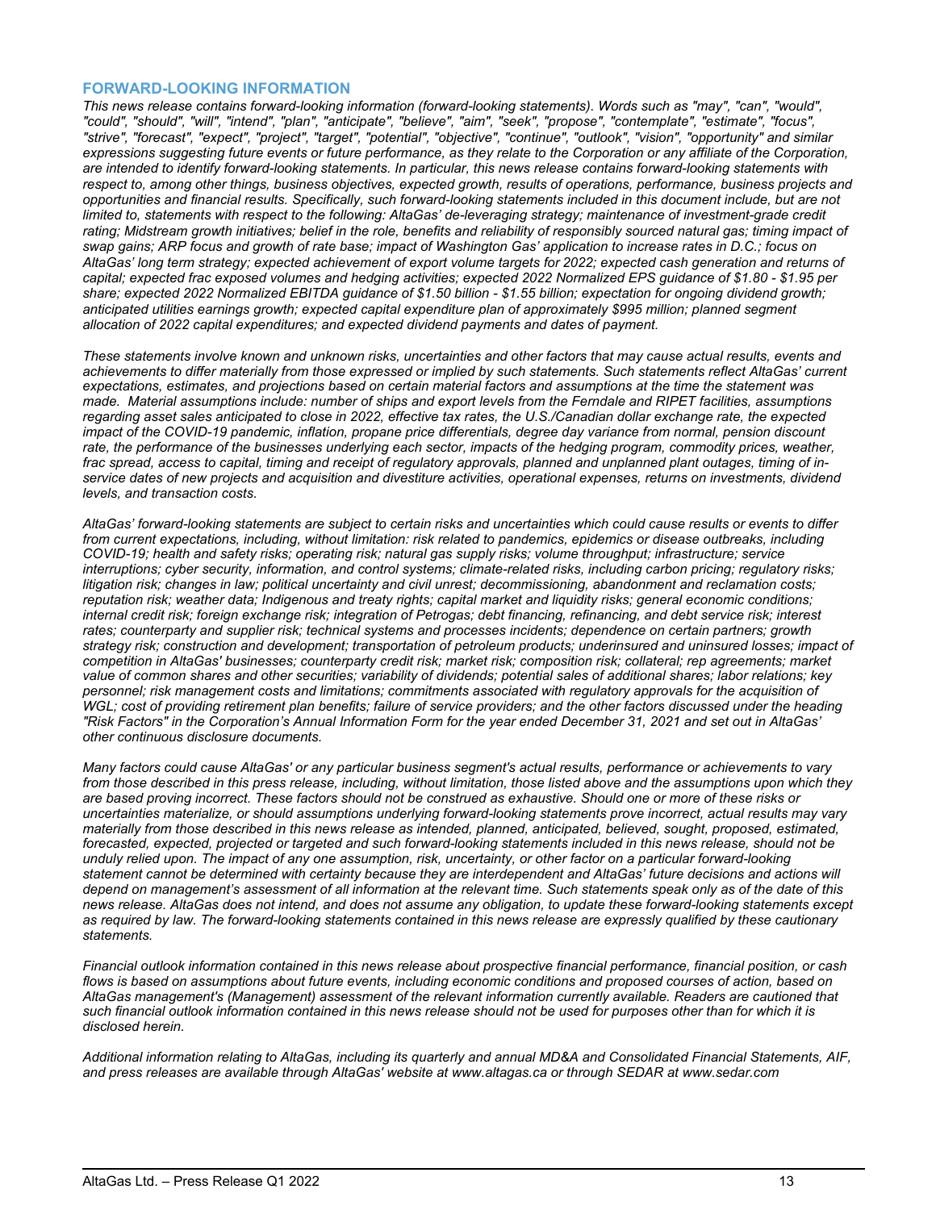## FORWARD-LOOKING INFORMATION

*This news release contains forward-looking information (forward-looking statements). Words such as "may", "can", "would", "could", "should", "will", "intend", "plan", "anticipate", "believe", "aim", "seek", "propose", "contemplate", "estimate", "focus", "strive", "forecast", "expect", "project", "target", "potential", "objective", "continue", "outlook", "vision", "opportunity" and similar expressions suggesting future events or future performance, as they relate to the Corporation or any affiliate of the Corporation, are intended to identify forward-looking statements. In particular, this news release contains forward-looking statements with respect to, among other things, business objectives, expected growth, results of operations, performance, business projects and opportunities and financial results. Specifically, such forward-looking statements included in this document include, but are not limited to, statements with respect to the following: AltaGas' de-leveraging strategy; maintenance of investment-grade credit rating; Midstream growth initiatives; belief in the role, benefits and reliability of responsibly sourced natural gas; timing impact of swap gains; ARP focus and growth of rate base; impact of Washington Gas' application to increase rates in D.C.; focus on AltaGas' long term strategy; expected achievement of export volume targets for 2022; expected cash generation and returns of capital; expected frac exposed volumes and hedging activities; expected 2022 Normalized EPS guidance of $1.80 - $1.95 per share; expected 2022 Normalized EBITDA guidance of $1.50 billion - $1.55 billion; expectation for ongoing dividend growth; anticipated utilities earnings growth; expected capital expenditure plan of approximately $995 million; planned segment allocation of 2022 capital expenditures; and expected dividend payments and dates of payment.*

*These statements involve known and unknown risks, uncertainties and other factors that may cause actual results, events and achievements to differ materially from those expressed or implied by such statements. Such statements reflect AltaGas' current expectations, estimates, and projections based on certain material factors and assumptions at the time the statement was made. Material assumptions include: number of ships and export levels from the Ferndale and RIPET facilities, assumptions regarding asset sales anticipated to close in 2022, effective tax rates, the U.S./Canadian dollar exchange rate, the expected impact of the COVID-19 pandemic, inflation, propane price differentials, degree day variance from normal, pension discount rate, the performance of the businesses underlying each sector, impacts of the hedging program, commodity prices, weather, frac spread, access to capital, timing and receipt of regulatory approvals, planned and unplanned plant outages, timing of in-service dates of new projects and acquisition and divestiture activities, operational expenses, returns on investments, dividend levels, and transaction costs.*

*AltaGas' forward-looking statements are subject to certain risks and uncertainties which could cause results or events to differ from current expectations, including, without limitation: risk related to pandemics, epidemics or disease outbreaks, including COVID-19; health and safety risks; operating risk; natural gas supply risks; volume throughput; infrastructure; service interruptions; cyber security, information, and control systems; climate-related risks, including carbon pricing; regulatory risks; litigation risk; changes in law; political uncertainty and civil unrest; decommissioning, abandonment and reclamation costs; reputation risk; weather data; Indigenous and treaty rights; capital market and liquidity risks; general economic conditions; internal credit risk; foreign exchange risk; integration of Petrogas; debt financing, refinancing, and debt service risk; interest rates; counterparty and supplier risk; technical systems and processes incidents; dependence on certain partners; growth strategy risk; construction and development; transportation of petroleum products; underinsured and uninsured losses; impact of competition in AltaGas' businesses; counterparty credit risk; market risk; composition risk; collateral; rep agreements; market value of common shares and other securities; variability of dividends; potential sales of additional shares; labor relations; key personnel; risk management costs and limitations; commitments associated with regulatory approvals for the acquisition of WGL; cost of providing retirement plan benefits; failure of service providers; and the other factors discussed under the heading "Risk Factors" in the Corporation's Annual Information Form for the year ended December 31, 2021 and set out in AltaGas' other continuous disclosure documents.*

*Many factors could cause AltaGas' or any particular business segment's actual results, performance or achievements to vary from those described in this press release, including, without limitation, those listed above and the assumptions upon which they are based proving incorrect. These factors should not be construed as exhaustive. Should one or more of these risks or uncertainties materialize, or should assumptions underlying forward-looking statements prove incorrect, actual results may vary materially from those described in this news release as intended, planned, anticipated, believed, sought, proposed, estimated, forecasted, expected, projected or targeted and such forward-looking statements included in this news release, should not be unduly relied upon. The impact of any one assumption, risk, uncertainty, or other factor on a particular forward-looking statement cannot be determined with certainty because they are interdependent and AltaGas' future decisions and actions will depend on management's assessment of all information at the relevant time. Such statements speak only as of the date of this news release. AltaGas does not intend, and does not assume any obligation, to update these forward-looking statements except as required by law. The forward-looking statements contained in this news release are expressly qualified by these cautionary statements.*

*Financial outlook information contained in this news release about prospective financial performance, financial position, or cash flows is based on assumptions about future events, including economic conditions and proposed courses of action, based on AltaGas management's (Management) assessment of the relevant information currently available. Readers are cautioned that such financial outlook information contained in this news release should not be used for purposes other than for which it is disclosed herein.*

*Additional information relating to AltaGas, including its quarterly and annual MD&A and Consolidated Financial Statements, AIF, and press releases are available through AltaGas' website at www.altagas.ca or through SEDAR at www.sedar.com*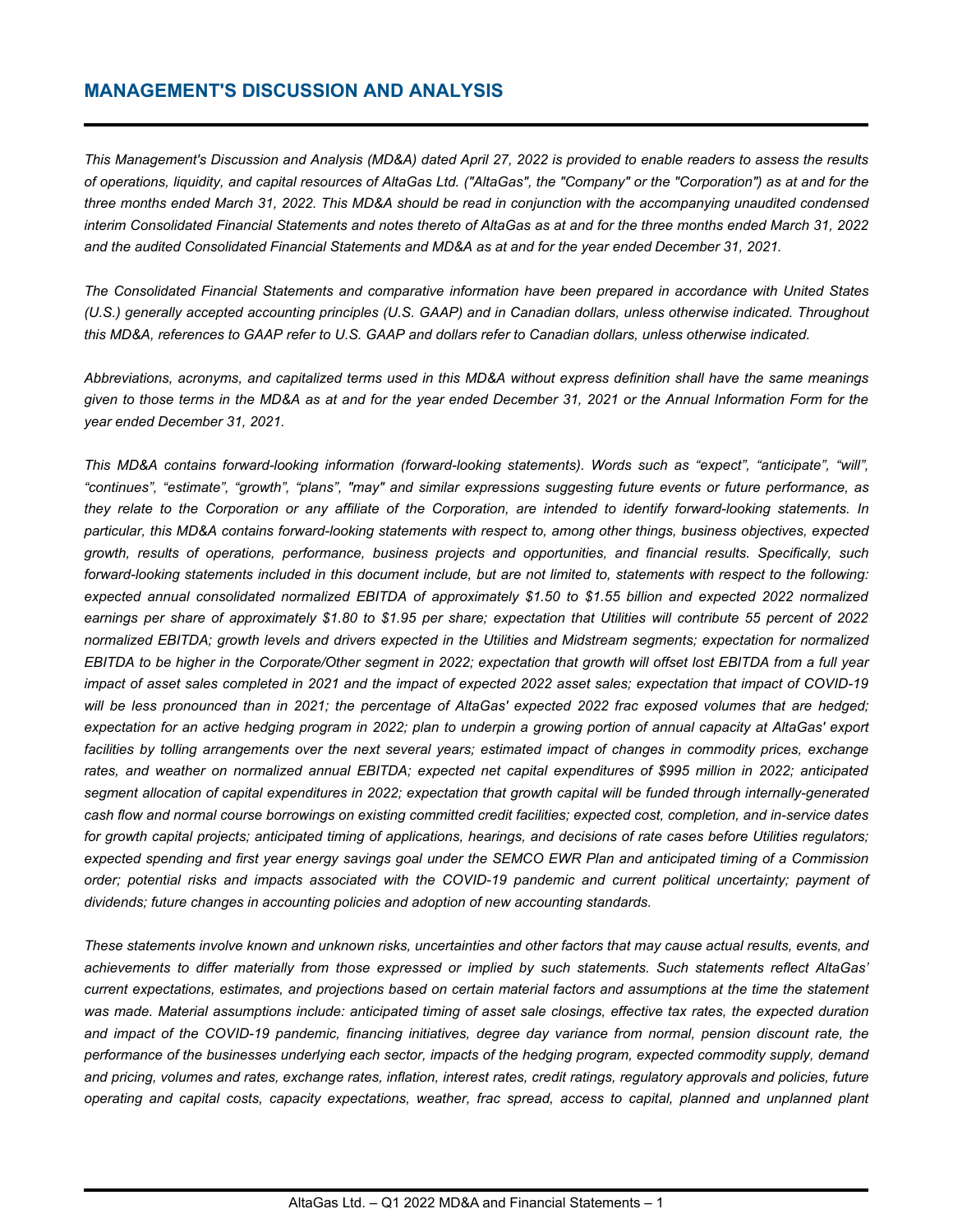# MANAGEMENT'S DISCUSSION AND ANALYSIS

*This Management's Discussion and Analysis (MD&A) dated April 27, 2022 is provided to enable readers to assess the results of operations, liquidity, and capital resources of AltaGas Ltd. ("AltaGas", the "Company" or the "Corporation") as at and for the three months ended March 31, 2022. This MD&A should be read in conjunction with the accompanying unaudited condensed interim Consolidated Financial Statements and notes thereto of AltaGas as at and for the three months ended March 31, 2022 and the audited Consolidated Financial Statements and MD&A as at and for the year ended December 31, 2021.*

*The Consolidated Financial Statements and comparative information have been prepared in accordance with United States (U.S.) generally accepted accounting principles (U.S. GAAP) and in Canadian dollars, unless otherwise indicated. Throughout this MD&A, references to GAAP refer to U.S. GAAP and dollars refer to Canadian dollars, unless otherwise indicated.*

*Abbreviations, acronyms, and capitalized terms used in this MD&A without express definition shall have the same meanings given to those terms in the MD&A as at and for the year ended December 31, 2021 or the Annual Information Form for the year ended December 31, 2021.*

*This MD&A contains forward-looking information (forward-looking statements). Words such as "expect", "anticipate", "will", "continues", "estimate", "growth", "plans", "may" and similar expressions suggesting future events or future performance, as they relate to the Corporation or any affiliate of the Corporation, are intended to identify forward-looking statements. In particular, this MD&A contains forward-looking statements with respect to, among other things, business objectives, expected growth, results of operations, performance, business projects and opportunities, and financial results. Specifically, such forward-looking statements included in this document include, but are not limited to, statements with respect to the following: expected annual consolidated normalized EBITDA of approximately $1.50 to $1.55 billion and expected 2022 normalized earnings per share of approximately $1.80 to $1.95 per share; expectation that Utilities will contribute 55 percent of 2022 normalized EBITDA; growth levels and drivers expected in the Utilities and Midstream segments; expectation for normalized EBITDA to be higher in the Corporate/Other segment in 2022; expectation that growth will offset lost EBITDA from a full year impact of asset sales completed in 2021 and the impact of expected 2022 asset sales; expectation that impact of COVID-19 will be less pronounced than in 2021; the percentage of AltaGas' expected 2022 frac exposed volumes that are hedged; expectation for an active hedging program in 2022; plan to underpin a growing portion of annual capacity at AltaGas' export facilities by tolling arrangements over the next several years; estimated impact of changes in commodity prices, exchange rates, and weather on normalized annual EBITDA; expected net capital expenditures of $995 million in 2022; anticipated segment allocation of capital expenditures in 2022; expectation that growth capital will be funded through internally-generated cash flow and normal course borrowings on existing committed credit facilities; expected cost, completion, and in-service dates for growth capital projects; anticipated timing of applications, hearings, and decisions of rate cases before Utilities regulators; expected spending and first year energy savings goal under the SEMCO EWR Plan and anticipated timing of a Commission order; potential risks and impacts associated with the COVID-19 pandemic and current political uncertainty; payment of dividends; future changes in accounting policies and adoption of new accounting standards.*

*These statements involve known and unknown risks, uncertainties and other factors that may cause actual results, events, and achievements to differ materially from those expressed or implied by such statements. Such statements reflect AltaGas' current expectations, estimates, and projections based on certain material factors and assumptions at the time the statement was made. Material assumptions include: anticipated timing of asset sale closings, effective tax rates, the expected duration and impact of the COVID-19 pandemic, financing initiatives, degree day variance from normal, pension discount rate, the performance of the businesses underlying each sector, impacts of the hedging program, expected commodity supply, demand and pricing, volumes and rates, exchange rates, inflation, interest rates, credit ratings, regulatory approvals and policies, future operating and capital costs, capacity expectations, weather, frac spread, access to capital, planned and unplanned plant*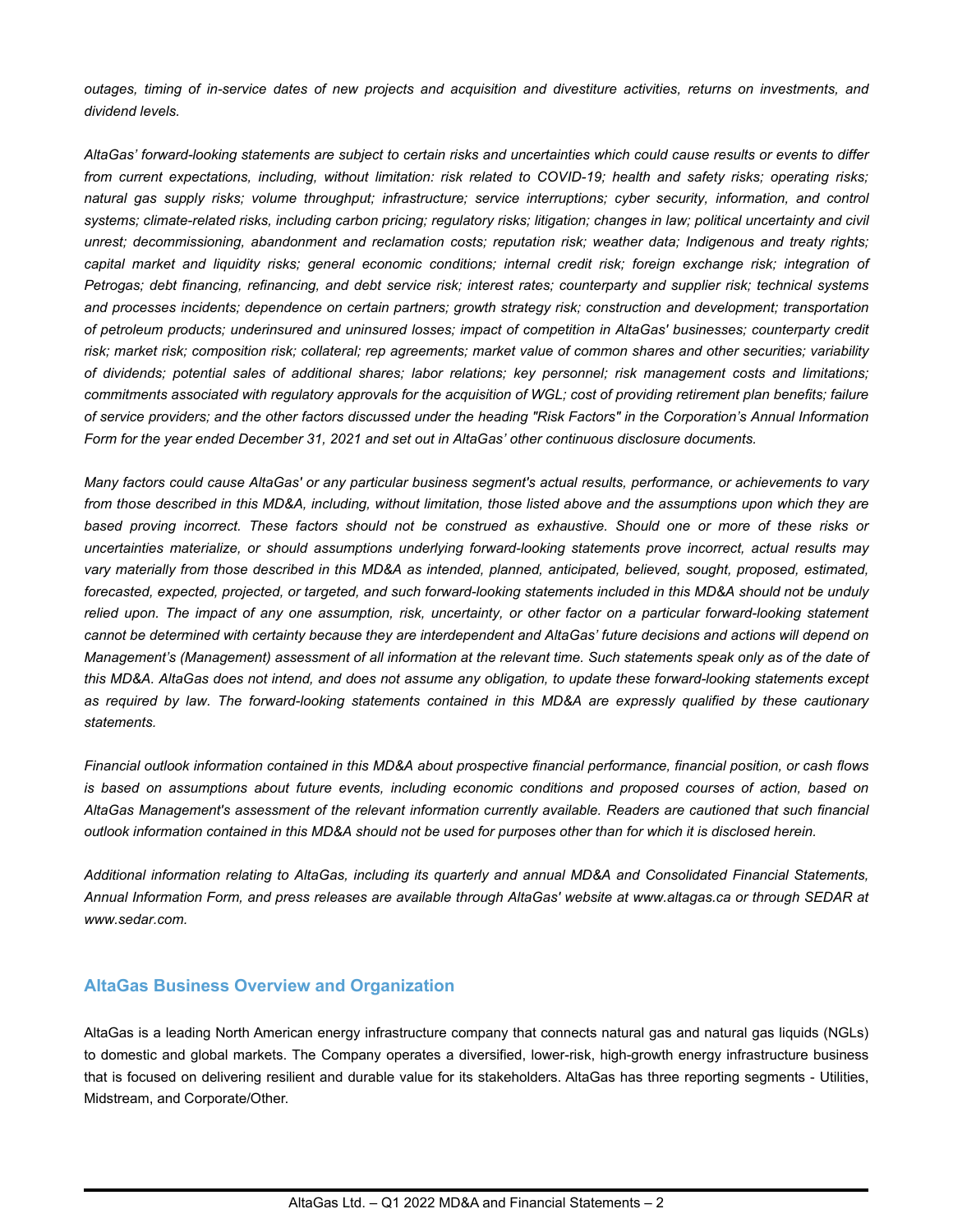*outages, timing of in-service dates of new projects and acquisition and divestiture activities, returns on investments, and dividend levels.*

*AltaGas' forward-looking statements are subject to certain risks and uncertainties which could cause results or events to differ from current expectations, including, without limitation: risk related to COVID-19; health and safety risks; operating risks; natural gas supply risks; volume throughput; infrastructure; service interruptions; cyber security, information, and control systems; climate-related risks, including carbon pricing; regulatory risks; litigation; changes in law; political uncertainty and civil unrest; decommissioning, abandonment and reclamation costs; reputation risk; weather data; Indigenous and treaty rights; capital market and liquidity risks; general economic conditions; internal credit risk; foreign exchange risk; integration of Petrogas; debt financing, refinancing, and debt service risk; interest rates; counterparty and supplier risk; technical systems and processes incidents; dependence on certain partners; growth strategy risk; construction and development; transportation of petroleum products; underinsured and uninsured losses; impact of competition in AltaGas' businesses; counterparty credit risk; market risk; composition risk; collateral; rep agreements; market value of common shares and other securities; variability of dividends; potential sales of additional shares; labor relations; key personnel; risk management costs and limitations; commitments associated with regulatory approvals for the acquisition of WGL; cost of providing retirement plan benefits; failure of service providers; and the other factors discussed under the heading "Risk Factors" in the Corporation's Annual Information Form for the year ended December 31, 2021 and set out in AltaGas' other continuous disclosure documents.*

*Many factors could cause AltaGas' or any particular business segment's actual results, performance, or achievements to vary from those described in this MD&A, including, without limitation, those listed above and the assumptions upon which they are based proving incorrect. These factors should not be construed as exhaustive. Should one or more of these risks or uncertainties materialize, or should assumptions underlying forward-looking statements prove incorrect, actual results may vary materially from those described in this MD&A as intended, planned, anticipated, believed, sought, proposed, estimated, forecasted, expected, projected, or targeted, and such forward-looking statements included in this MD&A should not be unduly relied upon. The impact of any one assumption, risk, uncertainty, or other factor on a particular forward-looking statement cannot be determined with certainty because they are interdependent and AltaGas' future decisions and actions will depend on Management's (Management) assessment of all information at the relevant time. Such statements speak only as of the date of this MD&A. AltaGas does not intend, and does not assume any obligation, to update these forward-looking statements except as required by law. The forward-looking statements contained in this MD&A are expressly qualified by these cautionary statements.*

*Financial outlook information contained in this MD&A about prospective financial performance, financial position, or cash flows is based on assumptions about future events, including economic conditions and proposed courses of action, based on AltaGas Management's assessment of the relevant information currently available. Readers are cautioned that such financial outlook information contained in this MD&A should not be used for purposes other than for which it is disclosed herein.*

*Additional information relating to AltaGas, including its quarterly and annual MD&A and Consolidated Financial Statements, Annual Information Form, and press releases are available through AltaGas' website at www.altagas.ca or through SEDAR at www.sedar.com.*

## AltaGas Business Overview and Organization

AltaGas is a leading North American energy infrastructure company that connects natural gas and natural gas liquids (NGLs) to domestic and global markets. The Company operates a diversified, lower-risk, high-growth energy infrastructure business that is focused on delivering resilient and durable value for its stakeholders. AltaGas has three reporting segments - Utilities, Midstream, and Corporate/Other.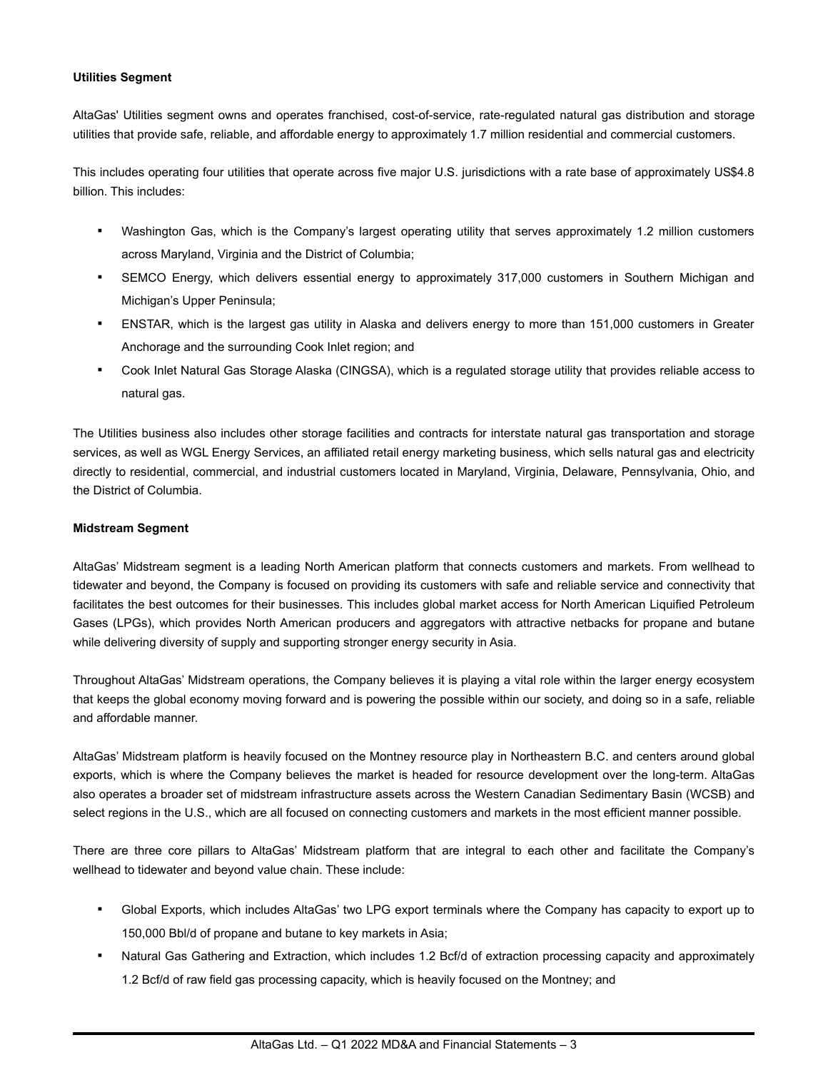**Utilities Segment**

AltaGas' Utilities segment owns and operates franchised, cost-of-service, rate-regulated natural gas distribution and storage utilities that provide safe, reliable, and affordable energy to approximately 1.7 million residential and commercial customers.

This includes operating four utilities that operate across five major U.S. jurisdictions with a rate base of approximately US$4.8 billion. This includes:

- Washington Gas, which is the Company's largest operating utility that serves approximately 1.2 million customers across Maryland, Virginia and the District of Columbia;
- SEMCO Energy, which delivers essential energy to approximately 317,000 customers in Southern Michigan and Michigan's Upper Peninsula;
- ENSTAR, which is the largest gas utility in Alaska and delivers energy to more than 151,000 customers in Greater Anchorage and the surrounding Cook Inlet region; and
- Cook Inlet Natural Gas Storage Alaska (CINGSA), which is a regulated storage utility that provides reliable access to natural gas.

The Utilities business also includes other storage facilities and contracts for interstate natural gas transportation and storage services, as well as WGL Energy Services, an affiliated retail energy marketing business, which sells natural gas and electricity directly to residential, commercial, and industrial customers located in Maryland, Virginia, Delaware, Pennsylvania, Ohio, and the District of Columbia.

**Midstream Segment**

AltaGas' Midstream segment is a leading North American platform that connects customers and markets. From wellhead to tidewater and beyond, the Company is focused on providing its customers with safe and reliable service and connectivity that facilitates the best outcomes for their businesses. This includes global market access for North American Liquified Petroleum Gases (LPGs), which provides North American producers and aggregators with attractive netbacks for propane and butane while delivering diversity of supply and supporting stronger energy security in Asia.

Throughout AltaGas' Midstream operations, the Company believes it is playing a vital role within the larger energy ecosystem that keeps the global economy moving forward and is powering the possible within our society, and doing so in a safe, reliable and affordable manner.

AltaGas' Midstream platform is heavily focused on the Montney resource play in Northeastern B.C. and centers around global exports, which is where the Company believes the market is headed for resource development over the long-term. AltaGas also operates a broader set of midstream infrastructure assets across the Western Canadian Sedimentary Basin (WCSB) and select regions in the U.S., which are all focused on connecting customers and markets in the most efficient manner possible.

There are three core pillars to AltaGas' Midstream platform that are integral to each other and facilitate the Company's wellhead to tidewater and beyond value chain. These include:

- Global Exports, which includes AltaGas' two LPG export terminals where the Company has capacity to export up to 150,000 Bbl/d of propane and butane to key markets in Asia;
- Natural Gas Gathering and Extraction, which includes 1.2 Bcf/d of extraction processing capacity and approximately 1.2 Bcf/d of raw field gas processing capacity, which is heavily focused on the Montney; and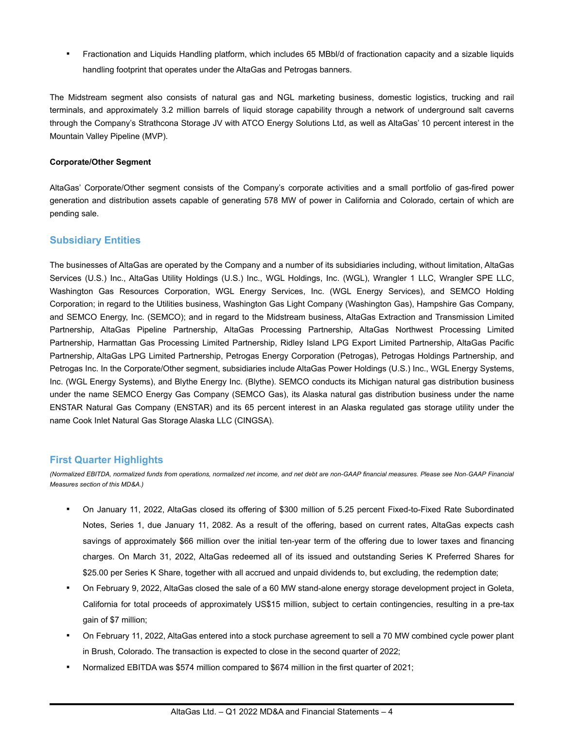- Fractionation and Liquids Handling platform, which includes 65 MBbl/d of fractionation capacity and a sizable liquids handling footprint that operates under the AltaGas and Petrogas banners.

The Midstream segment also consists of natural gas and NGL marketing business, domestic logistics, trucking and rail terminals, and approximately 3.2 million barrels of liquid storage capability through a network of underground salt caverns through the Company's Strathcona Storage JV with ATCO Energy Solutions Ltd, as well as AltaGas' 10 percent interest in the Mountain Valley Pipeline (MVP).

**Corporate/Other Segment**

AltaGas' Corporate/Other segment consists of the Company's corporate activities and a small portfolio of gas-fired power generation and distribution assets capable of generating 578 MW of power in California and Colorado, certain of which are pending sale.

## Subsidiary Entities

The businesses of AltaGas are operated by the Company and a number of its subsidiaries including, without limitation, AltaGas Services (U.S.) Inc., AltaGas Utility Holdings (U.S.) Inc., WGL Holdings, Inc. (WGL), Wrangler 1 LLC, Wrangler SPE LLC, Washington Gas Resources Corporation, WGL Energy Services, Inc. (WGL Energy Services), and SEMCO Holding Corporation; in regard to the Utilities business, Washington Gas Light Company (Washington Gas), Hampshire Gas Company, and SEMCO Energy, Inc. (SEMCO); and in regard to the Midstream business, AltaGas Extraction and Transmission Limited Partnership, AltaGas Pipeline Partnership, AltaGas Processing Partnership, AltaGas Northwest Processing Limited Partnership, Harmattan Gas Processing Limited Partnership, Ridley Island LPG Export Limited Partnership, AltaGas Pacific Partnership, AltaGas LPG Limited Partnership, Petrogas Energy Corporation (Petrogas), Petrogas Holdings Partnership, and Petrogas Inc. In the Corporate/Other segment, subsidiaries include AltaGas Power Holdings (U.S.) Inc., WGL Energy Systems, Inc. (WGL Energy Systems), and Blythe Energy Inc. (Blythe). SEMCO conducts its Michigan natural gas distribution business under the name SEMCO Energy Gas Company (SEMCO Gas), its Alaska natural gas distribution business under the name ENSTAR Natural Gas Company (ENSTAR) and its 65 percent interest in an Alaska regulated gas storage utility under the name Cook Inlet Natural Gas Storage Alaska LLC (CINGSA).

## First Quarter Highlights

*(Normalized EBITDA, normalized funds from operations, normalized net income, and net debt are non-GAAP financial measures. Please see Non-GAAP Financial Measures section of this MD&A.)*

- On January 11, 2022, AltaGas closed its offering of $300 million of 5.25 percent Fixed-to-Fixed Rate Subordinated Notes, Series 1, due January 11, 2082. As a result of the offering, based on current rates, AltaGas expects cash savings of approximately $66 million over the initial ten-year term of the offering due to lower taxes and financing charges. On March 31, 2022, AltaGas redeemed all of its issued and outstanding Series K Preferred Shares for $25.00 per Series K Share, together with all accrued and unpaid dividends to, but excluding, the redemption date;
- On February 9, 2022, AltaGas closed the sale of a 60 MW stand-alone energy storage development project in Goleta, California for total proceeds of approximately US$15 million, subject to certain contingencies, resulting in a pre-tax gain of $7 million;
- On February 11, 2022, AltaGas entered into a stock purchase agreement to sell a 70 MW combined cycle power plant in Brush, Colorado. The transaction is expected to close in the second quarter of 2022;
- Normalized EBITDA was $574 million compared to $674 million in the first quarter of 2021;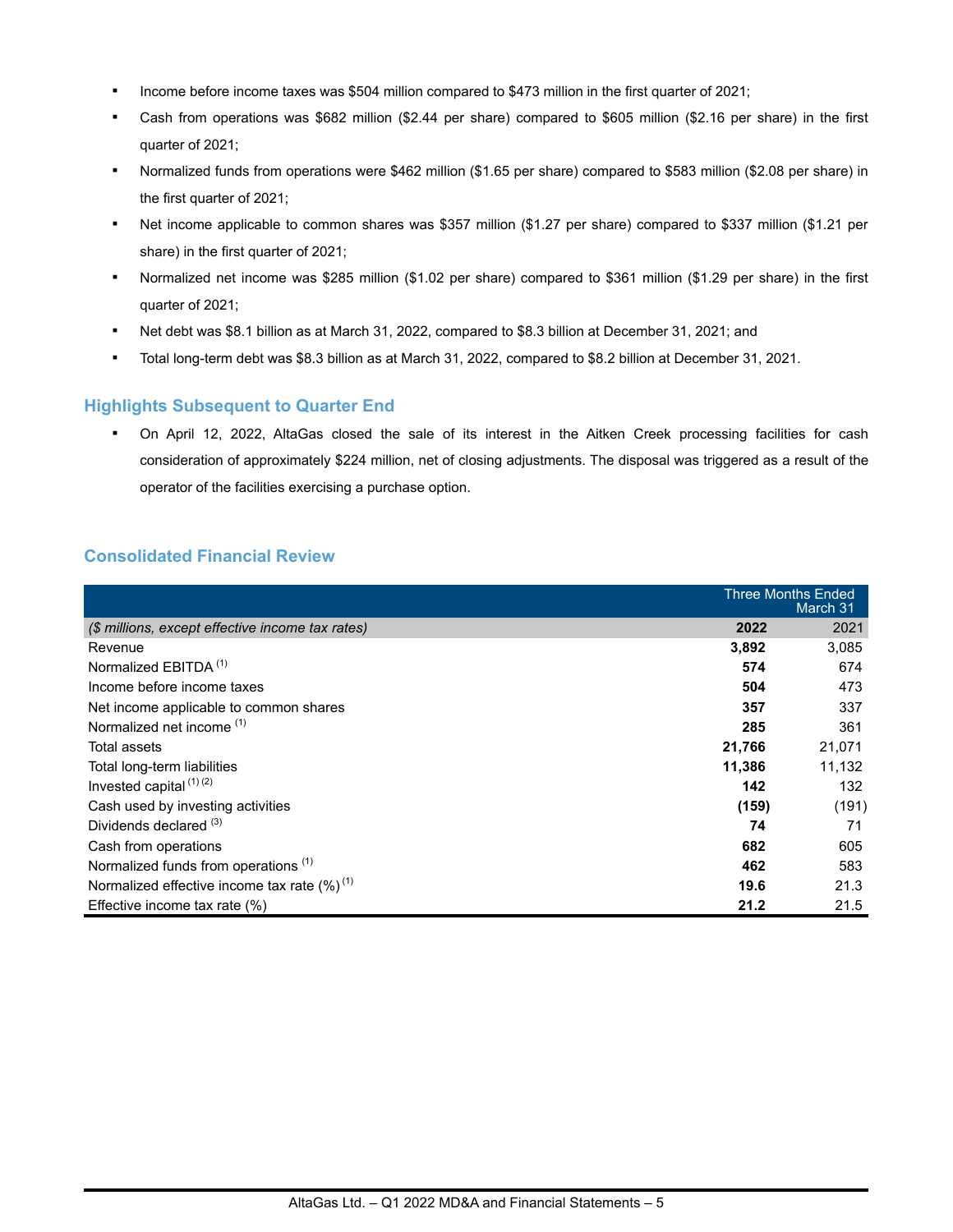- Income before income taxes was $504 million compared to $473 million in the first quarter of 2021;
- Cash from operations was $682 million ($2.44 per share) compared to $605 million ($2.16 per share) in the first quarter of 2021;
- Normalized funds from operations were $462 million ($1.65 per share) compared to $583 million ($2.08 per share) in the first quarter of 2021;
- Net income applicable to common shares was $357 million ($1.27 per share) compared to $337 million ($1.21 per share) in the first quarter of 2021;
- Normalized net income was $285 million ($1.02 per share) compared to $361 million ($1.29 per share) in the first quarter of 2021;
- Net debt was $8.1 billion as at March 31, 2022, compared to $8.3 billion at December 31, 2021; and
- Total long-term debt was $8.3 billion as at March 31, 2022, compared to $8.2 billion at December 31, 2021.

## Highlights Subsequent to Quarter End

- On April 12, 2022, AltaGas closed the sale of its interest in the Aitken Creek processing facilities for cash consideration of approximately $224 million, net of closing adjustments. The disposal was triggered as a result of the operator of the facilities exercising a purchase option.

## Consolidated Financial Review

| | Three Months Ended March 31 | |
|---|---|---|
| *($ millions, except effective income tax rates)* | **2022** | 2021 |
| Revenue | **3,892** | 3,085 |
| Normalized EBITDA [(1)] | **574** | 674 |
| Income before income taxes | **504** | 473 |
| Net income applicable to common shares | **357** | 337 |
| Normalized net income [(1)] | **285** | 361 |
| Total assets | **21,766** | 21,071 |
| Total long-term liabilities | **11,386** | 11,132 |
| Invested capital [(1)] [(2)] | **142** | 132 |
| Cash used by investing activities | **(159)** | (191) |
| Dividends declared [(3)] | **74** | 71 |
| Cash from operations | **682** | 605 |
| Normalized funds from operations [(1)] | **462** | 583 |
| Normalized effective income tax rate (%) [(1)] | **19.6** | 21.3 |
| Effective income tax rate (%) | **21.2** | 21.5 |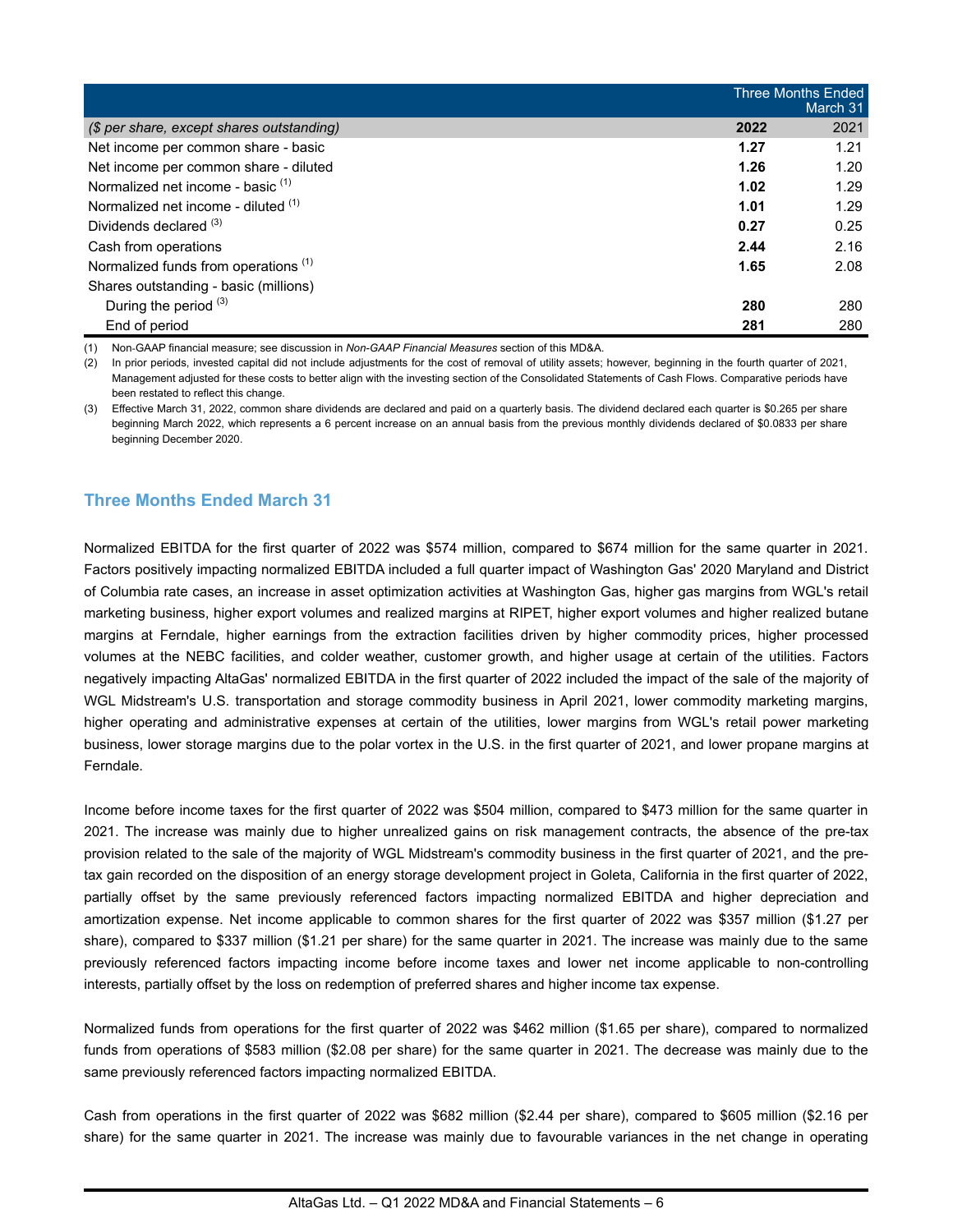| ($ per share, except shares outstanding) | Three Months Ended March 31 2022 | 2021 |
|---|---|---|
| Net income per common share - basic | **1.27** | 1.21 |
| Net income per common share - diluted | **1.26** | 1.20 |
| Normalized net income - basic [(1)] | **1.02** | 1.29 |
| Normalized net income - diluted [(1)] | **1.01** | 1.29 |
| Dividends declared [(3)] | **0.27** | 0.25 |
| Cash from operations | **2.44** | 2.16 |
| Normalized funds from operations [(1)] | **1.65** | 2.08 |
| Shares outstanding - basic (millions) | | |
| During the period [(3)] | **280** | 280 |
| End of period | **281** | 280 |

(1) Non-GAAP financial measure; see discussion in *Non-GAAP Financial Measures* section of this MD&A.

(2) In prior periods, invested capital did not include adjustments for the cost of removal of utility assets; however, beginning in the fourth quarter of 2021, Management adjusted for these costs to better align with the investing section of the Consolidated Statements of Cash Flows. Comparative periods have been restated to reflect this change.

(3) Effective March 31, 2022, common share dividends are declared and paid on a quarterly basis. The dividend declared each quarter is $0.265 per share beginning March 2022, which represents a 6 percent increase on an annual basis from the previous monthly dividends declared of $0.0833 per share beginning December 2020.

## Three Months Ended March 31

Normalized EBITDA for the first quarter of 2022 was $574 million, compared to $674 million for the same quarter in 2021. Factors positively impacting normalized EBITDA included a full quarter impact of Washington Gas' 2020 Maryland and District of Columbia rate cases, an increase in asset optimization activities at Washington Gas, higher gas margins from WGL's retail marketing business, higher export volumes and realized margins at RIPET, higher export volumes and higher realized butane margins at Ferndale, higher earnings from the extraction facilities driven by higher commodity prices, higher processed volumes at the NEBC facilities, and colder weather, customer growth, and higher usage at certain of the utilities. Factors negatively impacting AltaGas' normalized EBITDA in the first quarter of 2022 included the impact of the sale of the majority of WGL Midstream's U.S. transportation and storage commodity business in April 2021, lower commodity marketing margins, higher operating and administrative expenses at certain of the utilities, lower margins from WGL's retail power marketing business, lower storage margins due to the polar vortex in the U.S. in the first quarter of 2021, and lower propane margins at Ferndale.

Income before income taxes for the first quarter of 2022 was $504 million, compared to $473 million for the same quarter in 2021. The increase was mainly due to higher unrealized gains on risk management contracts, the absence of the pre-tax provision related to the sale of the majority of WGL Midstream's commodity business in the first quarter of 2021, and the pre-tax gain recorded on the disposition of an energy storage development project in Goleta, California in the first quarter of 2022, partially offset by the same previously referenced factors impacting normalized EBITDA and higher depreciation and amortization expense. Net income applicable to common shares for the first quarter of 2022 was $357 million ($1.27 per share), compared to $337 million ($1.21 per share) for the same quarter in 2021. The increase was mainly due to the same previously referenced factors impacting income before income taxes and lower net income applicable to non-controlling interests, partially offset by the loss on redemption of preferred shares and higher income tax expense.

Normalized funds from operations for the first quarter of 2022 was $462 million ($1.65 per share), compared to normalized funds from operations of $583 million ($2.08 per share) for the same quarter in 2021. The decrease was mainly due to the same previously referenced factors impacting normalized EBITDA.

Cash from operations in the first quarter of 2022 was $682 million ($2.44 per share), compared to $605 million ($2.16 per share) for the same quarter in 2021. The increase was mainly due to favourable variances in the net change in operating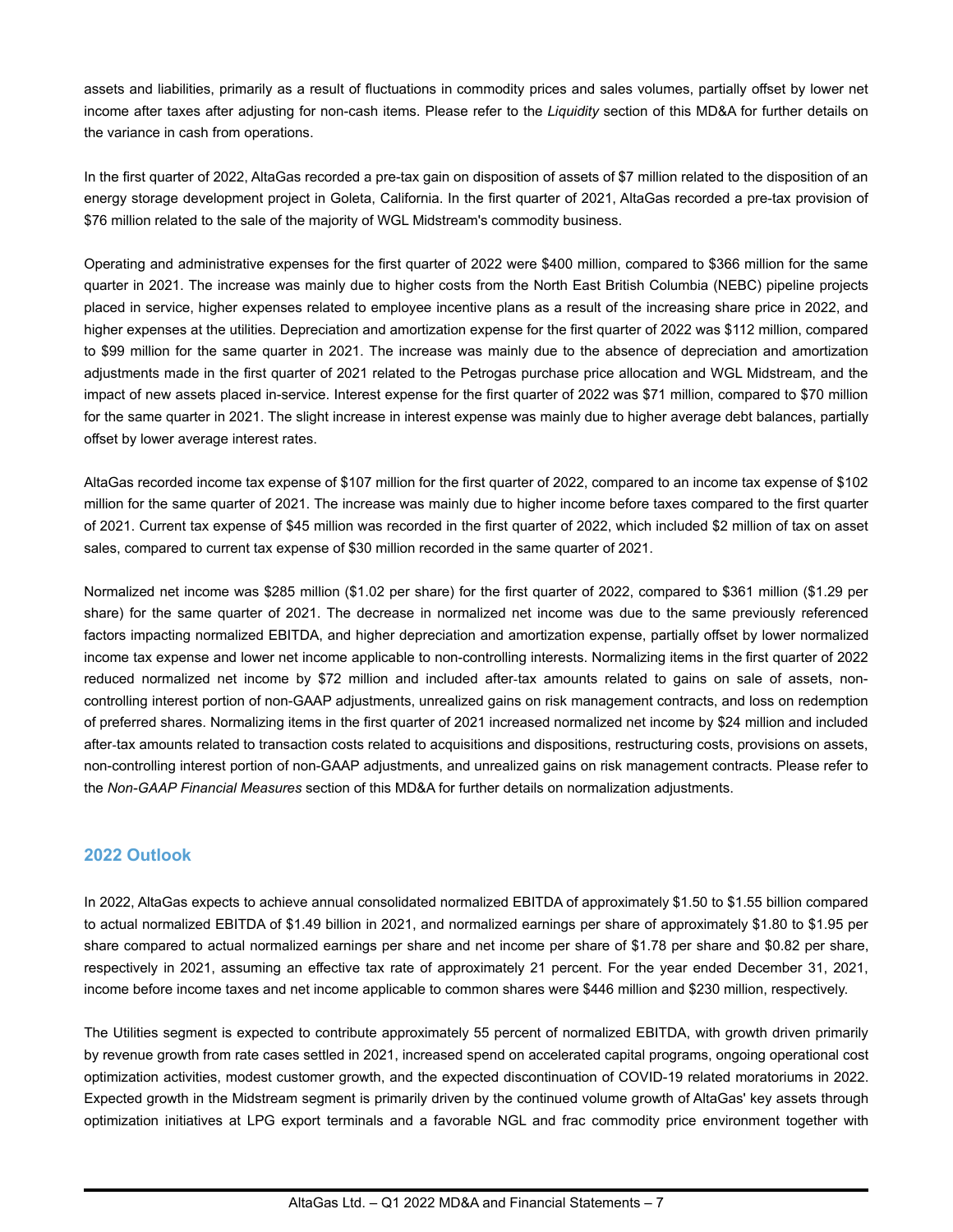assets and liabilities, primarily as a result of fluctuations in commodity prices and sales volumes, partially offset by lower net income after taxes after adjusting for non-cash items. Please refer to the *Liquidity* section of this MD&A for further details on the variance in cash from operations.

In the first quarter of 2022, AltaGas recorded a pre-tax gain on disposition of assets of $7 million related to the disposition of an energy storage development project in Goleta, California. In the first quarter of 2021, AltaGas recorded a pre-tax provision of $76 million related to the sale of the majority of WGL Midstream's commodity business.

Operating and administrative expenses for the first quarter of 2022 were $400 million, compared to $366 million for the same quarter in 2021. The increase was mainly due to higher costs from the North East British Columbia (NEBC) pipeline projects placed in service, higher expenses related to employee incentive plans as a result of the increasing share price in 2022, and higher expenses at the utilities. Depreciation and amortization expense for the first quarter of 2022 was $112 million, compared to $99 million for the same quarter in 2021. The increase was mainly due to the absence of depreciation and amortization adjustments made in the first quarter of 2021 related to the Petrogas purchase price allocation and WGL Midstream, and the impact of new assets placed in-service. Interest expense for the first quarter of 2022 was $71 million, compared to $70 million for the same quarter in 2021. The slight increase in interest expense was mainly due to higher average debt balances, partially offset by lower average interest rates.

AltaGas recorded income tax expense of $107 million for the first quarter of 2022, compared to an income tax expense of $102 million for the same quarter of 2021. The increase was mainly due to higher income before taxes compared to the first quarter of 2021. Current tax expense of $45 million was recorded in the first quarter of 2022, which included $2 million of tax on asset sales, compared to current tax expense of $30 million recorded in the same quarter of 2021.

Normalized net income was $285 million ($1.02 per share) for the first quarter of 2022, compared to $361 million ($1.29 per share) for the same quarter of 2021. The decrease in normalized net income was due to the same previously referenced factors impacting normalized EBITDA, and higher depreciation and amortization expense, partially offset by lower normalized income tax expense and lower net income applicable to non-controlling interests. Normalizing items in the first quarter of 2022 reduced normalized net income by $72 million and included after-tax amounts related to gains on sale of assets, non-controlling interest portion of non-GAAP adjustments, unrealized gains on risk management contracts, and loss on redemption of preferred shares. Normalizing items in the first quarter of 2021 increased normalized net income by $24 million and included after-tax amounts related to transaction costs related to acquisitions and dispositions, restructuring costs, provisions on assets, non-controlling interest portion of non-GAAP adjustments, and unrealized gains on risk management contracts. Please refer to the *Non-GAAP Financial Measures* section of this MD&A for further details on normalization adjustments.

## 2022 Outlook

In 2022, AltaGas expects to achieve annual consolidated normalized EBITDA of approximately $1.50 to $1.55 billion compared to actual normalized EBITDA of $1.49 billion in 2021, and normalized earnings per share of approximately $1.80 to $1.95 per share compared to actual normalized earnings per share and net income per share of $1.78 per share and $0.82 per share, respectively in 2021, assuming an effective tax rate of approximately 21 percent. For the year ended December 31, 2021, income before income taxes and net income applicable to common shares were $446 million and $230 million, respectively.

The Utilities segment is expected to contribute approximately 55 percent of normalized EBITDA, with growth driven primarily by revenue growth from rate cases settled in 2021, increased spend on accelerated capital programs, ongoing operational cost optimization activities, modest customer growth, and the expected discontinuation of COVID-19 related moratoriums in 2022. Expected growth in the Midstream segment is primarily driven by the continued volume growth of AltaGas' key assets through optimization initiatives at LPG export terminals and a favorable NGL and frac commodity price environment together with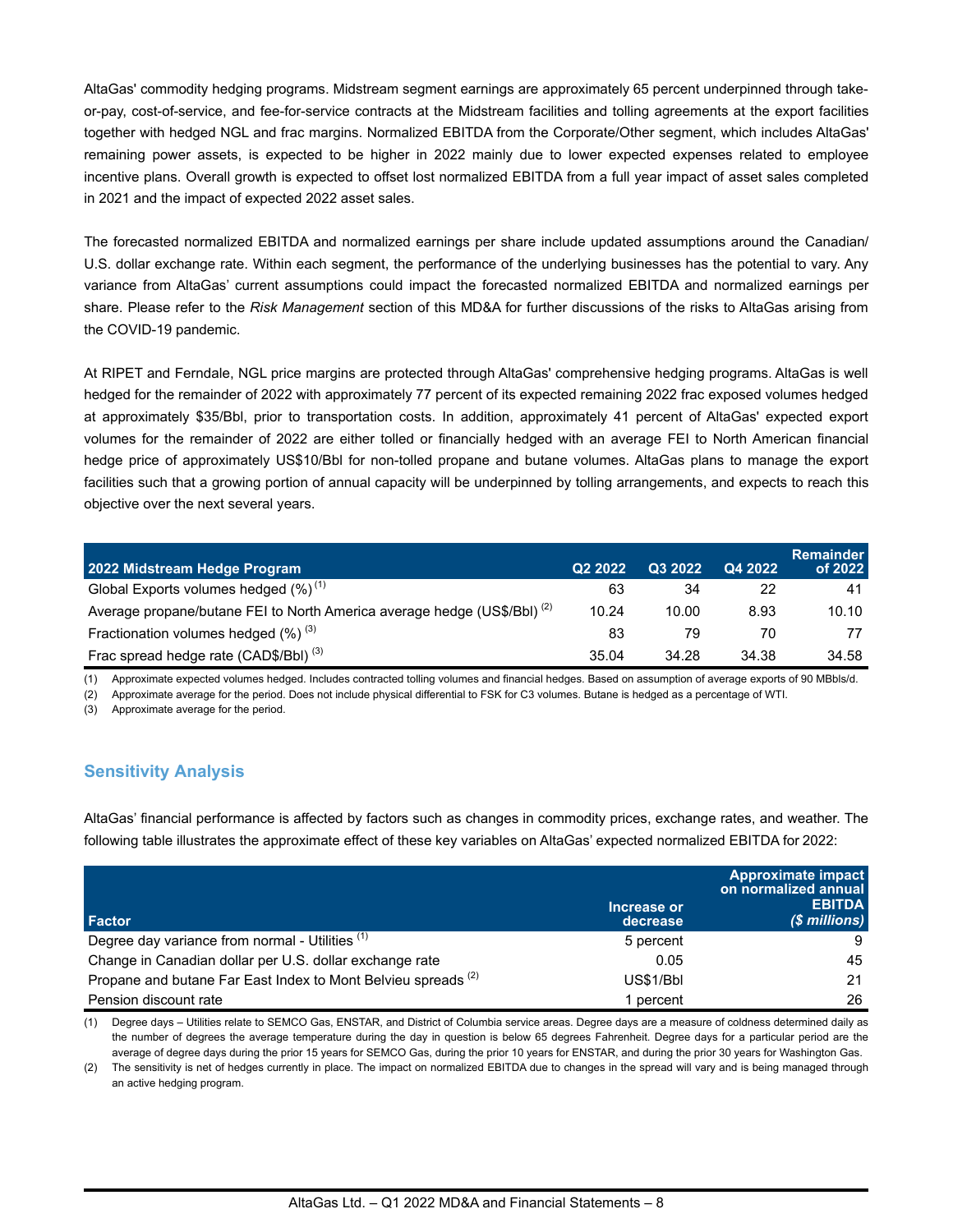AltaGas' commodity hedging programs. Midstream segment earnings are approximately 65 percent underpinned through take-or-pay, cost-of-service, and fee-for-service contracts at the Midstream facilities and tolling agreements at the export facilities together with hedged NGL and frac margins. Normalized EBITDA from the Corporate/Other segment, which includes AltaGas' remaining power assets, is expected to be higher in 2022 mainly due to lower expected expenses related to employee incentive plans. Overall growth is expected to offset lost normalized EBITDA from a full year impact of asset sales completed in 2021 and the impact of expected 2022 asset sales.

The forecasted normalized EBITDA and normalized earnings per share include updated assumptions around the Canadian/U.S. dollar exchange rate. Within each segment, the performance of the underlying businesses has the potential to vary. Any variance from AltaGas' current assumptions could impact the forecasted normalized EBITDA and normalized earnings per share. Please refer to the *Risk Management* section of this MD&A for further discussions of the risks to AltaGas arising from the COVID-19 pandemic.

At RIPET and Ferndale, NGL price margins are protected through AltaGas' comprehensive hedging programs. AltaGas is well hedged for the remainder of 2022 with approximately 77 percent of its expected remaining 2022 frac exposed volumes hedged at approximately $35/Bbl, prior to transportation costs. In addition, approximately 41 percent of AltaGas' expected export volumes for the remainder of 2022 are either tolled or financially hedged with an average FEI to North American financial hedge price of approximately US$10/Bbl for non-tolled propane and butane volumes. AltaGas plans to manage the export facilities such that a growing portion of annual capacity will be underpinned by tolling arrangements, and expects to reach this objective over the next several years.

| 2022 Midstream Hedge Program | Q2 2022 | Q3 2022 | Q4 2022 | Remainder of 2022 |
|---|---|---|---|---|
| Global Exports volumes hedged (%) (1) | 63 | 34 | 22 | 41 |
| Average propane/butane FEI to North America average hedge (US$/Bbl) (2) | 10.24 | 10.00 | 8.93 | 10.10 |
| Fractionation volumes hedged (%) (3) | 83 | 79 | 70 | 77 |
| Frac spread hedge rate (CAD$/Bbl) (3) | 35.04 | 34.28 | 34.38 | 34.58 |

(1) Approximate expected volumes hedged. Includes contracted tolling volumes and financial hedges. Based on assumption of average exports of 90 MBbls/d.

(2) Approximate average for the period. Does not include physical differential to FSK for C3 volumes. Butane is hedged as a percentage of WTI.

(3) Approximate average for the period.

## Sensitivity Analysis

AltaGas' financial performance is affected by factors such as changes in commodity prices, exchange rates, and weather. The following table illustrates the approximate effect of these key variables on AltaGas' expected normalized EBITDA for 2022:

| Factor | Increase or decrease | Approximate impact on normalized annual EBITDA *($ millions)* |
|---|---|---|
| Degree day variance from normal - Utilities (1) | 5 percent | 9 |
| Change in Canadian dollar per U.S. dollar exchange rate | 0.05 | 45 |
| Propane and butane Far East Index to Mont Belvieu spreads (2) | US$1/Bbl | 21 |
| Pension discount rate | 1 percent | 26 |

(1) Degree days – Utilities relate to SEMCO Gas, ENSTAR, and District of Columbia service areas. Degree days are a measure of coldness determined daily as the number of degrees the average temperature during the day in question is below 65 degrees Fahrenheit. Degree days for a particular period are the average of degree days during the prior 15 years for SEMCO Gas, during the prior 10 years for ENSTAR, and during the prior 30 years for Washington Gas.

(2) The sensitivity is net of hedges currently in place. The impact on normalized EBITDA due to changes in the spread will vary and is being managed through an active hedging program.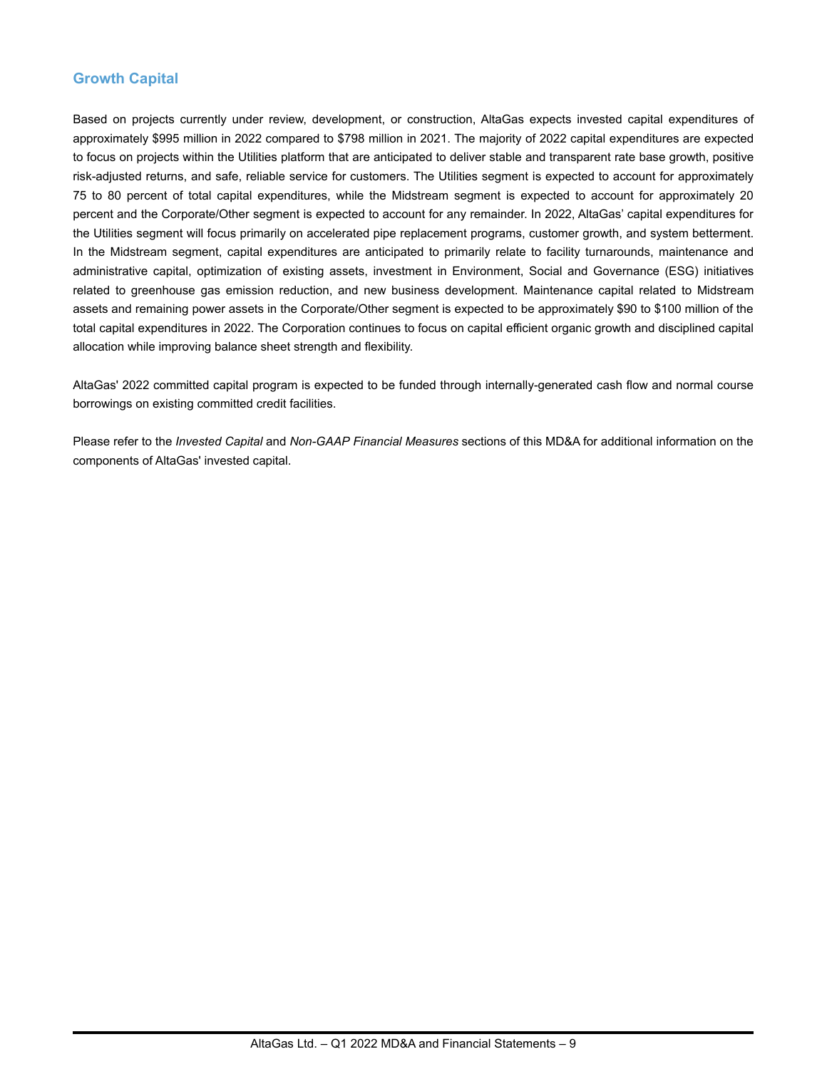## Growth Capital

Based on projects currently under review, development, or construction, AltaGas expects invested capital expenditures of approximately $995 million in 2022 compared to $798 million in 2021. The majority of 2022 capital expenditures are expected to focus on projects within the Utilities platform that are anticipated to deliver stable and transparent rate base growth, positive risk-adjusted returns, and safe, reliable service for customers. The Utilities segment is expected to account for approximately 75 to 80 percent of total capital expenditures, while the Midstream segment is expected to account for approximately 20 percent and the Corporate/Other segment is expected to account for any remainder. In 2022, AltaGas' capital expenditures for the Utilities segment will focus primarily on accelerated pipe replacement programs, customer growth, and system betterment. In the Midstream segment, capital expenditures are anticipated to primarily relate to facility turnarounds, maintenance and administrative capital, optimization of existing assets, investment in Environment, Social and Governance (ESG) initiatives related to greenhouse gas emission reduction, and new business development. Maintenance capital related to Midstream assets and remaining power assets in the Corporate/Other segment is expected to be approximately $90 to $100 million of the total capital expenditures in 2022. The Corporation continues to focus on capital efficient organic growth and disciplined capital allocation while improving balance sheet strength and flexibility.

AltaGas' 2022 committed capital program is expected to be funded through internally-generated cash flow and normal course borrowings on existing committed credit facilities.

Please refer to the *Invested Capital* and *Non-GAAP Financial Measures* sections of this MD&A for additional information on the components of AltaGas' invested capital.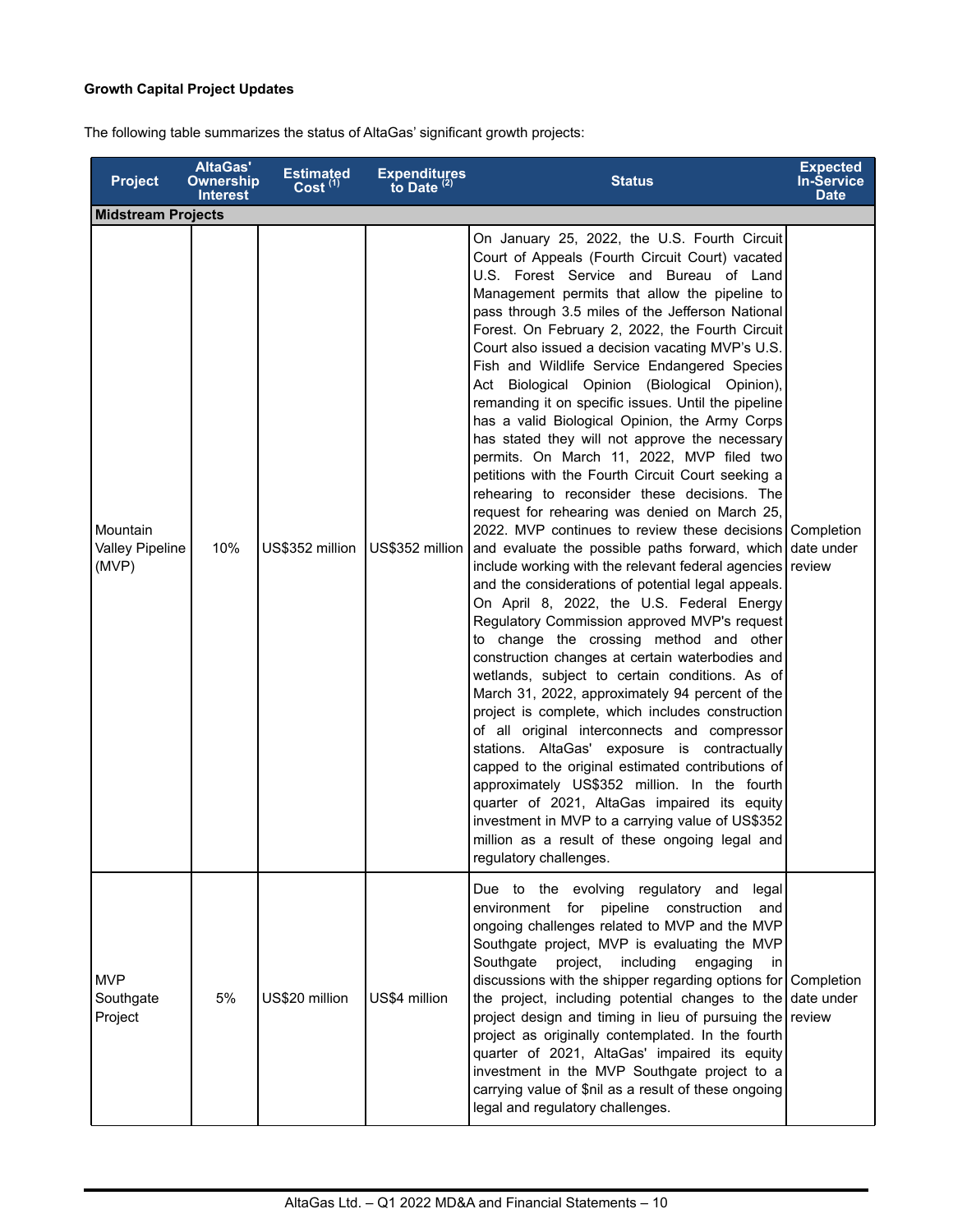**Growth Capital Project Updates**

The following table summarizes the status of AltaGas' significant growth projects:

| Project | AltaGas' Ownership Interest | Estimated Cost [(1)] | Expenditures to Date [(2)] | Status | Expected In-Service Date |
|---|---|---|---|---|---|
| **Midstream Projects** | | | | | |
| Mountain Valley Pipeline (MVP) | 10% | US$352 million | US$352 million | On January 25, 2022, the U.S. Fourth Circuit Court of Appeals (Fourth Circuit Court) vacated U.S. Forest Service and Bureau of Land Management permits that allow the pipeline to pass through 3.5 miles of the Jefferson National Forest. On February 2, 2022, the Fourth Circuit Court also issued a decision vacating MVP's U.S. Fish and Wildlife Service Endangered Species Act Biological Opinion (Biological Opinion), remanding it on specific issues. Until the pipeline has a valid Biological Opinion, the Army Corps has stated they will not approve the necessary permits. On March 11, 2022, MVP filed two petitions with the Fourth Circuit Court seeking a rehearing to reconsider these decisions. The request for rehearing was denied on March 25, 2022. MVP continues to review these decisions and evaluate the possible paths forward, which include working with the relevant federal agencies and the considerations of potential legal appeals. On April 8, 2022, the U.S. Federal Energy Regulatory Commission approved MVP's request to change the crossing method and other construction changes at certain waterbodies and wetlands, subject to certain conditions. As of March 31, 2022, approximately 94 percent of the project is complete, which includes construction of all original interconnects and compressor stations. AltaGas' exposure is contractually capped to the original estimated contributions of approximately US$352 million. In the fourth quarter of 2021, AltaGas impaired its equity investment in MVP to a carrying value of US$352 million as a result of these ongoing legal and regulatory challenges. | Completion date under review |
| MVP Southgate Project | 5% | US$20 million | US$4 million | Due to the evolving regulatory and legal environment for pipeline construction and ongoing challenges related to MVP and the MVP Southgate project, MVP is evaluating the MVP Southgate project, including engaging in discussions with the shipper regarding options for the project, including potential changes to the project design and timing in lieu of pursuing the project as originally contemplated. In the fourth quarter of 2021, AltaGas' impaired its equity investment in the MVP Southgate project to a carrying value of $nil as a result of these ongoing legal and regulatory challenges. | Completion date under review |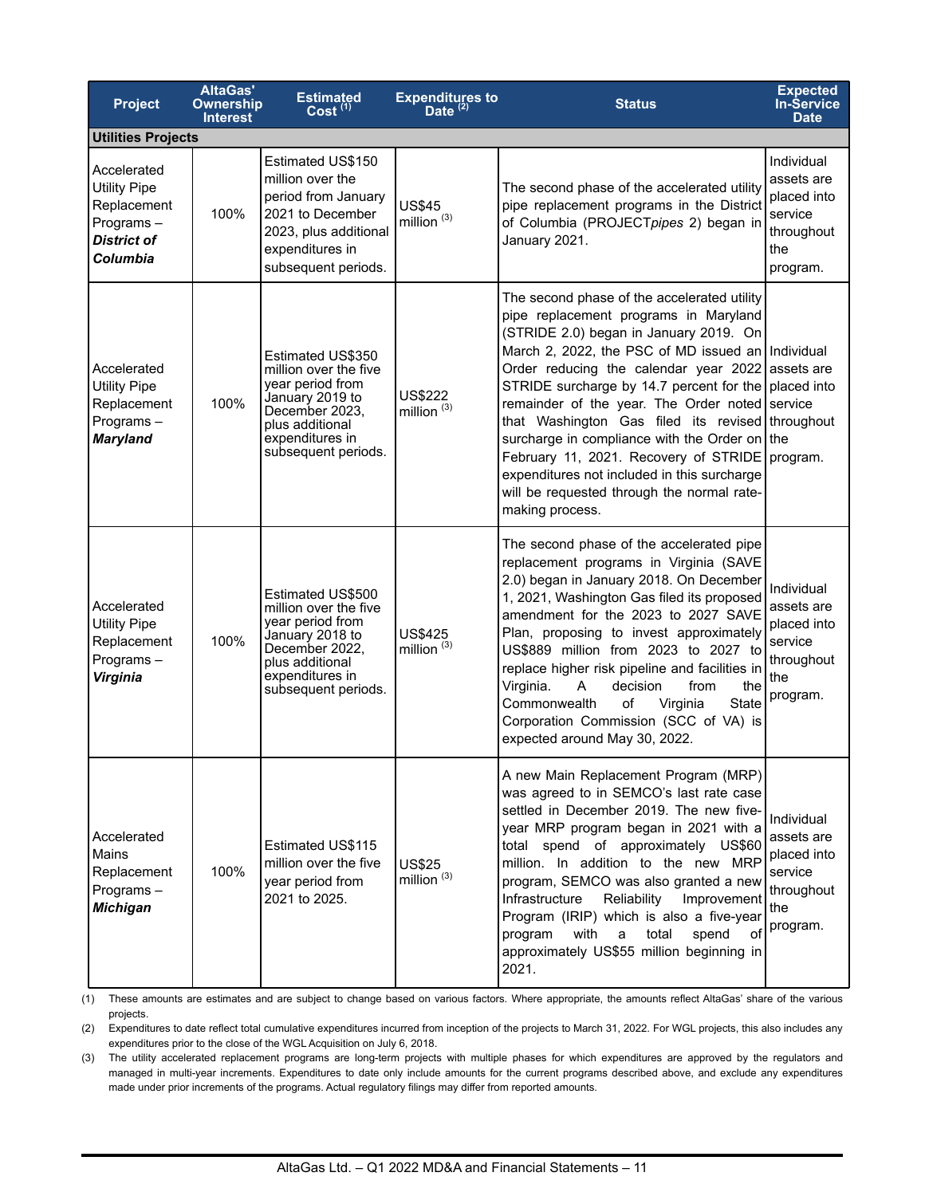| Project | AltaGas' Ownership Interest | Estimated Cost [1] | Expenditures to Date [2] | Status | Expected In-Service Date |
|---|---|---|---|---|---|
| **Utilities Projects** | | | | | |
| Accelerated Utility Pipe Replacement Programs – ***District of Columbia*** | 100% | Estimated US$150 million over the period from January 2021 to December 2023, plus additional expenditures in subsequent periods. | US$45 million [3] | The second phase of the accelerated utility pipe replacement programs in the District of Columbia (PROJECT*pipes* 2) began in January 2021. | Individual assets are placed into service throughout the program. |
| Accelerated Utility Pipe Replacement Programs – ***Maryland*** | 100% | Estimated US$350 million over the five year period from January 2019 to December 2023, plus additional expenditures in subsequent periods. | US$222 million [3] | The second phase of the accelerated utility pipe replacement programs in Maryland (STRIDE 2.0) began in January 2019. On March 2, 2022, the PSC of MD issued an Order reducing the calendar year 2022 STRIDE surcharge by 14.7 percent for the remainder of the year. The Order noted that Washington Gas filed its revised surcharge in compliance with the Order on February 11, 2021. Recovery of STRIDE expenditures not included in this surcharge will be requested through the normal rate-making process. | Individual assets are placed into service throughout the program. |
| Accelerated Utility Pipe Replacement Programs – ***Virginia*** | 100% | Estimated US$500 million over the five year period from January 2018 to December 2022, plus additional expenditures in subsequent periods. | US$425 million [3] | The second phase of the accelerated pipe replacement programs in Virginia (SAVE 2.0) began in January 2018. On December 1, 2021, Washington Gas filed its proposed amendment for the 2023 to 2027 SAVE Plan, proposing to invest approximately US$889 million from 2023 to 2027 to replace higher risk pipeline and facilities in Virginia. A decision from the Commonwealth of Virginia State Corporation Commission (SCC of VA) is expected around May 30, 2022. | Individual assets are placed into service throughout the program. |
| Accelerated Mains Replacement Programs – ***Michigan*** | 100% | Estimated US$115 million over the five year period from 2021 to 2025. | US$25 million [3] | A new Main Replacement Program (MRP) was agreed to in SEMCO's last rate case settled in December 2019. The new five-year MRP program began in 2021 with a total spend of approximately US$60 million. In addition to the new MRP program, SEMCO was also granted a new Infrastructure Reliability Improvement Program (IRIP) which is also a five-year program with a total spend of approximately US$55 million beginning in 2021. | Individual assets are placed into service throughout the program. |

(1) These amounts are estimates and are subject to change based on various factors. Where appropriate, the amounts reflect AltaGas' share of the various projects.

(2) Expenditures to date reflect total cumulative expenditures incurred from inception of the projects to March 31, 2022. For WGL projects, this also includes any expenditures prior to the close of the WGL Acquisition on July 6, 2018.

(3) The utility accelerated replacement programs are long-term projects with multiple phases for which expenditures are approved by the regulators and managed in multi-year increments. Expenditures to date only include amounts for the current programs described above, and exclude any expenditures made under prior increments of the programs. Actual regulatory filings may differ from reported amounts.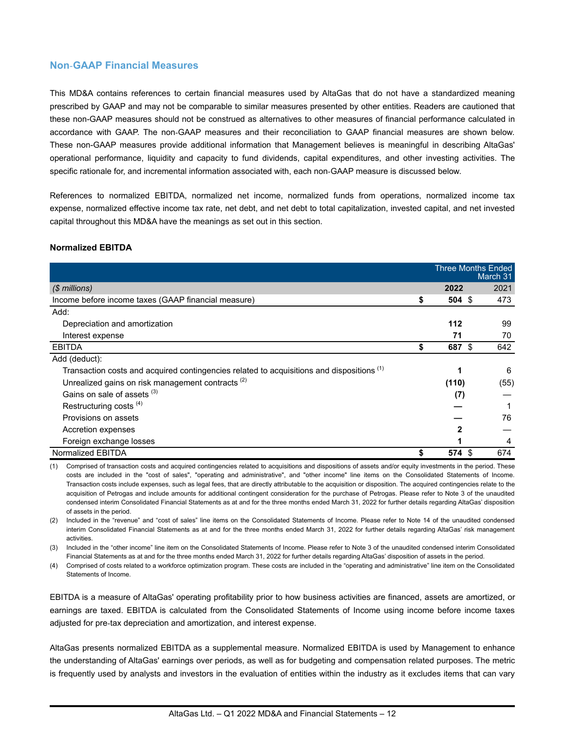## Non-GAAP Financial Measures

This MD&A contains references to certain financial measures used by AltaGas that do not have a standardized meaning prescribed by GAAP and may not be comparable to similar measures presented by other entities. Readers are cautioned that these non-GAAP measures should not be construed as alternatives to other measures of financial performance calculated in accordance with GAAP. The non-GAAP measures and their reconciliation to GAAP financial measures are shown below. These non-GAAP measures provide additional information that Management believes is meaningful in describing AltaGas' operational performance, liquidity and capacity to fund dividends, capital expenditures, and other investing activities. The specific rationale for, and incremental information associated with, each non-GAAP measure is discussed below.

References to normalized EBITDA, normalized net income, normalized funds from operations, normalized income tax expense, normalized effective income tax rate, net debt, and net debt to total capitalization, invested capital, and net invested capital throughout this MD&A have the meanings as set out in this section.

**Normalized EBITDA**

| | Three Months Ended March 31 | |
|---|---|---|
| *($ millions)* | **2022** | 2021 |
| Income before income taxes (GAAP financial measure) | **$ 504** | $ 473 |
| Add: | | |
| Depreciation and amortization | **112** | 99 |
| Interest expense | **71** | 70 |
| EBITDA | **$ 687** | $ 642 |
| Add (deduct): | | |
| Transaction costs and acquired contingencies related to acquisitions and dispositions (1) | **1** | 6 |
| Unrealized gains on risk management contracts (2) | **(110)** | (55) |
| Gains on sale of assets (3) | **(7)** | — |
| Restructuring costs (4) | **—** | 1 |
| Provisions on assets | **—** | 76 |
| Accretion expenses | **2** | — |
| Foreign exchange losses | **1** | 4 |
| Normalized EBITDA | **$ 574** | $ 674 |

(1) Comprised of transaction costs and acquired contingencies related to acquisitions and dispositions of assets and/or equity investments in the period. These costs are included in the "cost of sales", "operating and administrative", and "other income" line items on the Consolidated Statements of Income. Transaction costs include expenses, such as legal fees, that are directly attributable to the acquisition or disposition. The acquired contingencies relate to the acquisition of Petrogas and include amounts for additional contingent consideration for the purchase of Petrogas. Please refer to Note 3 of the unaudited condensed interim Consolidated Financial Statements as at and for the three months ended March 31, 2022 for further details regarding AltaGas' disposition of assets in the period.

(2) Included in the "revenue" and "cost of sales" line items on the Consolidated Statements of Income. Please refer to Note 14 of the unaudited condensed interim Consolidated Financial Statements as at and for the three months ended March 31, 2022 for further details regarding AltaGas' risk management activities.

(3) Included in the "other income" line item on the Consolidated Statements of Income. Please refer to Note 3 of the unaudited condensed interim Consolidated Financial Statements as at and for the three months ended March 31, 2022 for further details regarding AltaGas' disposition of assets in the period.

(4) Comprised of costs related to a workforce optimization program. These costs are included in the "operating and administrative" line item on the Consolidated Statements of Income.

EBITDA is a measure of AltaGas' operating profitability prior to how business activities are financed, assets are amortized, or earnings are taxed. EBITDA is calculated from the Consolidated Statements of Income using income before income taxes adjusted for pre-tax depreciation and amortization, and interest expense.

AltaGas presents normalized EBITDA as a supplemental measure. Normalized EBITDA is used by Management to enhance the understanding of AltaGas' earnings over periods, as well as for budgeting and compensation related purposes. The metric is frequently used by analysts and investors in the evaluation of entities within the industry as it excludes items that can vary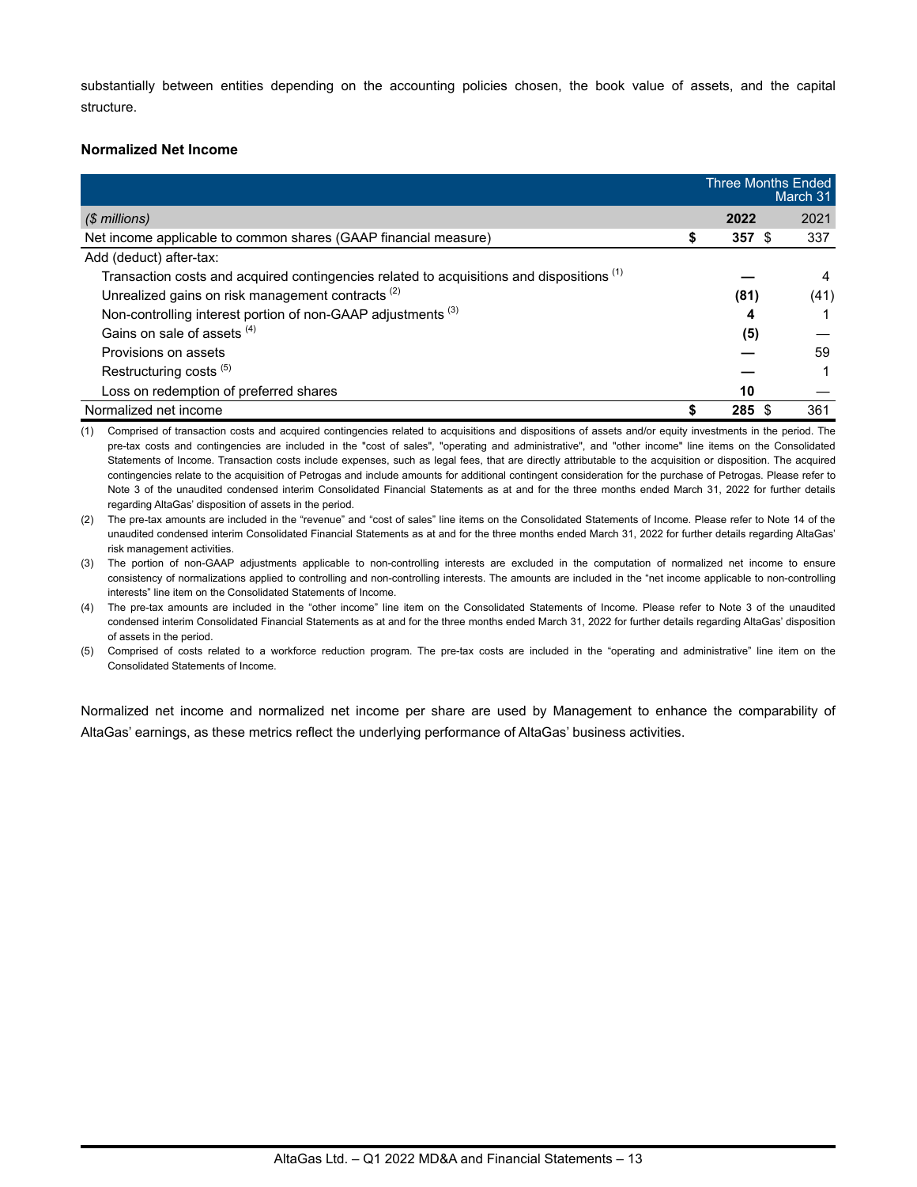substantially between entities depending on the accounting policies chosen, the book value of assets, and the capital structure.

**Normalized Net Income**

| | Three Months Ended March 31 | |
|---|---|---|
| *($ millions)* | **2022** | 2021 |
| Net income applicable to common shares (GAAP financial measure) | **$ 357** | $ 337 |
| Add (deduct) after-tax: | | |
| Transaction costs and acquired contingencies related to acquisitions and dispositions [(1)] | **—** | 4 |
| Unrealized gains on risk management contracts [(2)] | **(81)** | (41) |
| Non-controlling interest portion of non-GAAP adjustments [(3)] | **4** | 1 |
| Gains on sale of assets [(4)] | **(5)** | — |
| Provisions on assets | **—** | 59 |
| Restructuring costs [(5)] | **—** | 1 |
| Loss on redemption of preferred shares | **10** | — |
| Normalized net income | **$ 285** | $ 361 |

(1) Comprised of transaction costs and acquired contingencies related to acquisitions and dispositions of assets and/or equity investments in the period. The pre-tax costs and contingencies are included in the "cost of sales", "operating and administrative", and "other income" line items on the Consolidated Statements of Income. Transaction costs include expenses, such as legal fees, that are directly attributable to the acquisition or disposition. The acquired contingencies relate to the acquisition of Petrogas and include amounts for additional contingent consideration for the purchase of Petrogas. Please refer to Note 3 of the unaudited condensed interim Consolidated Financial Statements as at and for the three months ended March 31, 2022 for further details regarding AltaGas' disposition of assets in the period.

(2) The pre-tax amounts are included in the "revenue" and "cost of sales" line items on the Consolidated Statements of Income. Please refer to Note 14 of the unaudited condensed interim Consolidated Financial Statements as at and for the three months ended March 31, 2022 for further details regarding AltaGas' risk management activities.

(3) The portion of non-GAAP adjustments applicable to non-controlling interests are excluded in the computation of normalized net income to ensure consistency of normalizations applied to controlling and non-controlling interests. The amounts are included in the "net income applicable to non-controlling interests" line item on the Consolidated Statements of Income.

(4) The pre-tax amounts are included in the "other income" line item on the Consolidated Statements of Income. Please refer to Note 3 of the unaudited condensed interim Consolidated Financial Statements as at and for the three months ended March 31, 2022 for further details regarding AltaGas' disposition of assets in the period.

(5) Comprised of costs related to a workforce reduction program. The pre-tax costs are included in the "operating and administrative" line item on the Consolidated Statements of Income.

Normalized net income and normalized net income per share are used by Management to enhance the comparability of AltaGas' earnings, as these metrics reflect the underlying performance of AltaGas' business activities.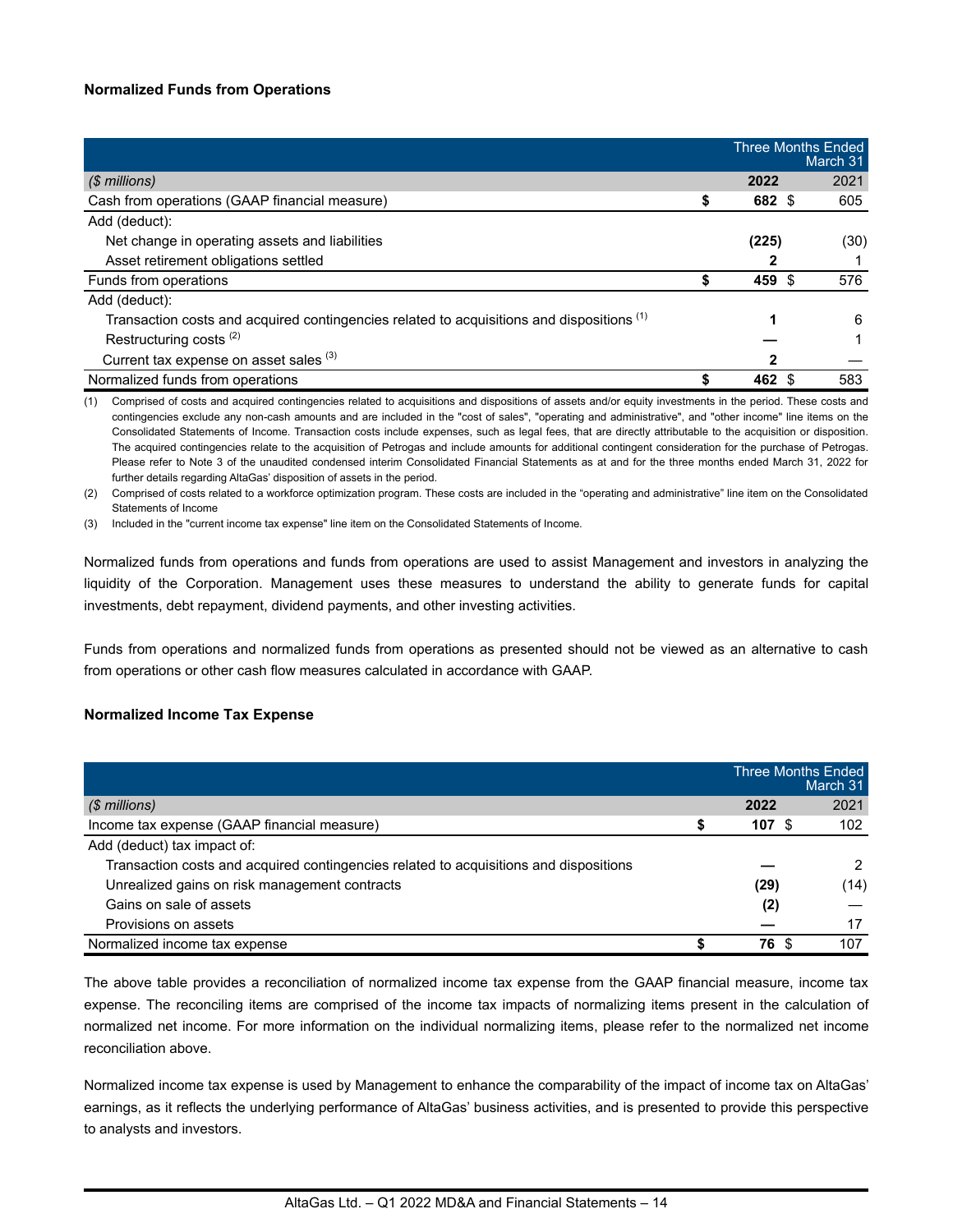### Normalized Funds from Operations

| | Three Months Ended March 31 | |
|---|---|---|
| *($ millions)* | **2022** | 2021 |
| Cash from operations (GAAP financial measure) | **$ 682** | $ 605 |
| Add (deduct): | | |
| Net change in operating assets and liabilities | **(225)** | (30) |
| Asset retirement obligations settled | **2** | 1 |
| Funds from operations | **$ 459** | $ 576 |
| Add (deduct): | | |
| Transaction costs and acquired contingencies related to acquisitions and dispositions [(1)] | **1** | 6 |
| Restructuring costs [(2)] | **—** | 1 |
| Current tax expense on asset sales [(3)] | **2** | — |
| Normalized funds from operations | **$ 462** | $ 583 |

(1) Comprised of costs and acquired contingencies related to acquisitions and dispositions of assets and/or equity investments in the period. These costs and contingencies exclude any non-cash amounts and are included in the "cost of sales", "operating and administrative", and "other income" line items on the Consolidated Statements of Income. Transaction costs include expenses, such as legal fees, that are directly attributable to the acquisition or disposition. The acquired contingencies relate to the acquisition of Petrogas and include amounts for additional contingent consideration for the purchase of Petrogas. Please refer to Note 3 of the unaudited condensed interim Consolidated Financial Statements as at and for the three months ended March 31, 2022 for further details regarding AltaGas' disposition of assets in the period.

(2) Comprised of costs related to a workforce optimization program. These costs are included in the "operating and administrative" line item on the Consolidated Statements of Income

(3) Included in the "current income tax expense" line item on the Consolidated Statements of Income.

Normalized funds from operations and funds from operations are used to assist Management and investors in analyzing the liquidity of the Corporation. Management uses these measures to understand the ability to generate funds for capital investments, debt repayment, dividend payments, and other investing activities.

Funds from operations and normalized funds from operations as presented should not be viewed as an alternative to cash from operations or other cash flow measures calculated in accordance with GAAP.

### Normalized Income Tax Expense

| | Three Months Ended March 31 | |
|---|---|---|
| *($ millions)* | **2022** | 2021 |
| Income tax expense (GAAP financial measure) | **$ 107** | $ 102 |
| Add (deduct) tax impact of: | | |
| Transaction costs and acquired contingencies related to acquisitions and dispositions | **—** | 2 |
| Unrealized gains on risk management contracts | **(29)** | (14) |
| Gains on sale of assets | **(2)** | — |
| Provisions on assets | **—** | 17 |
| Normalized income tax expense | **$ 76** | $ 107 |

The above table provides a reconciliation of normalized income tax expense from the GAAP financial measure, income tax expense. The reconciling items are comprised of the income tax impacts of normalizing items present in the calculation of normalized net income. For more information on the individual normalizing items, please refer to the normalized net income reconciliation above.

Normalized income tax expense is used by Management to enhance the comparability of the impact of income tax on AltaGas' earnings, as it reflects the underlying performance of AltaGas' business activities, and is presented to provide this perspective to analysts and investors.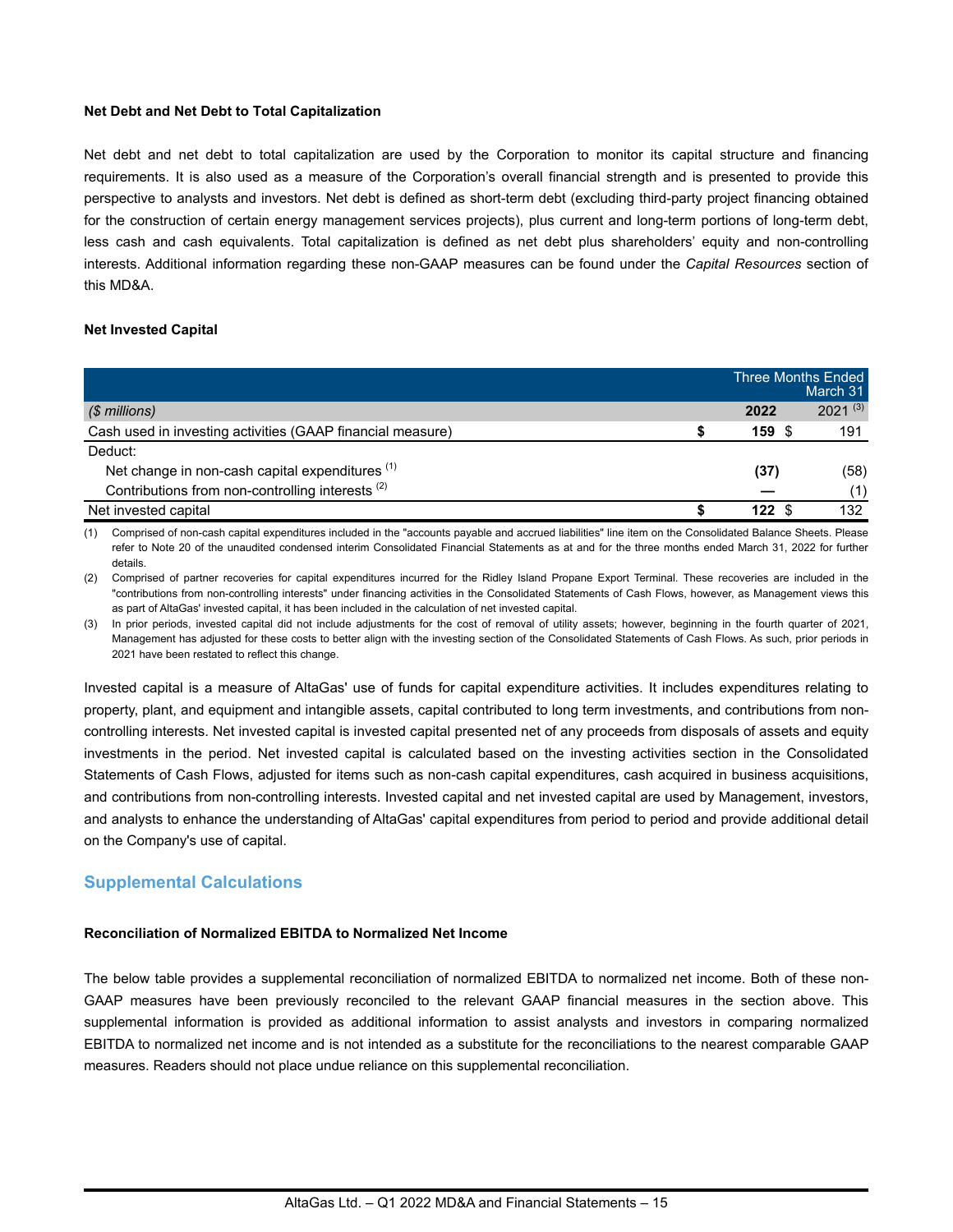**Net Debt and Net Debt to Total Capitalization**

Net debt and net debt to total capitalization are used by the Corporation to monitor its capital structure and financing requirements. It is also used as a measure of the Corporation's overall financial strength and is presented to provide this perspective to analysts and investors. Net debt is defined as short-term debt (excluding third-party project financing obtained for the construction of certain energy management services projects), plus current and long-term portions of long-term debt, less cash and cash equivalents. Total capitalization is defined as net debt plus shareholders' equity and non-controlling interests. Additional information regarding these non-GAAP measures can be found under the *Capital Resources* section of this MD&A.

**Net Invested Capital**

| | Three Months Ended March 31 | |
|---|---|---|
| *($ millions)* | **2022** | 2021 [3] |
| Cash used in investing activities (GAAP financial measure) | **$ 159** | $ 191 |
| Deduct: | | |
| Net change in non-cash capital expenditures [1] | **(37)** | (58) |
| Contributions from non-controlling interests [2] | **—** | (1) |
| Net invested capital | **$ 122** | $ 132 |

(1) Comprised of non-cash capital expenditures included in the "accounts payable and accrued liabilities" line item on the Consolidated Balance Sheets. Please refer to Note 20 of the unaudited condensed interim Consolidated Financial Statements as at and for the three months ended March 31, 2022 for further details.

(2) Comprised of partner recoveries for capital expenditures incurred for the Ridley Island Propane Export Terminal. These recoveries are included in the "contributions from non-controlling interests" under financing activities in the Consolidated Statements of Cash Flows, however, as Management views this as part of AltaGas' invested capital, it has been included in the calculation of net invested capital.

(3) In prior periods, invested capital did not include adjustments for the cost of removal of utility assets; however, beginning in the fourth quarter of 2021, Management has adjusted for these costs to better align with the investing section of the Consolidated Statements of Cash Flows. As such, prior periods in 2021 have been restated to reflect this change.

Invested capital is a measure of AltaGas' use of funds for capital expenditure activities. It includes expenditures relating to property, plant, and equipment and intangible assets, capital contributed to long term investments, and contributions from non-controlling interests. Net invested capital is invested capital presented net of any proceeds from disposals of assets and equity investments in the period. Net invested capital is calculated based on the investing activities section in the Consolidated Statements of Cash Flows, adjusted for items such as non-cash capital expenditures, cash acquired in business acquisitions, and contributions from non-controlling interests. Invested capital and net invested capital are used by Management, investors, and analysts to enhance the understanding of AltaGas' capital expenditures from period to period and provide additional detail on the Company's use of capital.

## Supplemental Calculations

**Reconciliation of Normalized EBITDA to Normalized Net Income**

The below table provides a supplemental reconciliation of normalized EBITDA to normalized net income. Both of these non-GAAP measures have been previously reconciled to the relevant GAAP financial measures in the section above. This supplemental information is provided as additional information to assist analysts and investors in comparing normalized EBITDA to normalized net income and is not intended as a substitute for the reconciliations to the nearest comparable GAAP measures. Readers should not place undue reliance on this supplemental reconciliation.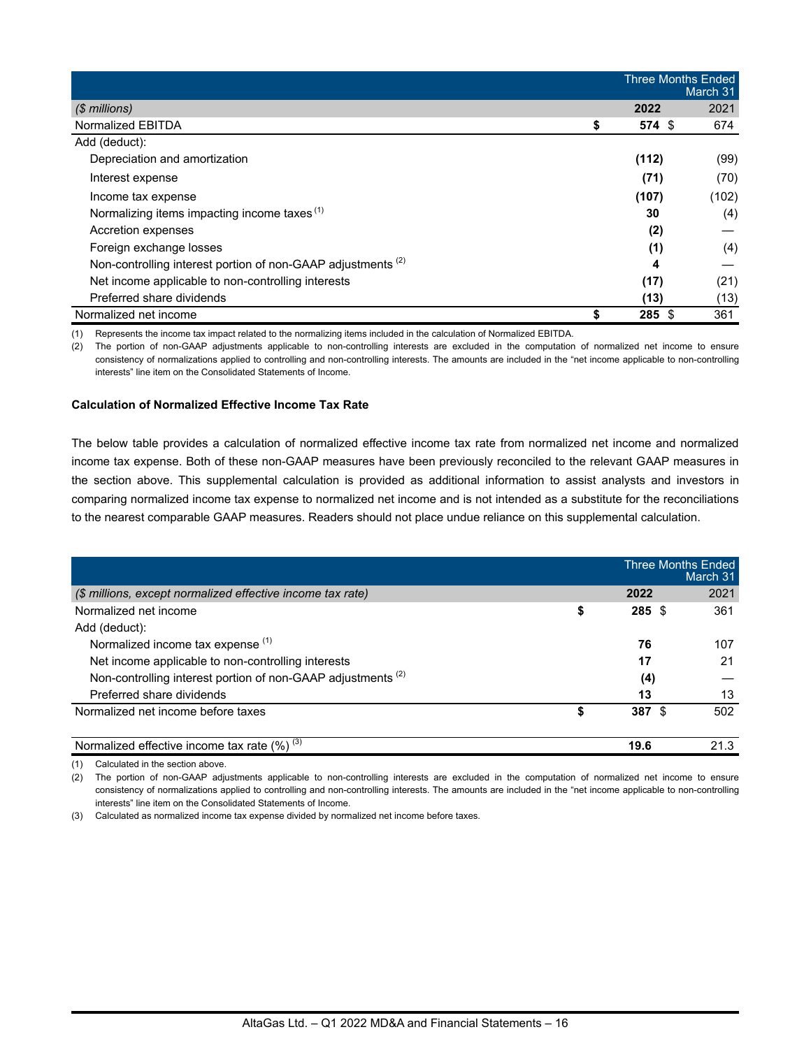| ($ millions) | Three Months Ended March 31 2022 | 2021 |
|---|---|---|
| Normalized EBITDA | **$ 574** | $ 674 |
| Add (deduct): | | |
| Depreciation and amortization | **(112)** | (99) |
| Interest expense | **(71)** | (70) |
| Income tax expense | **(107)** | (102) |
| Normalizing items impacting income taxes (1) | **30** | (4) |
| Accretion expenses | **(2)** | — |
| Foreign exchange losses | **(1)** | (4) |
| Non-controlling interest portion of non-GAAP adjustments (2) | **4** | — |
| Net income applicable to non-controlling interests | **(17)** | (21) |
| Preferred share dividends | **(13)** | (13) |
| Normalized net income | **$ 285** | $ 361 |

(1) Represents the income tax impact related to the normalizing items included in the calculation of Normalized EBITDA.

(2) The portion of non-GAAP adjustments applicable to non-controlling interests are excluded in the computation of normalized net income to ensure consistency of normalizations applied to controlling and non-controlling interests. The amounts are included in the "net income applicable to non-controlling interests" line item on the Consolidated Statements of Income.

**Calculation of Normalized Effective Income Tax Rate**

The below table provides a calculation of normalized effective income tax rate from normalized net income and normalized income tax expense. Both of these non-GAAP measures have been previously reconciled to the relevant GAAP measures in the section above. This supplemental calculation is provided as additional information to assist analysts and investors in comparing normalized income tax expense to normalized net income and is not intended as a substitute for the reconciliations to the nearest comparable GAAP measures. Readers should not place undue reliance on this supplemental calculation.

| ($ millions, except normalized effective income tax rate) | Three Months Ended March 31 2022 | 2021 |
|---|---|---|
| Normalized net income | **$ 285** | $ 361 |
| Add (deduct): | | |
| Normalized income tax expense (1) | **76** | 107 |
| Net income applicable to non-controlling interests | **17** | 21 |
| Non-controlling interest portion of non-GAAP adjustments (2) | **(4)** | — |
| Preferred share dividends | **13** | 13 |
| Normalized net income before taxes | **$ 387** | $ 502 |
| Normalized effective income tax rate (%) (3) | **19.6** | 21.3 |

(1) Calculated in the section above.

(2) The portion of non-GAAP adjustments applicable to non-controlling interests are excluded in the computation of normalized net income to ensure consistency of normalizations applied to controlling and non-controlling interests. The amounts are included in the "net income applicable to non-controlling interests" line item on the Consolidated Statements of Income.

(3) Calculated as normalized income tax expense divided by normalized net income before taxes.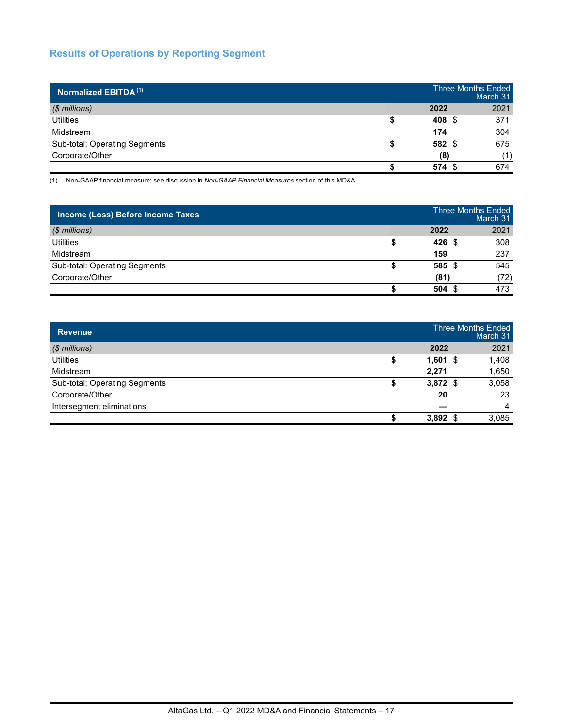## Results of Operations by Reporting Segment

| Normalized EBITDA [1] | Three Months Ended March 31 | |
|---|---|---|
| *($ millions)* | **2022** | 2021 |
| Utilities | **$ 408** | $ 371 |
| Midstream | **174** | 304 |
| Sub-total: Operating Segments | **$ 582** | $ 675 |
| Corporate/Other | **(8)** | (1) |
| | **$ 574** | $ 674 |

(1) Non-GAAP financial measure; see discussion in *Non-GAAP Financial Measures* section of this MD&A.

| Income (Loss) Before Income Taxes | Three Months Ended March 31 | |
|---|---|---|
| *($ millions)* | **2022** | 2021 |
| Utilities | **$ 426** | $ 308 |
| Midstream | **159** | 237 |
| Sub-total: Operating Segments | **$ 585** | $ 545 |
| Corporate/Other | **(81)** | (72) |
| | **$ 504** | $ 473 |

| Revenue | Three Months Ended March 31 | |
|---|---|---|
| *($ millions)* | **2022** | 2021 |
| Utilities | **$ 1,601** | $ 1,408 |
| Midstream | **2,271** | 1,650 |
| Sub-total: Operating Segments | **$ 3,872** | $ 3,058 |
| Corporate/Other | **20** | 23 |
| Intersegment eliminations | **—** | 4 |
| | **$ 3,892** | $ 3,085 |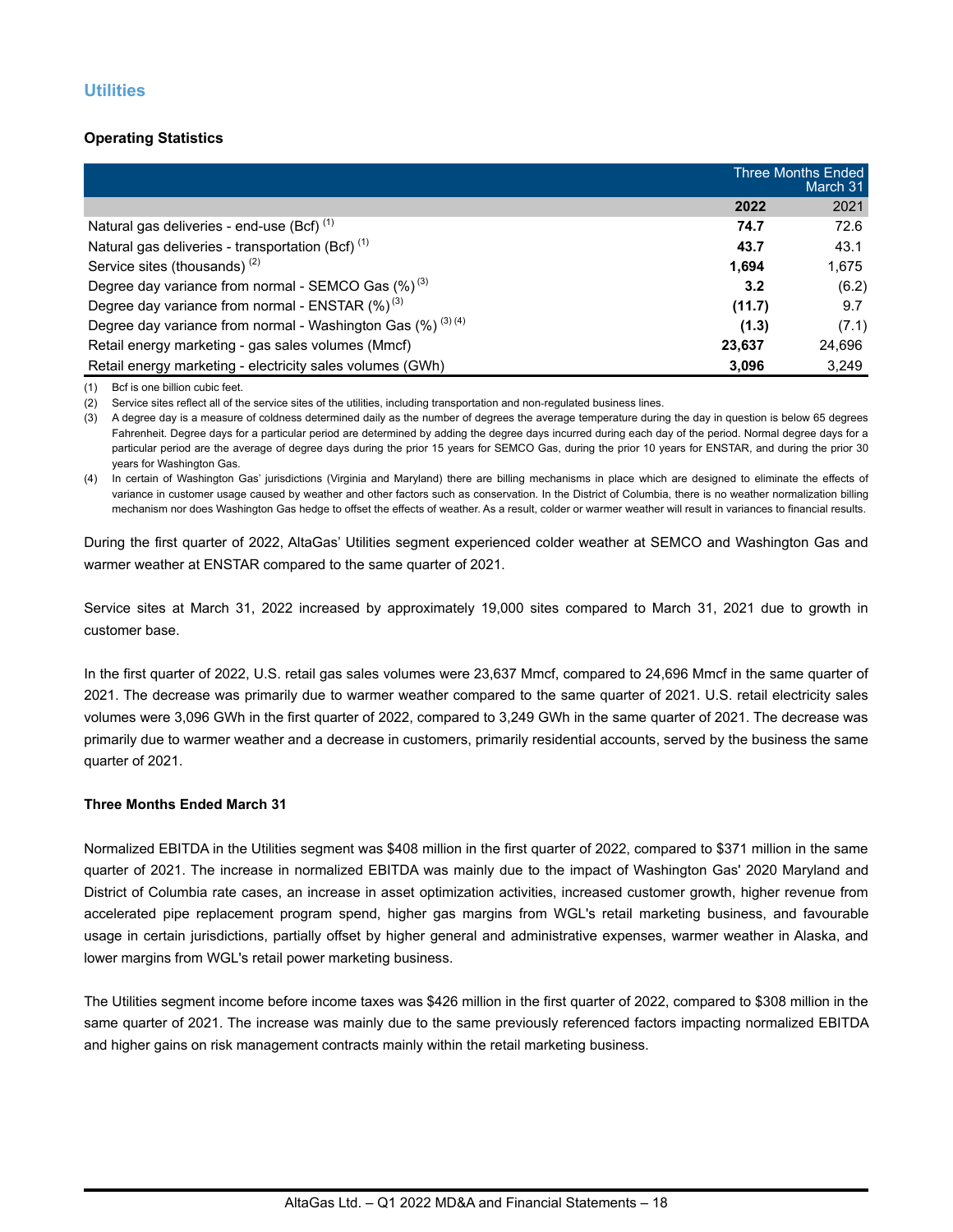## Utilities

### Operating Statistics

| | Three Months Ended March 31 | |
|---|---|---|
| | **2022** | 2021 |
| Natural gas deliveries - end-use (Bcf) [(1)] | **74.7** | 72.6 |
| Natural gas deliveries - transportation (Bcf) [(1)] | **43.7** | 43.1 |
| Service sites (thousands) [(2)] | **1,694** | 1,675 |
| Degree day variance from normal - SEMCO Gas (%) [(3)] | **3.2** | (6.2) |
| Degree day variance from normal - ENSTAR (%) [(3)] | **(11.7)** | 9.7 |
| Degree day variance from normal - Washington Gas (%) [(3) (4)] | **(1.3)** | (7.1) |
| Retail energy marketing - gas sales volumes (Mmcf) | **23,637** | 24,696 |
| Retail energy marketing - electricity sales volumes (GWh) | **3,096** | 3,249 |

(1) Bcf is one billion cubic feet.

(2) Service sites reflect all of the service sites of the utilities, including transportation and non-regulated business lines.

(3) A degree day is a measure of coldness determined daily as the number of degrees the average temperature during the day in question is below 65 degrees Fahrenheit. Degree days for a particular period are determined by adding the degree days incurred during each day of the period. Normal degree days for a particular period are the average of degree days during the prior 15 years for SEMCO Gas, during the prior 10 years for ENSTAR, and during the prior 30 years for Washington Gas.

(4) In certain of Washington Gas' jurisdictions (Virginia and Maryland) there are billing mechanisms in place which are designed to eliminate the effects of variance in customer usage caused by weather and other factors such as conservation. In the District of Columbia, there is no weather normalization billing mechanism nor does Washington Gas hedge to offset the effects of weather. As a result, colder or warmer weather will result in variances to financial results.

During the first quarter of 2022, AltaGas' Utilities segment experienced colder weather at SEMCO and Washington Gas and warmer weather at ENSTAR compared to the same quarter of 2021.

Service sites at March 31, 2022 increased by approximately 19,000 sites compared to March 31, 2021 due to growth in customer base.

In the first quarter of 2022, U.S. retail gas sales volumes were 23,637 Mmcf, compared to 24,696 Mmcf in the same quarter of 2021. The decrease was primarily due to warmer weather compared to the same quarter of 2021. U.S. retail electricity sales volumes were 3,096 GWh in the first quarter of 2022, compared to 3,249 GWh in the same quarter of 2021. The decrease was primarily due to warmer weather and a decrease in customers, primarily residential accounts, served by the business the same quarter of 2021.

### Three Months Ended March 31

Normalized EBITDA in the Utilities segment was $408 million in the first quarter of 2022, compared to $371 million in the same quarter of 2021. The increase in normalized EBITDA was mainly due to the impact of Washington Gas' 2020 Maryland and District of Columbia rate cases, an increase in asset optimization activities, increased customer growth, higher revenue from accelerated pipe replacement program spend, higher gas margins from WGL's retail marketing business, and favourable usage in certain jurisdictions, partially offset by higher general and administrative expenses, warmer weather in Alaska, and lower margins from WGL's retail power marketing business.

The Utilities segment income before income taxes was $426 million in the first quarter of 2022, compared to $308 million in the same quarter of 2021. The increase was mainly due to the same previously referenced factors impacting normalized EBITDA and higher gains on risk management contracts mainly within the retail marketing business.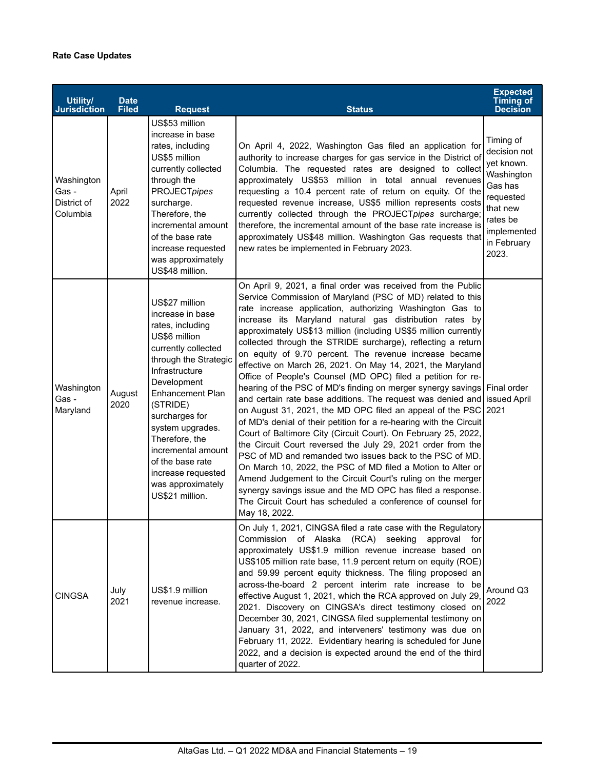**Rate Case Updates**

| Utility/ Jurisdiction | Date Filed | Request | Status | Expected Timing of Decision |
|---|---|---|---|---|
| Washington Gas - District of Columbia | April 2022 | US$53 million increase in base rates, including US$5 million currently collected through the PROJECT*pipes* surcharge. Therefore, the incremental amount of the base rate increase requested was approximately US$48 million. | On April 4, 2022, Washington Gas filed an application for authority to increase charges for gas service in the District of Columbia. The requested rates are designed to collect approximately US$53 million in total annual revenues requesting a 10.4 percent rate of return on equity. Of the requested revenue increase, US$5 million represents costs currently collected through the PROJECT*pipes* surcharge; therefore, the incremental amount of the base rate increase is approximately US$48 million. Washington Gas requests that new rates be implemented in February 2023. | Timing of decision not yet known. Washington Gas has requested that new rates be implemented in February 2023. |
| Washington Gas - Maryland | August 2020 | US$27 million increase in base rates, including US$6 million currently collected through the Strategic Infrastructure Development Enhancement Plan (STRIDE) surcharges for system upgrades. Therefore, the incremental amount of the base rate increase requested was approximately US$21 million. | On April 9, 2021, a final order was received from the Public Service Commission of Maryland (PSC of MD) related to this rate increase application, authorizing Washington Gas to increase its Maryland natural gas distribution rates by approximately US$13 million (including US$5 million currently collected through the STRIDE surcharge), reflecting a return on equity of 9.70 percent. The revenue increase became effective on March 26, 2021. On May 14, 2021, the Maryland Office of People's Counsel (MD OPC) filed a petition for re-hearing of the PSC of MD's finding on merger synergy savings and certain rate base additions. The request was denied and on August 31, 2021, the MD OPC filed an appeal of the PSC of MD's denial of their petition for a re-hearing with the Circuit Court of Baltimore City (Circuit Court). On February 25, 2022, the Circuit Court reversed the July 29, 2021 order from the PSC of MD and remanded two issues back to the PSC of MD. On March 10, 2022, the PSC of MD filed a Motion to Alter or Amend Judgement to the Circuit Court's ruling on the merger synergy savings issue and the MD OPC has filed a response. The Circuit Court has scheduled a conference of counsel for May 18, 2022. | Final order issued April 2021 |
| CINGSA | July 2021 | US$1.9 million revenue increase. | On July 1, 2021, CINGSA filed a rate case with the Regulatory Commission of Alaska (RCA) seeking approval for approximately US$1.9 million revenue increase based on US$105 million rate base, 11.9 percent return on equity (ROE) and 59.99 percent equity thickness. The filing proposed an across-the-board 2 percent interim rate increase to be effective August 1, 2021, which the RCA approved on July 29, 2021. Discovery on CINGSA's direct testimony closed on December 30, 2021, CINGSA filed supplemental testimony on January 31, 2022, and interveners' testimony was due on February 11, 2022. Evidentiary hearing is scheduled for June 2022, and a decision is expected around the end of the third quarter of 2022. | Around Q3 2022 |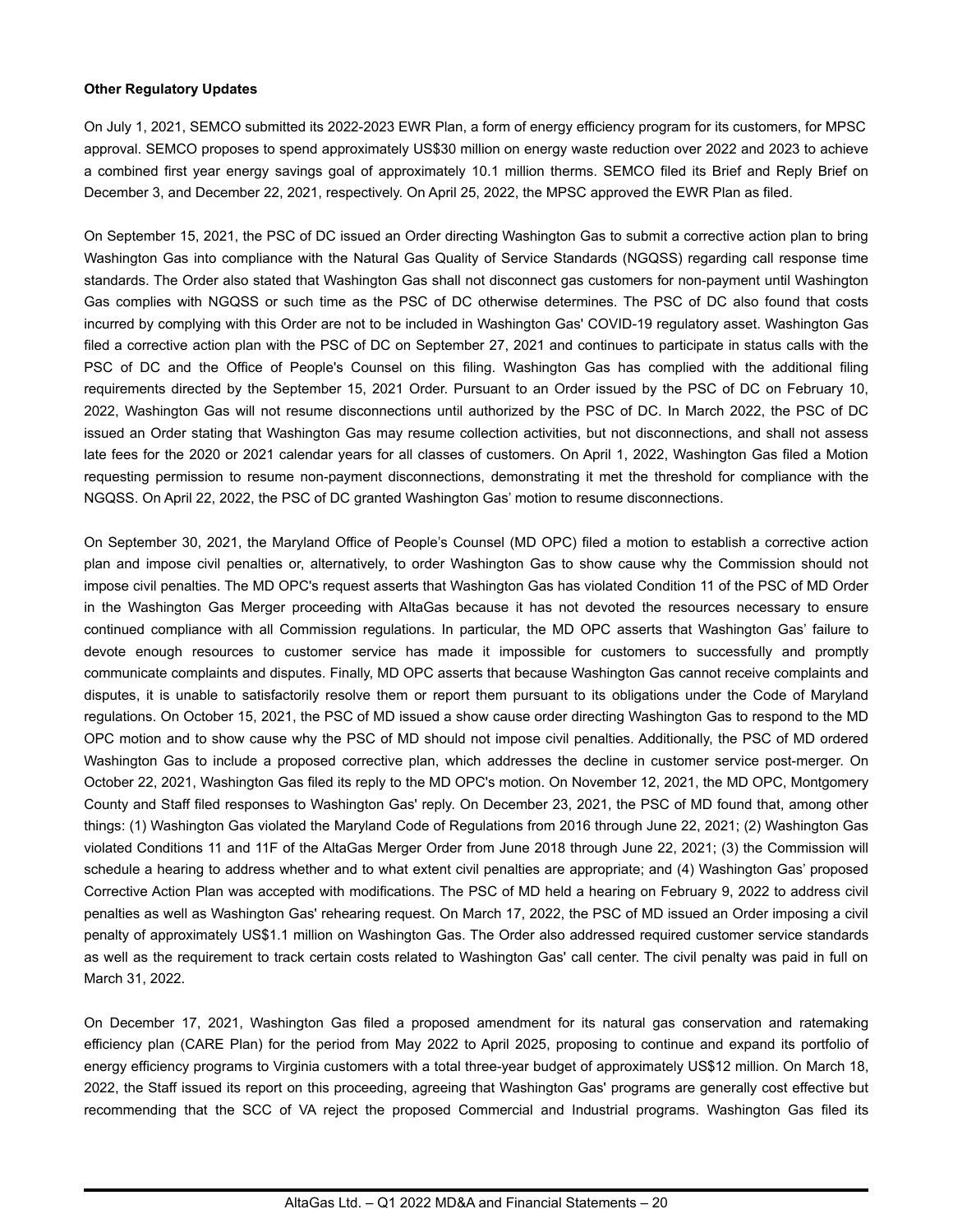**Other Regulatory Updates**

On July 1, 2021, SEMCO submitted its 2022-2023 EWR Plan, a form of energy efficiency program for its customers, for MPSC approval. SEMCO proposes to spend approximately US$30 million on energy waste reduction over 2022 and 2023 to achieve a combined first year energy savings goal of approximately 10.1 million therms. SEMCO filed its Brief and Reply Brief on December 3, and December 22, 2021, respectively. On April 25, 2022, the MPSC approved the EWR Plan as filed.

On September 15, 2021, the PSC of DC issued an Order directing Washington Gas to submit a corrective action plan to bring Washington Gas into compliance with the Natural Gas Quality of Service Standards (NGQSS) regarding call response time standards. The Order also stated that Washington Gas shall not disconnect gas customers for non-payment until Washington Gas complies with NGQSS or such time as the PSC of DC otherwise determines. The PSC of DC also found that costs incurred by complying with this Order are not to be included in Washington Gas' COVID-19 regulatory asset. Washington Gas filed a corrective action plan with the PSC of DC on September 27, 2021 and continues to participate in status calls with the PSC of DC and the Office of People's Counsel on this filing. Washington Gas has complied with the additional filing requirements directed by the September 15, 2021 Order. Pursuant to an Order issued by the PSC of DC on February 10, 2022, Washington Gas will not resume disconnections until authorized by the PSC of DC. In March 2022, the PSC of DC issued an Order stating that Washington Gas may resume collection activities, but not disconnections, and shall not assess late fees for the 2020 or 2021 calendar years for all classes of customers. On April 1, 2022, Washington Gas filed a Motion requesting permission to resume non-payment disconnections, demonstrating it met the threshold for compliance with the NGQSS. On April 22, 2022, the PSC of DC granted Washington Gas' motion to resume disconnections.

On September 30, 2021, the Maryland Office of People's Counsel (MD OPC) filed a motion to establish a corrective action plan and impose civil penalties or, alternatively, to order Washington Gas to show cause why the Commission should not impose civil penalties. The MD OPC's request asserts that Washington Gas has violated Condition 11 of the PSC of MD Order in the Washington Gas Merger proceeding with AltaGas because it has not devoted the resources necessary to ensure continued compliance with all Commission regulations. In particular, the MD OPC asserts that Washington Gas' failure to devote enough resources to customer service has made it impossible for customers to successfully and promptly communicate complaints and disputes. Finally, MD OPC asserts that because Washington Gas cannot receive complaints and disputes, it is unable to satisfactorily resolve them or report them pursuant to its obligations under the Code of Maryland regulations. On October 15, 2021, the PSC of MD issued a show cause order directing Washington Gas to respond to the MD OPC motion and to show cause why the PSC of MD should not impose civil penalties. Additionally, the PSC of MD ordered Washington Gas to include a proposed corrective plan, which addresses the decline in customer service post-merger. On October 22, 2021, Washington Gas filed its reply to the MD OPC's motion. On November 12, 2021, the MD OPC, Montgomery County and Staff filed responses to Washington Gas' reply. On December 23, 2021, the PSC of MD found that, among other things: (1) Washington Gas violated the Maryland Code of Regulations from 2016 through June 22, 2021; (2) Washington Gas violated Conditions 11 and 11F of the AltaGas Merger Order from June 2018 through June 22, 2021; (3) the Commission will schedule a hearing to address whether and to what extent civil penalties are appropriate; and (4) Washington Gas' proposed Corrective Action Plan was accepted with modifications. The PSC of MD held a hearing on February 9, 2022 to address civil penalties as well as Washington Gas' rehearing request. On March 17, 2022, the PSC of MD issued an Order imposing a civil penalty of approximately US$1.1 million on Washington Gas. The Order also addressed required customer service standards as well as the requirement to track certain costs related to Washington Gas' call center. The civil penalty was paid in full on March 31, 2022.

On December 17, 2021, Washington Gas filed a proposed amendment for its natural gas conservation and ratemaking efficiency plan (CARE Plan) for the period from May 2022 to April 2025, proposing to continue and expand its portfolio of energy efficiency programs to Virginia customers with a total three-year budget of approximately US$12 million. On March 18, 2022, the Staff issued its report on this proceeding, agreeing that Washington Gas' programs are generally cost effective but recommending that the SCC of VA reject the proposed Commercial and Industrial programs. Washington Gas filed its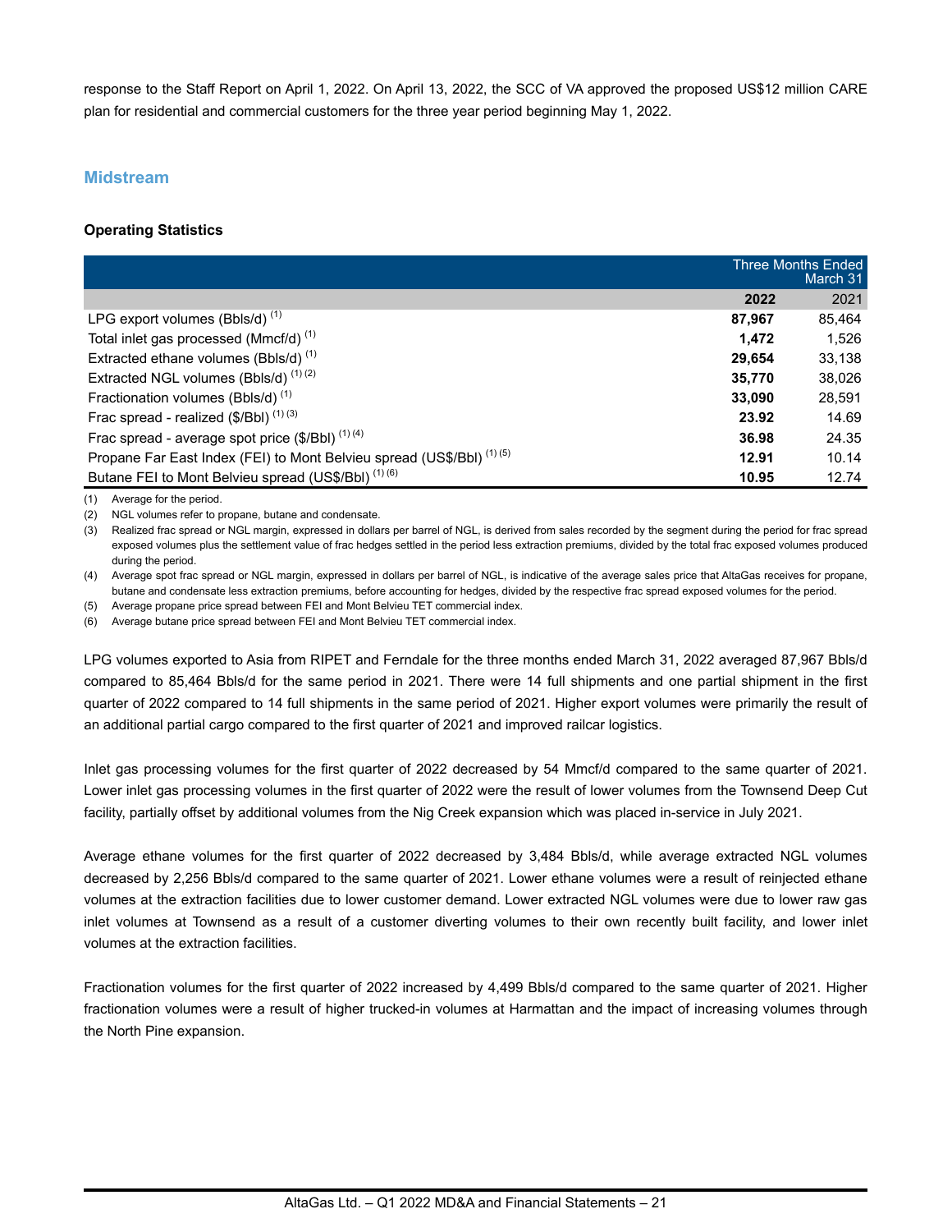response to the Staff Report on April 1, 2022. On April 13, 2022, the SCC of VA approved the proposed US$12 million CARE plan for residential and commercial customers for the three year period beginning May 1, 2022.

## Midstream

### Operating Statistics

| | Three Months Ended March 31 | |
|---|---|---|
| | **2022** | 2021 |
| LPG export volumes (Bbls/d) (1) | **87,967** | 85,464 |
| Total inlet gas processed (Mmcf/d) (1) | **1,472** | 1,526 |
| Extracted ethane volumes (Bbls/d) (1) | **29,654** | 33,138 |
| Extracted NGL volumes (Bbls/d) (1) (2) | **35,770** | 38,026 |
| Fractionation volumes (Bbls/d) (1) | **33,090** | 28,591 |
| Frac spread - realized ($/Bbl) (1) (3) | **23.92** | 14.69 |
| Frac spread - average spot price ($/Bbl) (1) (4) | **36.98** | 24.35 |
| Propane Far East Index (FEI) to Mont Belvieu spread (US$/Bbl) (1) (5) | **12.91** | 10.14 |
| Butane FEI to Mont Belvieu spread (US$/Bbl) (1) (6) | **10.95** | 12.74 |

(1) Average for the period.

(2) NGL volumes refer to propane, butane and condensate.

(3) Realized frac spread or NGL margin, expressed in dollars per barrel of NGL, is derived from sales recorded by the segment during the period for frac spread exposed volumes plus the settlement value of frac hedges settled in the period less extraction premiums, divided by the total frac exposed volumes produced during the period.

(4) Average spot frac spread or NGL margin, expressed in dollars per barrel of NGL, is indicative of the average sales price that AltaGas receives for propane, butane and condensate less extraction premiums, before accounting for hedges, divided by the respective frac spread exposed volumes for the period.

(5) Average propane price spread between FEI and Mont Belvieu TET commercial index.

(6) Average butane price spread between FEI and Mont Belvieu TET commercial index.

LPG volumes exported to Asia from RIPET and Ferndale for the three months ended March 31, 2022 averaged 87,967 Bbls/d compared to 85,464 Bbls/d for the same period in 2021. There were 14 full shipments and one partial shipment in the first quarter of 2022 compared to 14 full shipments in the same period of 2021. Higher export volumes were primarily the result of an additional partial cargo compared to the first quarter of 2021 and improved railcar logistics.

Inlet gas processing volumes for the first quarter of 2022 decreased by 54 Mmcf/d compared to the same quarter of 2021. Lower inlet gas processing volumes in the first quarter of 2022 were the result of lower volumes from the Townsend Deep Cut facility, partially offset by additional volumes from the Nig Creek expansion which was placed in-service in July 2021.

Average ethane volumes for the first quarter of 2022 decreased by 3,484 Bbls/d, while average extracted NGL volumes decreased by 2,256 Bbls/d compared to the same quarter of 2021. Lower ethane volumes were a result of reinjected ethane volumes at the extraction facilities due to lower customer demand. Lower extracted NGL volumes were due to lower raw gas inlet volumes at Townsend as a result of a customer diverting volumes to their own recently built facility, and lower inlet volumes at the extraction facilities.

Fractionation volumes for the first quarter of 2022 increased by 4,499 Bbls/d compared to the same quarter of 2021. Higher fractionation volumes were a result of higher trucked-in volumes at Harmattan and the impact of increasing volumes through the North Pine expansion.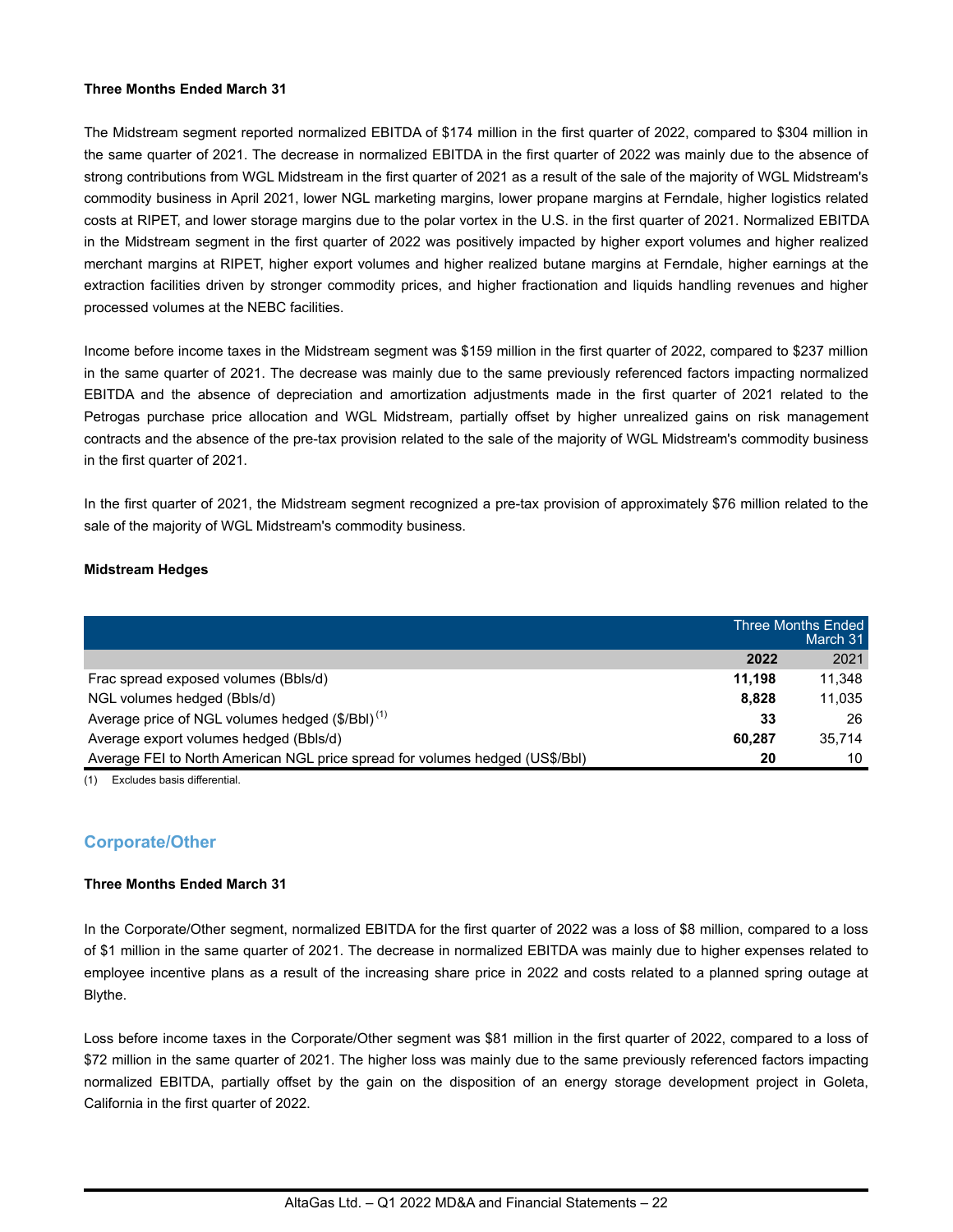**Three Months Ended March 31**

The Midstream segment reported normalized EBITDA of $174 million in the first quarter of 2022, compared to $304 million in the same quarter of 2021. The decrease in normalized EBITDA in the first quarter of 2022 was mainly due to the absence of strong contributions from WGL Midstream in the first quarter of 2021 as a result of the sale of the majority of WGL Midstream's commodity business in April 2021, lower NGL marketing margins, lower propane margins at Ferndale, higher logistics related costs at RIPET, and lower storage margins due to the polar vortex in the U.S. in the first quarter of 2021. Normalized EBITDA in the Midstream segment in the first quarter of 2022 was positively impacted by higher export volumes and higher realized merchant margins at RIPET, higher export volumes and higher realized butane margins at Ferndale, higher earnings at the extraction facilities driven by stronger commodity prices, and higher fractionation and liquids handling revenues and higher processed volumes at the NEBC facilities.

Income before income taxes in the Midstream segment was $159 million in the first quarter of 2022, compared to $237 million in the same quarter of 2021. The decrease was mainly due to the same previously referenced factors impacting normalized EBITDA and the absence of depreciation and amortization adjustments made in the first quarter of 2021 related to the Petrogas purchase price allocation and WGL Midstream, partially offset by higher unrealized gains on risk management contracts and the absence of the pre-tax provision related to the sale of the majority of WGL Midstream's commodity business in the first quarter of 2021.

In the first quarter of 2021, the Midstream segment recognized a pre-tax provision of approximately $76 million related to the sale of the majority of WGL Midstream's commodity business.

**Midstream Hedges**

| | Three Months Ended March 31 | |
|---|---|---|
| | **2022** | 2021 |
| Frac spread exposed volumes (Bbls/d) | **11,198** | 11,348 |
| NGL volumes hedged (Bbls/d) | **8,828** | 11,035 |
| Average price of NGL volumes hedged ($/Bbl) (1) | **33** | 26 |
| Average export volumes hedged (Bbls/d) | **60,287** | 35,714 |
| Average FEI to North American NGL price spread for volumes hedged (US$/Bbl) | **20** | 10 |

(1) Excludes basis differential.

## Corporate/Other

**Three Months Ended March 31**

In the Corporate/Other segment, normalized EBITDA for the first quarter of 2022 was a loss of $8 million, compared to a loss of $1 million in the same quarter of 2021. The decrease in normalized EBITDA was mainly due to higher expenses related to employee incentive plans as a result of the increasing share price in 2022 and costs related to a planned spring outage at Blythe.

Loss before income taxes in the Corporate/Other segment was $81 million in the first quarter of 2022, compared to a loss of $72 million in the same quarter of 2021. The higher loss was mainly due to the same previously referenced factors impacting normalized EBITDA, partially offset by the gain on the disposition of an energy storage development project in Goleta, California in the first quarter of 2022.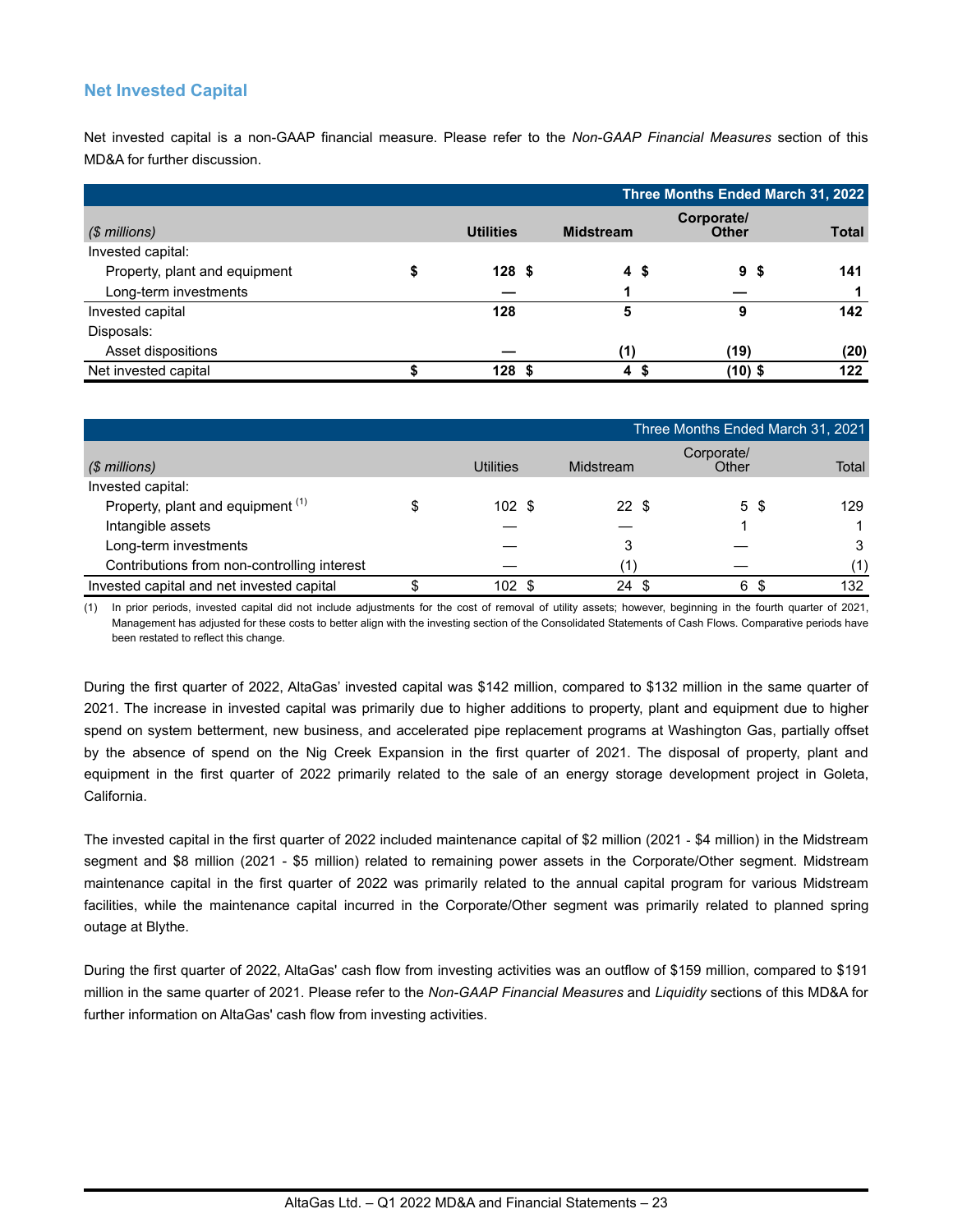## Net Invested Capital

Net invested capital is a non-GAAP financial measure. Please refer to the *Non-GAAP Financial Measures* section of this MD&A for further discussion.

| | **Three Months Ended March 31, 2022** | | | |
|---|---|---|---|---|
| *($ millions)* | **Utilities** | **Midstream** | **Corporate/ Other** | **Total** |
| Invested capital: | | | | |
| Property, plant and equipment | **$ 128** | **$ 4** | **$ 9** | **$ 141** |
| Long-term investments | **—** | **1** | **—** | **1** |
| Invested capital | **128** | **5** | **9** | **142** |
| Disposals: | | | | |
| Asset dispositions | **—** | **(1)** | **(19)** | **(20)** |
| Net invested capital | **$ 128** | **$ 4** | **$ (10)** | **$ 122** |

| | Three Months Ended March 31, 2021 | | | |
|---|---|---|---|---|
| *($ millions)* | Utilities | Midstream | Corporate/ Other | Total |
| Invested capital: | | | | |
| Property, plant and equipment [1] | $ 102 | $ 22 | $ 5 | $ 129 |
| Intangible assets | — | — | 1 | 1 |
| Long-term investments | — | 3 | — | 3 |
| Contributions from non-controlling interest | — | (1) | — | (1) |
| Invested capital and net invested capital | $ 102 | $ 24 | $ 6 | $ 132 |

(1) In prior periods, invested capital did not include adjustments for the cost of removal of utility assets; however, beginning in the fourth quarter of 2021, Management has adjusted for these costs to better align with the investing section of the Consolidated Statements of Cash Flows. Comparative periods have been restated to reflect this change.

During the first quarter of 2022, AltaGas' invested capital was $142 million, compared to $132 million in the same quarter of 2021. The increase in invested capital was primarily due to higher additions to property, plant and equipment due to higher spend on system betterment, new business, and accelerated pipe replacement programs at Washington Gas, partially offset by the absence of spend on the Nig Creek Expansion in the first quarter of 2021. The disposal of property, plant and equipment in the first quarter of 2022 primarily related to the sale of an energy storage development project in Goleta, California.

The invested capital in the first quarter of 2022 included maintenance capital of $2 million (2021 - $4 million) in the Midstream segment and $8 million (2021 - $5 million) related to remaining power assets in the Corporate/Other segment. Midstream maintenance capital in the first quarter of 2022 was primarily related to the annual capital program for various Midstream facilities, while the maintenance capital incurred in the Corporate/Other segment was primarily related to planned spring outage at Blythe.

During the first quarter of 2022, AltaGas' cash flow from investing activities was an outflow of $159 million, compared to $191 million in the same quarter of 2021. Please refer to the *Non-GAAP Financial Measures* and *Liquidity* sections of this MD&A for further information on AltaGas' cash flow from investing activities.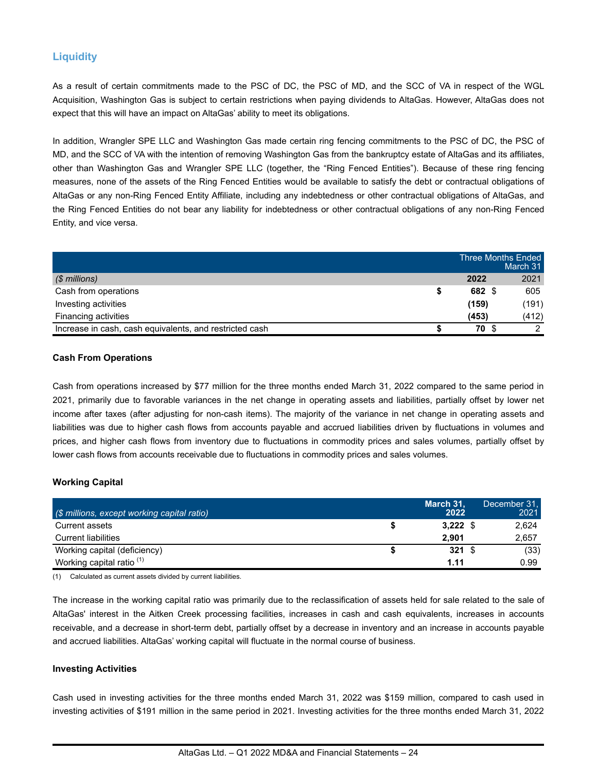## Liquidity

As a result of certain commitments made to the PSC of DC, the PSC of MD, and the SCC of VA in respect of the WGL Acquisition, Washington Gas is subject to certain restrictions when paying dividends to AltaGas. However, AltaGas does not expect that this will have an impact on AltaGas' ability to meet its obligations.

In addition, Wrangler SPE LLC and Washington Gas made certain ring fencing commitments to the PSC of DC, the PSC of MD, and the SCC of VA with the intention of removing Washington Gas from the bankruptcy estate of AltaGas and its affiliates, other than Washington Gas and Wrangler SPE LLC (together, the "Ring Fenced Entities"). Because of these ring fencing measures, none of the assets of the Ring Fenced Entities would be available to satisfy the debt or contractual obligations of AltaGas or any non-Ring Fenced Entity Affiliate, including any indebtedness or other contractual obligations of AltaGas, and the Ring Fenced Entities do not bear any liability for indebtedness or other contractual obligations of any non-Ring Fenced Entity, and vice versa.

| | Three Months Ended March 31 | |
|---|---|---|
| *($ millions)* | **2022** | 2021 |
| Cash from operations | **$ 682** | $ 605 |
| Investing activities | **(159)** | (191) |
| Financing activities | **(453)** | (412) |
| Increase in cash, cash equivalents, and restricted cash | **$ 70** | $ 2 |

### Cash From Operations

Cash from operations increased by $77 million for the three months ended March 31, 2022 compared to the same period in 2021, primarily due to favorable variances in the net change in operating assets and liabilities, partially offset by lower net income after taxes (after adjusting for non-cash items). The majority of the variance in net change in operating assets and liabilities was due to higher cash flows from accounts payable and accrued liabilities driven by fluctuations in volumes and prices, and higher cash flows from inventory due to fluctuations in commodity prices and sales volumes, partially offset by lower cash flows from accounts receivable due to fluctuations in commodity prices and sales volumes.

### Working Capital

| *($ millions, except working capital ratio)* | **March 31, 2022** | December 31, 2021 |
|---|---|---|
| Current assets | **$ 3,222** | $ 2,624 |
| Current liabilities | **2,901** | 2,657 |
| Working capital (deficiency) | **$ 321** | $ (33) |
| Working capital ratio [(1)] | **1.11** | 0.99 |

(1) Calculated as current assets divided by current liabilities.

The increase in the working capital ratio was primarily due to the reclassification of assets held for sale related to the sale of AltaGas' interest in the Aitken Creek processing facilities, increases in cash and cash equivalents, increases in accounts receivable, and a decrease in short-term debt, partially offset by a decrease in inventory and an increase in accounts payable and accrued liabilities. AltaGas' working capital will fluctuate in the normal course of business.

### Investing Activities

Cash used in investing activities for the three months ended March 31, 2022 was $159 million, compared to cash used in investing activities of $191 million in the same period in 2021. Investing activities for the three months ended March 31, 2022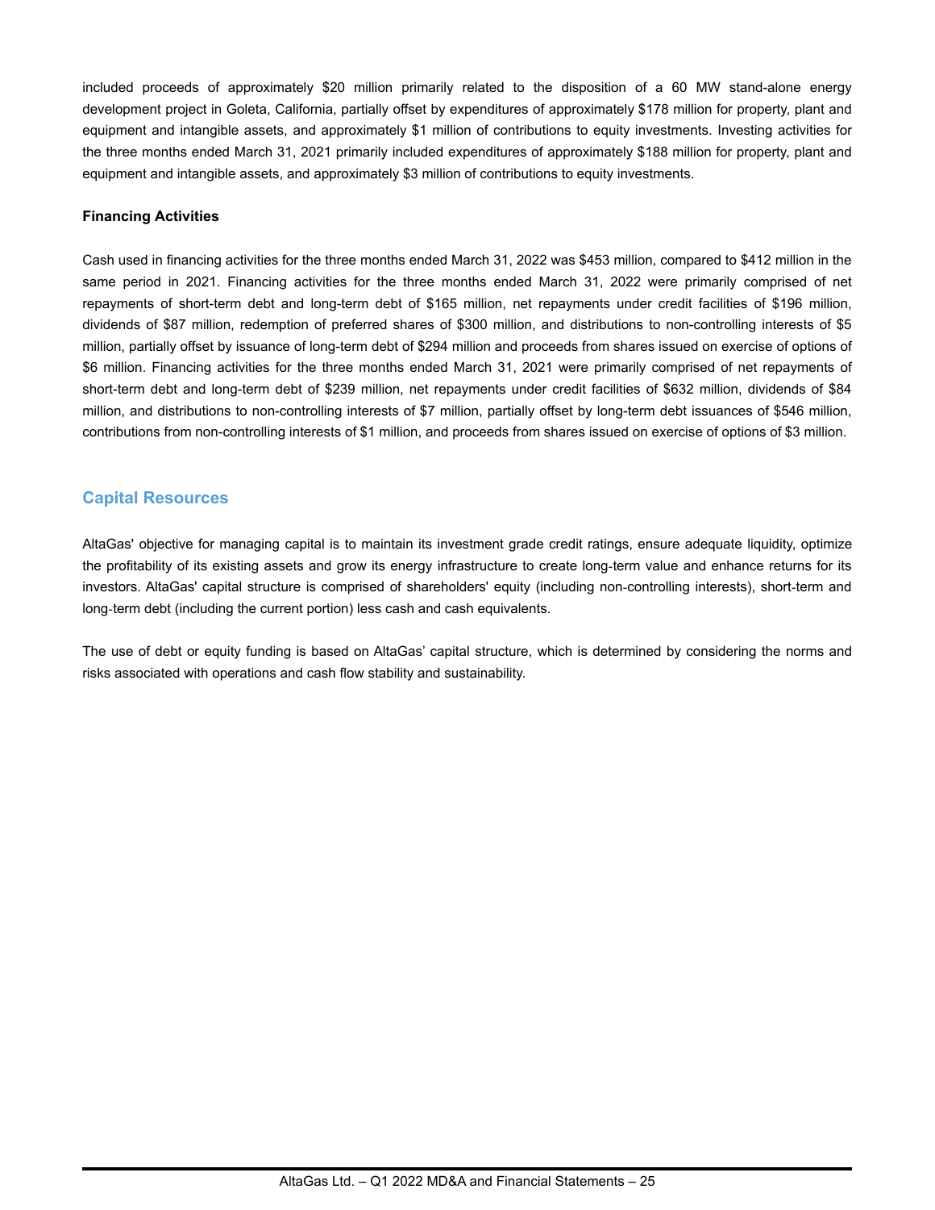included proceeds of approximately $20 million primarily related to the disposition of a 60 MW stand-alone energy development project in Goleta, California, partially offset by expenditures of approximately $178 million for property, plant and equipment and intangible assets, and approximately $1 million of contributions to equity investments. Investing activities for the three months ended March 31, 2021 primarily included expenditures of approximately $188 million for property, plant and equipment and intangible assets, and approximately $3 million of contributions to equity investments.

**Financing Activities**

Cash used in financing activities for the three months ended March 31, 2022 was $453 million, compared to $412 million in the same period in 2021. Financing activities for the three months ended March 31, 2022 were primarily comprised of net repayments of short-term debt and long-term debt of $165 million, net repayments under credit facilities of $196 million, dividends of $87 million, redemption of preferred shares of $300 million, and distributions to non-controlling interests of $5 million, partially offset by issuance of long-term debt of $294 million and proceeds from shares issued on exercise of options of $6 million. Financing activities for the three months ended March 31, 2021 were primarily comprised of net repayments of short-term debt and long-term debt of $239 million, net repayments under credit facilities of $632 million, dividends of $84 million, and distributions to non-controlling interests of $7 million, partially offset by long-term debt issuances of $546 million, contributions from non-controlling interests of $1 million, and proceeds from shares issued on exercise of options of $3 million.

## Capital Resources

AltaGas' objective for managing capital is to maintain its investment grade credit ratings, ensure adequate liquidity, optimize the profitability of its existing assets and grow its energy infrastructure to create long-term value and enhance returns for its investors. AltaGas' capital structure is comprised of shareholders' equity (including non-controlling interests), short-term and long-term debt (including the current portion) less cash and cash equivalents.

The use of debt or equity funding is based on AltaGas' capital structure, which is determined by considering the norms and risks associated with operations and cash flow stability and sustainability.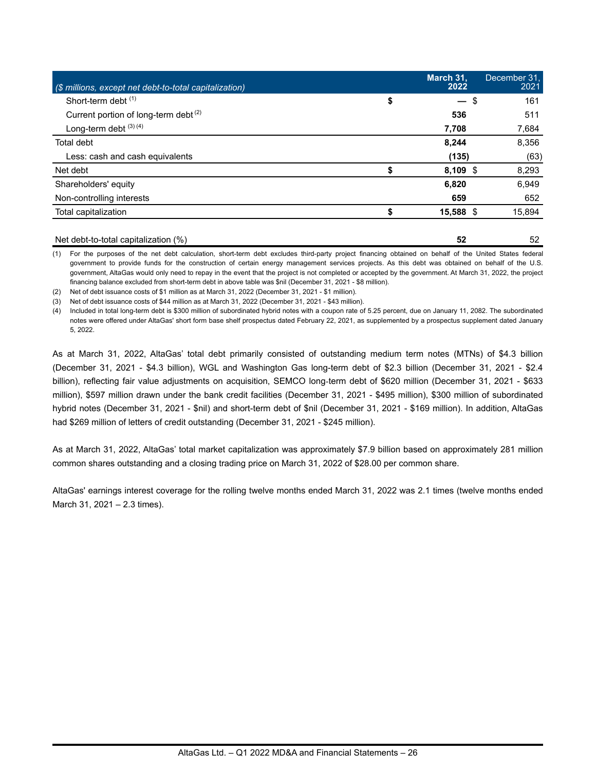| ($ millions, except net debt-to-total capitalization) | | March 31, 2022 | December 31, 2021 |
|---|---|---|---|
| Short-term debt [(1)] | $ | — | $ 161 |
| Current portion of long-term debt [(2)] | | 536 | 511 |
| Long-term debt [(3)] [(4)] | | 7,708 | 7,684 |
| Total debt | | 8,244 | 8,356 |
| Less: cash and cash equivalents | | (135) | (63) |
| Net debt | $ | 8,109 | $ 8,293 |
| Shareholders' equity | | 6,820 | 6,949 |
| Non-controlling interests | | 659 | 652 |
| Total capitalization | $ | 15,588 | $ 15,894 |
| | | | |
| Net debt-to-total capitalization (%) | | 52 | 52 |

(1) For the purposes of the net debt calculation, short-term debt excludes third-party project financing obtained on behalf of the United States federal government to provide funds for the construction of certain energy management services projects. As this debt was obtained on behalf of the U.S. government, AltaGas would only need to repay in the event that the project is not completed or accepted by the government. At March 31, 2022, the project financing balance excluded from short-term debt in above table was $nil (December 31, 2021 - $8 million).

(2) Net of debt issuance costs of $1 million as at March 31, 2022 (December 31, 2021 - $1 million).

(3) Net of debt issuance costs of $44 million as at March 31, 2022 (December 31, 2021 - $43 million).

(4) Included in total long-term debt is $300 million of subordinated hybrid notes with a coupon rate of 5.25 percent, due on January 11, 2082. The subordinated notes were offered under AltaGas' short form base shelf prospectus dated February 22, 2021, as supplemented by a prospectus supplement dated January 5, 2022.

As at March 31, 2022, AltaGas' total debt primarily consisted of outstanding medium term notes (MTNs) of $4.3 billion (December 31, 2021 - $4.3 billion), WGL and Washington Gas long-term debt of $2.3 billion (December 31, 2021 - $2.4 billion), reflecting fair value adjustments on acquisition, SEMCO long-term debt of $620 million (December 31, 2021 - $633 million), $597 million drawn under the bank credit facilities (December 31, 2021 - $495 million), $300 million of subordinated hybrid notes (December 31, 2021 - $nil) and short-term debt of $nil (December 31, 2021 - $169 million). In addition, AltaGas had $269 million of letters of credit outstanding (December 31, 2021 - $245 million).

As at March 31, 2022, AltaGas' total market capitalization was approximately $7.9 billion based on approximately 281 million common shares outstanding and a closing trading price on March 31, 2022 of $28.00 per common share.

AltaGas' earnings interest coverage for the rolling twelve months ended March 31, 2022 was 2.1 times (twelve months ended March 31, 2021 – 2.3 times).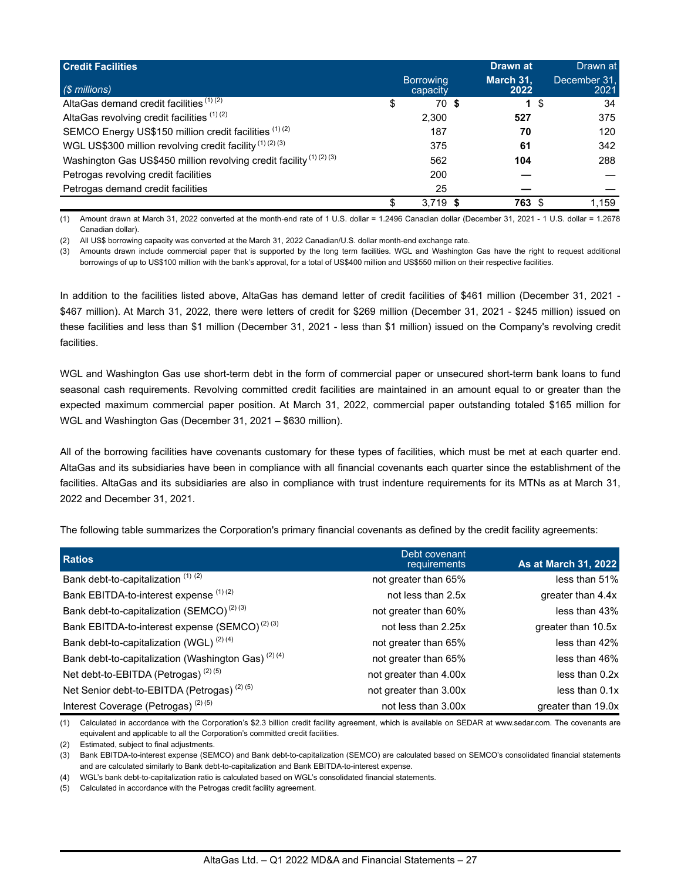| Credit Facilities ($ millions) | Borrowing capacity | Drawn at March 31, 2022 | Drawn at December 31, 2021 |
|---|---|---|---|
| AltaGas demand credit facilities [1] [2] | $ 70 | **$ 1** | $ 34 |
| AltaGas revolving credit facilities [1] [2] | 2,300 | **527** | 375 |
| SEMCO Energy US$150 million credit facilities [1] [2] | 187 | **70** | 120 |
| WGL US$300 million revolving credit facility [1] [2] [3] | 375 | **61** | 342 |
| Washington Gas US$450 million revolving credit facility [1] [2] [3] | 562 | **104** | 288 |
| Petrogas revolving credit facilities | 200 | **—** | — |
| Petrogas demand credit facilities | 25 | **—** | — |
| | $ 3,719 | **$ 763** | $ 1,159 |

(1) Amount drawn at March 31, 2022 converted at the month-end rate of 1 U.S. dollar = 1.2496 Canadian dollar (December 31, 2021 - 1 U.S. dollar = 1.2678 Canadian dollar).

(2) All US$ borrowing capacity was converted at the March 31, 2022 Canadian/U.S. dollar month-end exchange rate.

(3) Amounts drawn include commercial paper that is supported by the long term facilities. WGL and Washington Gas have the right to request additional borrowings of up to US$100 million with the bank's approval, for a total of US$400 million and US$550 million on their respective facilities.

In addition to the facilities listed above, AltaGas has demand letter of credit facilities of $461 million (December 31, 2021 - $467 million). At March 31, 2022, there were letters of credit for $269 million (December 31, 2021 - $245 million) issued on these facilities and less than $1 million (December 31, 2021 - less than $1 million) issued on the Company's revolving credit facilities.

WGL and Washington Gas use short-term debt in the form of commercial paper or unsecured short-term bank loans to fund seasonal cash requirements. Revolving committed credit facilities are maintained in an amount equal to or greater than the expected maximum commercial paper position. At March 31, 2022, commercial paper outstanding totaled $165 million for WGL and Washington Gas (December 31, 2021 – $630 million).

All of the borrowing facilities have covenants customary for these types of facilities, which must be met at each quarter end. AltaGas and its subsidiaries have been in compliance with all financial covenants each quarter since the establishment of the facilities. AltaGas and its subsidiaries are also in compliance with trust indenture requirements for its MTNs as at March 31, 2022 and December 31, 2021.

The following table summarizes the Corporation's primary financial covenants as defined by the credit facility agreements:

| Ratios | Debt covenant requirements | As at March 31, 2022 |
|---|---|---|
| Bank debt-to-capitalization [1] [2] | not greater than 65% | less than 51% |
| Bank EBITDA-to-interest expense [1] [2] | not less than 2.5x | greater than 4.4x |
| Bank debt-to-capitalization (SEMCO) [2] [3] | not greater than 60% | less than 43% |
| Bank EBITDA-to-interest expense (SEMCO) [2] [3] | not less than 2.25x | greater than 10.5x |
| Bank debt-to-capitalization (WGL) [2] [4] | not greater than 65% | less than 42% |
| Bank debt-to-capitalization (Washington Gas) [2] [4] | not greater than 65% | less than 46% |
| Net debt-to-EBITDA (Petrogas) [2] [5] | not greater than 4.00x | less than 0.2x |
| Net Senior debt-to-EBITDA (Petrogas) [2] [5] | not greater than 3.00x | less than 0.1x |
| Interest Coverage (Petrogas) [2] [5] | not less than 3.00x | greater than 19.0x |

(1) Calculated in accordance with the Corporation's $2.3 billion credit facility agreement, which is available on SEDAR at www.sedar.com. The covenants are equivalent and applicable to all the Corporation's committed credit facilities.

(2) Estimated, subject to final adjustments.

(3) Bank EBITDA-to-interest expense (SEMCO) and Bank debt-to-capitalization (SEMCO) are calculated based on SEMCO's consolidated financial statements and are calculated similarly to Bank debt-to-capitalization and Bank EBITDA-to-interest expense.

(4) WGL's bank debt-to-capitalization ratio is calculated based on WGL's consolidated financial statements.

(5) Calculated in accordance with the Petrogas credit facility agreement.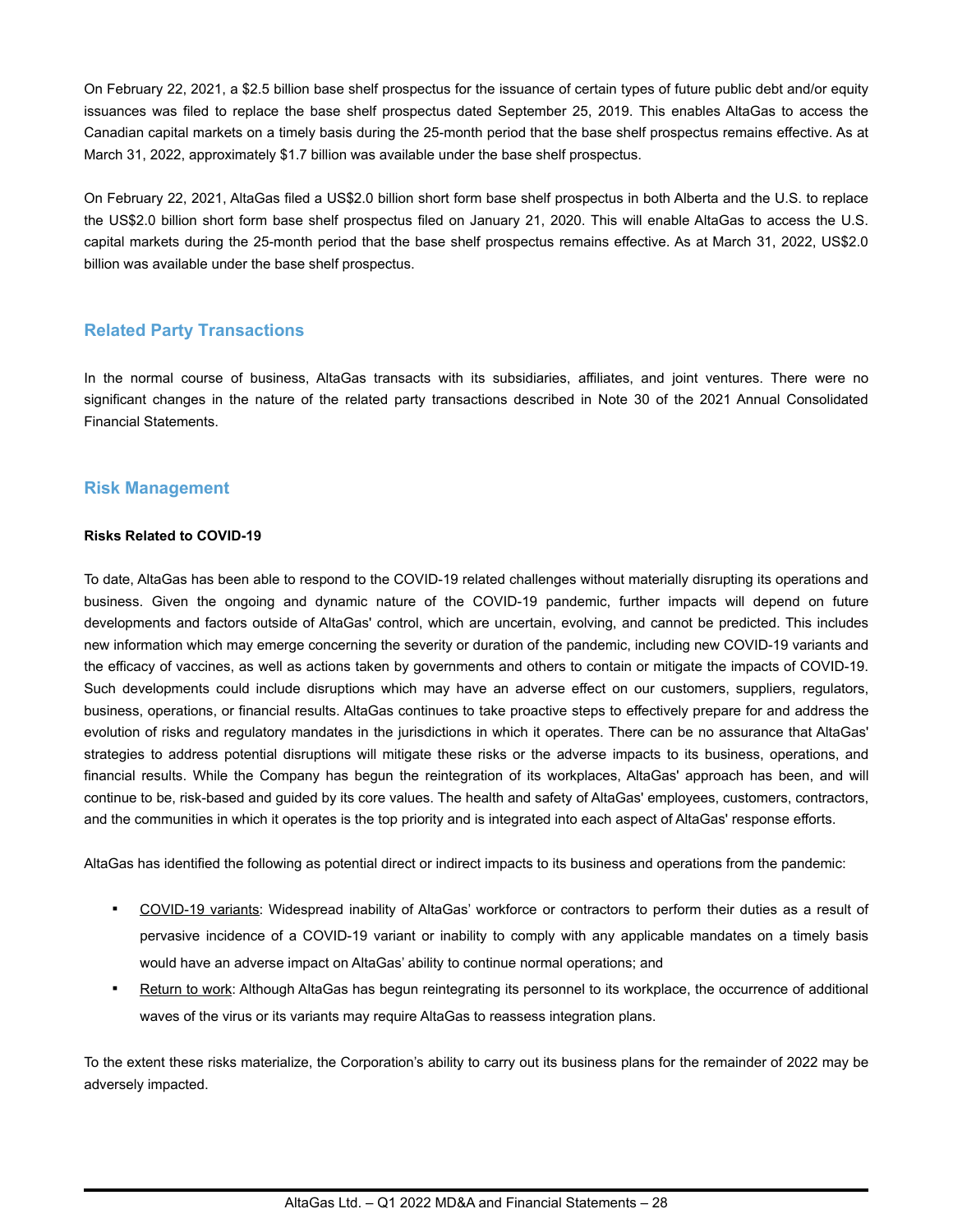On February 22, 2021, a $2.5 billion base shelf prospectus for the issuance of certain types of future public debt and/or equity issuances was filed to replace the base shelf prospectus dated September 25, 2019. This enables AltaGas to access the Canadian capital markets on a timely basis during the 25-month period that the base shelf prospectus remains effective. As at March 31, 2022, approximately $1.7 billion was available under the base shelf prospectus.

On February 22, 2021, AltaGas filed a US$2.0 billion short form base shelf prospectus in both Alberta and the U.S. to replace the US$2.0 billion short form base shelf prospectus filed on January 21, 2020. This will enable AltaGas to access the U.S. capital markets during the 25-month period that the base shelf prospectus remains effective. As at March 31, 2022, US$2.0 billion was available under the base shelf prospectus.

## Related Party Transactions

In the normal course of business, AltaGas transacts with its subsidiaries, affiliates, and joint ventures. There were no significant changes in the nature of the related party transactions described in Note 30 of the 2021 Annual Consolidated Financial Statements.

## Risk Management

**Risks Related to COVID-19**

To date, AltaGas has been able to respond to the COVID-19 related challenges without materially disrupting its operations and business. Given the ongoing and dynamic nature of the COVID-19 pandemic, further impacts will depend on future developments and factors outside of AltaGas' control, which are uncertain, evolving, and cannot be predicted. This includes new information which may emerge concerning the severity or duration of the pandemic, including new COVID-19 variants and the efficacy of vaccines, as well as actions taken by governments and others to contain or mitigate the impacts of COVID-19. Such developments could include disruptions which may have an adverse effect on our customers, suppliers, regulators, business, operations, or financial results. AltaGas continues to take proactive steps to effectively prepare for and address the evolution of risks and regulatory mandates in the jurisdictions in which it operates. There can be no assurance that AltaGas' strategies to address potential disruptions will mitigate these risks or the adverse impacts to its business, operations, and financial results. While the Company has begun the reintegration of its workplaces, AltaGas' approach has been, and will continue to be, risk-based and guided by its core values. The health and safety of AltaGas' employees, customers, contractors, and the communities in which it operates is the top priority and is integrated into each aspect of AltaGas' response efforts.

AltaGas has identified the following as potential direct or indirect impacts to its business and operations from the pandemic:

- COVID-19 variants: Widespread inability of AltaGas' workforce or contractors to perform their duties as a result of pervasive incidence of a COVID-19 variant or inability to comply with any applicable mandates on a timely basis would have an adverse impact on AltaGas' ability to continue normal operations; and
- Return to work: Although AltaGas has begun reintegrating its personnel to its workplace, the occurrence of additional waves of the virus or its variants may require AltaGas to reassess integration plans.

To the extent these risks materialize, the Corporation's ability to carry out its business plans for the remainder of 2022 may be adversely impacted.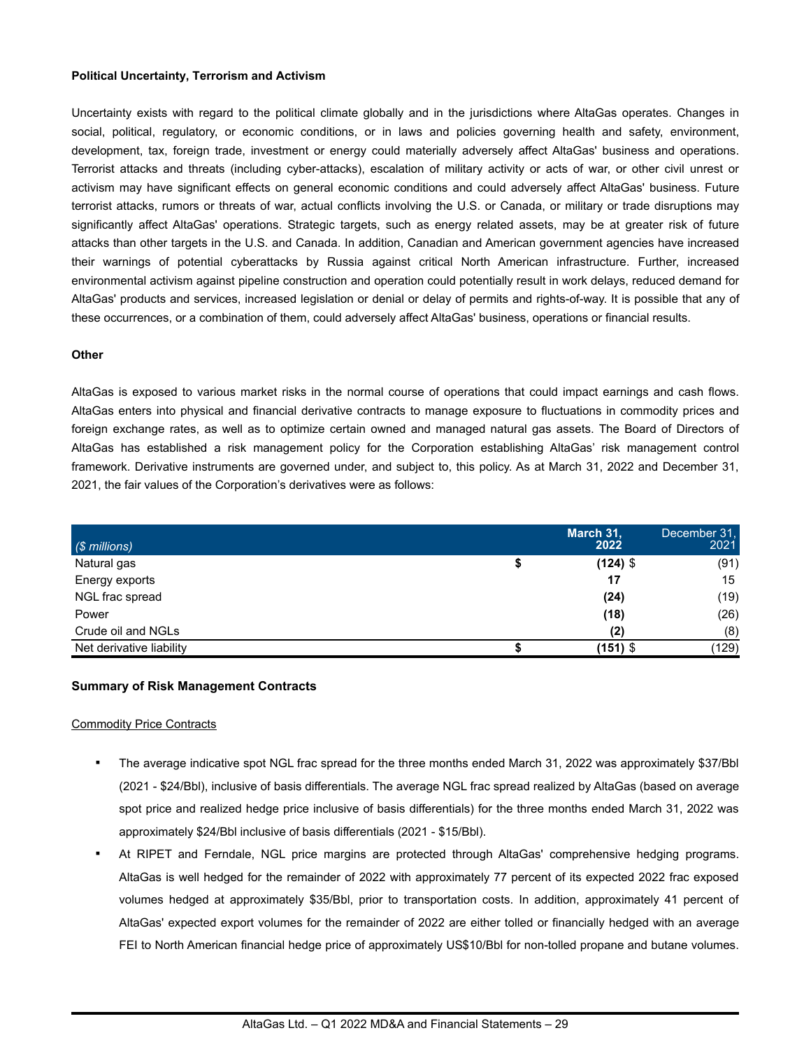**Political Uncertainty, Terrorism and Activism**

Uncertainty exists with regard to the political climate globally and in the jurisdictions where AltaGas operates. Changes in social, political, regulatory, or economic conditions, or in laws and policies governing health and safety, environment, development, tax, foreign trade, investment or energy could materially adversely affect AltaGas' business and operations. Terrorist attacks and threats (including cyber-attacks), escalation of military activity or acts of war, or other civil unrest or activism may have significant effects on general economic conditions and could adversely affect AltaGas' business. Future terrorist attacks, rumors or threats of war, actual conflicts involving the U.S. or Canada, or military or trade disruptions may significantly affect AltaGas' operations. Strategic targets, such as energy related assets, may be at greater risk of future attacks than other targets in the U.S. and Canada. In addition, Canadian and American government agencies have increased their warnings of potential cyberattacks by Russia against critical North American infrastructure. Further, increased environmental activism against pipeline construction and operation could potentially result in work delays, reduced demand for AltaGas' products and services, increased legislation or denial or delay of permits and rights-of-way. It is possible that any of these occurrences, or a combination of them, could adversely affect AltaGas' business, operations or financial results.

**Other**

AltaGas is exposed to various market risks in the normal course of operations that could impact earnings and cash flows. AltaGas enters into physical and financial derivative contracts to manage exposure to fluctuations in commodity prices and foreign exchange rates, as well as to optimize certain owned and managed natural gas assets. The Board of Directors of AltaGas has established a risk management policy for the Corporation establishing AltaGas' risk management control framework. Derivative instruments are governed under, and subject to, this policy. As at March 31, 2022 and December 31, 2021, the fair values of the Corporation's derivatives were as follows:

| *($ millions)* | **March 31, 2022** | December 31, 2021 |
|---|---|---|
| Natural gas | **$ (124)** | $ (91) |
| Energy exports | **17** | 15 |
| NGL frac spread | **(24)** | (19) |
| Power | **(18)** | (26) |
| Crude oil and NGLs | **(2)** | (8) |
| Net derivative liability | **$ (151)** | $ (129) |

**Summary of Risk Management Contracts**

Commodity Price Contracts

- The average indicative spot NGL frac spread for the three months ended March 31, 2022 was approximately $37/Bbl (2021 - $24/Bbl), inclusive of basis differentials. The average NGL frac spread realized by AltaGas (based on average spot price and realized hedge price inclusive of basis differentials) for the three months ended March 31, 2022 was approximately $24/Bbl inclusive of basis differentials (2021 - $15/Bbl).
- At RIPET and Ferndale, NGL price margins are protected through AltaGas' comprehensive hedging programs. AltaGas is well hedged for the remainder of 2022 with approximately 77 percent of its expected 2022 frac exposed volumes hedged at approximately $35/Bbl, prior to transportation costs. In addition, approximately 41 percent of AltaGas' expected export volumes for the remainder of 2022 are either tolled or financially hedged with an average FEI to North American financial hedge price of approximately US$10/Bbl for non-tolled propane and butane volumes.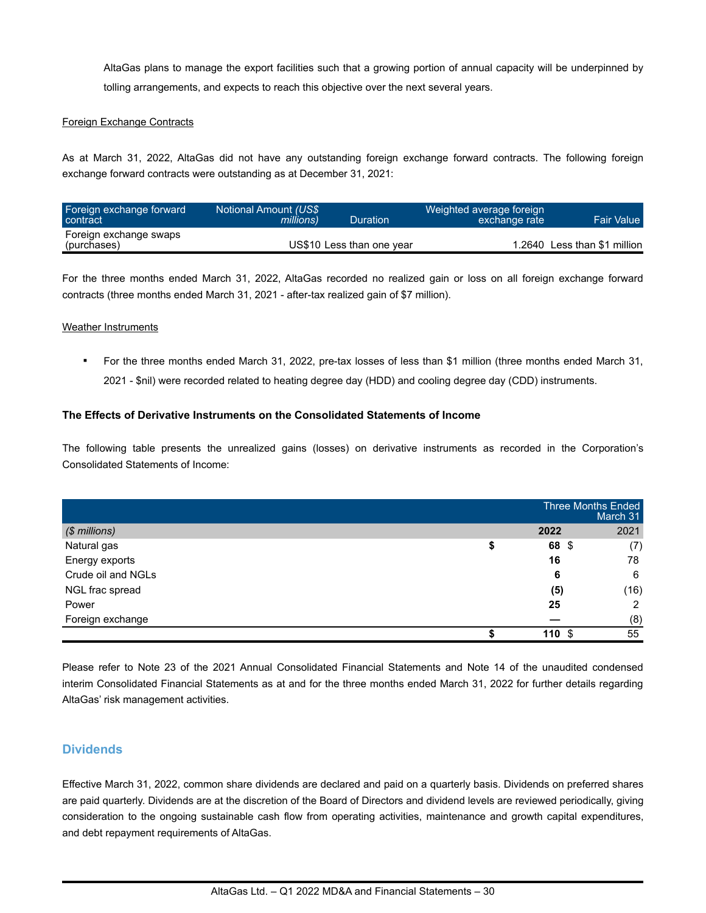AltaGas plans to manage the export facilities such that a growing portion of annual capacity will be underpinned by tolling arrangements, and expects to reach this objective over the next several years.

Foreign Exchange Contracts

As at March 31, 2022, AltaGas did not have any outstanding foreign exchange forward contracts. The following foreign exchange forward contracts were outstanding as at December 31, 2021:

| Foreign exchange forward contract | Notional Amount *(US$ millions)* | Duration | Weighted average foreign exchange rate | Fair Value |
|---|---|---|---|---|
| Foreign exchange swaps (purchases) | US$10 | Less than one year | 1.2640 | Less than $1 million |

For the three months ended March 31, 2022, AltaGas recorded no realized gain or loss on all foreign exchange forward contracts (three months ended March 31, 2021 - after-tax realized gain of $7 million).

Weather Instruments

- For the three months ended March 31, 2022, pre-tax losses of less than $1 million (three months ended March 31, 2021 - $nil) were recorded related to heating degree day (HDD) and cooling degree day (CDD) instruments.

**The Effects of Derivative Instruments on the Consolidated Statements of Income**

The following table presents the unrealized gains (losses) on derivative instruments as recorded in the Corporation's Consolidated Statements of Income:

| | Three Months Ended March 31 | |
|---|---|---|
| *($ millions)* | **2022** | 2021 |
| Natural gas | **$ 68** | $ (7) |
| Energy exports | **16** | 78 |
| Crude oil and NGLs | **6** | 6 |
| NGL frac spread | **(5)** | (16) |
| Power | **25** | 2 |
| Foreign exchange | **—** | (8) |
| | **$ 110** | $ 55 |

Please refer to Note 23 of the 2021 Annual Consolidated Financial Statements and Note 14 of the unaudited condensed interim Consolidated Financial Statements as at and for the three months ended March 31, 2022 for further details regarding AltaGas' risk management activities.

## Dividends

Effective March 31, 2022, common share dividends are declared and paid on a quarterly basis. Dividends on preferred shares are paid quarterly. Dividends are at the discretion of the Board of Directors and dividend levels are reviewed periodically, giving consideration to the ongoing sustainable cash flow from operating activities, maintenance and growth capital expenditures, and debt repayment requirements of AltaGas.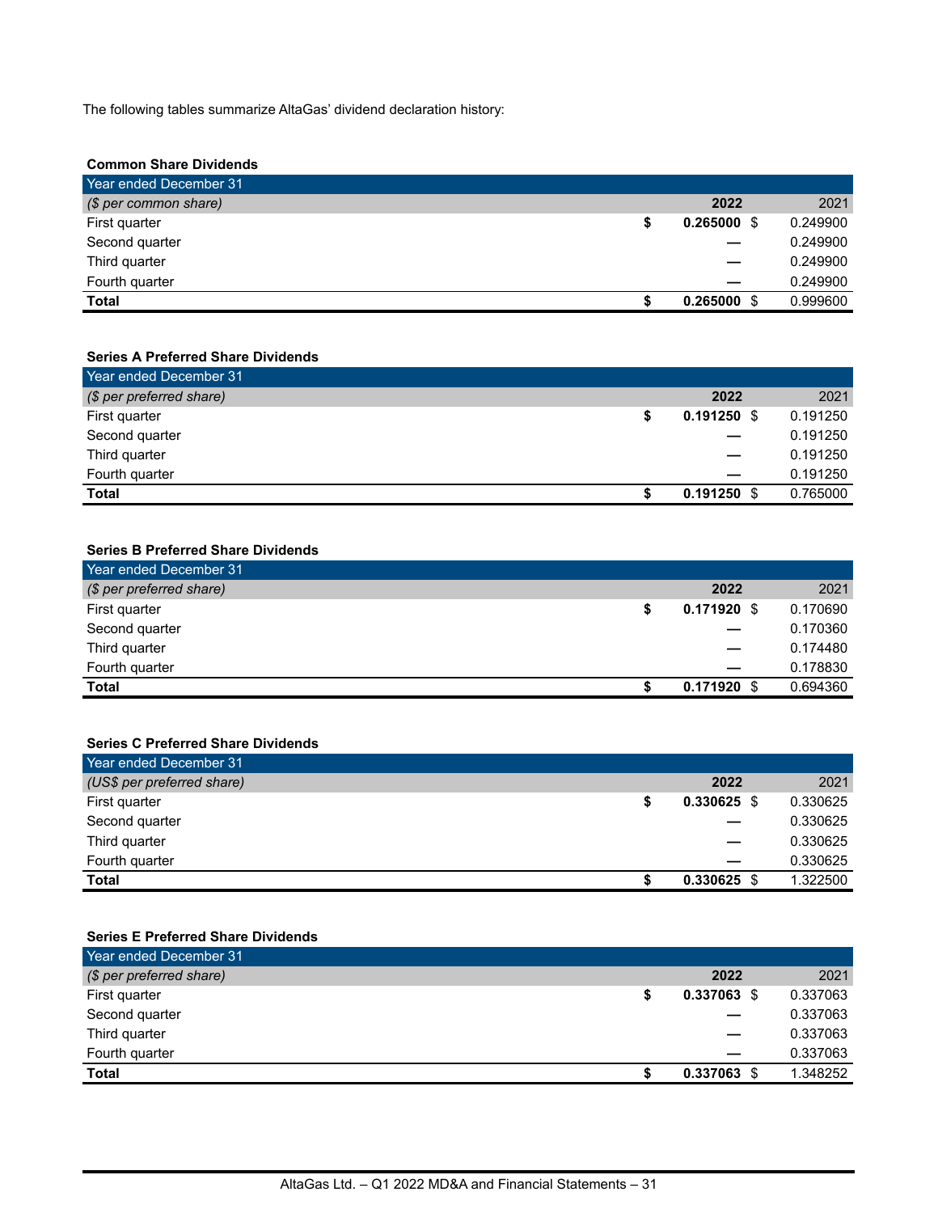The following tables summarize AltaGas' dividend declaration history:

**Common Share Dividends**

| Year ended December 31 | | |
|---|---|---|
| *($ per common share)* | **2022** | 2021 |
| First quarter | **$ 0.265000** | $ 0.249900 |
| Second quarter | **—** | 0.249900 |
| Third quarter | **—** | 0.249900 |
| Fourth quarter | **—** | 0.249900 |
| **Total** | **$ 0.265000** | $ 0.999600 |

**Series A Preferred Share Dividends**

| Year ended December 31 | | |
|---|---|---|
| *($ per preferred share)* | **2022** | 2021 |
| First quarter | **$ 0.191250** | $ 0.191250 |
| Second quarter | **—** | 0.191250 |
| Third quarter | **—** | 0.191250 |
| Fourth quarter | **—** | 0.191250 |
| **Total** | **$ 0.191250** | $ 0.765000 |

**Series B Preferred Share Dividends**

| Year ended December 31 | | |
|---|---|---|
| *($ per preferred share)* | **2022** | 2021 |
| First quarter | **$ 0.171920** | $ 0.170690 |
| Second quarter | **—** | 0.170360 |
| Third quarter | **—** | 0.174480 |
| Fourth quarter | **—** | 0.178830 |
| **Total** | **$ 0.171920** | $ 0.694360 |

**Series C Preferred Share Dividends**

| Year ended December 31 | | |
|---|---|---|
| *(US$ per preferred share)* | **2022** | 2021 |
| First quarter | **$ 0.330625** | $ 0.330625 |
| Second quarter | **—** | 0.330625 |
| Third quarter | **—** | 0.330625 |
| Fourth quarter | **—** | 0.330625 |
| **Total** | **$ 0.330625** | $ 1.322500 |

**Series E Preferred Share Dividends**

| Year ended December 31 | | |
|---|---|---|
| *($ per preferred share)* | **2022** | 2021 |
| First quarter | **$ 0.337063** | $ 0.337063 |
| Second quarter | **—** | 0.337063 |
| Third quarter | **—** | 0.337063 |
| Fourth quarter | **—** | 0.337063 |
| **Total** | **$ 0.337063** | $ 1.348252 |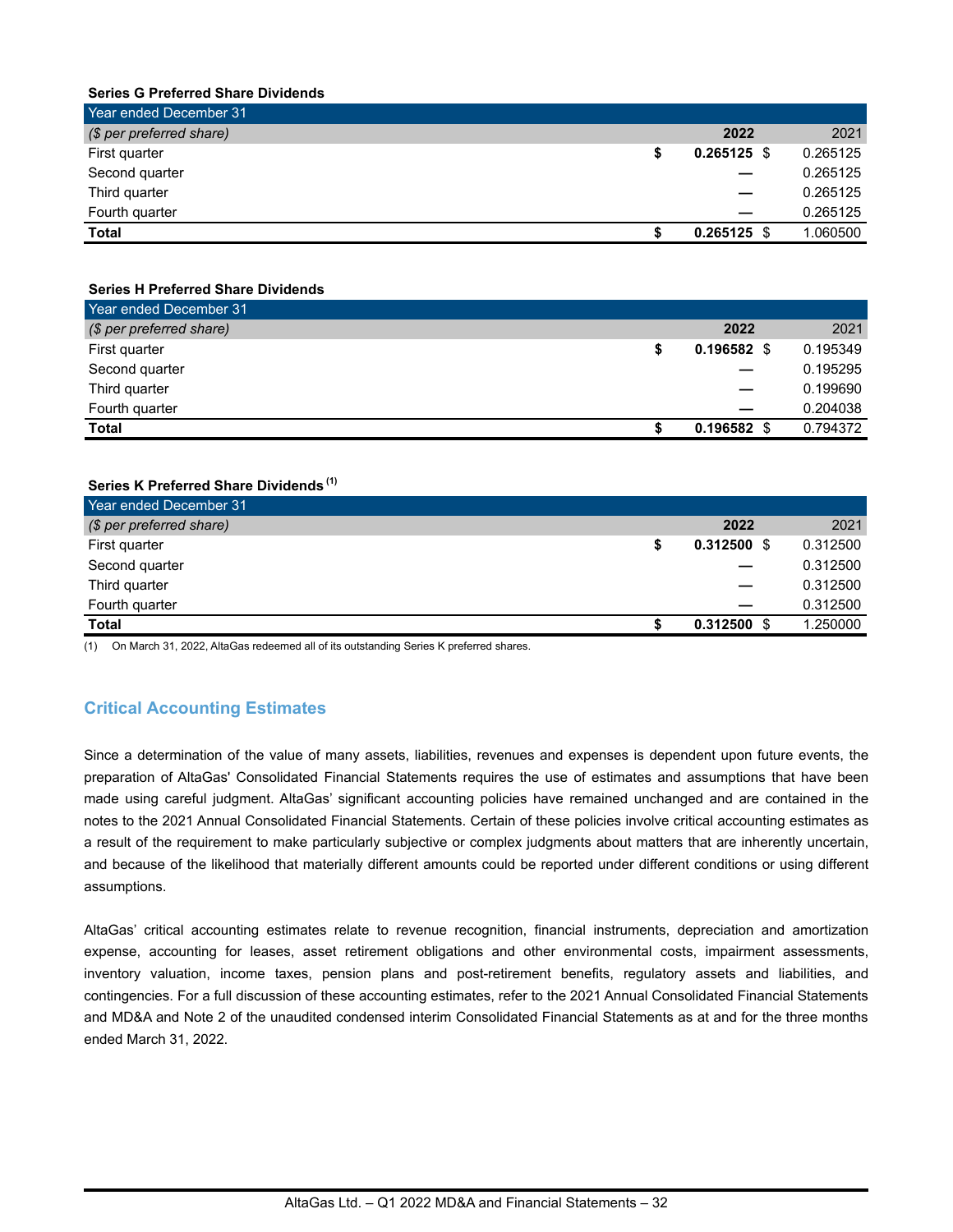**Series G Preferred Share Dividends**

| Year ended December 31 | | |
|---|---|---|
| *($ per preferred share)* | **2022** | 2021 |
| First quarter | **$ 0.265125** | $ 0.265125 |
| Second quarter | **—** | 0.265125 |
| Third quarter | **—** | 0.265125 |
| Fourth quarter | **—** | 0.265125 |
| **Total** | **$ 0.265125** | $ 1.060500 |

**Series H Preferred Share Dividends**

| Year ended December 31 | | |
|---|---|---|
| *($ per preferred share)* | **2022** | 2021 |
| First quarter | **$ 0.196582** | $ 0.195349 |
| Second quarter | **—** | 0.195295 |
| Third quarter | **—** | 0.199690 |
| Fourth quarter | **—** | 0.204038 |
| **Total** | **$ 0.196582** | $ 0.794372 |

**Series K Preferred Share Dividends** [(1)]

| Year ended December 31 | | |
|---|---|---|
| *($ per preferred share)* | **2022** | 2021 |
| First quarter | **$ 0.312500** | $ 0.312500 |
| Second quarter | **—** | 0.312500 |
| Third quarter | **—** | 0.312500 |
| Fourth quarter | **—** | 0.312500 |
| **Total** | **$ 0.312500** | $ 1.250000 |

(1) On March 31, 2022, AltaGas redeemed all of its outstanding Series K preferred shares.

## Critical Accounting Estimates

Since a determination of the value of many assets, liabilities, revenues and expenses is dependent upon future events, the preparation of AltaGas' Consolidated Financial Statements requires the use of estimates and assumptions that have been made using careful judgment. AltaGas' significant accounting policies have remained unchanged and are contained in the notes to the 2021 Annual Consolidated Financial Statements. Certain of these policies involve critical accounting estimates as a result of the requirement to make particularly subjective or complex judgments about matters that are inherently uncertain, and because of the likelihood that materially different amounts could be reported under different conditions or using different assumptions.

AltaGas' critical accounting estimates relate to revenue recognition, financial instruments, depreciation and amortization expense, accounting for leases, asset retirement obligations and other environmental costs, impairment assessments, inventory valuation, income taxes, pension plans and post-retirement benefits, regulatory assets and liabilities, and contingencies. For a full discussion of these accounting estimates, refer to the 2021 Annual Consolidated Financial Statements and MD&A and Note 2 of the unaudited condensed interim Consolidated Financial Statements as at and for the three months ended March 31, 2022.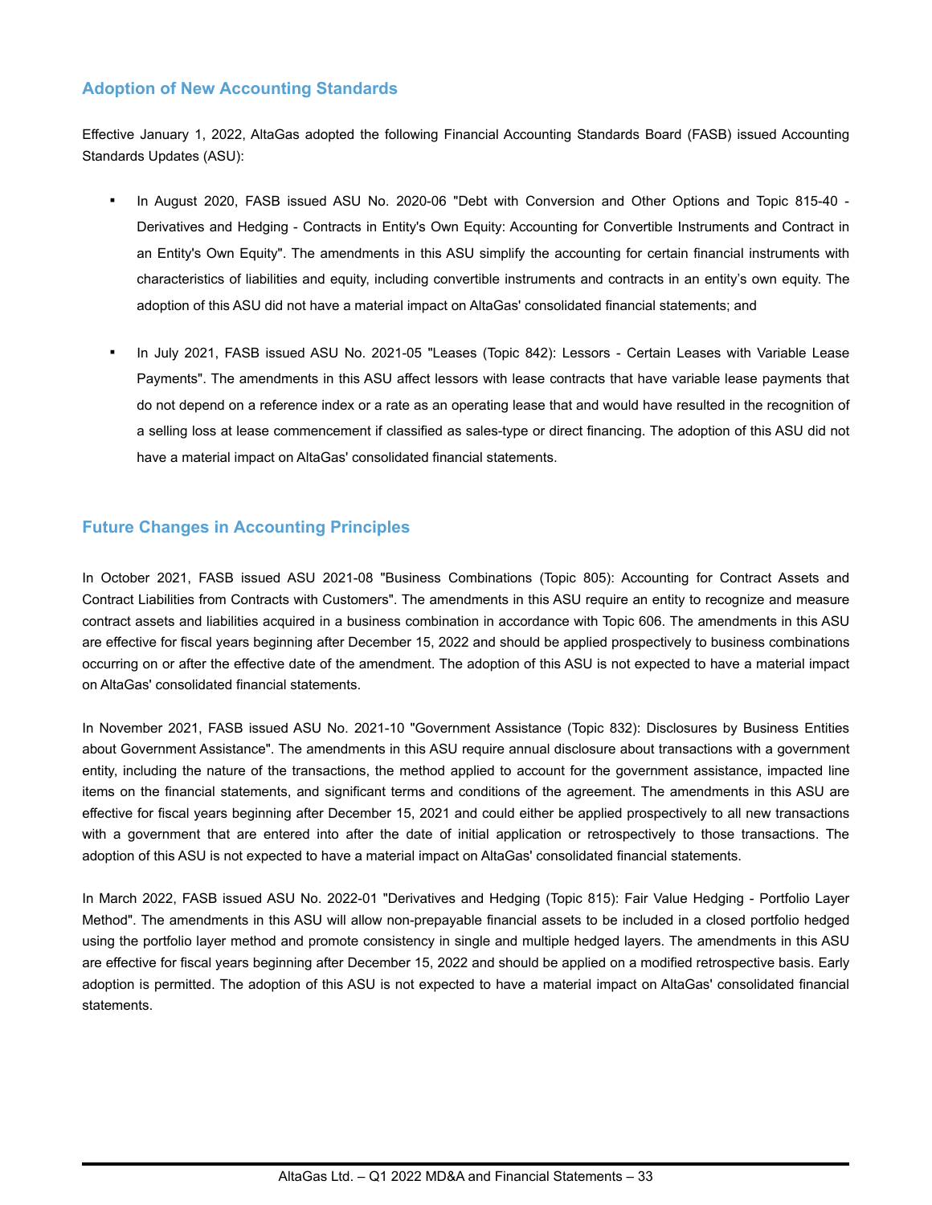## Adoption of New Accounting Standards

Effective January 1, 2022, AltaGas adopted the following Financial Accounting Standards Board (FASB) issued Accounting Standards Updates (ASU):

- In August 2020, FASB issued ASU No. 2020-06 "Debt with Conversion and Other Options and Topic 815-40 - Derivatives and Hedging - Contracts in Entity's Own Equity: Accounting for Convertible Instruments and Contract in an Entity's Own Equity". The amendments in this ASU simplify the accounting for certain financial instruments with characteristics of liabilities and equity, including convertible instruments and contracts in an entity's own equity. The adoption of this ASU did not have a material impact on AltaGas' consolidated financial statements; and

- In July 2021, FASB issued ASU No. 2021-05 "Leases (Topic 842): Lessors - Certain Leases with Variable Lease Payments". The amendments in this ASU affect lessors with lease contracts that have variable lease payments that do not depend on a reference index or a rate as an operating lease that and would have resulted in the recognition of a selling loss at lease commencement if classified as sales-type or direct financing. The adoption of this ASU did not have a material impact on AltaGas' consolidated financial statements.

## Future Changes in Accounting Principles

In October 2021, FASB issued ASU 2021-08 "Business Combinations (Topic 805): Accounting for Contract Assets and Contract Liabilities from Contracts with Customers". The amendments in this ASU require an entity to recognize and measure contract assets and liabilities acquired in a business combination in accordance with Topic 606. The amendments in this ASU are effective for fiscal years beginning after December 15, 2022 and should be applied prospectively to business combinations occurring on or after the effective date of the amendment. The adoption of this ASU is not expected to have a material impact on AltaGas' consolidated financial statements.

In November 2021, FASB issued ASU No. 2021-10 "Government Assistance (Topic 832): Disclosures by Business Entities about Government Assistance". The amendments in this ASU require annual disclosure about transactions with a government entity, including the nature of the transactions, the method applied to account for the government assistance, impacted line items on the financial statements, and significant terms and conditions of the agreement. The amendments in this ASU are effective for fiscal years beginning after December 15, 2021 and could either be applied prospectively to all new transactions with a government that are entered into after the date of initial application or retrospectively to those transactions. The adoption of this ASU is not expected to have a material impact on AltaGas' consolidated financial statements.

In March 2022, FASB issued ASU No. 2022-01 "Derivatives and Hedging (Topic 815): Fair Value Hedging - Portfolio Layer Method". The amendments in this ASU will allow non-prepayable financial assets to be included in a closed portfolio hedged using the portfolio layer method and promote consistency in single and multiple hedged layers. The amendments in this ASU are effective for fiscal years beginning after December 15, 2022 and should be applied on a modified retrospective basis. Early adoption is permitted. The adoption of this ASU is not expected to have a material impact on AltaGas' consolidated financial statements.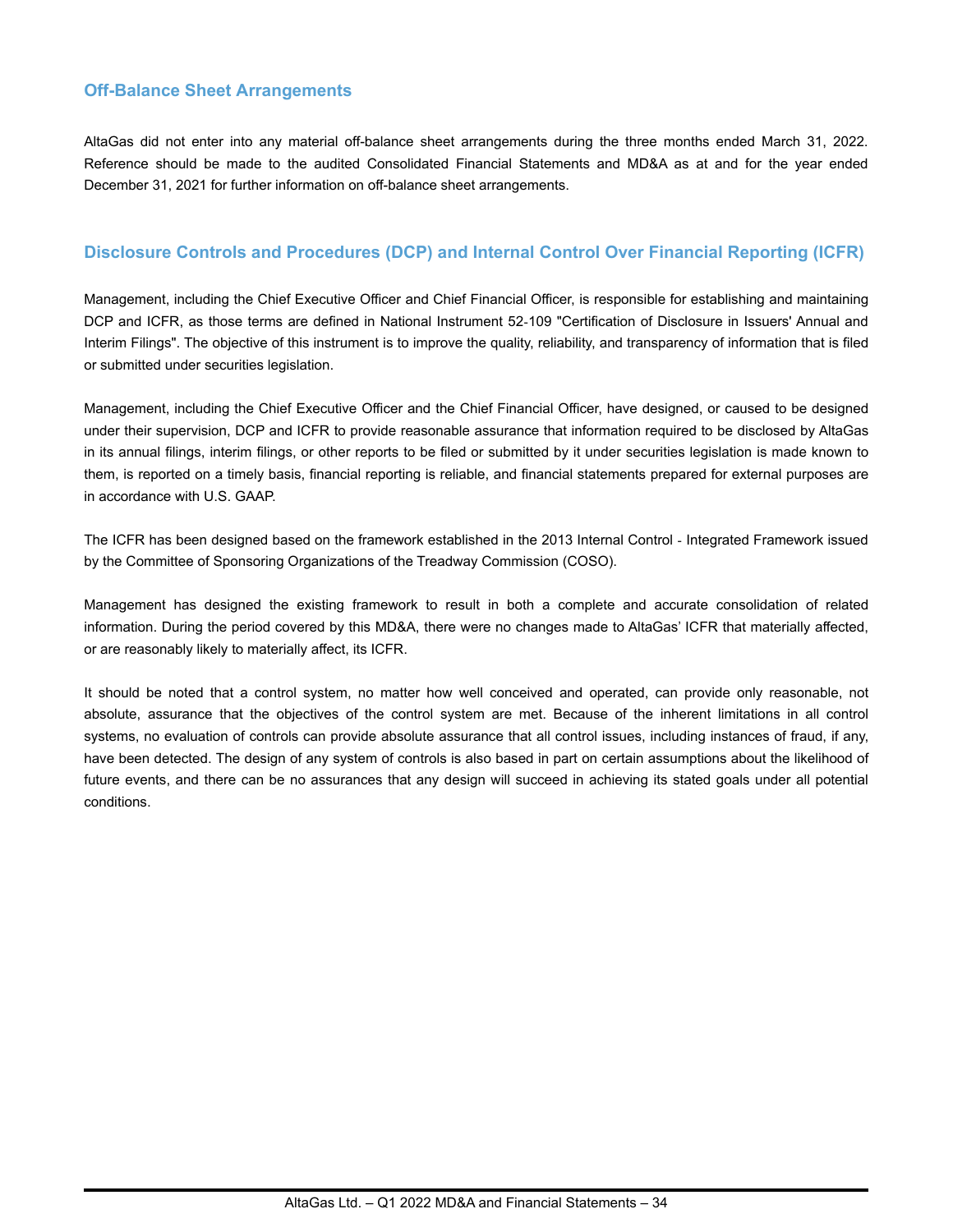## Off-Balance Sheet Arrangements

AltaGas did not enter into any material off-balance sheet arrangements during the three months ended March 31, 2022. Reference should be made to the audited Consolidated Financial Statements and MD&A as at and for the year ended December 31, 2021 for further information on off-balance sheet arrangements.

## Disclosure Controls and Procedures (DCP) and Internal Control Over Financial Reporting (ICFR)

Management, including the Chief Executive Officer and Chief Financial Officer, is responsible for establishing and maintaining DCP and ICFR, as those terms are defined in National Instrument 52-109 "Certification of Disclosure in Issuers' Annual and Interim Filings". The objective of this instrument is to improve the quality, reliability, and transparency of information that is filed or submitted under securities legislation.

Management, including the Chief Executive Officer and the Chief Financial Officer, have designed, or caused to be designed under their supervision, DCP and ICFR to provide reasonable assurance that information required to be disclosed by AltaGas in its annual filings, interim filings, or other reports to be filed or submitted by it under securities legislation is made known to them, is reported on a timely basis, financial reporting is reliable, and financial statements prepared for external purposes are in accordance with U.S. GAAP.

The ICFR has been designed based on the framework established in the 2013 Internal Control - Integrated Framework issued by the Committee of Sponsoring Organizations of the Treadway Commission (COSO).

Management has designed the existing framework to result in both a complete and accurate consolidation of related information. During the period covered by this MD&A, there were no changes made to AltaGas' ICFR that materially affected, or are reasonably likely to materially affect, its ICFR.

It should be noted that a control system, no matter how well conceived and operated, can provide only reasonable, not absolute, assurance that the objectives of the control system are met. Because of the inherent limitations in all control systems, no evaluation of controls can provide absolute assurance that all control issues, including instances of fraud, if any, have been detected. The design of any system of controls is also based in part on certain assumptions about the likelihood of future events, and there can be no assurances that any design will succeed in achieving its stated goals under all potential conditions.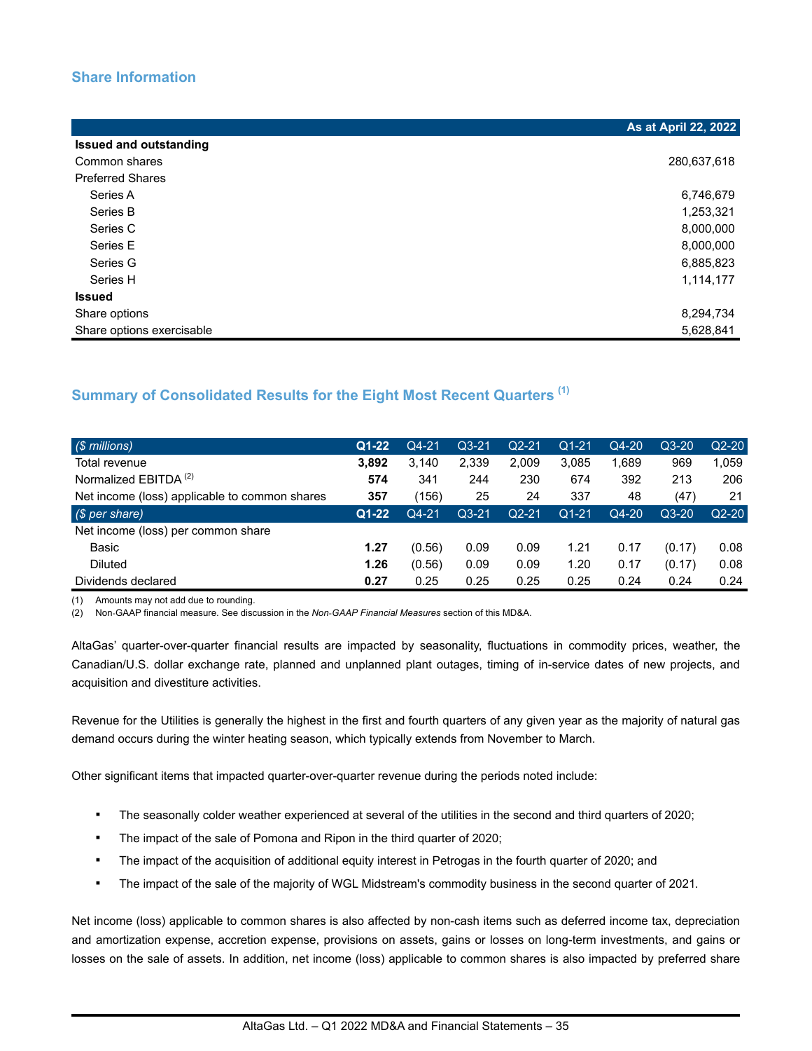## Share Information

| | As at April 22, 2022 |
|---|---|
| **Issued and outstanding** | |
| Common shares | 280,637,618 |
| Preferred Shares | |
| Series A | 6,746,679 |
| Series B | 1,253,321 |
| Series C | 8,000,000 |
| Series E | 8,000,000 |
| Series G | 6,885,823 |
| Series H | 1,114,177 |
| **Issued** | |
| Share options | 8,294,734 |
| Share options exercisable | 5,628,841 |

## Summary of Consolidated Results for the Eight Most Recent Quarters [(1)]

| *($ millions)* | **Q1-22** | Q4-21 | Q3-21 | Q2-21 | Q1-21 | Q4-20 | Q3-20 | Q2-20 |
|---|---|---|---|---|---|---|---|---|
| Total revenue | **3,892** | 3,140 | 2,339 | 2,009 | 3,085 | 1,689 | 969 | 1,059 |
| Normalized EBITDA [(2)] | **574** | 341 | 244 | 230 | 674 | 392 | 213 | 206 |
| Net income (loss) applicable to common shares | **357** | (156) | 25 | 24 | 337 | 48 | (47) | 21 |
| *($ per share)* | **Q1-22** | Q4-21 | Q3-21 | Q2-21 | Q1-21 | Q4-20 | Q3-20 | Q2-20 |
| Net income (loss) per common share | | | | | | | | |
| Basic | **1.27** | (0.56) | 0.09 | 0.09 | 1.21 | 0.17 | (0.17) | 0.08 |
| Diluted | **1.26** | (0.56) | 0.09 | 0.09 | 1.20 | 0.17 | (0.17) | 0.08 |
| Dividends declared | **0.27** | 0.25 | 0.25 | 0.25 | 0.25 | 0.24 | 0.24 | 0.24 |

(1) Amounts may not add due to rounding.
(2) Non-GAAP financial measure. See discussion in the *Non-GAAP Financial Measures* section of this MD&A.

AltaGas' quarter-over-quarter financial results are impacted by seasonality, fluctuations in commodity prices, weather, the Canadian/U.S. dollar exchange rate, planned and unplanned plant outages, timing of in-service dates of new projects, and acquisition and divestiture activities.

Revenue for the Utilities is generally the highest in the first and fourth quarters of any given year as the majority of natural gas demand occurs during the winter heating season, which typically extends from November to March.

Other significant items that impacted quarter-over-quarter revenue during the periods noted include:

- The seasonally colder weather experienced at several of the utilities in the second and third quarters of 2020;
- The impact of the sale of Pomona and Ripon in the third quarter of 2020;
- The impact of the acquisition of additional equity interest in Petrogas in the fourth quarter of 2020; and
- The impact of the sale of the majority of WGL Midstream's commodity business in the second quarter of 2021.

Net income (loss) applicable to common shares is also affected by non-cash items such as deferred income tax, depreciation and amortization expense, accretion expense, provisions on assets, gains or losses on long-term investments, and gains or losses on the sale of assets. In addition, net income (loss) applicable to common shares is also impacted by preferred share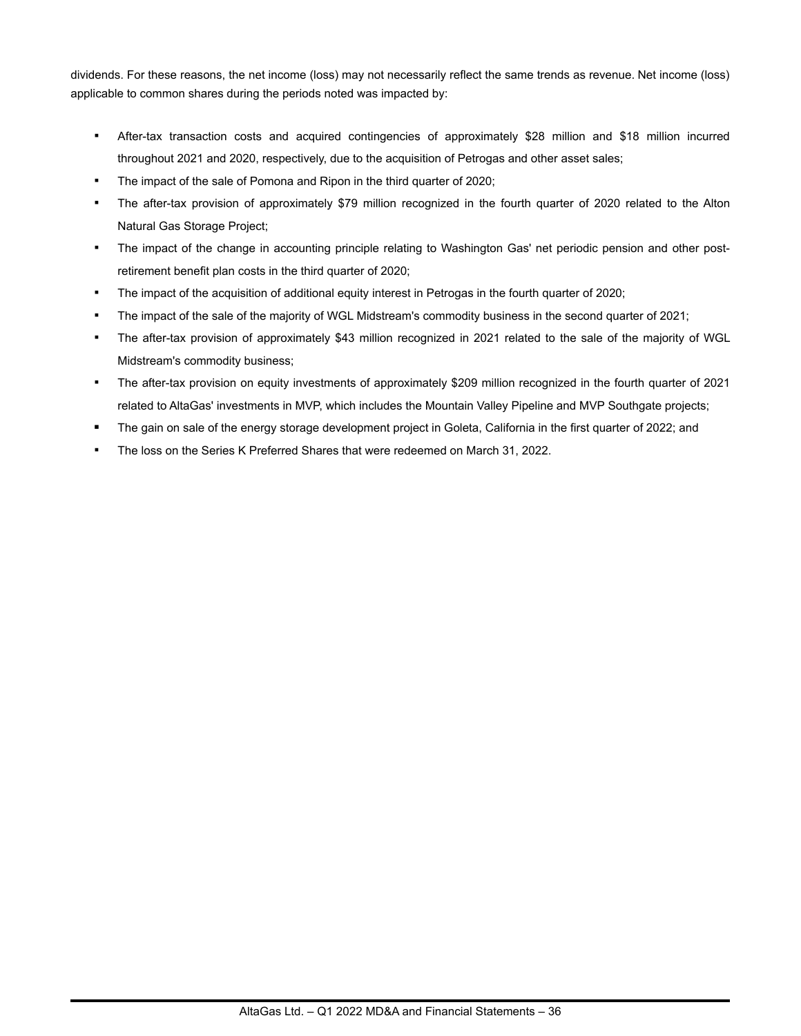dividends. For these reasons, the net income (loss) may not necessarily reflect the same trends as revenue. Net income (loss) applicable to common shares during the periods noted was impacted by:

- After-tax transaction costs and acquired contingencies of approximately $28 million and $18 million incurred throughout 2021 and 2020, respectively, due to the acquisition of Petrogas and other asset sales;
- The impact of the sale of Pomona and Ripon in the third quarter of 2020;
- The after-tax provision of approximately $79 million recognized in the fourth quarter of 2020 related to the Alton Natural Gas Storage Project;
- The impact of the change in accounting principle relating to Washington Gas' net periodic pension and other post-retirement benefit plan costs in the third quarter of 2020;
- The impact of the acquisition of additional equity interest in Petrogas in the fourth quarter of 2020;
- The impact of the sale of the majority of WGL Midstream's commodity business in the second quarter of 2021;
- The after-tax provision of approximately $43 million recognized in 2021 related to the sale of the majority of WGL Midstream's commodity business;
- The after-tax provision on equity investments of approximately $209 million recognized in the fourth quarter of 2021 related to AltaGas' investments in MVP, which includes the Mountain Valley Pipeline and MVP Southgate projects;
- The gain on sale of the energy storage development project in Goleta, California in the first quarter of 2022; and
- The loss on the Series K Preferred Shares that were redeemed on March 31, 2022.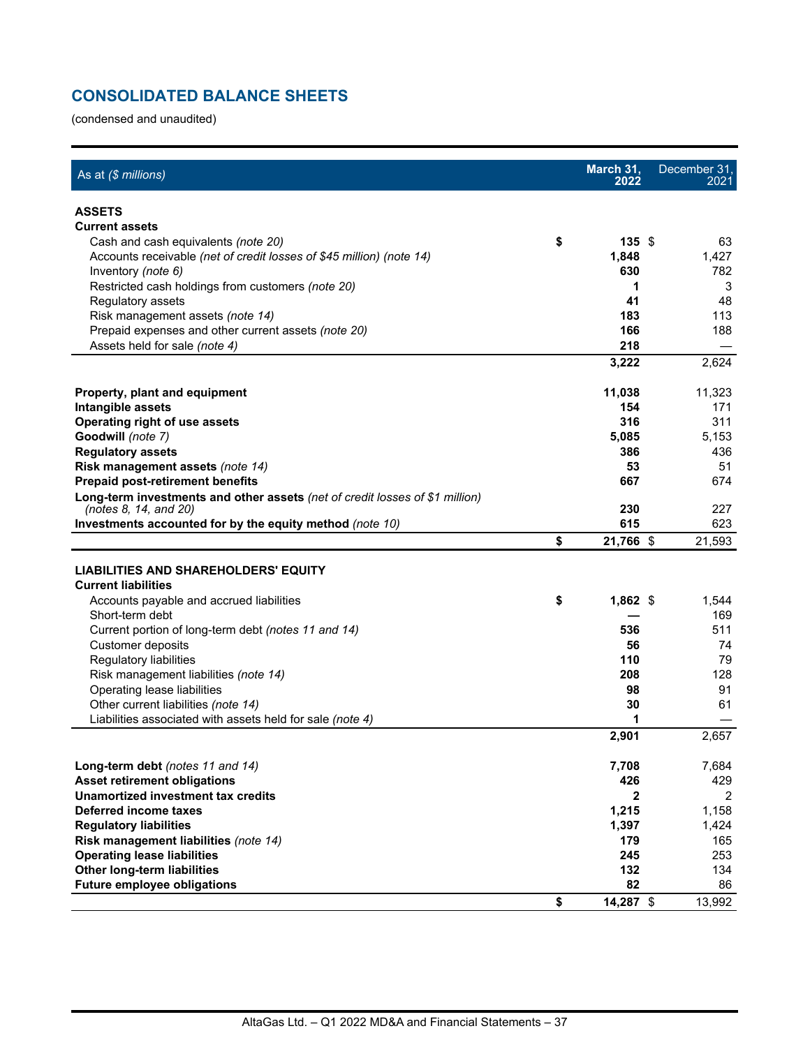## CONSOLIDATED BALANCE SHEETS

(condensed and unaudited)

| As at *($ millions)* | March 31, 2022 | December 31, 2021 |
|---|---|---|
| **ASSETS** | | |
| **Current assets** | | |
| Cash and cash equivalents *(note 20)* | **$ 135** | $ 63 |
| Accounts receivable *(net of credit losses of $45 million) (note 14)* | **1,848** | 1,427 |
| Inventory *(note 6)* | **630** | 782 |
| Restricted cash holdings from customers *(note 20)* | **1** | 3 |
| Regulatory assets | **41** | 48 |
| Risk management assets *(note 14)* | **183** | 113 |
| Prepaid expenses and other current assets *(note 20)* | **166** | 188 |
| Assets held for sale *(note 4)* | **218** | — |
| | **3,222** | 2,624 |
| **Property, plant and equipment** | **11,038** | 11,323 |
| **Intangible assets** | **154** | 171 |
| **Operating right of use assets** | **316** | 311 |
| **Goodwill** *(note 7)* | **5,085** | 5,153 |
| **Regulatory assets** | **386** | 436 |
| **Risk management assets** *(note 14)* | **53** | 51 |
| **Prepaid post-retirement benefits** | **667** | 674 |
| **Long-term investments and other assets** *(net of credit losses of $1 million) (notes 8, 14, and 20)* | **230** | 227 |
| **Investments accounted for by the equity method** *(note 10)* | **615** | 623 |
| | **$ 21,766** | $ 21,593 |
| **LIABILITIES AND SHAREHOLDERS' EQUITY** | | |
| **Current liabilities** | | |
| Accounts payable and accrued liabilities | **$ 1,862** | $ 1,544 |
| Short-term debt | **—** | 169 |
| Current portion of long-term debt *(notes 11 and 14)* | **536** | 511 |
| Customer deposits | **56** | 74 |
| Regulatory liabilities | **110** | 79 |
| Risk management liabilities *(note 14)* | **208** | 128 |
| Operating lease liabilities | **98** | 91 |
| Other current liabilities *(note 14)* | **30** | 61 |
| Liabilities associated with assets held for sale *(note 4)* | **1** | — |
| | **2,901** | 2,657 |
| **Long-term debt** *(notes 11 and 14)* | **7,708** | 7,684 |
| **Asset retirement obligations** | **426** | 429 |
| **Unamortized investment tax credits** | **2** | 2 |
| **Deferred income taxes** | **1,215** | 1,158 |
| **Regulatory liabilities** | **1,397** | 1,424 |
| **Risk management liabilities** *(note 14)* | **179** | 165 |
| **Operating lease liabilities** | **245** | 253 |
| **Other long-term liabilities** | **132** | 134 |
| **Future employee obligations** | **82** | 86 |
| | **$ 14,287** | $ 13,992 |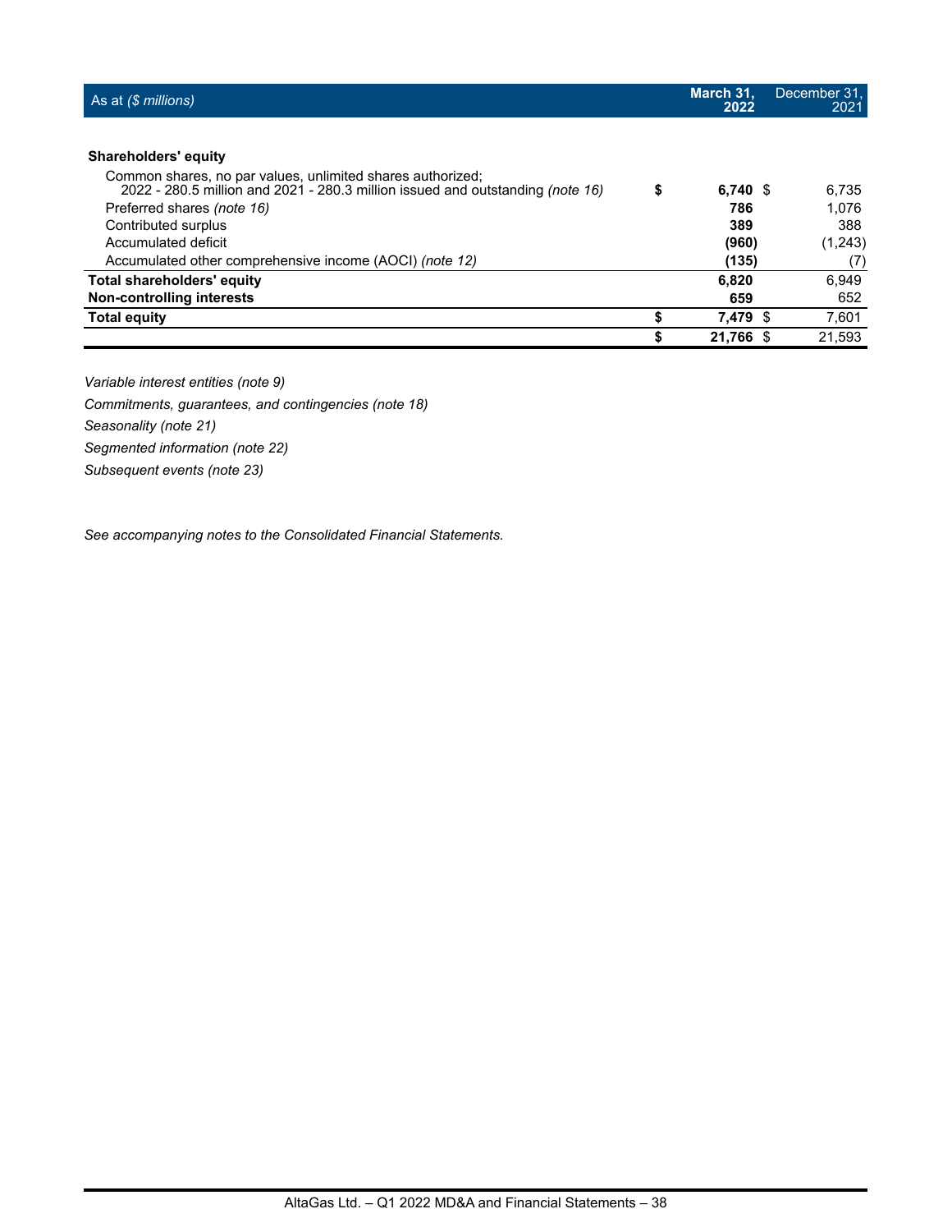| As at ($ millions) | March 31, 2022 | December 31, 2021 |
|---|---|---|
| **Shareholders' equity** | | |
| Common shares, no par values, unlimited shares authorized; 2022 - 280.5 million and 2021 - 280.3 million issued and outstanding *(note 16)* | $ **6,740** | $ 6,735 |
| Preferred shares *(note 16)* | **786** | 1,076 |
| Contributed surplus | **389** | 388 |
| Accumulated deficit | **(960)** | (1,243) |
| Accumulated other comprehensive income (AOCI) *(note 12)* | **(135)** | (7) |
| **Total shareholders' equity** | **6,820** | 6,949 |
| **Non-controlling interests** | **659** | 652 |
| **Total equity** | $ **7,479** | $ 7,601 |
| | $ **21,766** | $ 21,593 |

*Variable interest entities (note 9)*

*Commitments, guarantees, and contingencies (note 18)*

*Seasonality (note 21)*

*Segmented information (note 22)*

*Subsequent events (note 23)*

*See accompanying notes to the Consolidated Financial Statements.*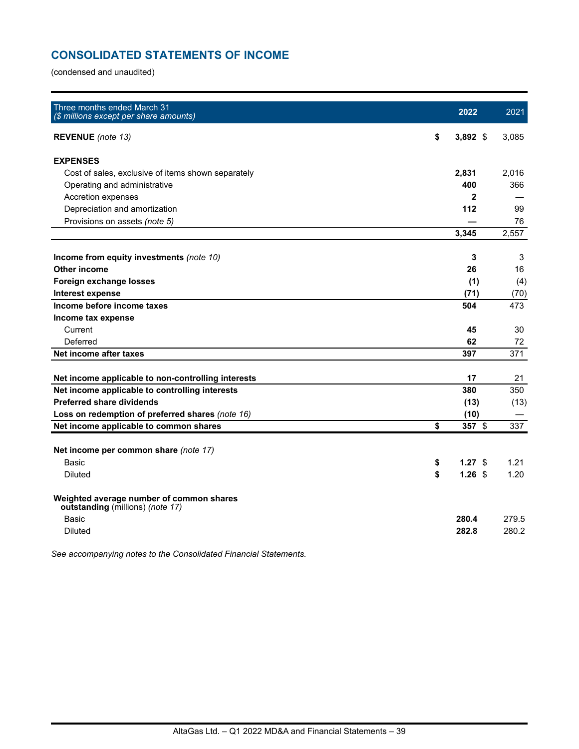## CONSOLIDATED STATEMENTS OF INCOME

(condensed and unaudited)

| Three months ended March 31<br>*($ millions except per share amounts)* | **2022** | 2021 |
|---|---|---|
| **REVENUE** *(note 13)* | **$ 3,892** | $ 3,085 |
| | | |
| **EXPENSES** | | |
| Cost of sales, exclusive of items shown separately | **2,831** | 2,016 |
| Operating and administrative | **400** | 366 |
| Accretion expenses | **2** | — |
| Depreciation and amortization | **112** | 99 |
| Provisions on assets *(note 5)* | **—** | 76 |
| | **3,345** | 2,557 |
| | | |
| **Income from equity investments** *(note 10)* | **3** | 3 |
| **Other income** | **26** | 16 |
| **Foreign exchange losses** | **(1)** | (4) |
| **Interest expense** | **(71)** | (70) |
| **Income before income taxes** | **504** | 473 |
| **Income tax expense** | | |
| Current | **45** | 30 |
| Deferred | **62** | 72 |
| **Net income after taxes** | **397** | 371 |
| | | |
| **Net income applicable to non-controlling interests** | **17** | 21 |
| **Net income applicable to controlling interests** | **380** | 350 |
| **Preferred share dividends** | **(13)** | (13) |
| **Loss on redemption of preferred shares** *(note 16)* | **(10)** | — |
| **Net income applicable to common shares** | **$ 357** | $ 337 |
| | | |
| **Net income per common share** *(note 17)* | | |
| Basic | **$ 1.27** | $ 1.21 |
| Diluted | **$ 1.26** | $ 1.20 |
| | | |
| **Weighted average number of common shares outstanding** (millions) *(note 17)* | | |
| Basic | **280.4** | 279.5 |
| Diluted | **282.8** | 280.2 |

*See accompanying notes to the Consolidated Financial Statements.*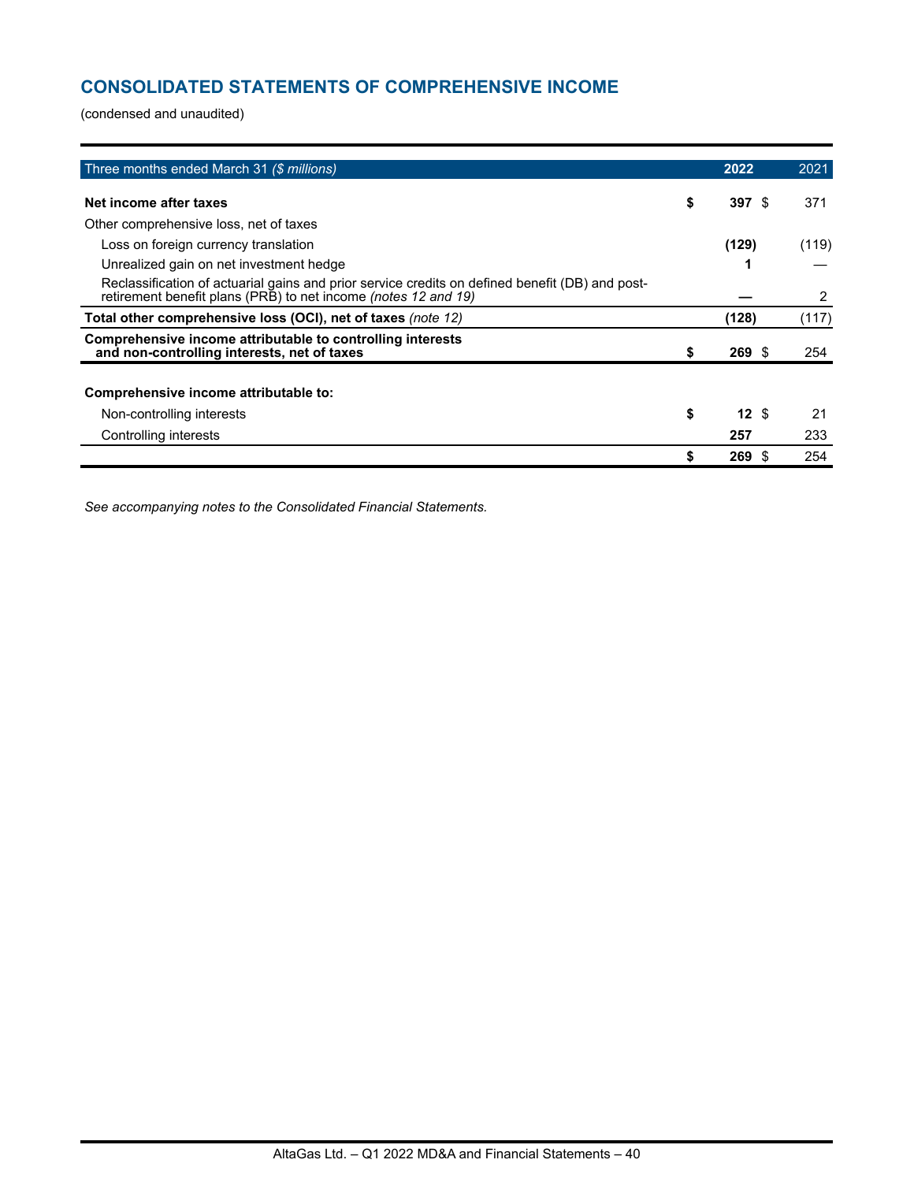## CONSOLIDATED STATEMENTS OF COMPREHENSIVE INCOME

(condensed and unaudited)

| Three months ended March 31 *($ millions)* | 2022 | 2021 |
|---|---|---|
| **Net income after taxes** | **$ 397** | $ 371 |
| Other comprehensive loss, net of taxes | | |
| Loss on foreign currency translation | **(129)** | (119) |
| Unrealized gain on net investment hedge | **1** | — |
| Reclassification of actuarial gains and prior service credits on defined benefit (DB) and post-retirement benefit plans (PRB) to net income *(notes 12 and 19)* | **—** | 2 |
| **Total other comprehensive loss (OCI), net of taxes** *(note 12)* | **(128)** | (117) |
| **Comprehensive income attributable to controlling interests and non-controlling interests, net of taxes** | **$ 269** | $ 254 |
| | | |
| **Comprehensive income attributable to:** | | |
| Non-controlling interests | **$ 12** | $ 21 |
| Controlling interests | **257** | 233 |
| | **$ 269** | $ 254 |

*See accompanying notes to the Consolidated Financial Statements.*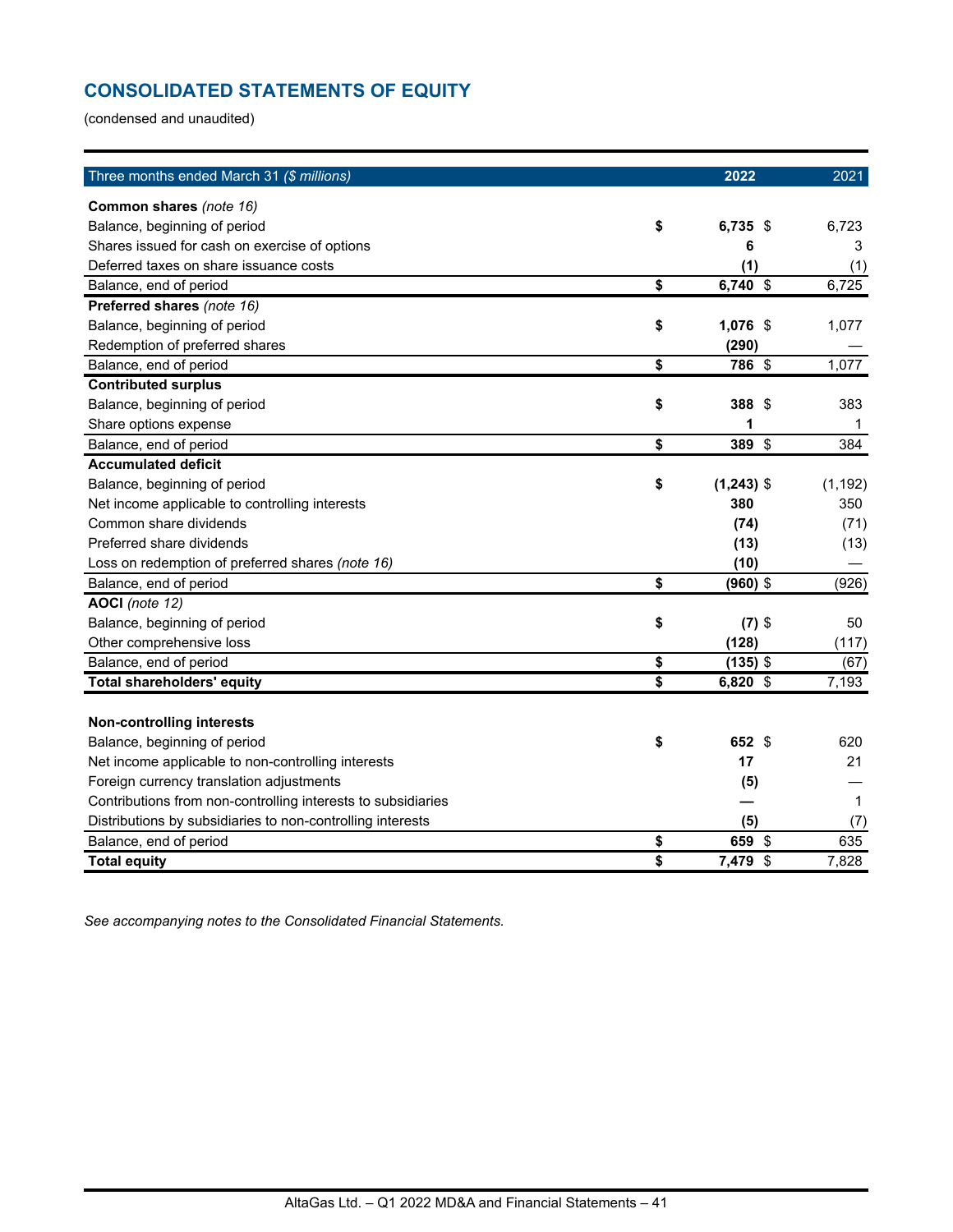## CONSOLIDATED STATEMENTS OF EQUITY

(condensed and unaudited)

| Three months ended March 31 *($ millions)* | 2022 | 2021 |
|---|---|---|
| **Common shares** *(note 16)* | | |
| Balance, beginning of period | **$ 6,735** | $ 6,723 |
| Shares issued for cash on exercise of options | **6** | 3 |
| Deferred taxes on share issuance costs | **(1)** | (1) |
| Balance, end of period | **$ 6,740** | $ 6,725 |
| **Preferred shares** *(note 16)* | | |
| Balance, beginning of period | **$ 1,076** | $ 1,077 |
| Redemption of preferred shares | **(290)** | — |
| Balance, end of period | **$ 786** | $ 1,077 |
| **Contributed surplus** | | |
| Balance, beginning of period | **$ 388** | $ 383 |
| Share options expense | **1** | 1 |
| Balance, end of period | **$ 389** | $ 384 |
| **Accumulated deficit** | | |
| Balance, beginning of period | **$ (1,243)** | $ (1,192) |
| Net income applicable to controlling interests | **380** | 350 |
| Common share dividends | **(74)** | (71) |
| Preferred share dividends | **(13)** | (13) |
| Loss on redemption of preferred shares *(note 16)* | **(10)** | — |
| Balance, end of period | **$ (960)** | $ (926) |
| **AOCI** *(note 12)* | | |
| Balance, beginning of period | **$ (7)** | $ 50 |
| Other comprehensive loss | **(128)** | (117) |
| Balance, end of period | **$ (135)** | $ (67) |
| **Total shareholders' equity** | **$ 6,820** | $ 7,193 |
| | | |
| **Non-controlling interests** | | |
| Balance, beginning of period | **$ 652** | $ 620 |
| Net income applicable to non-controlling interests | **17** | 21 |
| Foreign currency translation adjustments | **(5)** | — |
| Contributions from non-controlling interests to subsidiaries | **—** | 1 |
| Distributions by subsidiaries to non-controlling interests | **(5)** | (7) |
| Balance, end of period | **$ 659** | $ 635 |
| **Total equity** | **$ 7,479** | $ 7,828 |

*See accompanying notes to the Consolidated Financial Statements.*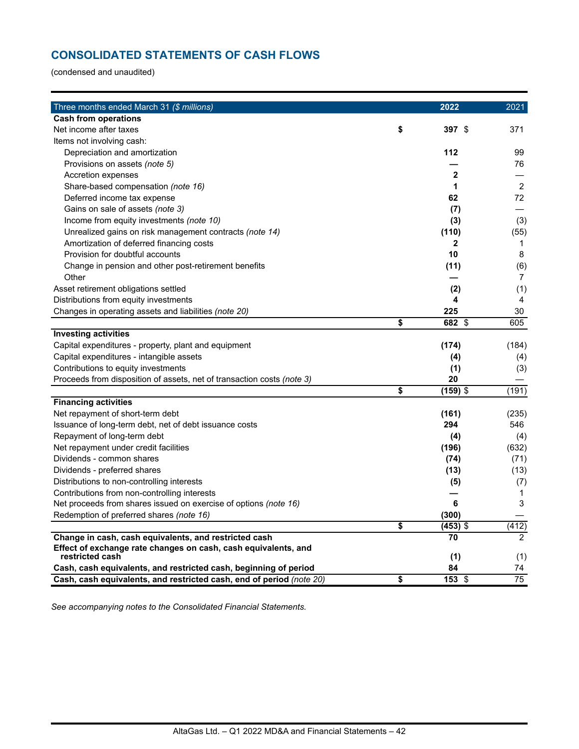## CONSOLIDATED STATEMENTS OF CASH FLOWS

(condensed and unaudited)

| Three months ended March 31 *($ millions)* | 2022 | 2021 |
|---|---|---|
| **Cash from operations** | | |
| Net income after taxes | **$ 397** | $ 371 |
| Items not involving cash: | | |
| Depreciation and amortization | **112** | 99 |
| Provisions on assets *(note 5)* | **—** | 76 |
| Accretion expenses | **2** | — |
| Share-based compensation *(note 16)* | **1** | 2 |
| Deferred income tax expense | **62** | 72 |
| Gains on sale of assets *(note 3)* | **(7)** | — |
| Income from equity investments *(note 10)* | **(3)** | (3) |
| Unrealized gains on risk management contracts *(note 14)* | **(110)** | (55) |
| Amortization of deferred financing costs | **2** | 1 |
| Provision for doubtful accounts | **10** | 8 |
| Change in pension and other post-retirement benefits | **(11)** | (6) |
| Other | **—** | 7 |
| Asset retirement obligations settled | **(2)** | (1) |
| Distributions from equity investments | **4** | 4 |
| Changes in operating assets and liabilities *(note 20)* | **225** | 30 |
| | **$ 682** | $ 605 |
| **Investing activities** | | |
| Capital expenditures - property, plant and equipment | **(174)** | (184) |
| Capital expenditures - intangible assets | **(4)** | (4) |
| Contributions to equity investments | **(1)** | (3) |
| Proceeds from disposition of assets, net of transaction costs *(note 3)* | **20** | — |
| | **$ (159)** | $ (191) |
| **Financing activities** | | |
| Net repayment of short-term debt | **(161)** | (235) |
| Issuance of long-term debt, net of debt issuance costs | **294** | 546 |
| Repayment of long-term debt | **(4)** | (4) |
| Net repayment under credit facilities | **(196)** | (632) |
| Dividends - common shares | **(74)** | (71) |
| Dividends - preferred shares | **(13)** | (13) |
| Distributions to non-controlling interests | **(5)** | (7) |
| Contributions from non-controlling interests | **—** | 1 |
| Net proceeds from shares issued on exercise of options *(note 16)* | **6** | 3 |
| Redemption of preferred shares *(note 16)* | **(300)** | — |
| | **$ (453)** | $ (412) |
| **Change in cash, cash equivalents, and restricted cash** | **70** | 2 |
| **Effect of exchange rate changes on cash, cash equivalents, and restricted cash** | **(1)** | (1) |
| **Cash, cash equivalents, and restricted cash, beginning of period** | **84** | 74 |
| **Cash, cash equivalents, and restricted cash, end of period** *(note 20)* | **$ 153** | $ 75 |

*See accompanying notes to the Consolidated Financial Statements.*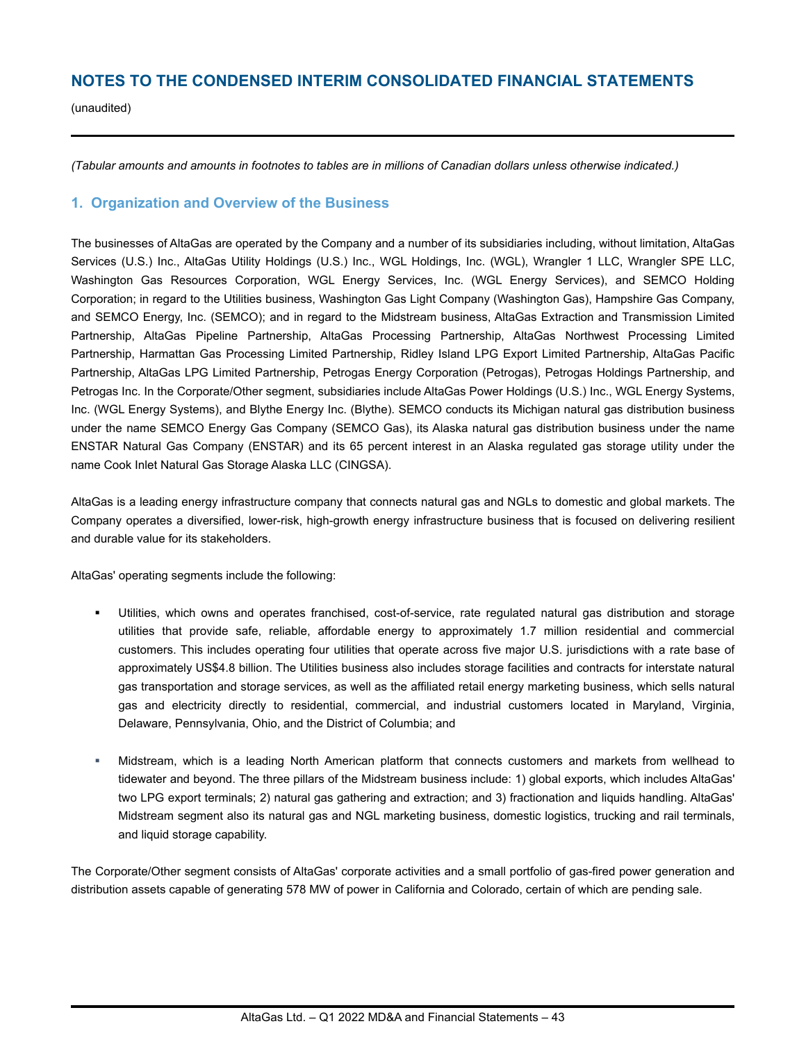# NOTES TO THE CONDENSED INTERIM CONSOLIDATED FINANCIAL STATEMENTS

(unaudited)

*(Tabular amounts and amounts in footnotes to tables are in millions of Canadian dollars unless otherwise indicated.)*

## 1. Organization and Overview of the Business

The businesses of AltaGas are operated by the Company and a number of its subsidiaries including, without limitation, AltaGas Services (U.S.) Inc., AltaGas Utility Holdings (U.S.) Inc., WGL Holdings, Inc. (WGL), Wrangler 1 LLC, Wrangler SPE LLC, Washington Gas Resources Corporation, WGL Energy Services, Inc. (WGL Energy Services), and SEMCO Holding Corporation; in regard to the Utilities business, Washington Gas Light Company (Washington Gas), Hampshire Gas Company, and SEMCO Energy, Inc. (SEMCO); and in regard to the Midstream business, AltaGas Extraction and Transmission Limited Partnership, AltaGas Pipeline Partnership, AltaGas Processing Partnership, AltaGas Northwest Processing Limited Partnership, Harmattan Gas Processing Limited Partnership, Ridley Island LPG Export Limited Partnership, AltaGas Pacific Partnership, AltaGas LPG Limited Partnership, Petrogas Energy Corporation (Petrogas), Petrogas Holdings Partnership, and Petrogas Inc. In the Corporate/Other segment, subsidiaries include AltaGas Power Holdings (U.S.) Inc., WGL Energy Systems, Inc. (WGL Energy Systems), and Blythe Energy Inc. (Blythe). SEMCO conducts its Michigan natural gas distribution business under the name SEMCO Energy Gas Company (SEMCO Gas), its Alaska natural gas distribution business under the name ENSTAR Natural Gas Company (ENSTAR) and its 65 percent interest in an Alaska regulated gas storage utility under the name Cook Inlet Natural Gas Storage Alaska LLC (CINGSA).

AltaGas is a leading energy infrastructure company that connects natural gas and NGLs to domestic and global markets. The Company operates a diversified, lower-risk, high-growth energy infrastructure business that is focused on delivering resilient and durable value for its stakeholders.

AltaGas' operating segments include the following:

- Utilities, which owns and operates franchised, cost-of-service, rate regulated natural gas distribution and storage utilities that provide safe, reliable, affordable energy to approximately 1.7 million residential and commercial customers. This includes operating four utilities that operate across five major U.S. jurisdictions with a rate base of approximately US$4.8 billion. The Utilities business also includes storage facilities and contracts for interstate natural gas transportation and storage services, as well as the affiliated retail energy marketing business, which sells natural gas and electricity directly to residential, commercial, and industrial customers located in Maryland, Virginia, Delaware, Pennsylvania, Ohio, and the District of Columbia; and
- Midstream, which is a leading North American platform that connects customers and markets from wellhead to tidewater and beyond. The three pillars of the Midstream business include: 1) global exports, which includes AltaGas' two LPG export terminals; 2) natural gas gathering and extraction; and 3) fractionation and liquids handling. AltaGas' Midstream segment also its natural gas and NGL marketing business, domestic logistics, trucking and rail terminals, and liquid storage capability.

The Corporate/Other segment consists of AltaGas' corporate activities and a small portfolio of gas-fired power generation and distribution assets capable of generating 578 MW of power in California and Colorado, certain of which are pending sale.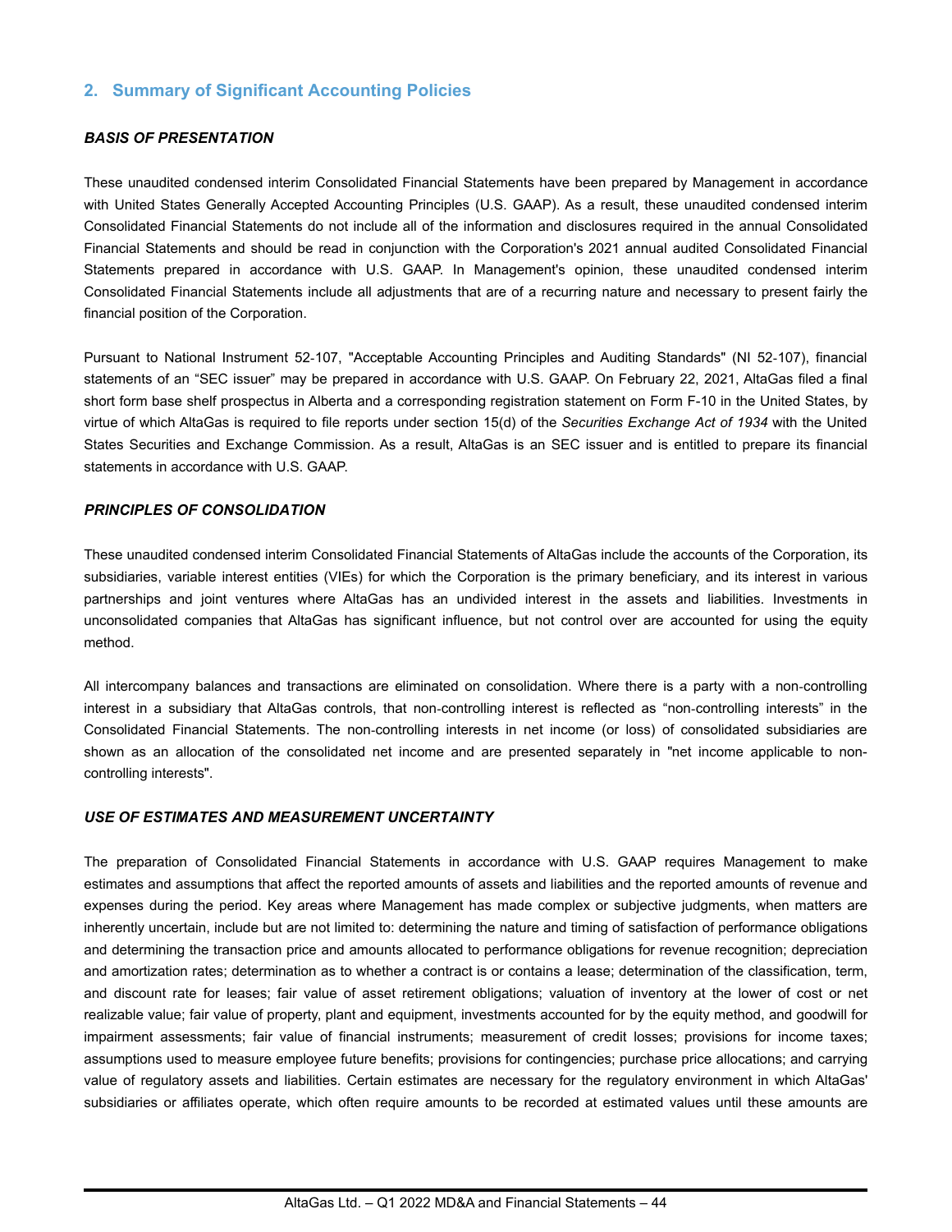## 2. Summary of Significant Accounting Policies

### *BASIS OF PRESENTATION*

These unaudited condensed interim Consolidated Financial Statements have been prepared by Management in accordance with United States Generally Accepted Accounting Principles (U.S. GAAP). As a result, these unaudited condensed interim Consolidated Financial Statements do not include all of the information and disclosures required in the annual Consolidated Financial Statements and should be read in conjunction with the Corporation's 2021 annual audited Consolidated Financial Statements prepared in accordance with U.S. GAAP. In Management's opinion, these unaudited condensed interim Consolidated Financial Statements include all adjustments that are of a recurring nature and necessary to present fairly the financial position of the Corporation.

Pursuant to National Instrument 52-107, "Acceptable Accounting Principles and Auditing Standards" (NI 52-107), financial statements of an "SEC issuer" may be prepared in accordance with U.S. GAAP. On February 22, 2021, AltaGas filed a final short form base shelf prospectus in Alberta and a corresponding registration statement on Form F-10 in the United States, by virtue of which AltaGas is required to file reports under section 15(d) of the *Securities Exchange Act of 1934* with the United States Securities and Exchange Commission. As a result, AltaGas is an SEC issuer and is entitled to prepare its financial statements in accordance with U.S. GAAP.

### *PRINCIPLES OF CONSOLIDATION*

These unaudited condensed interim Consolidated Financial Statements of AltaGas include the accounts of the Corporation, its subsidiaries, variable interest entities (VIEs) for which the Corporation is the primary beneficiary, and its interest in various partnerships and joint ventures where AltaGas has an undivided interest in the assets and liabilities. Investments in unconsolidated companies that AltaGas has significant influence, but not control over are accounted for using the equity method.

All intercompany balances and transactions are eliminated on consolidation. Where there is a party with a non-controlling interest in a subsidiary that AltaGas controls, that non-controlling interest is reflected as "non-controlling interests" in the Consolidated Financial Statements. The non-controlling interests in net income (or loss) of consolidated subsidiaries are shown as an allocation of the consolidated net income and are presented separately in "net income applicable to non-controlling interests".

### *USE OF ESTIMATES AND MEASUREMENT UNCERTAINTY*

The preparation of Consolidated Financial Statements in accordance with U.S. GAAP requires Management to make estimates and assumptions that affect the reported amounts of assets and liabilities and the reported amounts of revenue and expenses during the period. Key areas where Management has made complex or subjective judgments, when matters are inherently uncertain, include but are not limited to: determining the nature and timing of satisfaction of performance obligations and determining the transaction price and amounts allocated to performance obligations for revenue recognition; depreciation and amortization rates; determination as to whether a contract is or contains a lease; determination of the classification, term, and discount rate for leases; fair value of asset retirement obligations; valuation of inventory at the lower of cost or net realizable value; fair value of property, plant and equipment, investments accounted for by the equity method, and goodwill for impairment assessments; fair value of financial instruments; measurement of credit losses; provisions for income taxes; assumptions used to measure employee future benefits; provisions for contingencies; purchase price allocations; and carrying value of regulatory assets and liabilities. Certain estimates are necessary for the regulatory environment in which AltaGas' subsidiaries or affiliates operate, which often require amounts to be recorded at estimated values until these amounts are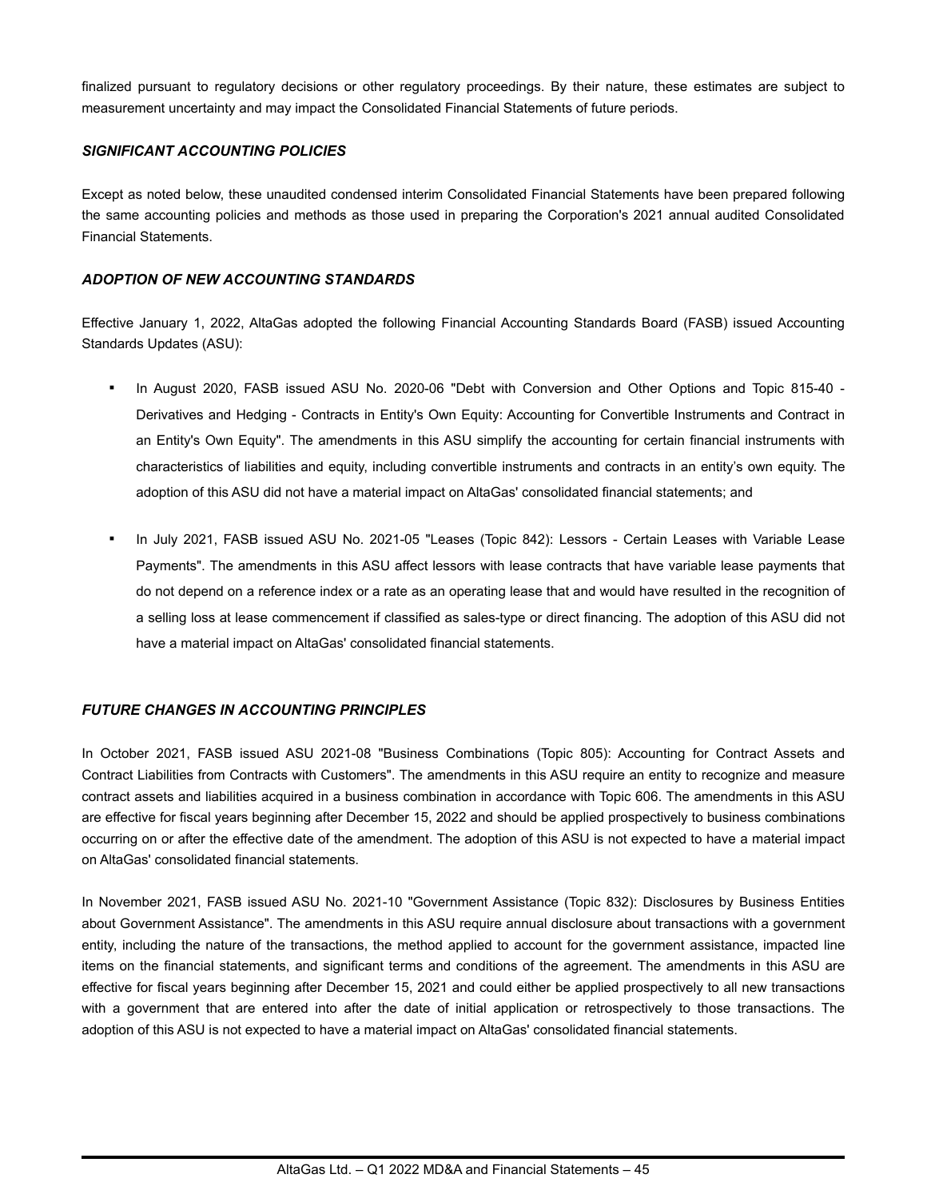finalized pursuant to regulatory decisions or other regulatory proceedings. By their nature, these estimates are subject to measurement uncertainty and may impact the Consolidated Financial Statements of future periods.

***SIGNIFICANT ACCOUNTING POLICIES***

Except as noted below, these unaudited condensed interim Consolidated Financial Statements have been prepared following the same accounting policies and methods as those used in preparing the Corporation's 2021 annual audited Consolidated Financial Statements.

***ADOPTION OF NEW ACCOUNTING STANDARDS***

Effective January 1, 2022, AltaGas adopted the following Financial Accounting Standards Board (FASB) issued Accounting Standards Updates (ASU):

- In August 2020, FASB issued ASU No. 2020-06 "Debt with Conversion and Other Options and Topic 815-40 - Derivatives and Hedging - Contracts in Entity's Own Equity: Accounting for Convertible Instruments and Contract in an Entity's Own Equity". The amendments in this ASU simplify the accounting for certain financial instruments with characteristics of liabilities and equity, including convertible instruments and contracts in an entity's own equity. The adoption of this ASU did not have a material impact on AltaGas' consolidated financial statements; and
- In July 2021, FASB issued ASU No. 2021-05 "Leases (Topic 842): Lessors - Certain Leases with Variable Lease Payments". The amendments in this ASU affect lessors with lease contracts that have variable lease payments that do not depend on a reference index or a rate as an operating lease that and would have resulted in the recognition of a selling loss at lease commencement if classified as sales-type or direct financing. The adoption of this ASU did not have a material impact on AltaGas' consolidated financial statements.

***FUTURE CHANGES IN ACCOUNTING PRINCIPLES***

In October 2021, FASB issued ASU 2021-08 "Business Combinations (Topic 805): Accounting for Contract Assets and Contract Liabilities from Contracts with Customers". The amendments in this ASU require an entity to recognize and measure contract assets and liabilities acquired in a business combination in accordance with Topic 606. The amendments in this ASU are effective for fiscal years beginning after December 15, 2022 and should be applied prospectively to business combinations occurring on or after the effective date of the amendment. The adoption of this ASU is not expected to have a material impact on AltaGas' consolidated financial statements.

In November 2021, FASB issued ASU No. 2021-10 "Government Assistance (Topic 832): Disclosures by Business Entities about Government Assistance". The amendments in this ASU require annual disclosure about transactions with a government entity, including the nature of the transactions, the method applied to account for the government assistance, impacted line items on the financial statements, and significant terms and conditions of the agreement. The amendments in this ASU are effective for fiscal years beginning after December 15, 2021 and could either be applied prospectively to all new transactions with a government that are entered into after the date of initial application or retrospectively to those transactions. The adoption of this ASU is not expected to have a material impact on AltaGas' consolidated financial statements.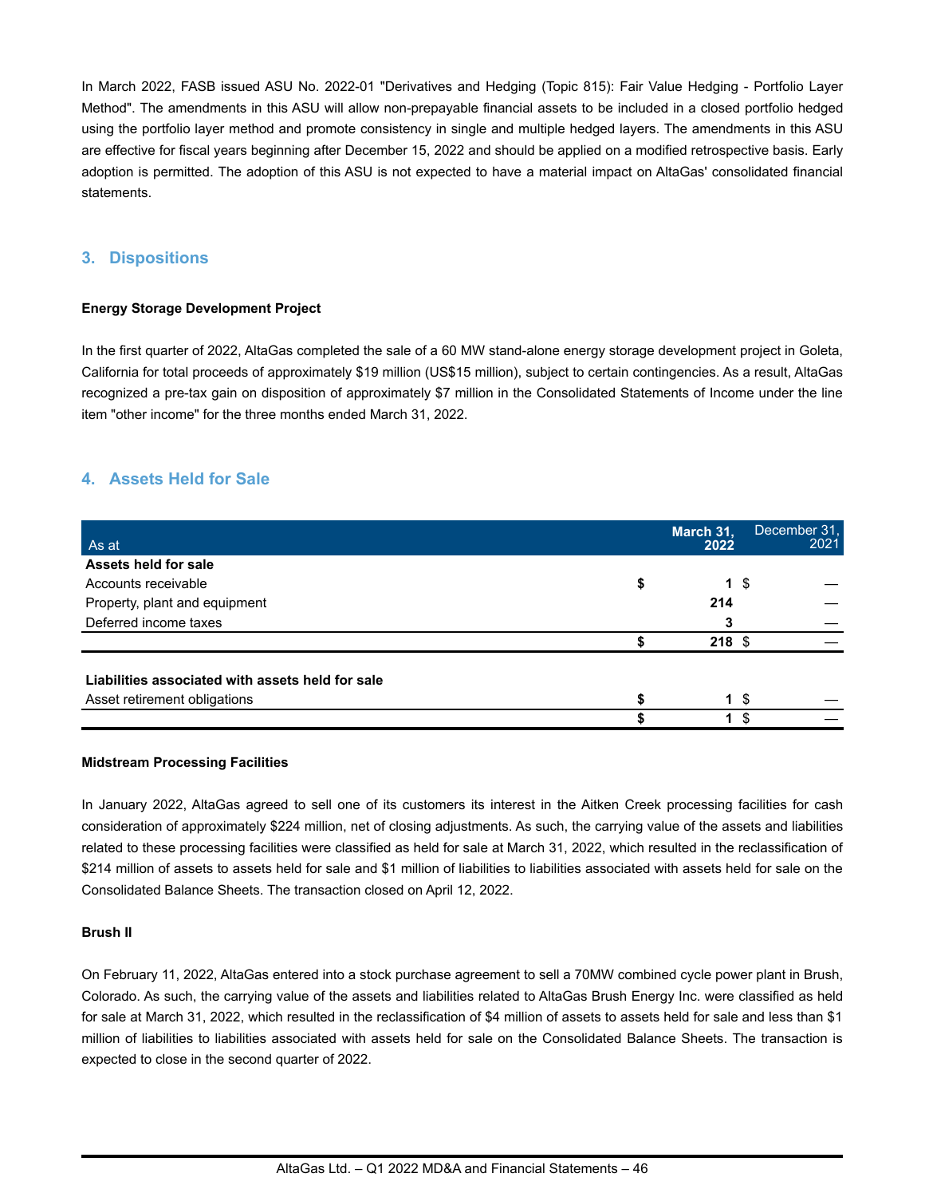In March 2022, FASB issued ASU No. 2022-01 "Derivatives and Hedging (Topic 815): Fair Value Hedging - Portfolio Layer Method". The amendments in this ASU will allow non-prepayable financial assets to be included in a closed portfolio hedged using the portfolio layer method and promote consistency in single and multiple hedged layers. The amendments in this ASU are effective for fiscal years beginning after December 15, 2022 and should be applied on a modified retrospective basis. Early adoption is permitted. The adoption of this ASU is not expected to have a material impact on AltaGas' consolidated financial statements.

## 3. Dispositions

**Energy Storage Development Project**

In the first quarter of 2022, AltaGas completed the sale of a 60 MW stand-alone energy storage development project in Goleta, California for total proceeds of approximately $19 million (US$15 million), subject to certain contingencies. As a result, AltaGas recognized a pre-tax gain on disposition of approximately $7 million in the Consolidated Statements of Income under the line item "other income" for the three months ended March 31, 2022.

## 4. Assets Held for Sale

| As at | March 31, 2022 | December 31, 2021 |
|---|---|---|
| **Assets held for sale** | | |
| Accounts receivable | **$ 1** | $ — |
| Property, plant and equipment | **214** | — |
| Deferred income taxes | **3** | — |
| | **$ 218** | $ — |
| **Liabilities associated with assets held for sale** | | |
| Asset retirement obligations | **$ 1** | $ — |
| | **$ 1** | $ — |

**Midstream Processing Facilities**

In January 2022, AltaGas agreed to sell one of its customers its interest in the Aitken Creek processing facilities for cash consideration of approximately $224 million, net of closing adjustments. As such, the carrying value of the assets and liabilities related to these processing facilities were classified as held for sale at March 31, 2022, which resulted in the reclassification of $214 million of assets to assets held for sale and $1 million of liabilities to liabilities associated with assets held for sale on the Consolidated Balance Sheets. The transaction closed on April 12, 2022.

**Brush II**

On February 11, 2022, AltaGas entered into a stock purchase agreement to sell a 70MW combined cycle power plant in Brush, Colorado. As such, the carrying value of the assets and liabilities related to AltaGas Brush Energy Inc. were classified as held for sale at March 31, 2022, which resulted in the reclassification of $4 million of assets to assets held for sale and less than $1 million of liabilities to liabilities associated with assets held for sale on the Consolidated Balance Sheets. The transaction is expected to close in the second quarter of 2022.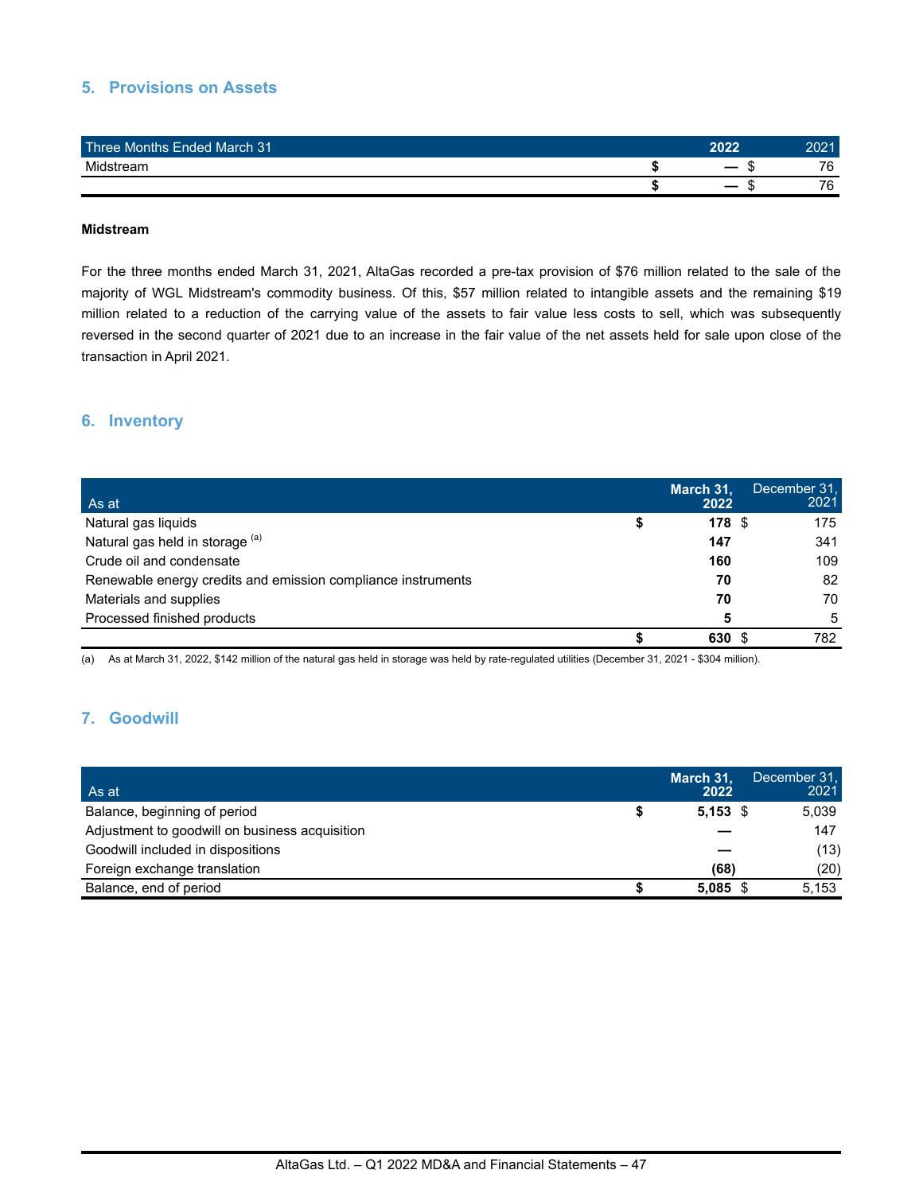## 5. Provisions on Assets

| Three Months Ended March 31 | 2022 | 2021 |
|---|---|---|
| Midstream | **$ —** | $ 76 |
| | **$ —** | $ 76 |

**Midstream**

For the three months ended March 31, 2021, AltaGas recorded a pre-tax provision of $76 million related to the sale of the majority of WGL Midstream's commodity business. Of this, $57 million related to intangible assets and the remaining $19 million related to a reduction of the carrying value of the assets to fair value less costs to sell, which was subsequently reversed in the second quarter of 2021 due to an increase in the fair value of the net assets held for sale upon close of the transaction in April 2021.

## 6. Inventory

| As at | March 31, 2022 | December 31, 2021 |
|---|---|---|
| Natural gas liquids | **$ 178** | $ 175 |
| Natural gas held in storage [(a)] | **147** | 341 |
| Crude oil and condensate | **160** | 109 |
| Renewable energy credits and emission compliance instruments | **70** | 82 |
| Materials and supplies | **70** | 70 |
| Processed finished products | **5** | 5 |
| | **$ 630** | $ 782 |

(a) As at March 31, 2022, $142 million of the natural gas held in storage was held by rate-regulated utilities (December 31, 2021 - $304 million).

## 7. Goodwill

| As at | March 31, 2022 | December 31, 2021 |
|---|---|---|
| Balance, beginning of period | **$ 5,153** | $ 5,039 |
| Adjustment to goodwill on business acquisition | **—** | 147 |
| Goodwill included in dispositions | **—** | (13) |
| Foreign exchange translation | **(68)** | (20) |
| Balance, end of period | **$ 5,085** | $ 5,153 |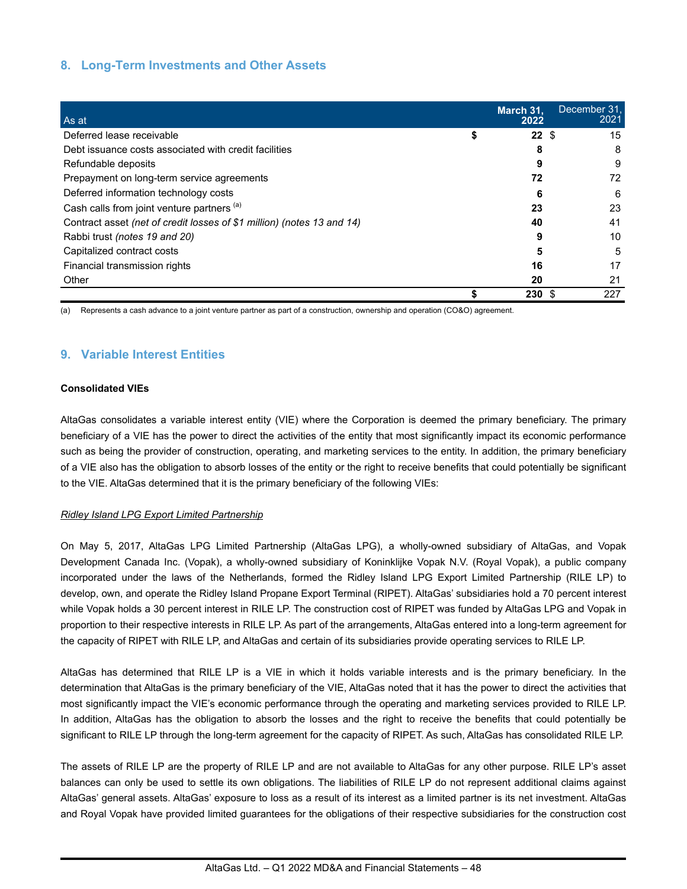## 8. Long-Term Investments and Other Assets

| As at | | March 31, 2022 | | December 31, 2021 |
|---|---|---|---|---|
| Deferred lease receivable | $ | **22** | $ | 15 |
| Debt issuance costs associated with credit facilities | | **8** | | 8 |
| Refundable deposits | | **9** | | 9 |
| Prepayment on long-term service agreements | | **72** | | 72 |
| Deferred information technology costs | | **6** | | 6 |
| Cash calls from joint venture partners [(a)] | | **23** | | 23 |
| Contract asset *(net of credit losses of $1 million) (notes 13 and 14)* | | **40** | | 41 |
| Rabbi trust *(notes 19 and 20)* | | **9** | | 10 |
| Capitalized contract costs | | **5** | | 5 |
| Financial transmission rights | | **16** | | 17 |
| Other | | **20** | | 21 |
| | $ | **230** | $ | 227 |

(a) Represents a cash advance to a joint venture partner as part of a construction, ownership and operation (CO&O) agreement.

## 9. Variable Interest Entities

**Consolidated VIEs**

AltaGas consolidates a variable interest entity (VIE) where the Corporation is deemed the primary beneficiary. The primary beneficiary of a VIE has the power to direct the activities of the entity that most significantly impact its economic performance such as being the provider of construction, operating, and marketing services to the entity. In addition, the primary beneficiary of a VIE also has the obligation to absorb losses of the entity or the right to receive benefits that could potentially be significant to the VIE. AltaGas determined that it is the primary beneficiary of the following VIEs:

*Ridley Island LPG Export Limited Partnership*

On May 5, 2017, AltaGas LPG Limited Partnership (AltaGas LPG), a wholly-owned subsidiary of AltaGas, and Vopak Development Canada Inc. (Vopak), a wholly-owned subsidiary of Koninklijke Vopak N.V. (Royal Vopak), a public company incorporated under the laws of the Netherlands, formed the Ridley Island LPG Export Limited Partnership (RILE LP) to develop, own, and operate the Ridley Island Propane Export Terminal (RIPET). AltaGas' subsidiaries hold a 70 percent interest while Vopak holds a 30 percent interest in RILE LP. The construction cost of RIPET was funded by AltaGas LPG and Vopak in proportion to their respective interests in RILE LP. As part of the arrangements, AltaGas entered into a long-term agreement for the capacity of RIPET with RILE LP, and AltaGas and certain of its subsidiaries provide operating services to RILE LP.

AltaGas has determined that RILE LP is a VIE in which it holds variable interests and is the primary beneficiary. In the determination that AltaGas is the primary beneficiary of the VIE, AltaGas noted that it has the power to direct the activities that most significantly impact the VIE's economic performance through the operating and marketing services provided to RILE LP. In addition, AltaGas has the obligation to absorb the losses and the right to receive the benefits that could potentially be significant to RILE LP through the long-term agreement for the capacity of RIPET. As such, AltaGas has consolidated RILE LP.

The assets of RILE LP are the property of RILE LP and are not available to AltaGas for any other purpose. RILE LP's asset balances can only be used to settle its own obligations. The liabilities of RILE LP do not represent additional claims against AltaGas' general assets. AltaGas' exposure to loss as a result of its interest as a limited partner is its net investment. AltaGas and Royal Vopak have provided limited guarantees for the obligations of their respective subsidiaries for the construction cost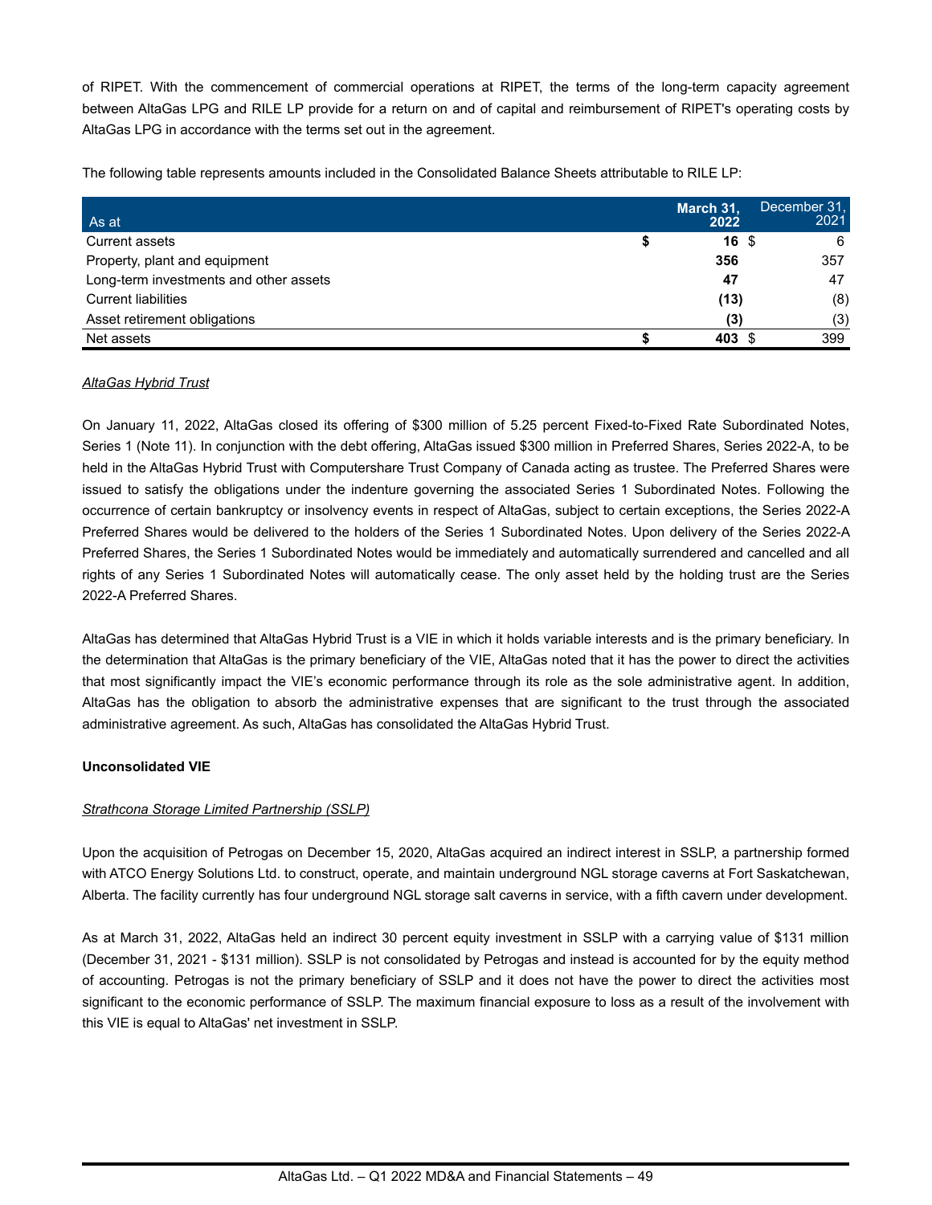of RIPET. With the commencement of commercial operations at RIPET, the terms of the long-term capacity agreement between AltaGas LPG and RILE LP provide for a return on and of capital and reimbursement of RIPET's operating costs by AltaGas LPG in accordance with the terms set out in the agreement.

The following table represents amounts included in the Consolidated Balance Sheets attributable to RILE LP:

| As at | March 31, 2022 | December 31, 2021 |
|---|---|---|
| Current assets | **$ 16** | $ 6 |
| Property, plant and equipment | **356** | 357 |
| Long-term investments and other assets | **47** | 47 |
| Current liabilities | **(13)** | (8) |
| Asset retirement obligations | **(3)** | (3) |
| Net assets | **$ 403** | $ 399 |

*AltaGas Hybrid Trust*

On January 11, 2022, AltaGas closed its offering of $300 million of 5.25 percent Fixed-to-Fixed Rate Subordinated Notes, Series 1 (Note 11). In conjunction with the debt offering, AltaGas issued $300 million in Preferred Shares, Series 2022-A, to be held in the AltaGas Hybrid Trust with Computershare Trust Company of Canada acting as trustee. The Preferred Shares were issued to satisfy the obligations under the indenture governing the associated Series 1 Subordinated Notes. Following the occurrence of certain bankruptcy or insolvency events in respect of AltaGas, subject to certain exceptions, the Series 2022-A Preferred Shares would be delivered to the holders of the Series 1 Subordinated Notes. Upon delivery of the Series 2022-A Preferred Shares, the Series 1 Subordinated Notes would be immediately and automatically surrendered and cancelled and all rights of any Series 1 Subordinated Notes will automatically cease. The only asset held by the holding trust are the Series 2022-A Preferred Shares.

AltaGas has determined that AltaGas Hybrid Trust is a VIE in which it holds variable interests and is the primary beneficiary. In the determination that AltaGas is the primary beneficiary of the VIE, AltaGas noted that it has the power to direct the activities that most significantly impact the VIE's economic performance through its role as the sole administrative agent. In addition, AltaGas has the obligation to absorb the administrative expenses that are significant to the trust through the associated administrative agreement. As such, AltaGas has consolidated the AltaGas Hybrid Trust.

**Unconsolidated VIE**

*Strathcona Storage Limited Partnership (SSLP)*

Upon the acquisition of Petrogas on December 15, 2020, AltaGas acquired an indirect interest in SSLP, a partnership formed with ATCO Energy Solutions Ltd. to construct, operate, and maintain underground NGL storage caverns at Fort Saskatchewan, Alberta. The facility currently has four underground NGL storage salt caverns in service, with a fifth cavern under development.

As at March 31, 2022, AltaGas held an indirect 30 percent equity investment in SSLP with a carrying value of $131 million (December 31, 2021 - $131 million). SSLP is not consolidated by Petrogas and instead is accounted for by the equity method of accounting. Petrogas is not the primary beneficiary of SSLP and it does not have the power to direct the activities most significant to the economic performance of SSLP. The maximum financial exposure to loss as a result of the involvement with this VIE is equal to AltaGas' net investment in SSLP.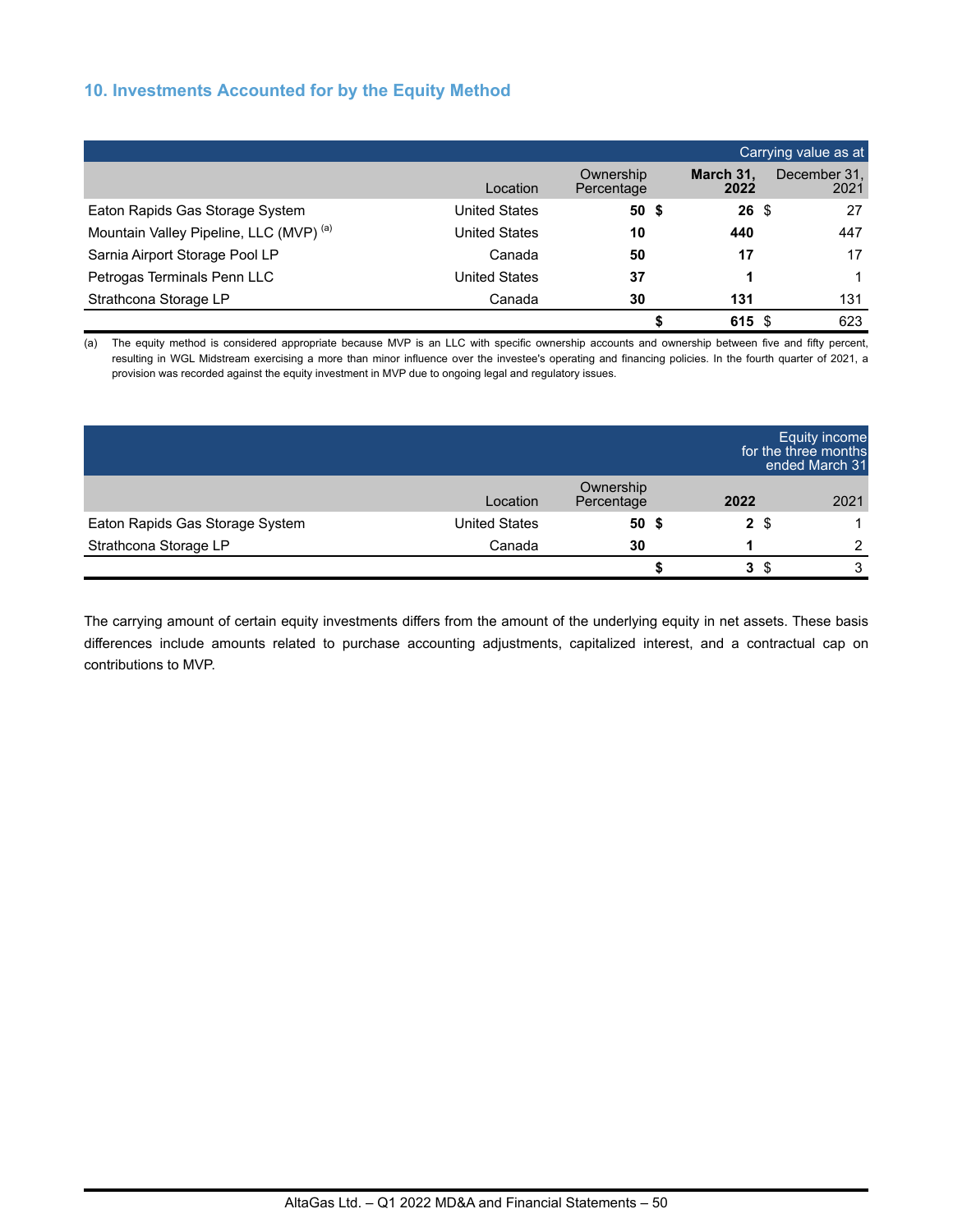## 10. Investments Accounted for by the Equity Method

| | Location | Ownership Percentage | Carrying value as at March 31, 2022 | Carrying value as at December 31, 2021 |
|---|---|---|---|---|
| Eaton Rapids Gas Storage System | United States | **50** | **$ 26** | $ 27 |
| Mountain Valley Pipeline, LLC (MVP) [(a)] | United States | **10** | **440** | 447 |
| Sarnia Airport Storage Pool LP | Canada | **50** | **17** | 17 |
| Petrogas Terminals Penn LLC | United States | **37** | **1** | 1 |
| Strathcona Storage LP | Canada | **30** | **131** | 131 |
| | | | **$ 615** | $ 623 |

(a) The equity method is considered appropriate because MVP is an LLC with specific ownership accounts and ownership between five and fifty percent, resulting in WGL Midstream exercising a more than minor influence over the investee's operating and financing policies. In the fourth quarter of 2021, a provision was recorded against the equity investment in MVP due to ongoing legal and regulatory issues.

| | Location | Ownership Percentage | Equity income for the three months ended March 31, 2022 | Equity income for the three months ended March 31, 2021 |
|---|---|---|---|---|
| Eaton Rapids Gas Storage System | United States | **50** | **$ 2** | $ 1 |
| Strathcona Storage LP | Canada | **30** | **1** | 2 |
| | | | **$ 3** | $ 3 |

The carrying amount of certain equity investments differs from the amount of the underlying equity in net assets. These basis differences include amounts related to purchase accounting adjustments, capitalized interest, and a contractual cap on contributions to MVP.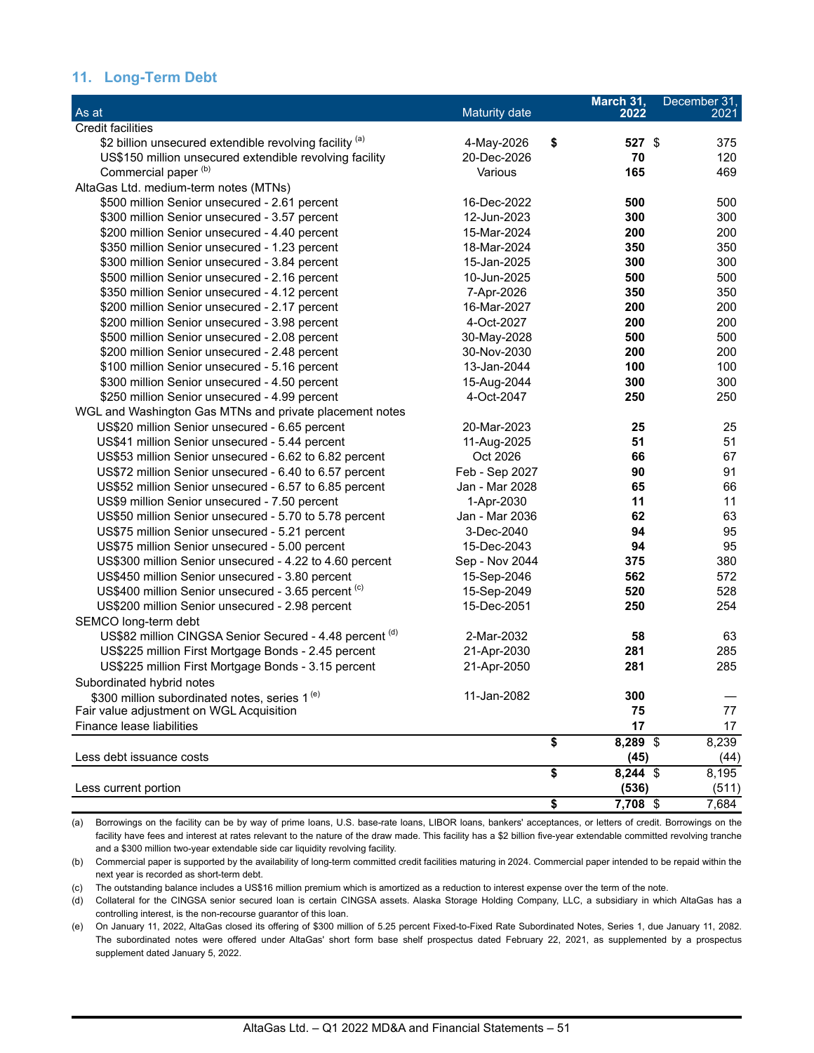## 11. Long-Term Debt

| As at | Maturity date | March 31, 2022 | December 31, 2021 |
|---|---|---|---|
| Credit facilities | | | |
| $2 billion unsecured extendible revolving facility [(a)] | 4-May-2026 | **$ 527** | $ 375 |
| US$150 million unsecured extendible revolving facility | 20-Dec-2026 | **70** | 120 |
| Commercial paper [(b)] | Various | **165** | 469 |
| AltaGas Ltd. medium-term notes (MTNs) | | | |
| $500 million Senior unsecured - 2.61 percent | 16-Dec-2022 | **500** | 500 |
| $300 million Senior unsecured - 3.57 percent | 12-Jun-2023 | **300** | 300 |
| $200 million Senior unsecured - 4.40 percent | 15-Mar-2024 | **200** | 200 |
| $350 million Senior unsecured - 1.23 percent | 18-Mar-2024 | **350** | 350 |
| $300 million Senior unsecured - 3.84 percent | 15-Jan-2025 | **300** | 300 |
| $500 million Senior unsecured - 2.16 percent | 10-Jun-2025 | **500** | 500 |
| $350 million Senior unsecured - 4.12 percent | 7-Apr-2026 | **350** | 350 |
| $200 million Senior unsecured - 2.17 percent | 16-Mar-2027 | **200** | 200 |
| $200 million Senior unsecured - 3.98 percent | 4-Oct-2027 | **200** | 200 |
| $500 million Senior unsecured - 2.08 percent | 30-May-2028 | **500** | 500 |
| $200 million Senior unsecured - 2.48 percent | 30-Nov-2030 | **200** | 200 |
| $100 million Senior unsecured - 5.16 percent | 13-Jan-2044 | **100** | 100 |
| $300 million Senior unsecured - 4.50 percent | 15-Aug-2044 | **300** | 300 |
| $250 million Senior unsecured - 4.99 percent | 4-Oct-2047 | **250** | 250 |
| WGL and Washington Gas MTNs and private placement notes | | | |
| US$20 million Senior unsecured - 6.65 percent | 20-Mar-2023 | **25** | 25 |
| US$41 million Senior unsecured - 5.44 percent | 11-Aug-2025 | **51** | 51 |
| US$53 million Senior unsecured - 6.62 to 6.82 percent | Oct 2026 | **66** | 67 |
| US$72 million Senior unsecured - 6.40 to 6.57 percent | Feb - Sep 2027 | **90** | 91 |
| US$52 million Senior unsecured - 6.57 to 6.85 percent | Jan - Mar 2028 | **65** | 66 |
| US$9 million Senior unsecured - 7.50 percent | 1-Apr-2030 | **11** | 11 |
| US$50 million Senior unsecured - 5.70 to 5.78 percent | Jan - Mar 2036 | **62** | 63 |
| US$75 million Senior unsecured - 5.21 percent | 3-Dec-2040 | **94** | 95 |
| US$75 million Senior unsecured - 5.00 percent | 15-Dec-2043 | **94** | 95 |
| US$300 million Senior unsecured - 4.22 to 4.60 percent | Sep - Nov 2044 | **375** | 380 |
| US$450 million Senior unsecured - 3.80 percent | 15-Sep-2046 | **562** | 572 |
| US$400 million Senior unsecured - 3.65 percent [(c)] | 15-Sep-2049 | **520** | 528 |
| US$200 million Senior unsecured - 2.98 percent | 15-Dec-2051 | **250** | 254 |
| SEMCO long-term debt | | | |
| US$82 million CINGSA Senior Secured - 4.48 percent [(d)] | 2-Mar-2032 | **58** | 63 |
| US$225 million First Mortgage Bonds - 2.45 percent | 21-Apr-2030 | **281** | 285 |
| US$225 million First Mortgage Bonds - 3.15 percent | 21-Apr-2050 | **281** | 285 |
| Subordinated hybrid notes | | | |
| $300 million subordinated notes, series 1 [(e)] | 11-Jan-2082 | **300** | — |
| Fair value adjustment on WGL Acquisition | | **75** | 77 |
| Finance lease liabilities | | **17** | 17 |
| | | **$ 8,289** | $ 8,239 |
| Less debt issuance costs | | **(45)** | (44) |
| | | **$ 8,244** | $ 8,195 |
| Less current portion | | **(536)** | (511) |
| | | **$ 7,708** | $ 7,684 |

(a) Borrowings on the facility can be by way of prime loans, U.S. base-rate loans, LIBOR loans, bankers' acceptances, or letters of credit. Borrowings on the facility have fees and interest at rates relevant to the nature of the draw made. This facility has a $2 billion five-year extendable committed revolving tranche and a $300 million two-year extendable side car liquidity revolving facility.

(b) Commercial paper is supported by the availability of long-term committed credit facilities maturing in 2024. Commercial paper intended to be repaid within the next year is recorded as short-term debt.

(c) The outstanding balance includes a US$16 million premium which is amortized as a reduction to interest expense over the term of the note.

(d) Collateral for the CINGSA senior secured loan is certain CINGSA assets. Alaska Storage Holding Company, LLC, a subsidiary in which AltaGas has a controlling interest, is the non-recourse guarantor of this loan.

(e) On January 11, 2022, AltaGas closed its offering of $300 million of 5.25 percent Fixed-to-Fixed Rate Subordinated Notes, Series 1, due January 11, 2082. The subordinated notes were offered under AltaGas' short form base shelf prospectus dated February 22, 2021, as supplemented by a prospectus supplement dated January 5, 2022.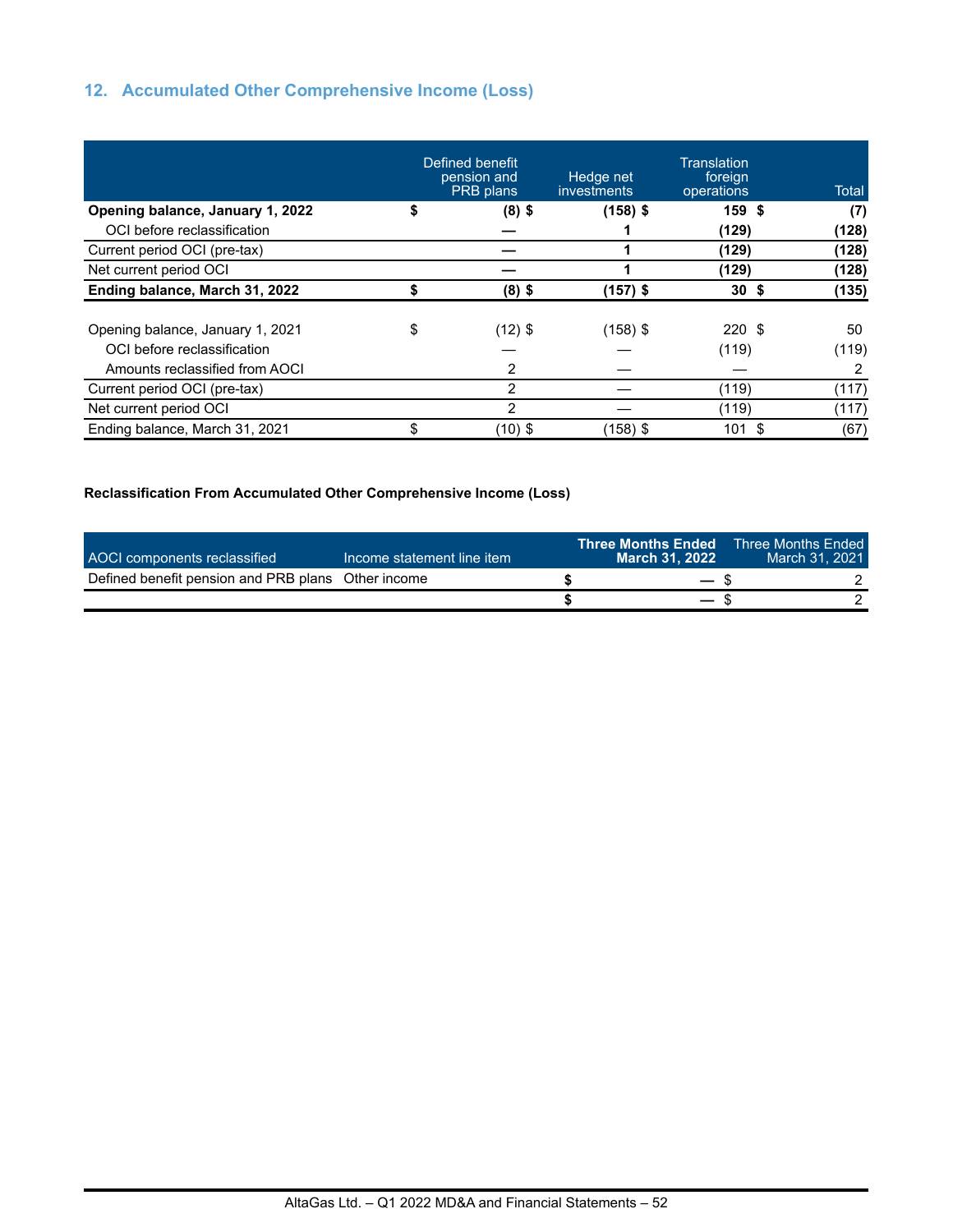## 12. Accumulated Other Comprehensive Income (Loss)

| | Defined benefit pension and PRB plans | Hedge net investments | Translation foreign operations | Total |
|---|---|---|---|---|
| **Opening balance, January 1, 2022** | **$ (8)** | **$ (158)** | **$ 159** | **$ (7)** |
| OCI before reclassification | **—** | **1** | **(129)** | **(128)** |
| Current period OCI (pre-tax) | **—** | **1** | **(129)** | **(128)** |
| Net current period OCI | **—** | **1** | **(129)** | **(128)** |
| **Ending balance, March 31, 2022** | **$ (8)** | **$ (157)** | **$ 30** | **$ (135)** |
| | | | | |
| Opening balance, January 1, 2021 | $ (12) | $ (158) | $ 220 | $ 50 |
| OCI before reclassification | — | — | (119) | (119) |
| Amounts reclassified from AOCI | 2 | — | — | 2 |
| Current period OCI (pre-tax) | 2 | — | (119) | (117) |
| Net current period OCI | 2 | — | (119) | (117) |
| Ending balance, March 31, 2021 | $ (10) | $ (158) | $ 101 | $ (67) |

**Reclassification From Accumulated Other Comprehensive Income (Loss)**

| AOCI components reclassified | Income statement line item | **Three Months Ended March 31, 2022** | Three Months Ended March 31, 2021 |
|---|---|---|---|
| Defined benefit pension and PRB plans | Other income | **$ —** | $ 2 |
| | | **$ —** | $ 2 |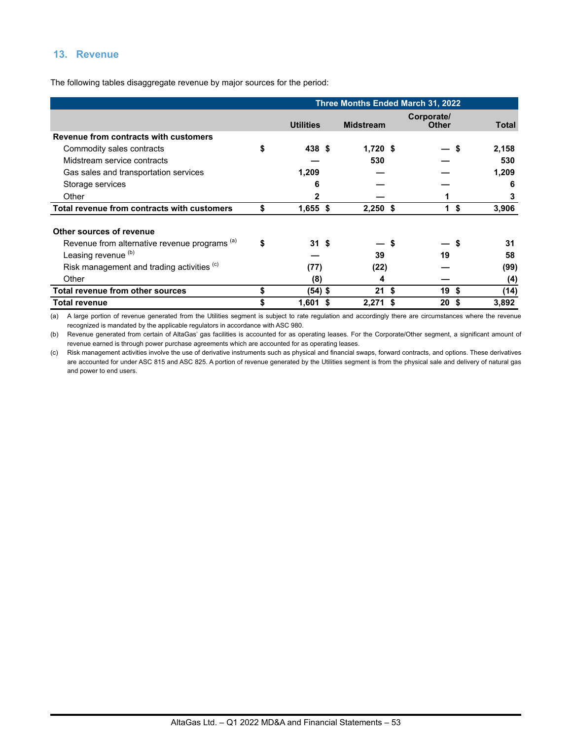## 13. Revenue

The following tables disaggregate revenue by major sources for the period:

| | Three Months Ended March 31, 2022 | | | |
|---|---|---|---|---|
| | Utilities | Midstream | Corporate/ Other | Total |
| **Revenue from contracts with customers** | | | | |
| Commodity sales contracts | $ 438 | $ 1,720 | $ — | $ 2,158 |
| Midstream service contracts | — | 530 | — | 530 |
| Gas sales and transportation services | 1,209 | — | — | 1,209 |
| Storage services | 6 | — | — | 6 |
| Other | 2 | — | 1 | 3 |
| **Total revenue from contracts with customers** | $ 1,655 | $ 2,250 | $ 1 | $ 3,906 |
| | | | | |
| **Other sources of revenue** | | | | |
| Revenue from alternative revenue programs [(a)] | $ 31 | $ — | $ — | $ 31 |
| Leasing revenue [(b)] | — | 39 | 19 | 58 |
| Risk management and trading activities [(c)] | (77) | (22) | — | (99) |
| Other | (8) | 4 | — | (4) |
| **Total revenue from other sources** | $ (54) | $ 21 | $ 19 | $ (14) |
| **Total revenue** | $ 1,601 | $ 2,271 | $ 20 | $ 3,892 |

(a) A large portion of revenue generated from the Utilities segment is subject to rate regulation and accordingly there are circumstances where the revenue recognized is mandated by the applicable regulators in accordance with ASC 980.

(b) Revenue generated from certain of AltaGas' gas facilities is accounted for as operating leases. For the Corporate/Other segment, a significant amount of revenue earned is through power purchase agreements which are accounted for as operating leases.

(c) Risk management activities involve the use of derivative instruments such as physical and financial swaps, forward contracts, and options. These derivatives are accounted for under ASC 815 and ASC 825. A portion of revenue generated by the Utilities segment is from the physical sale and delivery of natural gas and power to end users.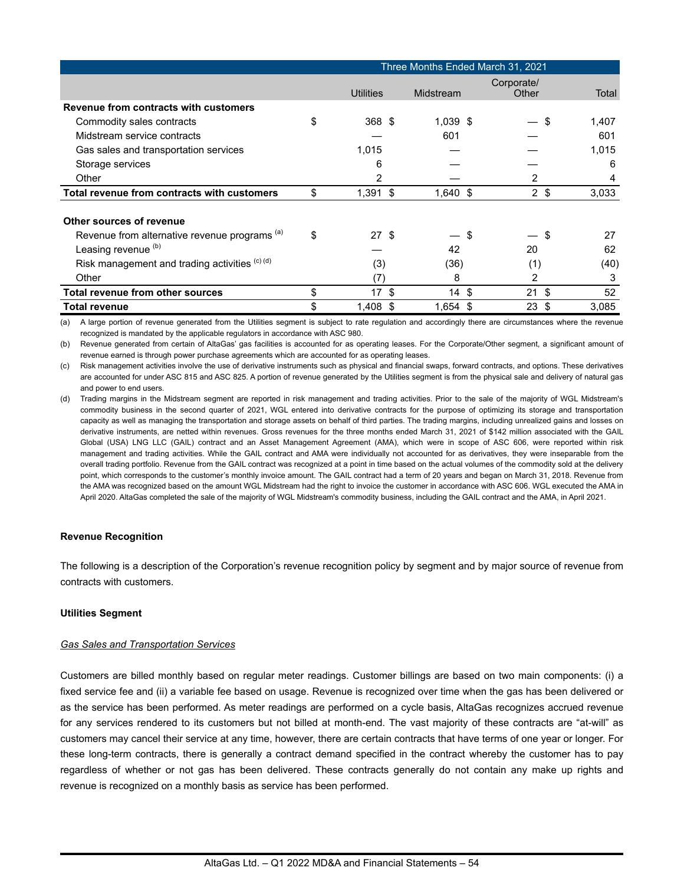| | Three Months Ended March 31, 2021 | | | |
|---|---|---|---|---|
| | Utilities | Midstream | Corporate/ Other | Total |
| **Revenue from contracts with customers** | | | | |
| Commodity sales contracts | $ 368 | $ 1,039 | $ — | $ 1,407 |
| Midstream service contracts | — | 601 | — | 601 |
| Gas sales and transportation services | 1,015 | — | — | 1,015 |
| Storage services | 6 | — | — | 6 |
| Other | 2 | — | 2 | 4 |
| **Total revenue from contracts with customers** | $ 1,391 | $ 1,640 | $ 2 | $ 3,033 |
| | | | | |
| **Other sources of revenue** | | | | |
| Revenue from alternative revenue programs [(a)] | $ 27 | $ — | $ — | $ 27 |
| Leasing revenue [(b)] | — | 42 | 20 | 62 |
| Risk management and trading activities [(c) (d)] | (3) | (36) | (1) | (40) |
| Other | (7) | 8 | 2 | 3 |
| **Total revenue from other sources** | $ 17 | $ 14 | $ 21 | $ 52 |
| **Total revenue** | $ 1,408 | $ 1,654 | $ 23 | $ 3,085 |

(a) A large portion of revenue generated from the Utilities segment is subject to rate regulation and accordingly there are circumstances where the revenue recognized is mandated by the applicable regulators in accordance with ASC 980.

(b) Revenue generated from certain of AltaGas' gas facilities is accounted for as operating leases. For the Corporate/Other segment, a significant amount of revenue earned is through power purchase agreements which are accounted for as operating leases.

(c) Risk management activities involve the use of derivative instruments such as physical and financial swaps, forward contracts, and options. These derivatives are accounted for under ASC 815 and ASC 825. A portion of revenue generated by the Utilities segment is from the physical sale and delivery of natural gas and power to end users.

(d) Trading margins in the Midstream segment are reported in risk management and trading activities. Prior to the sale of the majority of WGL Midstream's commodity business in the second quarter of 2021, WGL entered into derivative contracts for the purpose of optimizing its storage and transportation capacity as well as managing the transportation and storage assets on behalf of third parties. The trading margins, including unrealized gains and losses on derivative instruments, are netted within revenues. Gross revenues for the three months ended March 31, 2021 of $142 million associated with the GAIL Global (USA) LNG LLC (GAIL) contract and an Asset Management Agreement (AMA), which were in scope of ASC 606, were reported within risk management and trading activities. While the GAIL contract and AMA were individually not accounted for as derivatives, they were inseparable from the overall trading portfolio. Revenue from the GAIL contract was recognized at a point in time based on the actual volumes of the commodity sold at the delivery point, which corresponds to the customer's monthly invoice amount. The GAIL contract had a term of 20 years and began on March 31, 2018. Revenue from the AMA was recognized based on the amount WGL Midstream had the right to invoice the customer in accordance with ASC 606. WGL executed the AMA in April 2020. AltaGas completed the sale of the majority of WGL Midstream's commodity business, including the GAIL contract and the AMA, in April 2021.

**Revenue Recognition**

The following is a description of the Corporation's revenue recognition policy by segment and by major source of revenue from contracts with customers.

**Utilities Segment**

*Gas Sales and Transportation Services*

Customers are billed monthly based on regular meter readings. Customer billings are based on two main components: (i) a fixed service fee and (ii) a variable fee based on usage. Revenue is recognized over time when the gas has been delivered or as the service has been performed. As meter readings are performed on a cycle basis, AltaGas recognizes accrued revenue for any services rendered to its customers but not billed at month-end. The vast majority of these contracts are "at-will" as customers may cancel their service at any time, however, there are certain contracts that have terms of one year or longer. For these long-term contracts, there is generally a contract demand specified in the contract whereby the customer has to pay regardless of whether or not gas has been delivered. These contracts generally do not contain any make up rights and revenue is recognized on a monthly basis as service has been performed.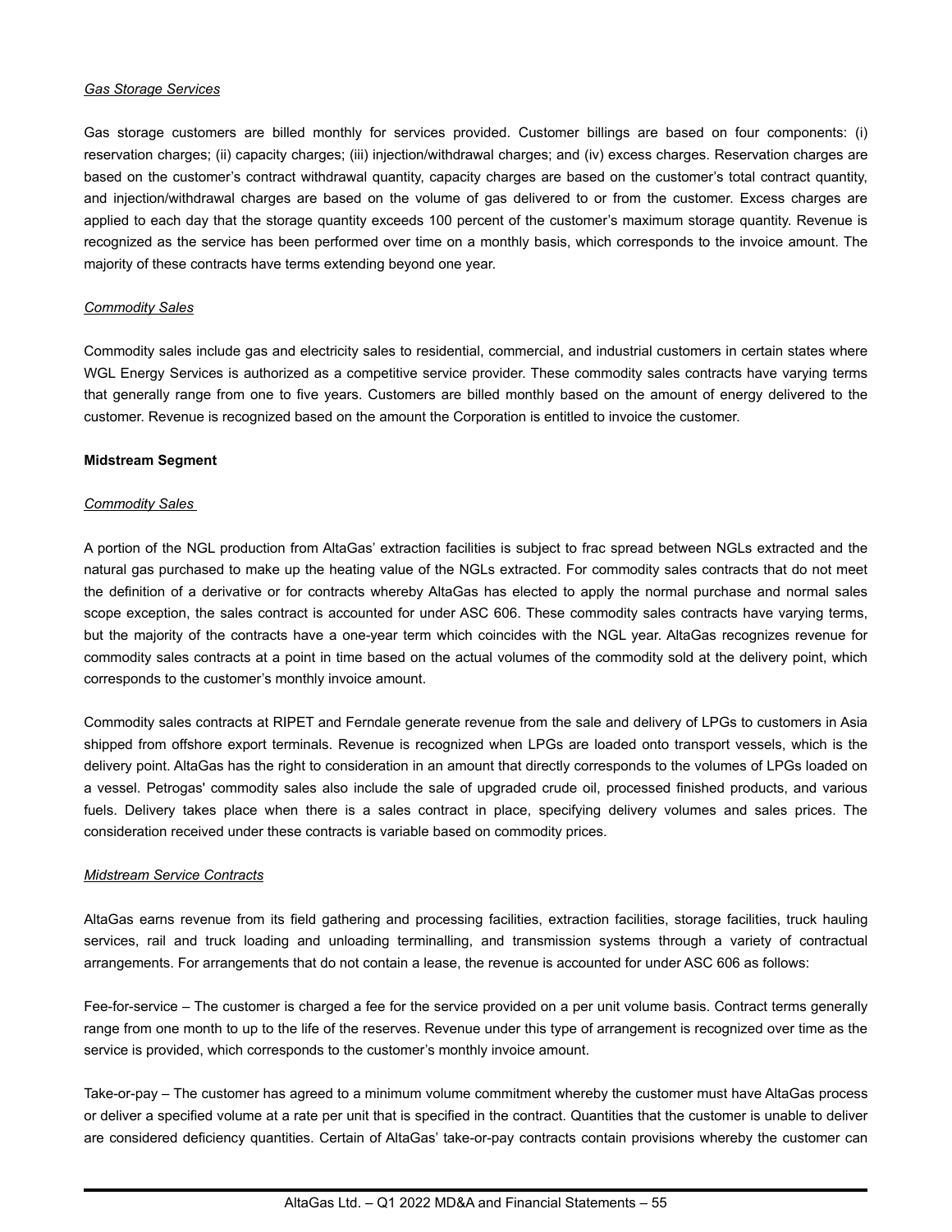*Gas Storage Services*

Gas storage customers are billed monthly for services provided. Customer billings are based on four components: (i) reservation charges; (ii) capacity charges; (iii) injection/withdrawal charges; and (iv) excess charges. Reservation charges are based on the customer's contract withdrawal quantity, capacity charges are based on the customer's total contract quantity, and injection/withdrawal charges are based on the volume of gas delivered to or from the customer. Excess charges are applied to each day that the storage quantity exceeds 100 percent of the customer's maximum storage quantity. Revenue is recognized as the service has been performed over time on a monthly basis, which corresponds to the invoice amount. The majority of these contracts have terms extending beyond one year.

*Commodity Sales*

Commodity sales include gas and electricity sales to residential, commercial, and industrial customers in certain states where WGL Energy Services is authorized as a competitive service provider. These commodity sales contracts have varying terms that generally range from one to five years. Customers are billed monthly based on the amount of energy delivered to the customer. Revenue is recognized based on the amount the Corporation is entitled to invoice the customer.

**Midstream Segment**

*Commodity Sales*

A portion of the NGL production from AltaGas' extraction facilities is subject to frac spread between NGLs extracted and the natural gas purchased to make up the heating value of the NGLs extracted. For commodity sales contracts that do not meet the definition of a derivative or for contracts whereby AltaGas has elected to apply the normal purchase and normal sales scope exception, the sales contract is accounted for under ASC 606. These commodity sales contracts have varying terms, but the majority of the contracts have a one-year term which coincides with the NGL year. AltaGas recognizes revenue for commodity sales contracts at a point in time based on the actual volumes of the commodity sold at the delivery point, which corresponds to the customer's monthly invoice amount.

Commodity sales contracts at RIPET and Ferndale generate revenue from the sale and delivery of LPGs to customers in Asia shipped from offshore export terminals. Revenue is recognized when LPGs are loaded onto transport vessels, which is the delivery point. AltaGas has the right to consideration in an amount that directly corresponds to the volumes of LPGs loaded on a vessel. Petrogas' commodity sales also include the sale of upgraded crude oil, processed finished products, and various fuels. Delivery takes place when there is a sales contract in place, specifying delivery volumes and sales prices. The consideration received under these contracts is variable based on commodity prices.

*Midstream Service Contracts*

AltaGas earns revenue from its field gathering and processing facilities, extraction facilities, storage facilities, truck hauling services, rail and truck loading and unloading terminalling, and transmission systems through a variety of contractual arrangements. For arrangements that do not contain a lease, the revenue is accounted for under ASC 606 as follows:

Fee-for-service – The customer is charged a fee for the service provided on a per unit volume basis. Contract terms generally range from one month to up to the life of the reserves. Revenue under this type of arrangement is recognized over time as the service is provided, which corresponds to the customer's monthly invoice amount.

Take-or-pay – The customer has agreed to a minimum volume commitment whereby the customer must have AltaGas process or deliver a specified volume at a rate per unit that is specified in the contract. Quantities that the customer is unable to deliver are considered deficiency quantities. Certain of AltaGas' take-or-pay contracts contain provisions whereby the customer can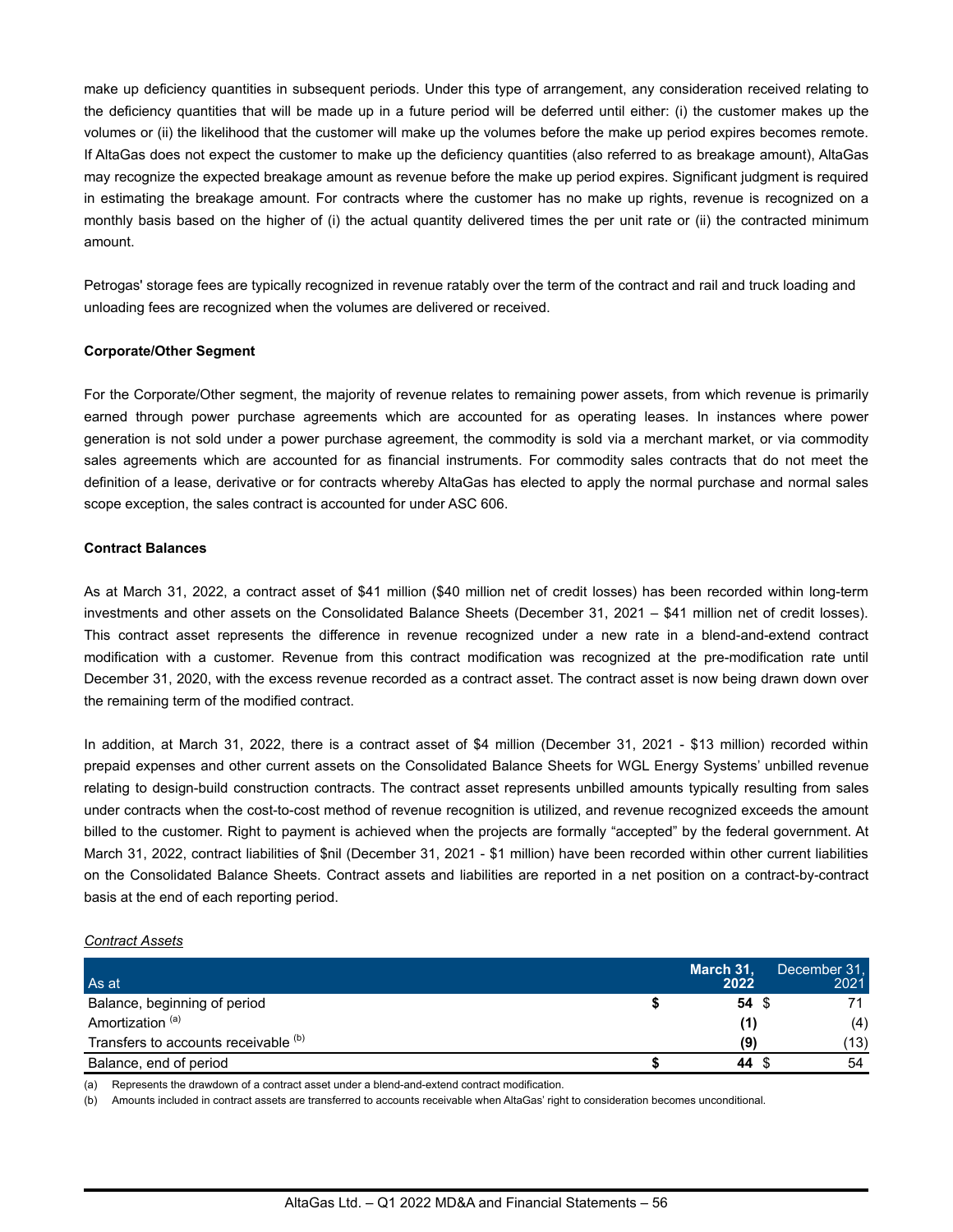make up deficiency quantities in subsequent periods. Under this type of arrangement, any consideration received relating to the deficiency quantities that will be made up in a future period will be deferred until either: (i) the customer makes up the volumes or (ii) the likelihood that the customer will make up the volumes before the make up period expires becomes remote. If AltaGas does not expect the customer to make up the deficiency quantities (also referred to as breakage amount), AltaGas may recognize the expected breakage amount as revenue before the make up period expires. Significant judgment is required in estimating the breakage amount. For contracts where the customer has no make up rights, revenue is recognized on a monthly basis based on the higher of (i) the actual quantity delivered times the per unit rate or (ii) the contracted minimum amount.

Petrogas' storage fees are typically recognized in revenue ratably over the term of the contract and rail and truck loading and unloading fees are recognized when the volumes are delivered or received.

**Corporate/Other Segment**

For the Corporate/Other segment, the majority of revenue relates to remaining power assets, from which revenue is primarily earned through power purchase agreements which are accounted for as operating leases. In instances where power generation is not sold under a power purchase agreement, the commodity is sold via a merchant market, or via commodity sales agreements which are accounted for as financial instruments. For commodity sales contracts that do not meet the definition of a lease, derivative or for contracts whereby AltaGas has elected to apply the normal purchase and normal sales scope exception, the sales contract is accounted for under ASC 606.

**Contract Balances**

As at March 31, 2022, a contract asset of $41 million ($40 million net of credit losses) has been recorded within long-term investments and other assets on the Consolidated Balance Sheets (December 31, 2021 – $41 million net of credit losses). This contract asset represents the difference in revenue recognized under a new rate in a blend-and-extend contract modification with a customer. Revenue from this contract modification was recognized at the pre-modification rate until December 31, 2020, with the excess revenue recorded as a contract asset. The contract asset is now being drawn down over the remaining term of the modified contract.

In addition, at March 31, 2022, there is a contract asset of $4 million (December 31, 2021 - $13 million) recorded within prepaid expenses and other current assets on the Consolidated Balance Sheets for WGL Energy Systems' unbilled revenue relating to design-build construction contracts. The contract asset represents unbilled amounts typically resulting from sales under contracts when the cost-to-cost method of revenue recognition is utilized, and revenue recognized exceeds the amount billed to the customer. Right to payment is achieved when the projects are formally "accepted" by the federal government. At March 31, 2022, contract liabilities of $nil (December 31, 2021 - $1 million) have been recorded within other current liabilities on the Consolidated Balance Sheets. Contract assets and liabilities are reported in a net position on a contract-by-contract basis at the end of each reporting period.

*Contract Assets*

| As at | March 31, 2022 | December 31, 2021 |
|---|---|---|
| Balance, beginning of period | **$ 54** | $ 71 |
| Amortization [(a)] | **(1)** | (4) |
| Transfers to accounts receivable [(b)] | **(9)** | (13) |
| Balance, end of period | **$ 44** | $ 54 |

(a) Represents the drawdown of a contract asset under a blend-and-extend contract modification.

(b) Amounts included in contract assets are transferred to accounts receivable when AltaGas' right to consideration becomes unconditional.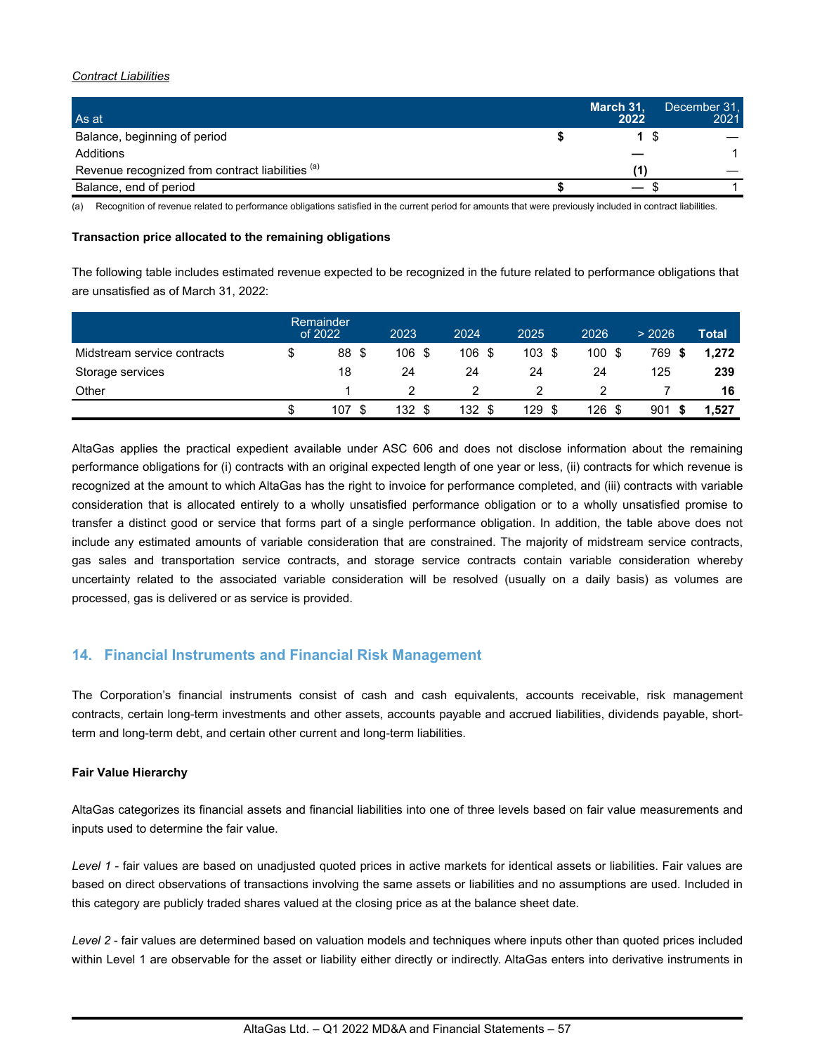*Contract Liabilities*

| As at | March 31, 2022 | December 31, 2021 |
|---|---|---|
| Balance, beginning of period | **$ 1** | $ — |
| Additions | **—** | 1 |
| Revenue recognized from contract liabilities [(a)] | **(1)** | — |
| Balance, end of period | **$ —** | $ 1 |

(a) Recognition of revenue related to performance obligations satisfied in the current period for amounts that were previously included in contract liabilities.

**Transaction price allocated to the remaining obligations**

The following table includes estimated revenue expected to be recognized in the future related to performance obligations that are unsatisfied as of March 31, 2022:

| | Remainder of 2022 | 2023 | 2024 | 2025 | 2026 | > 2026 | Total |
|---|---|---|---|---|---|---|---|
| Midstream service contracts | $ 88 | $ 106 | $ 106 | $ 103 | $ 100 | $ 769 | **$ 1,272** |
| Storage services | 18 | 24 | 24 | 24 | 24 | 125 | **239** |
| Other | 1 | 2 | 2 | 2 | 2 | 7 | **16** |
| | $ 107 | $ 132 | $ 132 | $ 129 | $ 126 | $ 901 | **$ 1,527** |

AltaGas applies the practical expedient available under ASC 606 and does not disclose information about the remaining performance obligations for (i) contracts with an original expected length of one year or less, (ii) contracts for which revenue is recognized at the amount to which AltaGas has the right to invoice for performance completed, and (iii) contracts with variable consideration that is allocated entirely to a wholly unsatisfied performance obligation or to a wholly unsatisfied promise to transfer a distinct good or service that forms part of a single performance obligation. In addition, the table above does not include any estimated amounts of variable consideration that are constrained. The majority of midstream service contracts, gas sales and transportation service contracts, and storage service contracts contain variable consideration whereby uncertainty related to the associated variable consideration will be resolved (usually on a daily basis) as volumes are processed, gas is delivered or as service is provided.

## 14. Financial Instruments and Financial Risk Management

The Corporation's financial instruments consist of cash and cash equivalents, accounts receivable, risk management contracts, certain long-term investments and other assets, accounts payable and accrued liabilities, dividends payable, short-term and long-term debt, and certain other current and long-term liabilities.

**Fair Value Hierarchy**

AltaGas categorizes its financial assets and financial liabilities into one of three levels based on fair value measurements and inputs used to determine the fair value.

*Level 1* - fair values are based on unadjusted quoted prices in active markets for identical assets or liabilities. Fair values are based on direct observations of transactions involving the same assets or liabilities and no assumptions are used. Included in this category are publicly traded shares valued at the closing price as at the balance sheet date.

*Level 2* - fair values are determined based on valuation models and techniques where inputs other than quoted prices included within Level 1 are observable for the asset or liability either directly or indirectly. AltaGas enters into derivative instruments in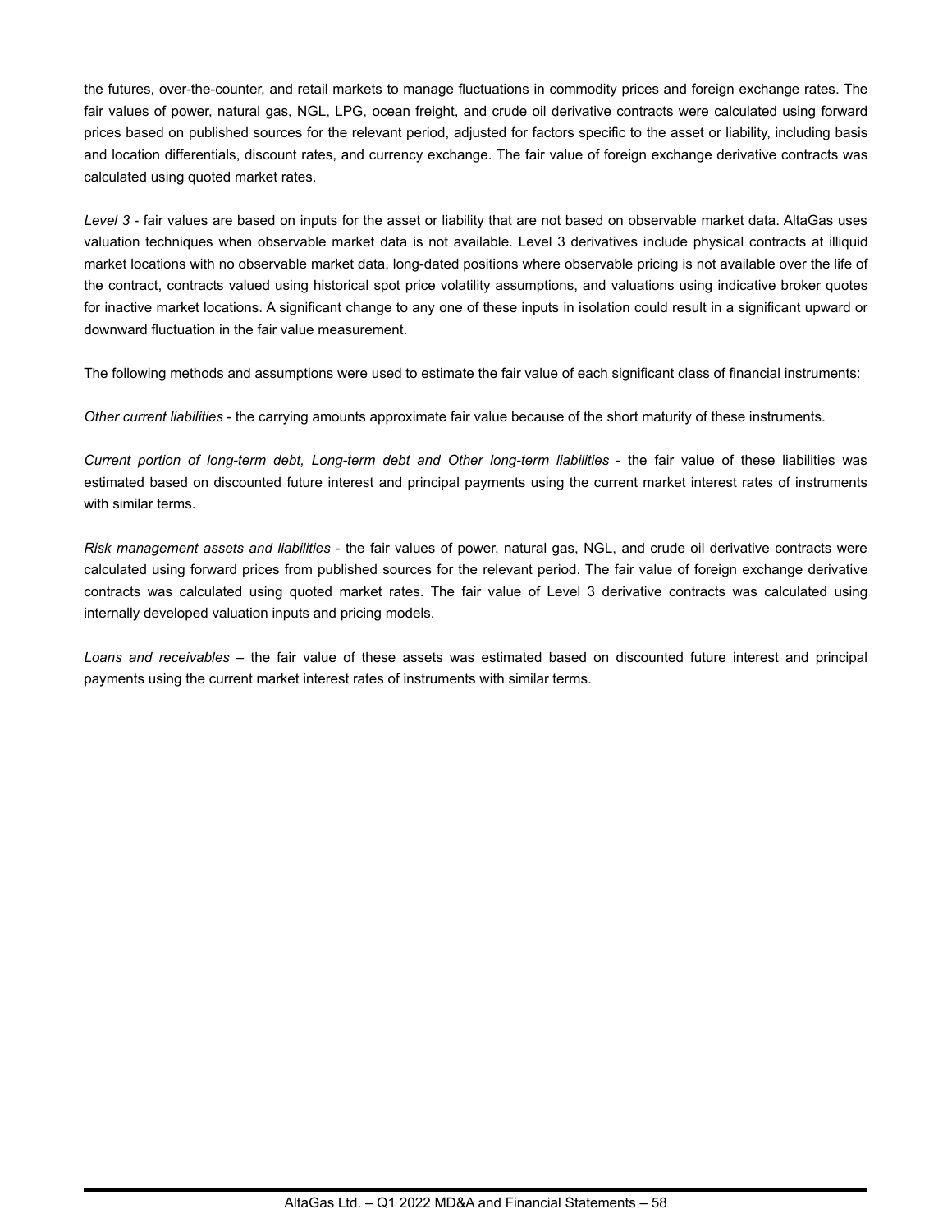the futures, over-the-counter, and retail markets to manage fluctuations in commodity prices and foreign exchange rates. The fair values of power, natural gas, NGL, LPG, ocean freight, and crude oil derivative contracts were calculated using forward prices based on published sources for the relevant period, adjusted for factors specific to the asset or liability, including basis and location differentials, discount rates, and currency exchange. The fair value of foreign exchange derivative contracts was calculated using quoted market rates.

*Level 3* - fair values are based on inputs for the asset or liability that are not based on observable market data. AltaGas uses valuation techniques when observable market data is not available. Level 3 derivatives include physical contracts at illiquid market locations with no observable market data, long-dated positions where observable pricing is not available over the life of the contract, contracts valued using historical spot price volatility assumptions, and valuations using indicative broker quotes for inactive market locations. A significant change to any one of these inputs in isolation could result in a significant upward or downward fluctuation in the fair value measurement.

The following methods and assumptions were used to estimate the fair value of each significant class of financial instruments:

*Other current liabilities* - the carrying amounts approximate fair value because of the short maturity of these instruments.

*Current portion of long-term debt, Long-term debt and Other long-term liabilities* - the fair value of these liabilities was estimated based on discounted future interest and principal payments using the current market interest rates of instruments with similar terms.

*Risk management assets and liabilities* - the fair values of power, natural gas, NGL, and crude oil derivative contracts were calculated using forward prices from published sources for the relevant period. The fair value of foreign exchange derivative contracts was calculated using quoted market rates. The fair value of Level 3 derivative contracts was calculated using internally developed valuation inputs and pricing models.

*Loans and receivables* – the fair value of these assets was estimated based on discounted future interest and principal payments using the current market interest rates of instruments with similar terms.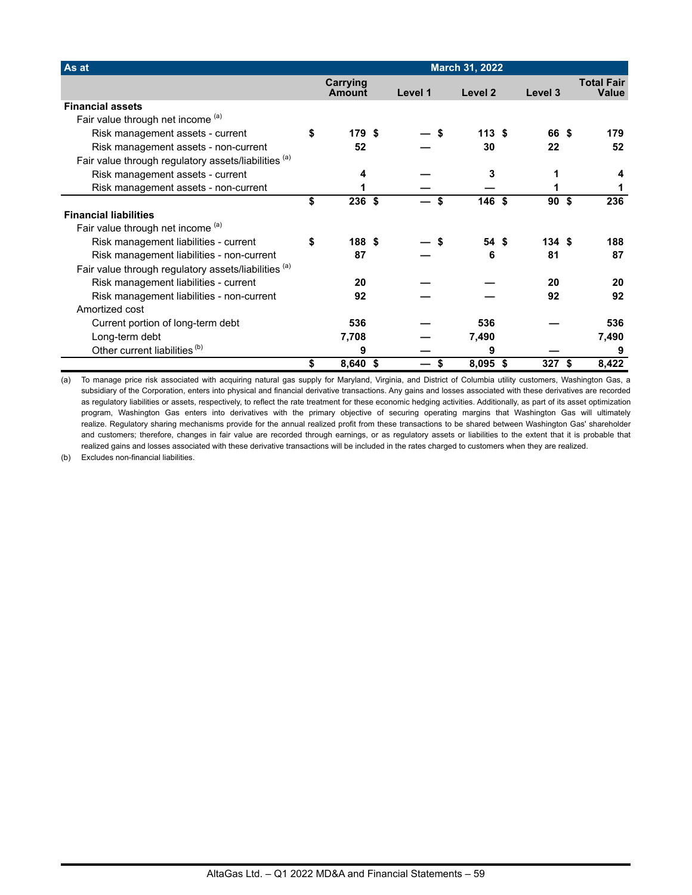| As at | March 31, 2022 | | | | |
|---|---|---|---|---|---|
| | Carrying Amount | Level 1 | Level 2 | Level 3 | Total Fair Value |
| **Financial assets** | | | | | |
| Fair value through net income [(a)] | | | | | |
| Risk management assets - current | $ 179 | $ — | $ 113 | $ 66 | $ 179 |
| Risk management assets - non-current | 52 | — | 30 | 22 | 52 |
| Fair value through regulatory assets/liabilities [(a)] | | | | | |
| Risk management assets - current | 4 | — | 3 | 1 | 4 |
| Risk management assets - non-current | 1 | — | — | 1 | 1 |
| | $ 236 | $ — | $ 146 | $ 90 | $ 236 |
| **Financial liabilities** | | | | | |
| Fair value through net income [(a)] | | | | | |
| Risk management liabilities - current | $ 188 | $ — | $ 54 | $ 134 | $ 188 |
| Risk management liabilities - non-current | 87 | — | 6 | 81 | 87 |
| Fair value through regulatory assets/liabilities [(a)] | | | | | |
| Risk management liabilities - current | 20 | — | — | 20 | 20 |
| Risk management liabilities - non-current | 92 | — | — | 92 | 92 |
| Amortized cost | | | | | |
| Current portion of long-term debt | 536 | — | 536 | — | 536 |
| Long-term debt | 7,708 | — | 7,490 | | 7,490 |
| Other current liabilities [(b)] | 9 | — | 9 | — | 9 |
| | $ 8,640 | $ — | $ 8,095 | $ 327 | $ 8,422 |

(a) To manage price risk associated with acquiring natural gas supply for Maryland, Virginia, and District of Columbia utility customers, Washington Gas, a subsidiary of the Corporation, enters into physical and financial derivative transactions. Any gains and losses associated with these derivatives are recorded as regulatory liabilities or assets, respectively, to reflect the rate treatment for these economic hedging activities. Additionally, as part of its asset optimization program, Washington Gas enters into derivatives with the primary objective of securing operating margins that Washington Gas will ultimately realize. Regulatory sharing mechanisms provide for the annual realized profit from these transactions to be shared between Washington Gas' shareholder and customers; therefore, changes in fair value are recorded through earnings, or as regulatory assets or liabilities to the extent that it is probable that realized gains and losses associated with these derivative transactions will be included in the rates charged to customers when they are realized.

(b) Excludes non-financial liabilities.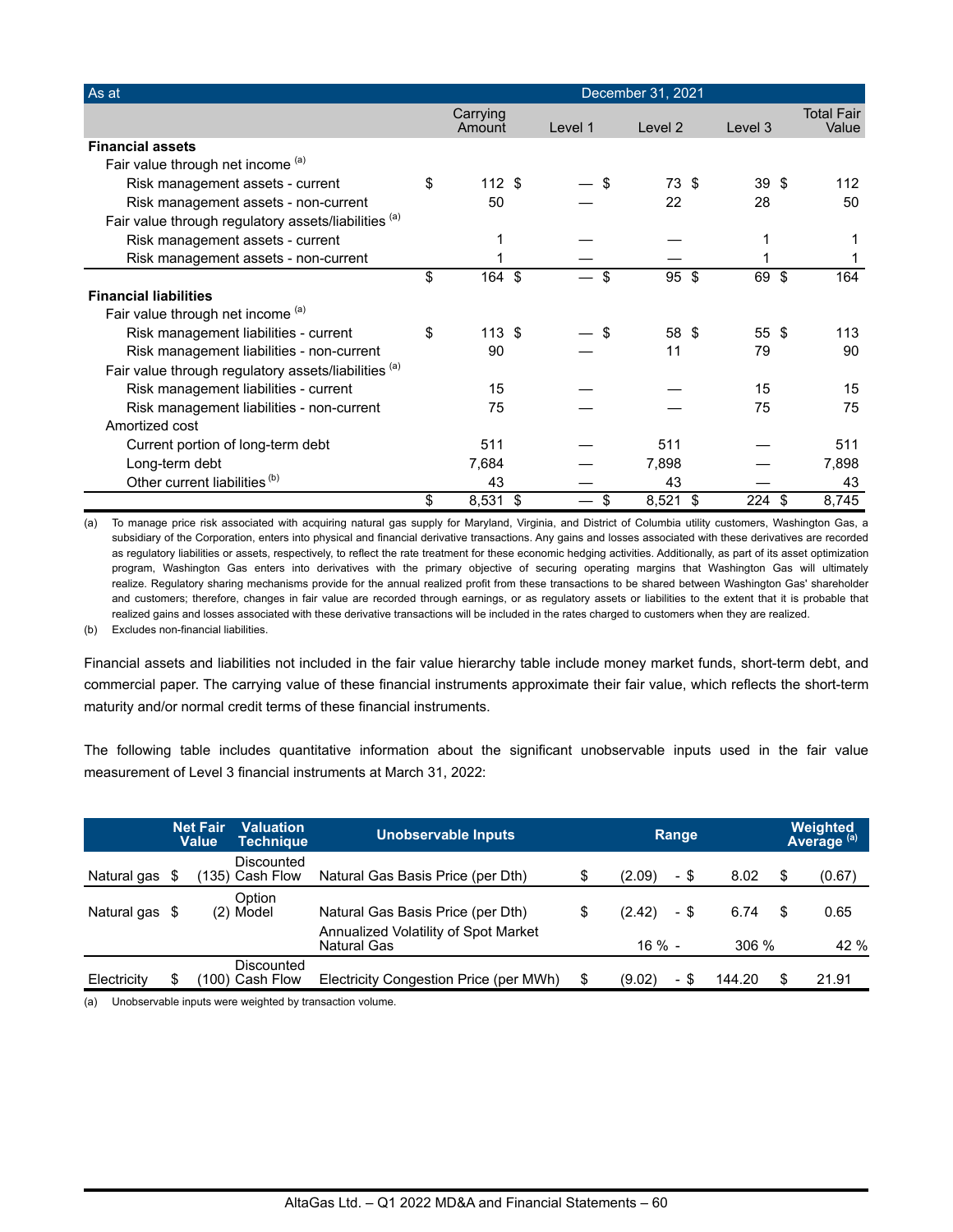| As at | December 31, 2021 | | | | |
|---|---|---|---|---|---|
| | Carrying Amount | Level 1 | Level 2 | Level 3 | Total Fair Value |
| **Financial assets** | | | | | |
| Fair value through net income [(a)] | | | | | |
| Risk management assets - current | $ 112 | $ — | $ 73 | $ 39 | $ 112 |
| Risk management assets - non-current | 50 | — | 22 | 28 | 50 |
| Fair value through regulatory assets/liabilities [(a)] | | | | | |
| Risk management assets - current | 1 | — | — | 1 | 1 |
| Risk management assets - non-current | 1 | — | — | 1 | 1 |
| | $ 164 | $ — | $ 95 | $ 69 | $ 164 |
| **Financial liabilities** | | | | | |
| Fair value through net income [(a)] | | | | | |
| Risk management liabilities - current | $ 113 | $ — | $ 58 | $ 55 | $ 113 |
| Risk management liabilities - non-current | 90 | — | 11 | 79 | 90 |
| Fair value through regulatory assets/liabilities [(a)] | | | | | |
| Risk management liabilities - current | 15 | — | — | 15 | 15 |
| Risk management liabilities - non-current | 75 | — | — | 75 | 75 |
| Amortized cost | | | | | |
| Current portion of long-term debt | 511 | — | 511 | — | 511 |
| Long-term debt | 7,684 | — | 7,898 | — | 7,898 |
| Other current liabilities [(b)] | 43 | — | 43 | — | 43 |
| | $ 8,531 | $ — | $ 8,521 | $ 224 | $ 8,745 |

(a) To manage price risk associated with acquiring natural gas supply for Maryland, Virginia, and District of Columbia utility customers, Washington Gas, a subsidiary of the Corporation, enters into physical and financial derivative transactions. Any gains and losses associated with these derivatives are recorded as regulatory liabilities or assets, respectively, to reflect the rate treatment for these economic hedging activities. Additionally, as part of its asset optimization program, Washington Gas enters into derivatives with the primary objective of securing operating margins that Washington Gas will ultimately realize. Regulatory sharing mechanisms provide for the annual realized profit from these transactions to be shared between Washington Gas' shareholder and customers; therefore, changes in fair value are recorded through earnings, or as regulatory assets or liabilities to the extent that it is probable that realized gains and losses associated with these derivative transactions will be included in the rates charged to customers when they are realized.

(b) Excludes non-financial liabilities.

Financial assets and liabilities not included in the fair value hierarchy table include money market funds, short-term debt, and commercial paper. The carrying value of these financial instruments approximate their fair value, which reflects the short-term maturity and/or normal credit terms of these financial instruments.

The following table includes quantitative information about the significant unobservable inputs used in the fair value measurement of Level 3 financial instruments at March 31, 2022:

| | Net Fair Value | Valuation Technique | Unobservable Inputs | Range | Weighted Average [(a)] |
|---|---|---|---|---|---|
| Natural gas | $ (135) | Discounted Cash Flow | Natural Gas Basis Price (per Dth) | $ (2.09) - $ 8.02 | $ (0.67) |
| Natural gas | $ (2) | Option Model | Natural Gas Basis Price (per Dth) | $ (2.42) - $ 6.74 | $ 0.65 |
| | | | Annualized Volatility of Spot Market Natural Gas | 16 % - 306 % | 42 % |
| Electricity | $ (100) | Discounted Cash Flow | Electricity Congestion Price (per MWh) | $ (9.02) - $ 144.20 | $ 21.91 |

(a) Unobservable inputs were weighted by transaction volume.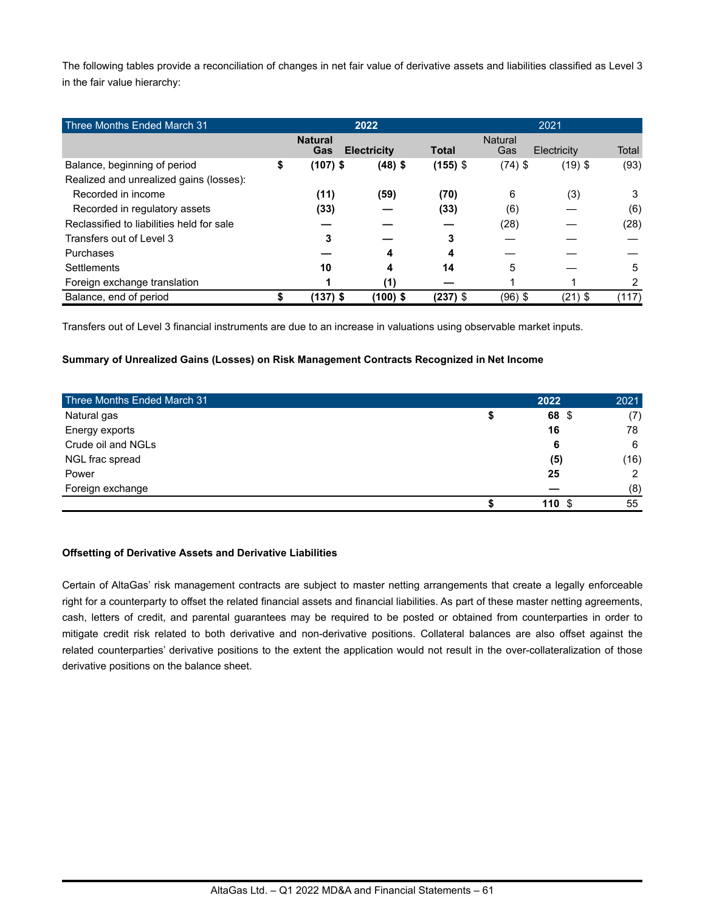The following tables provide a reconciliation of changes in net fair value of derivative assets and liabilities classified as Level 3 in the fair value hierarchy:

| Three Months Ended March 31 | 2022 | | | 2021 | | |
|---|---|---|---|---|---|---|
| | **Natural Gas** | **Electricity** | **Total** | Natural Gas | Electricity | Total |
| Balance, beginning of period | **$ (107)** | **$ (48)** | **$ (155)** | $ (74) | $ (19) | $ (93) |
| Realized and unrealized gains (losses): | | | | | | |
| Recorded in income | **(11)** | **(59)** | **(70)** | 6 | (3) | 3 |
| Recorded in regulatory assets | **(33)** | **—** | **(33)** | (6) | — | (6) |
| Reclassified to liabilities held for sale | **—** | **—** | **—** | (28) | — | (28) |
| Transfers out of Level 3 | **3** | **—** | **3** | — | — | — |
| Purchases | **—** | **4** | **4** | — | — | — |
| Settlements | **10** | **4** | **14** | 5 | — | 5 |
| Foreign exchange translation | **1** | **(1)** | **—** | 1 | 1 | 2 |
| Balance, end of period | **$ (137)** | **$ (100)** | **$ (237)** | $ (96) | $ (21) | $ (117) |

Transfers out of Level 3 financial instruments are due to an increase in valuations using observable market inputs.

**Summary of Unrealized Gains (Losses) on Risk Management Contracts Recognized in Net Income**

| Three Months Ended March 31 | 2022 | 2021 |
|---|---|---|
| Natural gas | **$ 68** | $ (7) |
| Energy exports | **16** | 78 |
| Crude oil and NGLs | **6** | 6 |
| NGL frac spread | **(5)** | (16) |
| Power | **25** | 2 |
| Foreign exchange | **—** | (8) |
| | **$ 110** | $ 55 |

**Offsetting of Derivative Assets and Derivative Liabilities**

Certain of AltaGas' risk management contracts are subject to master netting arrangements that create a legally enforceable right for a counterparty to offset the related financial assets and financial liabilities. As part of these master netting agreements, cash, letters of credit, and parental guarantees may be required to be posted or obtained from counterparties in order to mitigate credit risk related to both derivative and non-derivative positions. Collateral balances are also offset against the related counterparties' derivative positions to the extent the application would not result in the over-collateralization of those derivative positions on the balance sheet.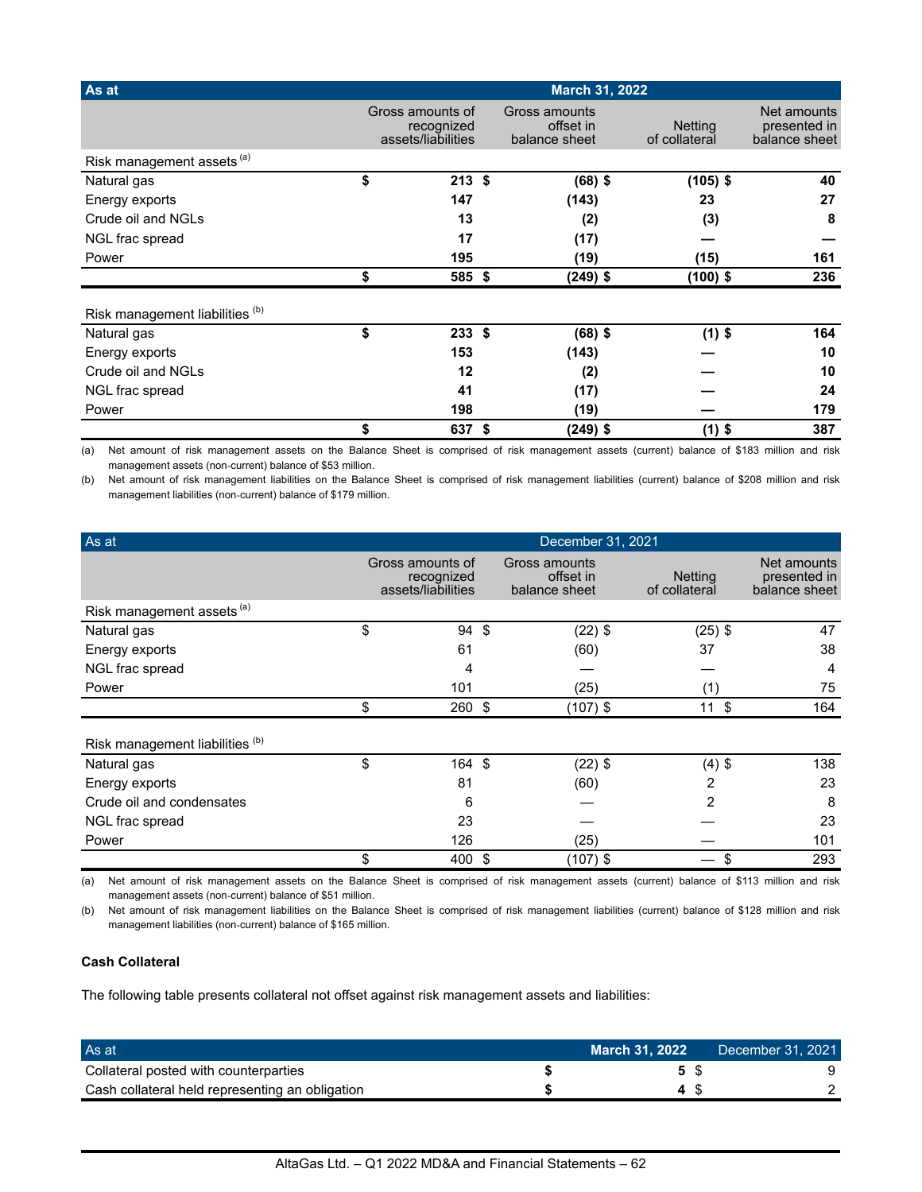| As at | March 31, 2022 | | | |
|---|---|---|---|---|
| | Gross amounts of recognized assets/liabilities | Gross amounts offset in balance sheet | Netting of collateral | Net amounts presented in balance sheet |
| Risk management assets [(a)] | | | | |
| Natural gas | **$ 213** | **$ (68)** | **$ (105)** | **$ 40** |
| Energy exports | **147** | **(143)** | **23** | **27** |
| Crude oil and NGLs | **13** | **(2)** | **(3)** | **8** |
| NGL frac spread | **17** | **(17)** | **—** | **—** |
| Power | **195** | **(19)** | **(15)** | **161** |
| | **$ 585** | **$ (249)** | **$ (100)** | **$ 236** |
| Risk management liabilities [(b)] | | | | |
| Natural gas | **$ 233** | **$ (68)** | **$ (1)** | **$ 164** |
| Energy exports | **153** | **(143)** | **—** | **10** |
| Crude oil and NGLs | **12** | **(2)** | **—** | **10** |
| NGL frac spread | **41** | **(17)** | **—** | **24** |
| Power | **198** | **(19)** | **—** | **179** |
| | **$ 637** | **$ (249)** | **$ (1)** | **$ 387** |

(a) Net amount of risk management assets on the Balance Sheet is comprised of risk management assets (current) balance of $183 million and risk management assets (non-current) balance of $53 million.

(b) Net amount of risk management liabilities on the Balance Sheet is comprised of risk management liabilities (current) balance of $208 million and risk management liabilities (non-current) balance of $179 million.

| As at | December 31, 2021 | | | |
|---|---|---|---|---|
| | Gross amounts of recognized assets/liabilities | Gross amounts offset in balance sheet | Netting of collateral | Net amounts presented in balance sheet |
| Risk management assets [(a)] | | | | |
| Natural gas | $ 94 | $ (22) | $ (25) | $ 47 |
| Energy exports | 61 | (60) | 37 | 38 |
| NGL frac spread | 4 | — | — | 4 |
| Power | 101 | (25) | (1) | 75 |
| | $ 260 | $ (107) | $ 11 | $ 164 |
| Risk management liabilities [(b)] | | | | |
| Natural gas | $ 164 | $ (22) | $ (4) | $ 138 |
| Energy exports | 81 | (60) | 2 | 23 |
| Crude oil and condensates | 6 | — | 2 | 8 |
| NGL frac spread | 23 | — | — | 23 |
| Power | 126 | (25) | — | 101 |
| | $ 400 | $ (107) | $ — | $ 293 |

(a) Net amount of risk management assets on the Balance Sheet is comprised of risk management assets (current) balance of $113 million and risk management assets (non-current) balance of $51 million.

(b) Net amount of risk management liabilities on the Balance Sheet is comprised of risk management liabilities (current) balance of $128 million and risk management liabilities (non-current) balance of $165 million.

**Cash Collateral**

The following table presents collateral not offset against risk management assets and liabilities:

| As at | March 31, 2022 | December 31, 2021 |
|---|---|---|
| Collateral posted with counterparties | **$ 5** | $ 9 |
| Cash collateral held representing an obligation | **$ 4** | $ 2 |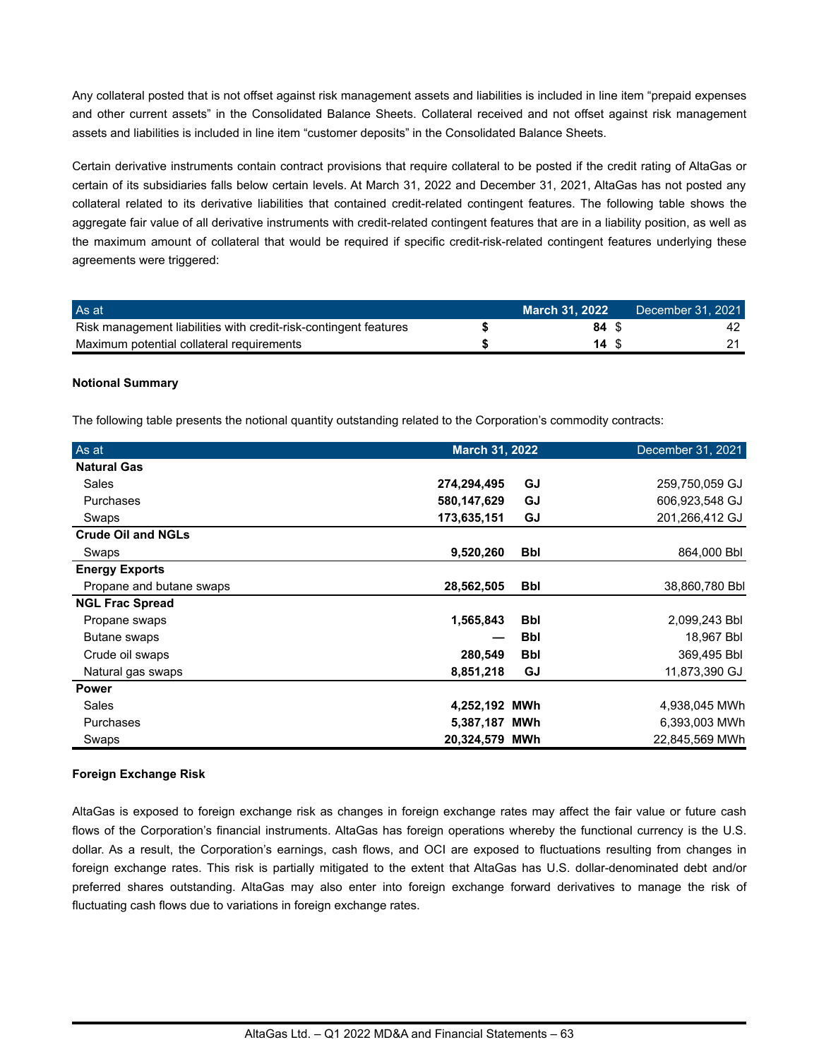Any collateral posted that is not offset against risk management assets and liabilities is included in line item "prepaid expenses and other current assets" in the Consolidated Balance Sheets. Collateral received and not offset against risk management assets and liabilities is included in line item "customer deposits" in the Consolidated Balance Sheets.

Certain derivative instruments contain contract provisions that require collateral to be posted if the credit rating of AltaGas or certain of its subsidiaries falls below certain levels. At March 31, 2022 and December 31, 2021, AltaGas has not posted any collateral related to its derivative liabilities that contained credit-related contingent features. The following table shows the aggregate fair value of all derivative instruments with credit-related contingent features that are in a liability position, as well as the maximum amount of collateral that would be required if specific credit-risk-related contingent features underlying these agreements were triggered:

| As at | March 31, 2022 | December 31, 2021 |
|---|---|---|
| Risk management liabilities with credit-risk-contingent features | $ **84** | $ 42 |
| Maximum potential collateral requirements | $ **14** | $ 21 |

**Notional Summary**

The following table presents the notional quantity outstanding related to the Corporation's commodity contracts:

| As at | March 31, 2022 | | December 31, 2021 |
|---|---|---|---|
| **Natural Gas** | | | |
| Sales | **274,294,495** | **GJ** | 259,750,059 GJ |
| Purchases | **580,147,629** | **GJ** | 606,923,548 GJ |
| Swaps | **173,635,151** | **GJ** | 201,266,412 GJ |
| **Crude Oil and NGLs** | | | |
| Swaps | **9,520,260** | **Bbl** | 864,000 Bbl |
| **Energy Exports** | | | |
| Propane and butane swaps | **28,562,505** | **Bbl** | 38,860,780 Bbl |
| **NGL Frac Spread** | | | |
| Propane swaps | **1,565,843** | **Bbl** | 2,099,243 Bbl |
| Butane swaps | **—** | **Bbl** | 18,967 Bbl |
| Crude oil swaps | **280,549** | **Bbl** | 369,495 Bbl |
| Natural gas swaps | **8,851,218** | **GJ** | 11,873,390 GJ |
| **Power** | | | |
| Sales | **4,252,192** | **MWh** | 4,938,045 MWh |
| Purchases | **5,387,187** | **MWh** | 6,393,003 MWh |
| Swaps | **20,324,579** | **MWh** | 22,845,569 MWh |

**Foreign Exchange Risk**

AltaGas is exposed to foreign exchange risk as changes in foreign exchange rates may affect the fair value or future cash flows of the Corporation's financial instruments. AltaGas has foreign operations whereby the functional currency is the U.S. dollar. As a result, the Corporation's earnings, cash flows, and OCI are exposed to fluctuations resulting from changes in foreign exchange rates. This risk is partially mitigated to the extent that AltaGas has U.S. dollar-denominated debt and/or preferred shares outstanding. AltaGas may also enter into foreign exchange forward derivatives to manage the risk of fluctuating cash flows due to variations in foreign exchange rates.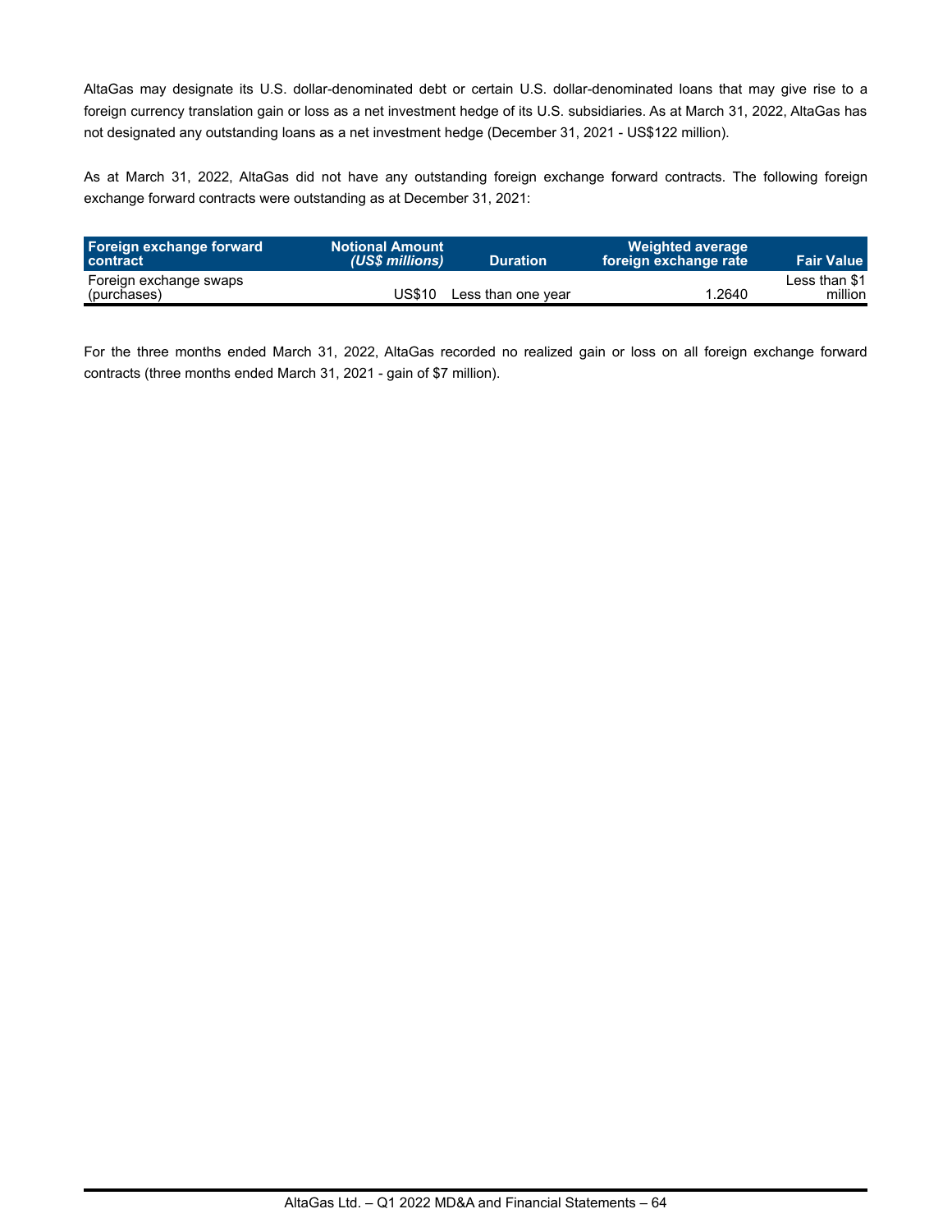AltaGas may designate its U.S. dollar-denominated debt or certain U.S. dollar-denominated loans that may give rise to a foreign currency translation gain or loss as a net investment hedge of its U.S. subsidiaries. As at March 31, 2022, AltaGas has not designated any outstanding loans as a net investment hedge (December 31, 2021 - US$122 million).

As at March 31, 2022, AltaGas did not have any outstanding foreign exchange forward contracts. The following foreign exchange forward contracts were outstanding as at December 31, 2021:

| Foreign exchange forward contract | Notional Amount *(US$ millions)* | Duration | Weighted average foreign exchange rate | Fair Value |
|---|---|---|---|---|
| Foreign exchange swaps (purchases) | US$10 | Less than one year | 1.2640 | Less than $1 million |

For the three months ended March 31, 2022, AltaGas recorded no realized gain or loss on all foreign exchange forward contracts (three months ended March 31, 2021 - gain of $7 million).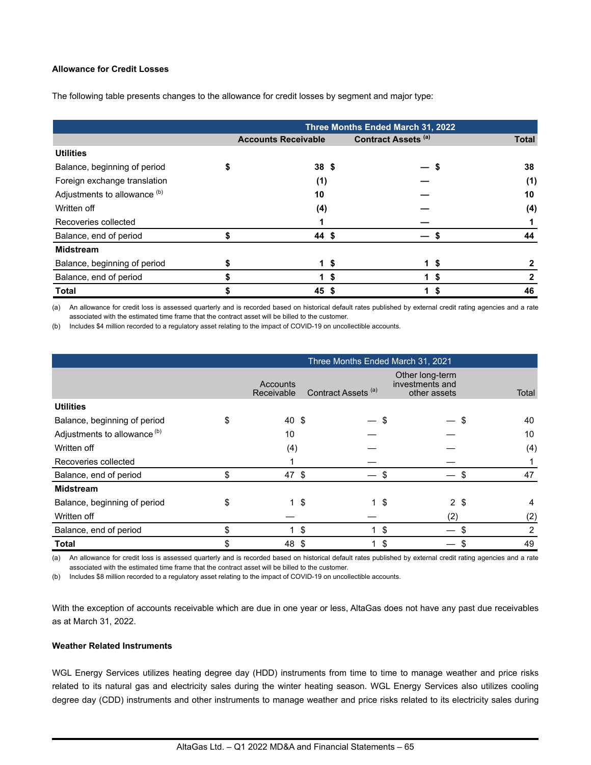**Allowance for Credit Losses**

The following table presents changes to the allowance for credit losses by segment and major type:

| | Three Months Ended March 31, 2022 | | |
|---|---|---|---|
| | **Accounts Receivable** | **Contract Assets** [(a)] | **Total** |
| **Utilities** | | | |
| Balance, beginning of period | **$ 38** | **$ —** | **$ 38** |
| Foreign exchange translation | **(1)** | **—** | **(1)** |
| Adjustments to allowance [(b)] | **10** | **—** | **10** |
| Written off | **(4)** | **—** | **(4)** |
| Recoveries collected | **1** | **—** | **1** |
| Balance, end of period | **$ 44** | **$ —** | **$ 44** |
| **Midstream** | | | |
| Balance, beginning of period | **$ 1** | **$ 1** | **$ 2** |
| Balance, end of period | **$ 1** | **$ 1** | **$ 2** |
| **Total** | **$ 45** | **$ 1** | **$ 46** |

(a) An allowance for credit loss is assessed quarterly and is recorded based on historical default rates published by external credit rating agencies and a rate associated with the estimated time frame that the contract asset will be billed to the customer.

(b) Includes $4 million recorded to a regulatory asset relating to the impact of COVID-19 on uncollectible accounts.

| | Three Months Ended March 31, 2021 | | | |
|---|---|---|---|---|
| | Accounts Receivable | Contract Assets [(a)] | Other long-term investments and other assets | Total |
| **Utilities** | | | | |
| Balance, beginning of period | $ 40 | $ — | $ — | $ 40 |
| Adjustments to allowance [(b)] | 10 | — | — | 10 |
| Written off | (4) | — | — | (4) |
| Recoveries collected | 1 | — | — | 1 |
| Balance, end of period | $ 47 | $ — | $ — | $ 47 |
| **Midstream** | | | | |
| Balance, beginning of period | $ 1 | $ 1 | $ 2 | $ 4 |
| Written off | — | — | (2) | (2) |
| Balance, end of period | $ 1 | $ 1 | $ — | $ 2 |
| **Total** | $ 48 | $ 1 | $ — | $ 49 |

(a) An allowance for credit loss is assessed quarterly and is recorded based on historical default rates published by external credit rating agencies and a rate associated with the estimated time frame that the contract asset will be billed to the customer.

(b) Includes $8 million recorded to a regulatory asset relating to the impact of COVID-19 on uncollectible accounts.

With the exception of accounts receivable which are due in one year or less, AltaGas does not have any past due receivables as at March 31, 2022.

**Weather Related Instruments**

WGL Energy Services utilizes heating degree day (HDD) instruments from time to time to manage weather and price risks related to its natural gas and electricity sales during the winter heating season. WGL Energy Services also utilizes cooling degree day (CDD) instruments and other instruments to manage weather and price risks related to its electricity sales during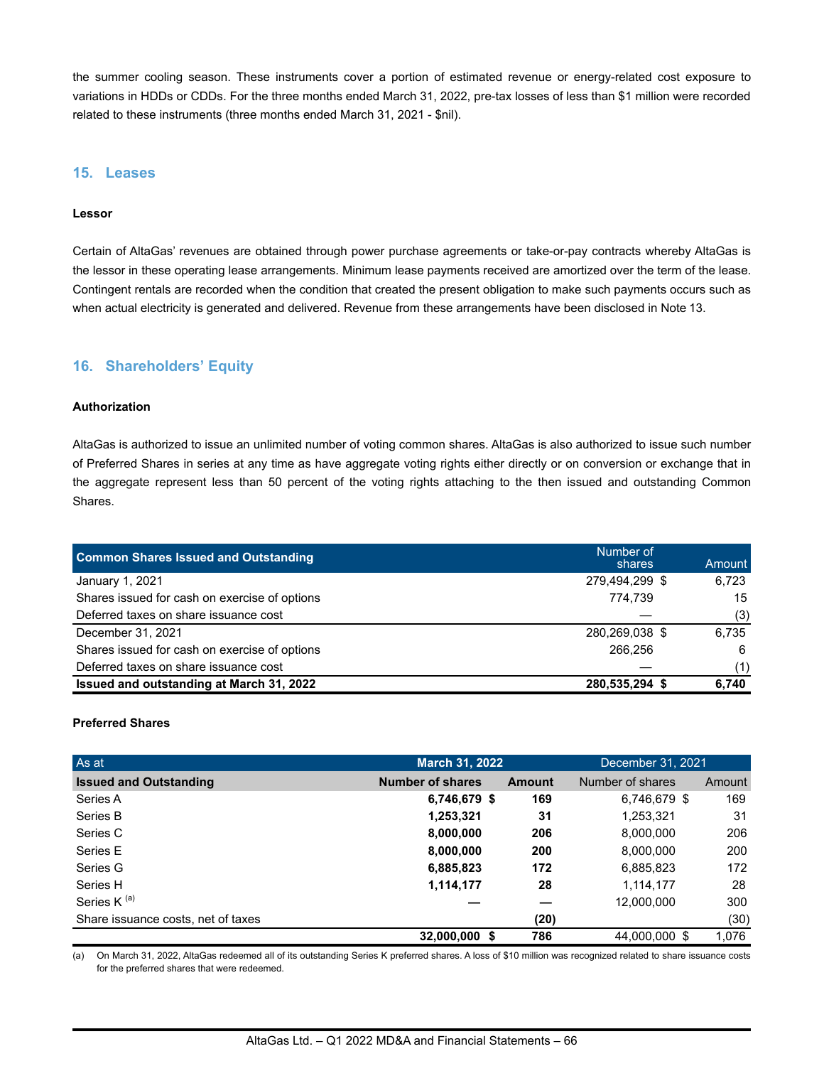the summer cooling season. These instruments cover a portion of estimated revenue or energy-related cost exposure to variations in HDDs or CDDs. For the three months ended March 31, 2022, pre-tax losses of less than $1 million were recorded related to these instruments (three months ended March 31, 2021 - $nil).

## 15. Leases

**Lessor**

Certain of AltaGas' revenues are obtained through power purchase agreements or take-or-pay contracts whereby AltaGas is the lessor in these operating lease arrangements. Minimum lease payments received are amortized over the term of the lease. Contingent rentals are recorded when the condition that created the present obligation to make such payments occurs such as when actual electricity is generated and delivered. Revenue from these arrangements have been disclosed in Note 13.

## 16. Shareholders' Equity

**Authorization**

AltaGas is authorized to issue an unlimited number of voting common shares. AltaGas is also authorized to issue such number of Preferred Shares in series at any time as have aggregate voting rights either directly or on conversion or exchange that in the aggregate represent less than 50 percent of the voting rights attaching to the then issued and outstanding Common Shares.

| Common Shares Issued and Outstanding | Number of shares | Amount |
|---|---|---|
| January 1, 2021 | 279,494,299 | $ 6,723 |
| Shares issued for cash on exercise of options | 774,739 | 15 |
| Deferred taxes on share issuance cost | — | (3) |
| December 31, 2021 | 280,269,038 | $ 6,735 |
| Shares issued for cash on exercise of options | 266,256 | 6 |
| Deferred taxes on share issuance cost | — | (1) |
| **Issued and outstanding at March 31, 2022** | **280,535,294** | **$ 6,740** |

**Preferred Shares**

| As at | March 31, 2022 | | December 31, 2021 | |
|---|---|---|---|---|
| **Issued and Outstanding** | **Number of shares** | **Amount** | Number of shares | Amount |
| Series A | **6,746,679** | **$ 169** | 6,746,679 | $ 169 |
| Series B | **1,253,321** | **31** | 1,253,321 | 31 |
| Series C | **8,000,000** | **206** | 8,000,000 | 206 |
| Series E | **8,000,000** | **200** | 8,000,000 | 200 |
| Series G | **6,885,823** | **172** | 6,885,823 | 172 |
| Series H | **1,114,177** | **28** | 1,114,177 | 28 |
| Series K [(a)] | **—** | **—** | 12,000,000 | 300 |
| Share issuance costs, net of taxes | | **(20)** | | (30) |
| | **32,000,000** | **$ 786** | 44,000,000 | $ 1,076 |

(a) On March 31, 2022, AltaGas redeemed all of its outstanding Series K preferred shares. A loss of $10 million was recognized related to share issuance costs for the preferred shares that were redeemed.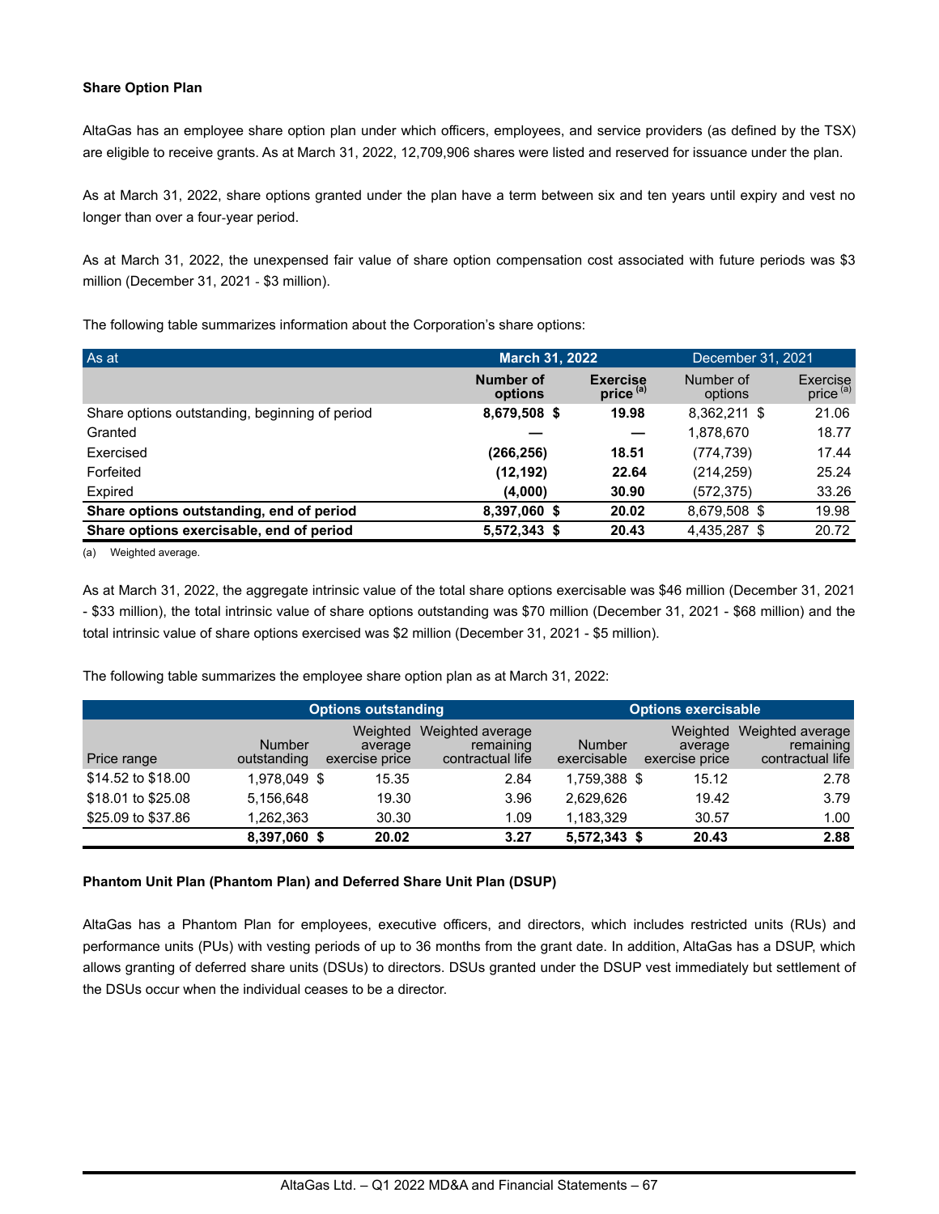**Share Option Plan**

AltaGas has an employee share option plan under which officers, employees, and service providers (as defined by the TSX) are eligible to receive grants. As at March 31, 2022, 12,709,906 shares were listed and reserved for issuance under the plan.

As at March 31, 2022, share options granted under the plan have a term between six and ten years until expiry and vest no longer than over a four-year period.

As at March 31, 2022, the unexpensed fair value of share option compensation cost associated with future periods was $3 million (December 31, 2021 - $3 million).

The following table summarizes information about the Corporation's share options:

| As at | March 31, 2022 | | December 31, 2021 | |
|---|---|---|---|---|
| | **Number of options** | **Exercise price** [(a)] | Number of options | Exercise price [(a)] |
| Share options outstanding, beginning of period | **8,679,508 $** | **19.98** | 8,362,211 $ | 21.06 |
| Granted | **—** | **—** | 1,878,670 | 18.77 |
| Exercised | **(266,256)** | **18.51** | (774,739) | 17.44 |
| Forfeited | **(12,192)** | **22.64** | (214,259) | 25.24 |
| Expired | **(4,000)** | **30.90** | (572,375) | 33.26 |
| **Share options outstanding, end of period** | **8,397,060 $** | **20.02** | 8,679,508 $ | 19.98 |
| **Share options exercisable, end of period** | **5,572,343 $** | **20.43** | 4,435,287 $ | 20.72 |

(a) Weighted average.

As at March 31, 2022, the aggregate intrinsic value of the total share options exercisable was $46 million (December 31, 2021 - $33 million), the total intrinsic value of share options outstanding was $70 million (December 31, 2021 - $68 million) and the total intrinsic value of share options exercised was $2 million (December 31, 2021 - $5 million).

The following table summarizes the employee share option plan as at March 31, 2022:

| | Options outstanding | | | Options exercisable | | |
|---|---|---|---|---|---|---|
| Price range | Number outstanding | Weighted average exercise price | Weighted average remaining contractual life | Number exercisable | Weighted average exercise price | Weighted average remaining contractual life |
| $14.52 to $18.00 | 1,978,049 $ | 15.35 | 2.84 | 1,759,388 $ | 15.12 | 2.78 |
| $18.01 to $25.08 | 5,156,648 | 19.30 | 3.96 | 2,629,626 | 19.42 | 3.79 |
| $25.09 to $37.86 | 1,262,363 | 30.30 | 1.09 | 1,183,329 | 30.57 | 1.00 |
| | **8,397,060 $** | **20.02** | **3.27** | **5,572,343 $** | **20.43** | **2.88** |

**Phantom Unit Plan (Phantom Plan) and Deferred Share Unit Plan (DSUP)**

AltaGas has a Phantom Plan for employees, executive officers, and directors, which includes restricted units (RUs) and performance units (PUs) with vesting periods of up to 36 months from the grant date. In addition, AltaGas has a DSUP, which allows granting of deferred share units (DSUs) to directors. DSUs granted under the DSUP vest immediately but settlement of the DSUs occur when the individual ceases to be a director.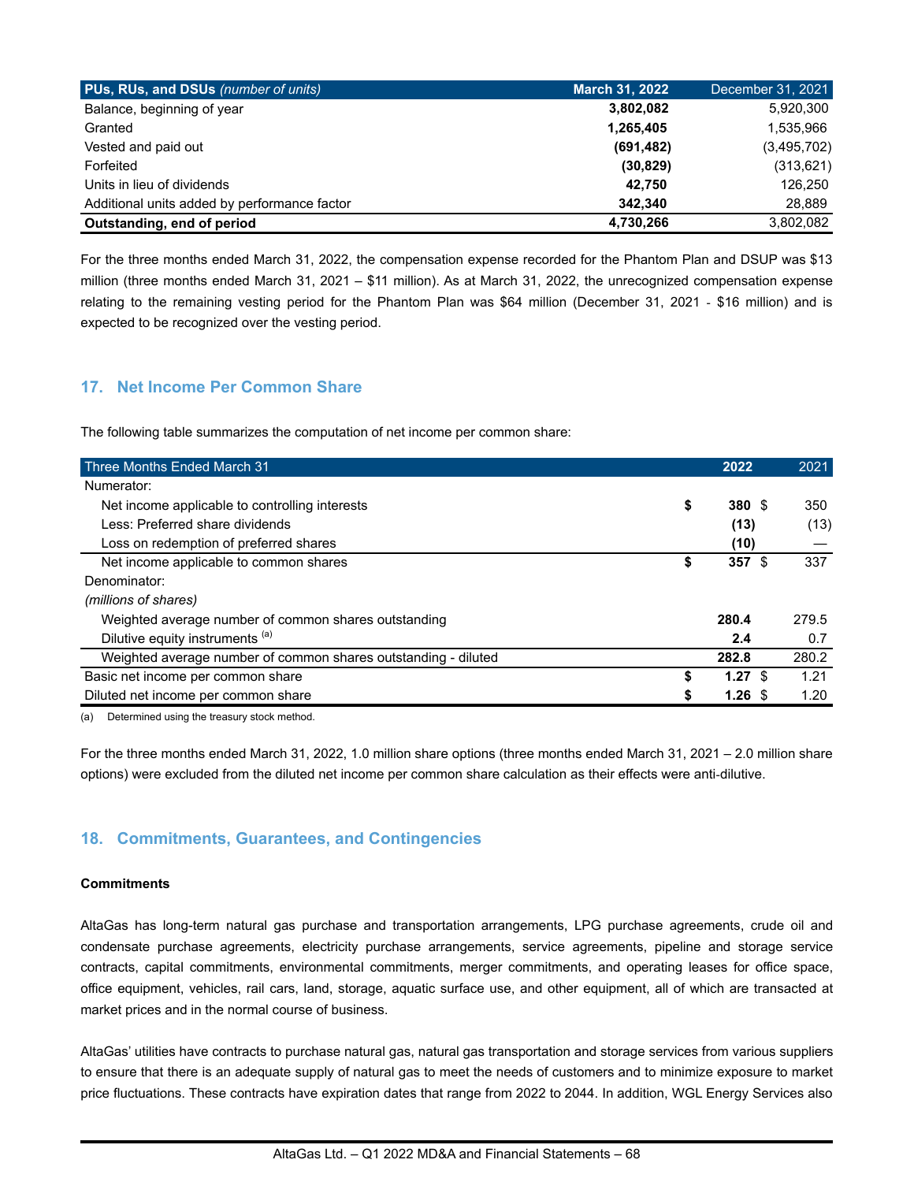| PUs, RUs, and DSUs *(number of units)* | March 31, 2022 | December 31, 2021 |
|---|---|---|
| Balance, beginning of year | **3,802,082** | 5,920,300 |
| Granted | **1,265,405** | 1,535,966 |
| Vested and paid out | **(691,482)** | (3,495,702) |
| Forfeited | **(30,829)** | (313,621) |
| Units in lieu of dividends | **42,750** | 126,250 |
| Additional units added by performance factor | **342,340** | 28,889 |
| **Outstanding, end of period** | **4,730,266** | 3,802,082 |

For the three months ended March 31, 2022, the compensation expense recorded for the Phantom Plan and DSUP was $13 million (three months ended March 31, 2021 – $11 million). As at March 31, 2022, the unrecognized compensation expense relating to the remaining vesting period for the Phantom Plan was $64 million (December 31, 2021 - $16 million) and is expected to be recognized over the vesting period.

## 17. Net Income Per Common Share

The following table summarizes the computation of net income per common share:

| Three Months Ended March 31 | 2022 | 2021 |
|---|---|---|
| Numerator: | | |
| Net income applicable to controlling interests | **$ 380** | $ 350 |
| Less: Preferred share dividends | **(13)** | (13) |
| Loss on redemption of preferred shares | **(10)** | — |
| Net income applicable to common shares | **$ 357** | $ 337 |
| Denominator: | | |
| *(millions of shares)* | | |
| Weighted average number of common shares outstanding | **280.4** | 279.5 |
| Dilutive equity instruments [(a)] | **2.4** | 0.7 |
| Weighted average number of common shares outstanding - diluted | **282.8** | 280.2 |
| Basic net income per common share | **$ 1.27** | $ 1.21 |
| Diluted net income per common share | **$ 1.26** | $ 1.20 |

(a) Determined using the treasury stock method.

For the three months ended March 31, 2022, 1.0 million share options (three months ended March 31, 2021 – 2.0 million share options) were excluded from the diluted net income per common share calculation as their effects were anti-dilutive.

## 18. Commitments, Guarantees, and Contingencies

**Commitments**

AltaGas has long-term natural gas purchase and transportation arrangements, LPG purchase agreements, crude oil and condensate purchase agreements, electricity purchase arrangements, service agreements, pipeline and storage service contracts, capital commitments, environmental commitments, merger commitments, and operating leases for office space, office equipment, vehicles, rail cars, land, storage, aquatic surface use, and other equipment, all of which are transacted at market prices and in the normal course of business.

AltaGas' utilities have contracts to purchase natural gas, natural gas transportation and storage services from various suppliers to ensure that there is an adequate supply of natural gas to meet the needs of customers and to minimize exposure to market price fluctuations. These contracts have expiration dates that range from 2022 to 2044. In addition, WGL Energy Services also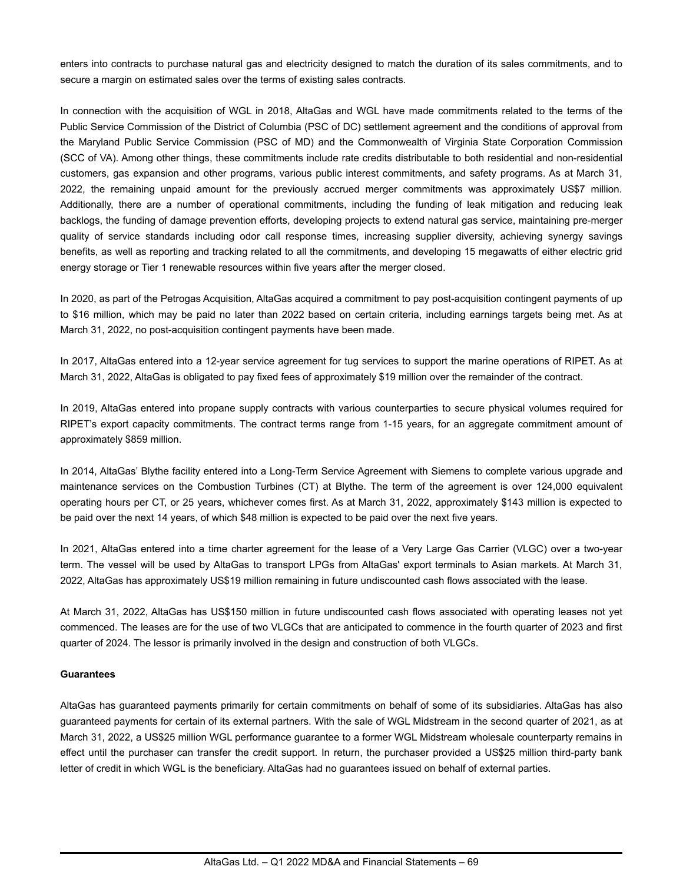enters into contracts to purchase natural gas and electricity designed to match the duration of its sales commitments, and to secure a margin on estimated sales over the terms of existing sales contracts.

In connection with the acquisition of WGL in 2018, AltaGas and WGL have made commitments related to the terms of the Public Service Commission of the District of Columbia (PSC of DC) settlement agreement and the conditions of approval from the Maryland Public Service Commission (PSC of MD) and the Commonwealth of Virginia State Corporation Commission (SCC of VA). Among other things, these commitments include rate credits distributable to both residential and non-residential customers, gas expansion and other programs, various public interest commitments, and safety programs. As at March 31, 2022, the remaining unpaid amount for the previously accrued merger commitments was approximately US$7 million. Additionally, there are a number of operational commitments, including the funding of leak mitigation and reducing leak backlogs, the funding of damage prevention efforts, developing projects to extend natural gas service, maintaining pre-merger quality of service standards including odor call response times, increasing supplier diversity, achieving synergy savings benefits, as well as reporting and tracking related to all the commitments, and developing 15 megawatts of either electric grid energy storage or Tier 1 renewable resources within five years after the merger closed.

In 2020, as part of the Petrogas Acquisition, AltaGas acquired a commitment to pay post-acquisition contingent payments of up to $16 million, which may be paid no later than 2022 based on certain criteria, including earnings targets being met. As at March 31, 2022, no post-acquisition contingent payments have been made.

In 2017, AltaGas entered into a 12-year service agreement for tug services to support the marine operations of RIPET. As at March 31, 2022, AltaGas is obligated to pay fixed fees of approximately $19 million over the remainder of the contract.

In 2019, AltaGas entered into propane supply contracts with various counterparties to secure physical volumes required for RIPET's export capacity commitments. The contract terms range from 1-15 years, for an aggregate commitment amount of approximately $859 million.

In 2014, AltaGas' Blythe facility entered into a Long-Term Service Agreement with Siemens to complete various upgrade and maintenance services on the Combustion Turbines (CT) at Blythe. The term of the agreement is over 124,000 equivalent operating hours per CT, or 25 years, whichever comes first. As at March 31, 2022, approximately $143 million is expected to be paid over the next 14 years, of which $48 million is expected to be paid over the next five years.

In 2021, AltaGas entered into a time charter agreement for the lease of a Very Large Gas Carrier (VLGC) over a two-year term. The vessel will be used by AltaGas to transport LPGs from AltaGas' export terminals to Asian markets. At March 31, 2022, AltaGas has approximately US$19 million remaining in future undiscounted cash flows associated with the lease.

At March 31, 2022, AltaGas has US$150 million in future undiscounted cash flows associated with operating leases not yet commenced. The leases are for the use of two VLGCs that are anticipated to commence in the fourth quarter of 2023 and first quarter of 2024. The lessor is primarily involved in the design and construction of both VLGCs.

**Guarantees**

AltaGas has guaranteed payments primarily for certain commitments on behalf of some of its subsidiaries. AltaGas has also guaranteed payments for certain of its external partners. With the sale of WGL Midstream in the second quarter of 2021, as at March 31, 2022, a US$25 million WGL performance guarantee to a former WGL Midstream wholesale counterparty remains in effect until the purchaser can transfer the credit support. In return, the purchaser provided a US$25 million third-party bank letter of credit in which WGL is the beneficiary. AltaGas had no guarantees issued on behalf of external parties.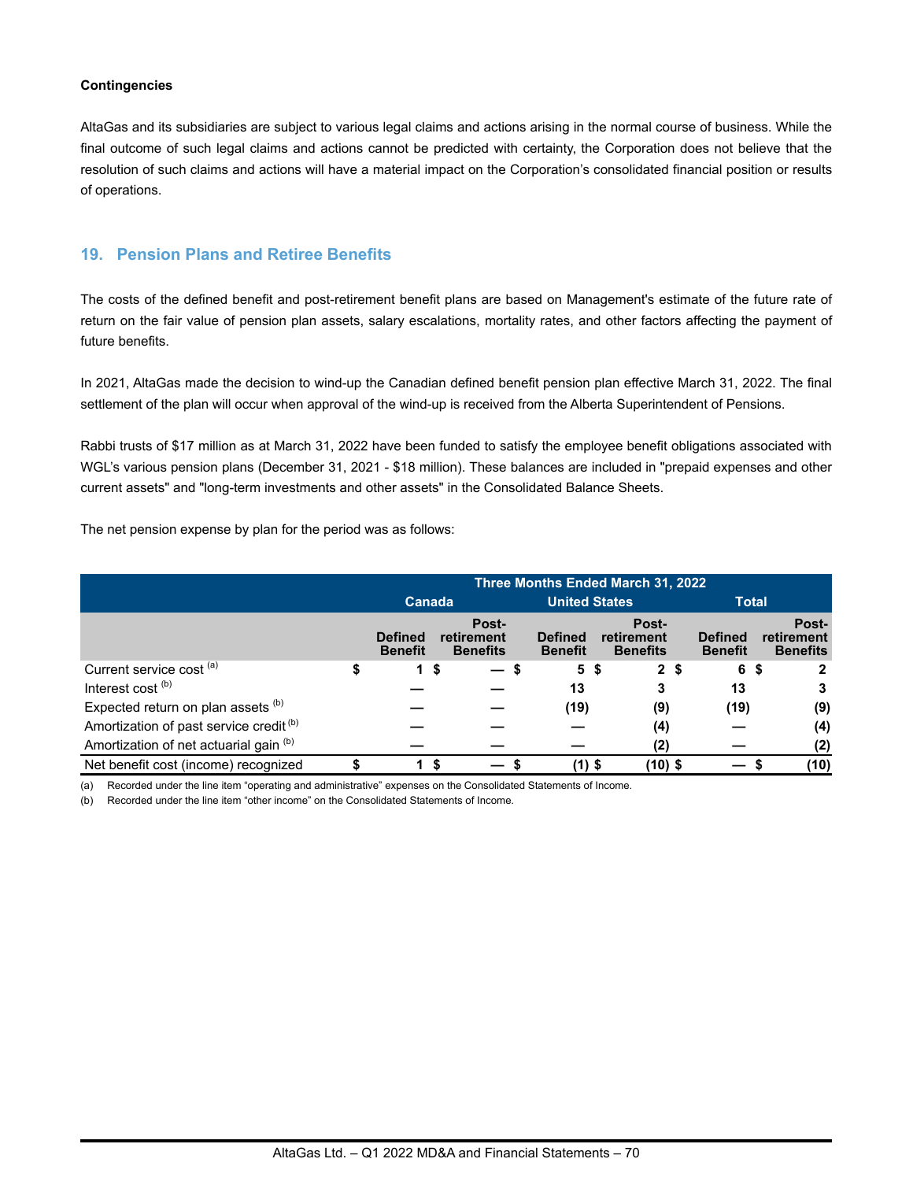**Contingencies**

AltaGas and its subsidiaries are subject to various legal claims and actions arising in the normal course of business. While the final outcome of such legal claims and actions cannot be predicted with certainty, the Corporation does not believe that the resolution of such claims and actions will have a material impact on the Corporation's consolidated financial position or results of operations.

## 19. Pension Plans and Retiree Benefits

The costs of the defined benefit and post-retirement benefit plans are based on Management's estimate of the future rate of return on the fair value of pension plan assets, salary escalations, mortality rates, and other factors affecting the payment of future benefits.

In 2021, AltaGas made the decision to wind-up the Canadian defined benefit pension plan effective March 31, 2022. The final settlement of the plan will occur when approval of the wind-up is received from the Alberta Superintendent of Pensions.

Rabbi trusts of $17 million as at March 31, 2022 have been funded to satisfy the employee benefit obligations associated with WGL's various pension plans (December 31, 2021 - $18 million). These balances are included in "prepaid expenses and other current assets" and "long-term investments and other assets" in the Consolidated Balance Sheets.

The net pension expense by plan for the period was as follows:

| | Three Months Ended March 31, 2022 | | | | | |
|---|---|---|---|---|---|---|
| | Canada | | United States | | Total | |
| | Defined Benefit | Post-retirement Benefits | Defined Benefit | Post-retirement Benefits | Defined Benefit | Post-retirement Benefits |
| Current service cost [a] | $ 1 | $ — | $ 5 | $ 2 | $ 6 | $ 2 |
| Interest cost [b] | — | — | 13 | 3 | 13 | 3 |
| Expected return on plan assets [b] | — | — | (19) | (9) | (19) | (9) |
| Amortization of past service credit [b] | — | — | — | (4) | — | (4) |
| Amortization of net actuarial gain [b] | — | — | — | (2) | — | (2) |
| Net benefit cost (income) recognized | $ 1 | $ — | $ (1) | $ (10) | $ — | $ (10) |

(a) Recorded under the line item "operating and administrative" expenses on the Consolidated Statements of Income.

(b) Recorded under the line item "other income" on the Consolidated Statements of Income.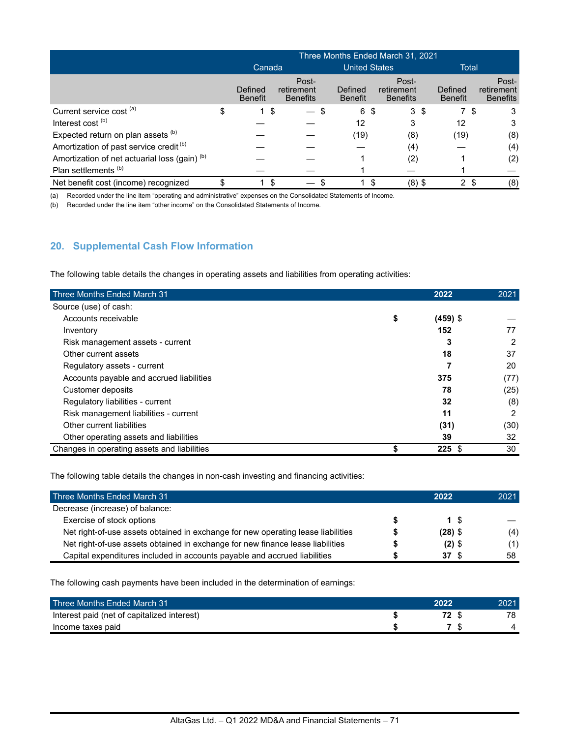| | Three Months Ended March 31, 2021 | | | | | |
|---|---|---|---|---|---|---|
| | Canada | | United States | | Total | |
| | Defined Benefit | Post-retirement Benefits | Defined Benefit | Post-retirement Benefits | Defined Benefit | Post-retirement Benefits |
| Current service cost [(a)] | $ 1 | $ — | $ 6 | $ 3 | $ 7 | $ 3 |
| Interest cost [(b)] | — | — | 12 | 3 | 12 | 3 |
| Expected return on plan assets [(b)] | — | — | (19) | (8) | (19) | (8) |
| Amortization of past service credit [(b)] | — | — | — | (4) | — | (4) |
| Amortization of net actuarial loss (gain) [(b)] | — | — | 1 | (2) | 1 | (2) |
| Plan settlements [(b)] | — | — | 1 | — | 1 | — |
| Net benefit cost (income) recognized | $ 1 | $ — | $ 1 | $ (8) | $ 2 | $ (8) |

(a) Recorded under the line item "operating and administrative" expenses on the Consolidated Statements of Income.
(b) Recorded under the line item "other income" on the Consolidated Statements of Income.

## 20. Supplemental Cash Flow Information

The following table details the changes in operating assets and liabilities from operating activities:

| Three Months Ended March 31 | 2022 | 2021 |
|---|---|---|
| Source (use) of cash: | | |
| Accounts receivable | **$ (459)** | $ — |
| Inventory | **152** | 77 |
| Risk management assets - current | **3** | 2 |
| Other current assets | **18** | 37 |
| Regulatory assets - current | **7** | 20 |
| Accounts payable and accrued liabilities | **375** | (77) |
| Customer deposits | **78** | (25) |
| Regulatory liabilities - current | **32** | (8) |
| Risk management liabilities - current | **11** | 2 |
| Other current liabilities | **(31)** | (30) |
| Other operating assets and liabilities | **39** | 32 |
| Changes in operating assets and liabilities | **$ 225** | $ 30 |

The following table details the changes in non-cash investing and financing activities:

| Three Months Ended March 31 | 2022 | 2021 |
|---|---|---|
| Decrease (increase) of balance: | | |
| Exercise of stock options | **$ 1** | $ — |
| Net right-of-use assets obtained in exchange for new operating lease liabilities | **$ (28)** | $ (4) |
| Net right-of-use assets obtained in exchange for new finance lease liabilities | **$ (2)** | $ (1) |
| Capital expenditures included in accounts payable and accrued liabilities | **$ 37** | $ 58 |

The following cash payments have been included in the determination of earnings:

| Three Months Ended March 31 | 2022 | 2021 |
|---|---|---|
| Interest paid (net of capitalized interest) | **$ 72** | $ 78 |
| Income taxes paid | **$ 7** | $ 4 |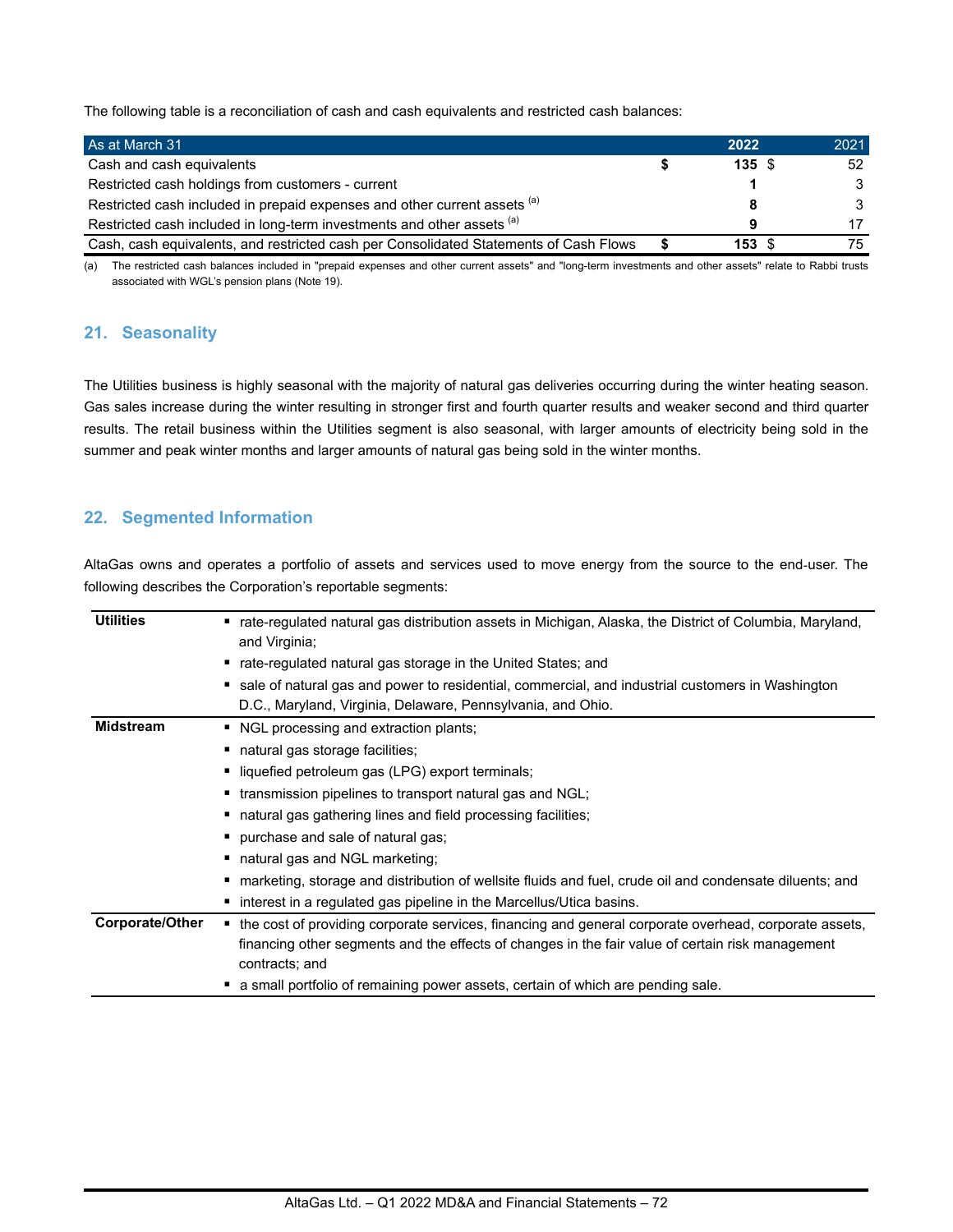The following table is a reconciliation of cash and cash equivalents and restricted cash balances:

| As at March 31 | 2022 | 2021 |
|---|---|---|
| Cash and cash equivalents | $ 135 | $ 52 |
| Restricted cash holdings from customers - current | 1 | 3 |
| Restricted cash included in prepaid expenses and other current assets [(a)] | 8 | 3 |
| Restricted cash included in long-term investments and other assets [(a)] | 9 | 17 |
| Cash, cash equivalents, and restricted cash per Consolidated Statements of Cash Flows | $ 153 | $ 75 |

(a) The restricted cash balances included in "prepaid expenses and other current assets" and "long-term investments and other assets" relate to Rabbi trusts associated with WGL's pension plans (Note 19).

## 21. Seasonality

The Utilities business is highly seasonal with the majority of natural gas deliveries occurring during the winter heating season. Gas sales increase during the winter resulting in stronger first and fourth quarter results and weaker second and third quarter results. The retail business within the Utilities segment is also seasonal, with larger amounts of electricity being sold in the summer and peak winter months and larger amounts of natural gas being sold in the winter months.

## 22. Segmented Information

AltaGas owns and operates a portfolio of assets and services used to move energy from the source to the end-user. The following describes the Corporation's reportable segments:

| Segment | Description |
|---|---|
| **Utilities** | ▪ rate-regulated natural gas distribution assets in Michigan, Alaska, the District of Columbia, Maryland, and Virginia;<br>▪ rate-regulated natural gas storage in the United States; and<br>▪ sale of natural gas and power to residential, commercial, and industrial customers in Washington D.C., Maryland, Virginia, Delaware, Pennsylvania, and Ohio. |
| **Midstream** | ▪ NGL processing and extraction plants;<br>▪ natural gas storage facilities;<br>▪ liquefied petroleum gas (LPG) export terminals;<br>▪ transmission pipelines to transport natural gas and NGL;<br>▪ natural gas gathering lines and field processing facilities;<br>▪ purchase and sale of natural gas;<br>▪ natural gas and NGL marketing;<br>▪ marketing, storage and distribution of wellsite fluids and fuel, crude oil and condensate diluents; and<br>▪ interest in a regulated gas pipeline in the Marcellus/Utica basins. |
| **Corporate/Other** | ▪ the cost of providing corporate services, financing and general corporate overhead, corporate assets, financing other segments and the effects of changes in the fair value of certain risk management contracts; and<br>▪ a small portfolio of remaining power assets, certain of which are pending sale. |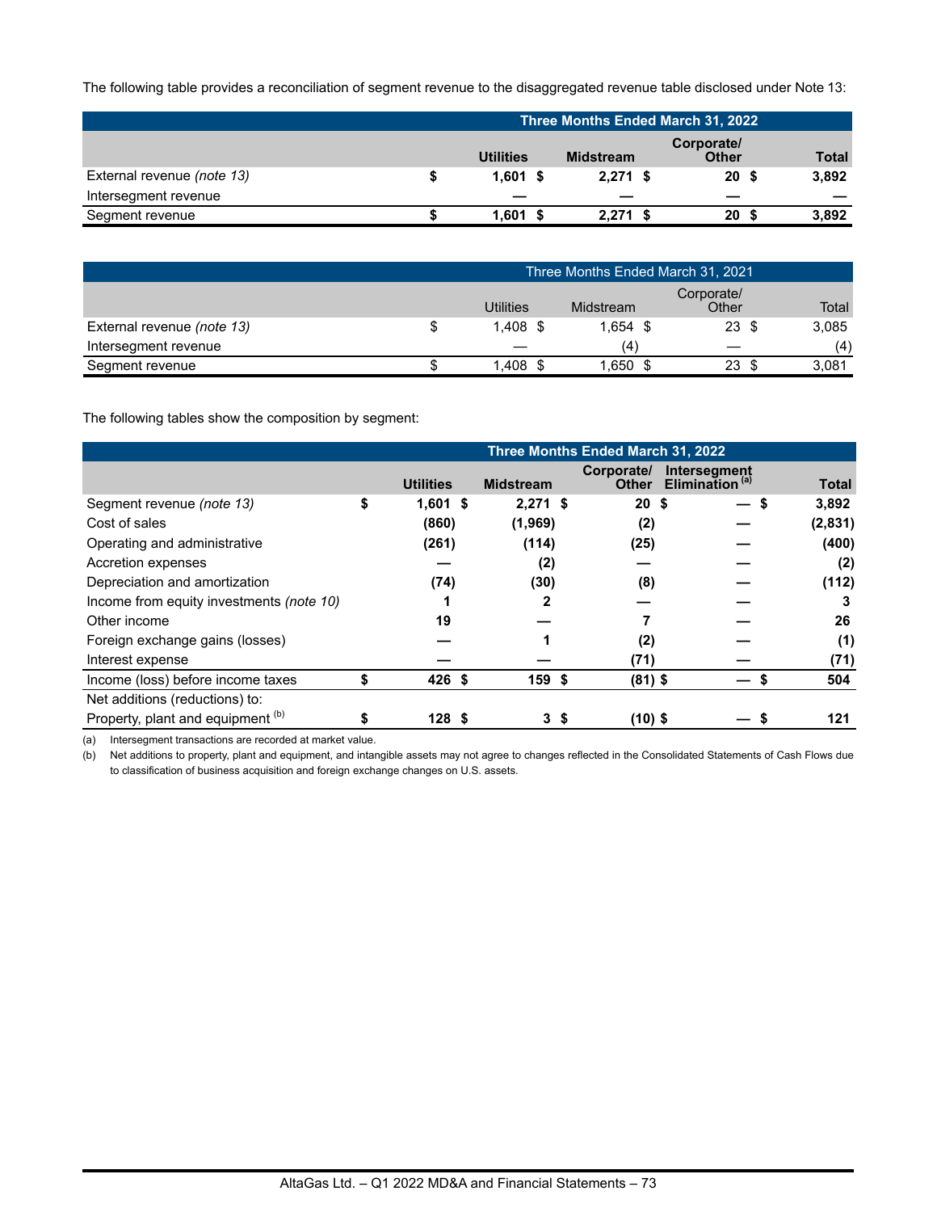The following table provides a reconciliation of segment revenue to the disaggregated revenue table disclosed under Note 13:

| | **Three Months Ended March 31, 2022** | | | |
|---|---|---|---|---|
| | **Utilities** | **Midstream** | **Corporate/ Other** | **Total** |
| External revenue *(note 13)* | **$ 1,601** | **$ 2,271** | **$ 20** | **$ 3,892** |
| Intersegment revenue | **—** | **—** | **—** | **—** |
| Segment revenue | **$ 1,601** | **$ 2,271** | **$ 20** | **$ 3,892** |

| | Three Months Ended March 31, 2021 | | | |
|---|---|---|---|---|
| | Utilities | Midstream | Corporate/ Other | Total |
| External revenue *(note 13)* | $ 1,408 | $ 1,654 | $ 23 | $ 3,085 |
| Intersegment revenue | — | (4) | — | (4) |
| Segment revenue | $ 1,408 | $ 1,650 | $ 23 | $ 3,081 |

The following tables show the composition by segment:

| | **Three Months Ended March 31, 2022** | | | | |
|---|---|---|---|---|---|
| | **Utilities** | **Midstream** | **Corporate/ Other** | **Intersegment Elimination** [(a)] | **Total** |
| Segment revenue *(note 13)* | **$ 1,601** | **$ 2,271** | **$ 20** | **$ —** | **$ 3,892** |
| Cost of sales | **(860)** | **(1,969)** | **(2)** | **—** | **(2,831)** |
| Operating and administrative | **(261)** | **(114)** | **(25)** | **—** | **(400)** |
| Accretion expenses | **—** | **(2)** | **—** | **—** | **(2)** |
| Depreciation and amortization | **(74)** | **(30)** | **(8)** | **—** | **(112)** |
| Income from equity investments *(note 10)* | **1** | **2** | **—** | **—** | **3** |
| Other income | **19** | **—** | **7** | **—** | **26** |
| Foreign exchange gains (losses) | **—** | **1** | **(2)** | **—** | **(1)** |
| Interest expense | **—** | **—** | **(71)** | **—** | **(71)** |
| Income (loss) before income taxes | **$ 426** | **$ 159** | **$ (81)** | **$ —** | **$ 504** |
| Net additions (reductions) to: | | | | | |
| Property, plant and equipment [(b)] | **$ 128** | **$ 3** | **$ (10)** | **$ —** | **$ 121** |

(a) Intersegment transactions are recorded at market value.

(b) Net additions to property, plant and equipment, and intangible assets may not agree to changes reflected in the Consolidated Statements of Cash Flows due to classification of business acquisition and foreign exchange changes on U.S. assets.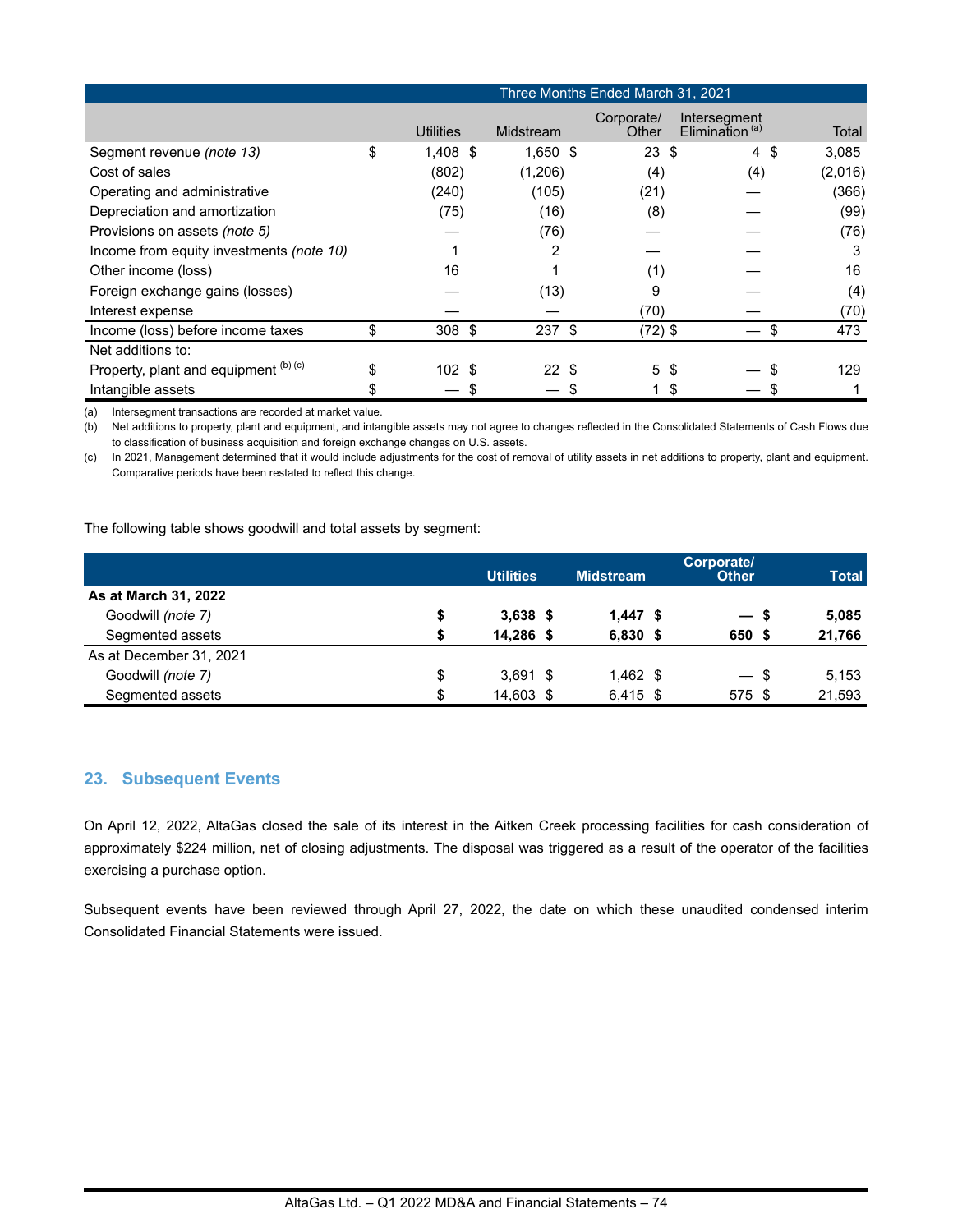| | Three Months Ended March 31, 2021 | | | | |
|---|---|---|---|---|---|
| | Utilities | Midstream | Corporate/ Other | Intersegment Elimination [(a)] | Total |
| Segment revenue *(note 13)* | $ 1,408 | $ 1,650 | $ 23 | $ 4 | $ 3,085 |
| Cost of sales | (802) | (1,206) | (4) | (4) | (2,016) |
| Operating and administrative | (240) | (105) | (21) | — | (366) |
| Depreciation and amortization | (75) | (16) | (8) | — | (99) |
| Provisions on assets *(note 5)* | — | (76) | — | — | (76) |
| Income from equity investments *(note 10)* | 1 | 2 | — | — | 3 |
| Other income (loss) | 16 | 1 | (1) | — | 16 |
| Foreign exchange gains (losses) | — | (13) | 9 | — | (4) |
| Interest expense | — | — | (70) | — | (70) |
| Income (loss) before income taxes | $ 308 | $ 237 | $ (72) | $ — | $ 473 |
| Net additions to: | | | | | |
| Property, plant and equipment [(b) (c)] | $ 102 | $ 22 | $ 5 | $ — | $ 129 |
| Intangible assets | $ — | $ — | $ 1 | $ — | $ 1 |

(a) Intersegment transactions are recorded at market value.

(b) Net additions to property, plant and equipment, and intangible assets may not agree to changes reflected in the Consolidated Statements of Cash Flows due to classification of business acquisition and foreign exchange changes on U.S. assets.

(c) In 2021, Management determined that it would include adjustments for the cost of removal of utility assets in net additions to property, plant and equipment. Comparative periods have been restated to reflect this change.

The following table shows goodwill and total assets by segment:

| | Utilities | Midstream | Corporate/ Other | Total |
|---|---|---|---|---|
| **As at March 31, 2022** | | | | |
| Goodwill *(note 7)* | **$ 3,638** | **$ 1,447** | **$ —** | **$ 5,085** |
| Segmented assets | **$ 14,286** | **$ 6,830** | **$ 650** | **$ 21,766** |
| As at December 31, 2021 | | | | |
| Goodwill *(note 7)* | $ 3,691 | $ 1,462 | $ — | $ 5,153 |
| Segmented assets | $ 14,603 | $ 6,415 | $ 575 | $ 21,593 |

## 23. Subsequent Events

On April 12, 2022, AltaGas closed the sale of its interest in the Aitken Creek processing facilities for cash consideration of approximately $224 million, net of closing adjustments. The disposal was triggered as a result of the operator of the facilities exercising a purchase option.

Subsequent events have been reviewed through April 27, 2022, the date on which these unaudited condensed interim Consolidated Financial Statements were issued.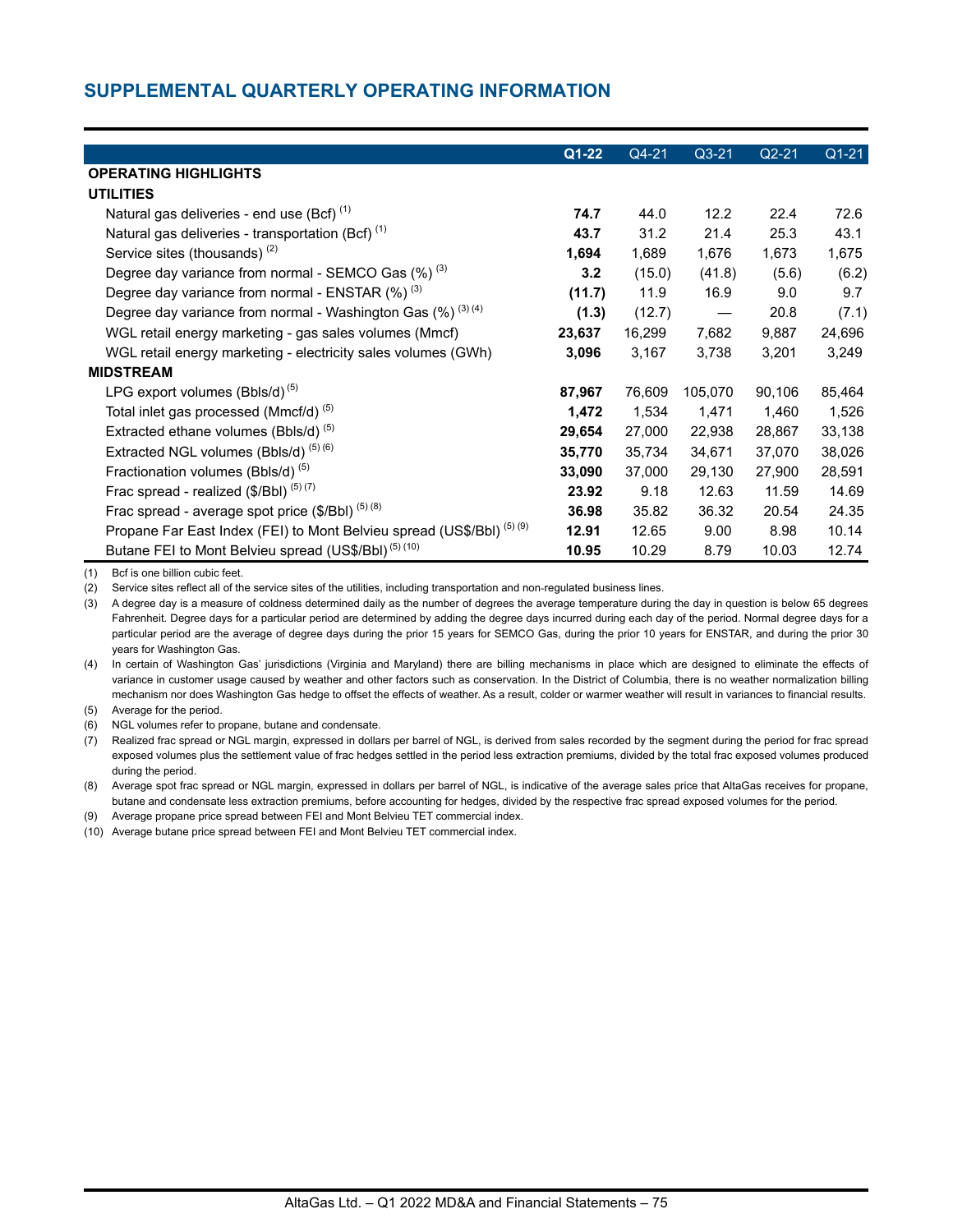## SUPPLEMENTAL QUARTERLY OPERATING INFORMATION

| | Q1-22 | Q4-21 | Q3-21 | Q2-21 | Q1-21 |
|---|---|---|---|---|---|
| **OPERATING HIGHLIGHTS** | | | | | |
| **UTILITIES** | | | | | |
| Natural gas deliveries - end use (Bcf) (1) | **74.7** | 44.0 | 12.2 | 22.4 | 72.6 |
| Natural gas deliveries - transportation (Bcf) (1) | **43.7** | 31.2 | 21.4 | 25.3 | 43.1 |
| Service sites (thousands) (2) | **1,694** | 1,689 | 1,676 | 1,673 | 1,675 |
| Degree day variance from normal - SEMCO Gas (%) (3) | **3.2** | (15.0) | (41.8) | (5.6) | (6.2) |
| Degree day variance from normal - ENSTAR (%) (3) | **(11.7)** | 11.9 | 16.9 | 9.0 | 9.7 |
| Degree day variance from normal - Washington Gas (%) (3) (4) | **(1.3)** | (12.7) | — | 20.8 | (7.1) |
| WGL retail energy marketing - gas sales volumes (Mmcf) | **23,637** | 16,299 | 7,682 | 9,887 | 24,696 |
| WGL retail energy marketing - electricity sales volumes (GWh) | **3,096** | 3,167 | 3,738 | 3,201 | 3,249 |
| **MIDSTREAM** | | | | | |
| LPG export volumes (Bbls/d) (5) | **87,967** | 76,609 | 105,070 | 90,106 | 85,464 |
| Total inlet gas processed (Mmcf/d) (5) | **1,472** | 1,534 | 1,471 | 1,460 | 1,526 |
| Extracted ethane volumes (Bbls/d) (5) | **29,654** | 27,000 | 22,938 | 28,867 | 33,138 |
| Extracted NGL volumes (Bbls/d) (5) (6) | **35,770** | 35,734 | 34,671 | 37,070 | 38,026 |
| Fractionation volumes (Bbls/d) (5) | **33,090** | 37,000 | 29,130 | 27,900 | 28,591 |
| Frac spread - realized ($/Bbl) (5) (7) | **23.92** | 9.18 | 12.63 | 11.59 | 14.69 |
| Frac spread - average spot price ($/Bbl) (5) (8) | **36.98** | 35.82 | 36.32 | 20.54 | 24.35 |
| Propane Far East Index (FEI) to Mont Belvieu spread (US$/Bbl) (5) (9) | **12.91** | 12.65 | 9.00 | 8.98 | 10.14 |
| Butane FEI to Mont Belvieu spread (US$/Bbl) (5) (10) | **10.95** | 10.29 | 8.79 | 10.03 | 12.74 |

(1) Bcf is one billion cubic feet.

(2) Service sites reflect all of the service sites of the utilities, including transportation and non-regulated business lines.

(3) A degree day is a measure of coldness determined daily as the number of degrees the average temperature during the day in question is below 65 degrees Fahrenheit. Degree days for a particular period are determined by adding the degree days incurred during each day of the period. Normal degree days for a particular period are the average of degree days during the prior 15 years for SEMCO Gas, during the prior 10 years for ENSTAR, and during the prior 30 years for Washington Gas.

(4) In certain of Washington Gas' jurisdictions (Virginia and Maryland) there are billing mechanisms in place which are designed to eliminate the effects of variance in customer usage caused by weather and other factors such as conservation. In the District of Columbia, there is no weather normalization billing mechanism nor does Washington Gas hedge to offset the effects of weather. As a result, colder or warmer weather will result in variances to financial results.

(5) Average for the period.

(6) NGL volumes refer to propane, butane and condensate.

(7) Realized frac spread or NGL margin, expressed in dollars per barrel of NGL, is derived from sales recorded by the segment during the period for frac spread exposed volumes plus the settlement value of frac hedges settled in the period less extraction premiums, divided by the total frac exposed volumes produced during the period.

(8) Average spot frac spread or NGL margin, expressed in dollars per barrel of NGL, is indicative of the average sales price that AltaGas receives for propane, butane and condensate less extraction premiums, before accounting for hedges, divided by the respective frac spread exposed volumes for the period.

(9) Average propane price spread between FEI and Mont Belvieu TET commercial index.

(10) Average butane price spread between FEI and Mont Belvieu TET commercial index.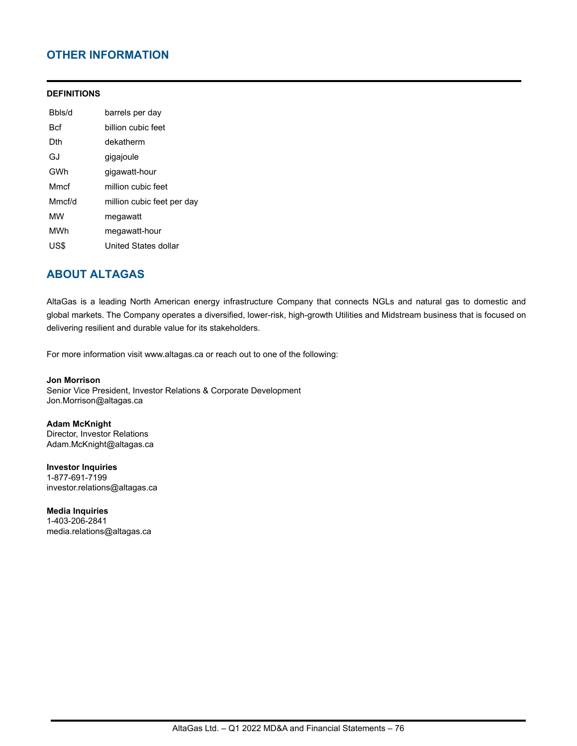## OTHER INFORMATION

### DEFINITIONS

| | |
|---|---|
| Bbls/d | barrels per day |
| Bcf | billion cubic feet |
| Dth | dekatherm |
| GJ | gigajoule |
| GWh | gigawatt-hour |
| Mmcf | million cubic feet |
| Mmcf/d | million cubic feet per day |
| MW | megawatt |
| MWh | megawatt-hour |
| US$ | United States dollar |

## ABOUT ALTAGAS

AltaGas is a leading North American energy infrastructure Company that connects NGLs and natural gas to domestic and global markets. The Company operates a diversified, lower-risk, high-growth Utilities and Midstream business that is focused on delivering resilient and durable value for its stakeholders.

For more information visit www.altagas.ca or reach out to one of the following:

**Jon Morrison**
Senior Vice President, Investor Relations & Corporate Development
Jon.Morrison@altagas.ca

**Adam McKnight**
Director, Investor Relations
Adam.McKnight@altagas.ca

**Investor Inquiries**
1-877-691-7199
investor.relations@altagas.ca

**Media Inquiries**
1-403-206-2841
media.relations@altagas.ca